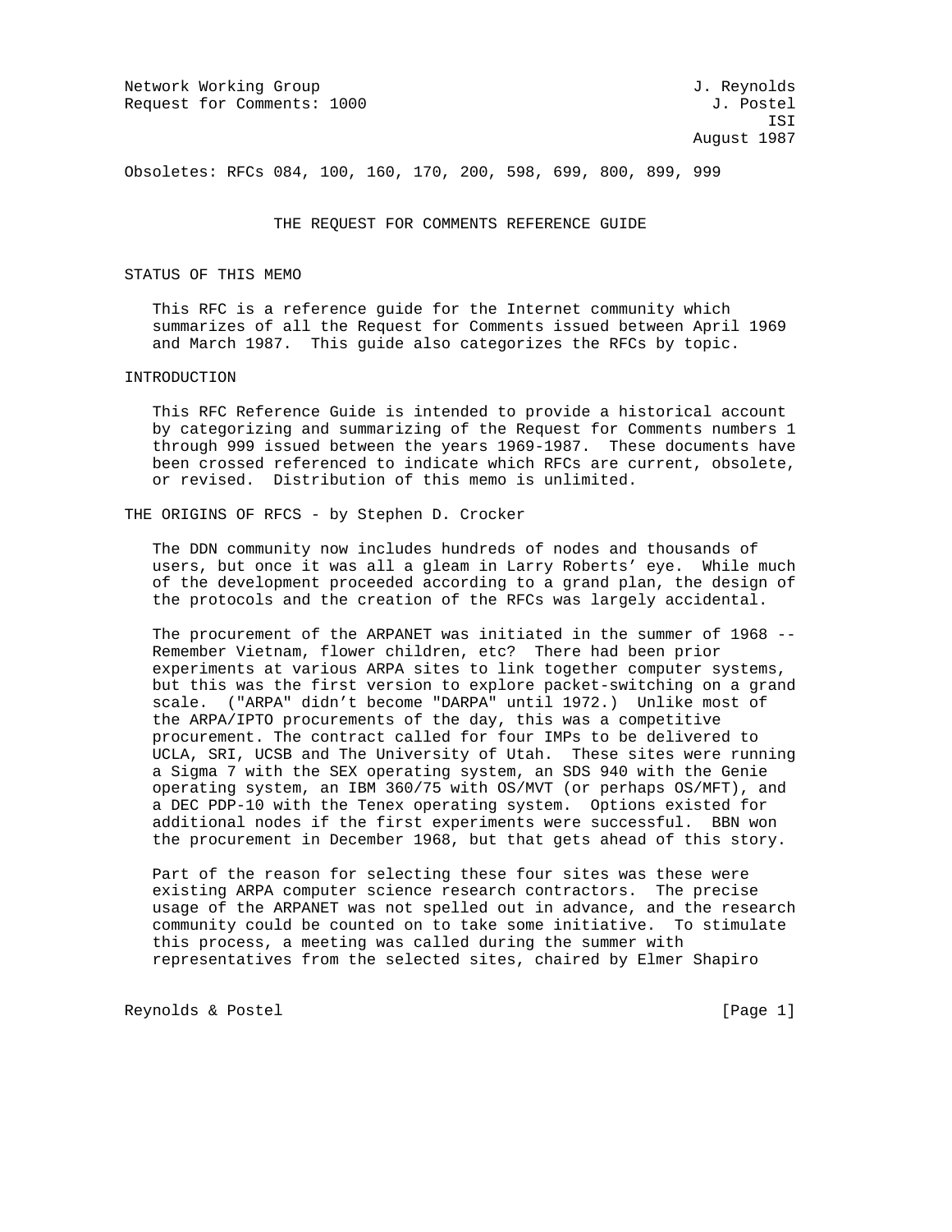Network Working Group J. Reynolds
Request for Comments: 1000 J. Postel
ISI
August 1987

Obsoletes: RFCs 084, 100, 160, 170, 200, 598, 699, 800, 899, 999

# THE REQUEST FOR COMMENTS REFERENCE GUIDE

## STATUS OF THIS MEMO

This RFC is a reference guide for the Internet community which summarizes of all the Request for Comments issued between April 1969 and March 1987. This guide also categorizes the RFCs by topic.

## INTRODUCTION

This RFC Reference Guide is intended to provide a historical account by categorizing and summarizing of the Request for Comments numbers 1 through 999 issued between the years 1969-1987. These documents have been crossed referenced to indicate which RFCs are current, obsolete, or revised. Distribution of this memo is unlimited.

## THE ORIGINS OF RFCS - by Stephen D. Crocker

The DDN community now includes hundreds of nodes and thousands of users, but once it was all a gleam in Larry Roberts' eye. While much of the development proceeded according to a grand plan, the design of the protocols and the creation of the RFCs was largely accidental.

The procurement of the ARPANET was initiated in the summer of 1968 -- Remember Vietnam, flower children, etc? There had been prior experiments at various ARPA sites to link together computer systems, but this was the first version to explore packet-switching on a grand scale. ("ARPA" didn't become "DARPA" until 1972.) Unlike most of the ARPA/IPTO procurements of the day, this was a competitive procurement. The contract called for four IMPs to be delivered to UCLA, SRI, UCSB and The University of Utah. These sites were running a Sigma 7 with the SEX operating system, an SDS 940 with the Genie operating system, an IBM 360/75 with OS/MVT (or perhaps OS/MFT), and a DEC PDP-10 with the Tenex operating system. Options existed for additional nodes if the first experiments were successful. BBN won the procurement in December 1968, but that gets ahead of this story.

Part of the reason for selecting these four sites was these were existing ARPA computer science research contractors. The precise usage of the ARPANET was not spelled out in advance, and the research community could be counted on to take some initiative. To stimulate this process, a meeting was called during the summer with representatives from the selected sites, chaired by Elmer Shapiro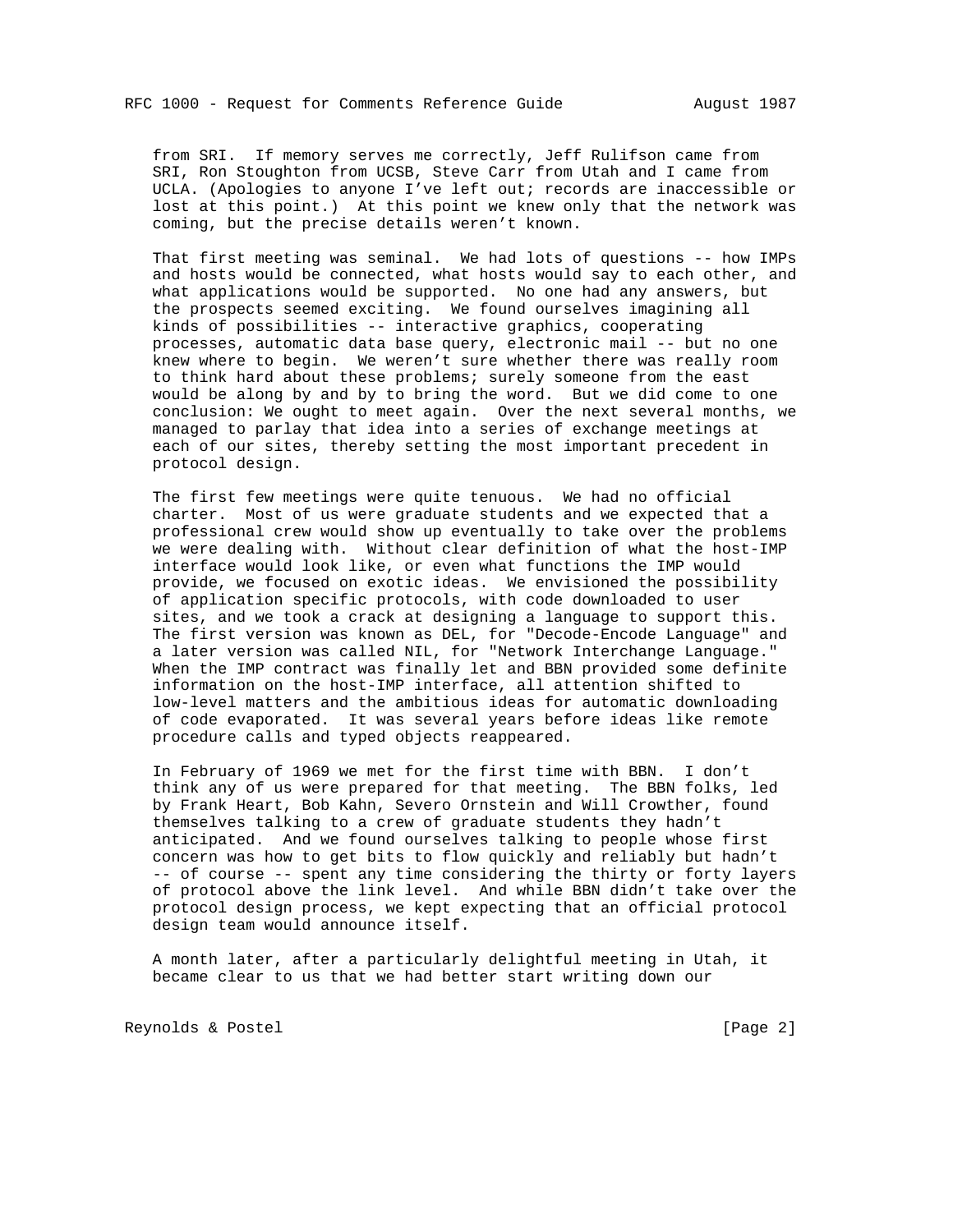from SRI. If memory serves me correctly, Jeff Rulifson came from SRI, Ron Stoughton from UCSB, Steve Carr from Utah and I came from UCLA. (Apologies to anyone I've left out; records are inaccessible or lost at this point.) At this point we knew only that the network was coming, but the precise details weren't known.

That first meeting was seminal. We had lots of questions -- how IMPs and hosts would be connected, what hosts would say to each other, and what applications would be supported. No one had any answers, but the prospects seemed exciting. We found ourselves imagining all kinds of possibilities -- interactive graphics, cooperating processes, automatic data base query, electronic mail -- but no one knew where to begin. We weren't sure whether there was really room to think hard about these problems; surely someone from the east would be along by and by to bring the word. But we did come to one conclusion: We ought to meet again. Over the next several months, we managed to parlay that idea into a series of exchange meetings at each of our sites, thereby setting the most important precedent in protocol design.

The first few meetings were quite tenuous. We had no official charter. Most of us were graduate students and we expected that a professional crew would show up eventually to take over the problems we were dealing with. Without clear definition of what the host-IMP interface would look like, or even what functions the IMP would provide, we focused on exotic ideas. We envisioned the possibility of application specific protocols, with code downloaded to user sites, and we took a crack at designing a language to support this. The first version was known as DEL, for "Decode-Encode Language" and a later version was called NIL, for "Network Interchange Language." When the IMP contract was finally let and BBN provided some definite information on the host-IMP interface, all attention shifted to low-level matters and the ambitious ideas for automatic downloading of code evaporated. It was several years before ideas like remote procedure calls and typed objects reappeared.

In February of 1969 we met for the first time with BBN. I don't think any of us were prepared for that meeting. The BBN folks, led by Frank Heart, Bob Kahn, Severo Ornstein and Will Crowther, found themselves talking to a crew of graduate students they hadn't anticipated. And we found ourselves talking to people whose first concern was how to get bits to flow quickly and reliably but hadn't -- of course -- spent any time considering the thirty or forty layers of protocol above the link level. And while BBN didn't take over the protocol design process, we kept expecting that an official protocol design team would announce itself.

A month later, after a particularly delightful meeting in Utah, it became clear to us that we had better start writing down our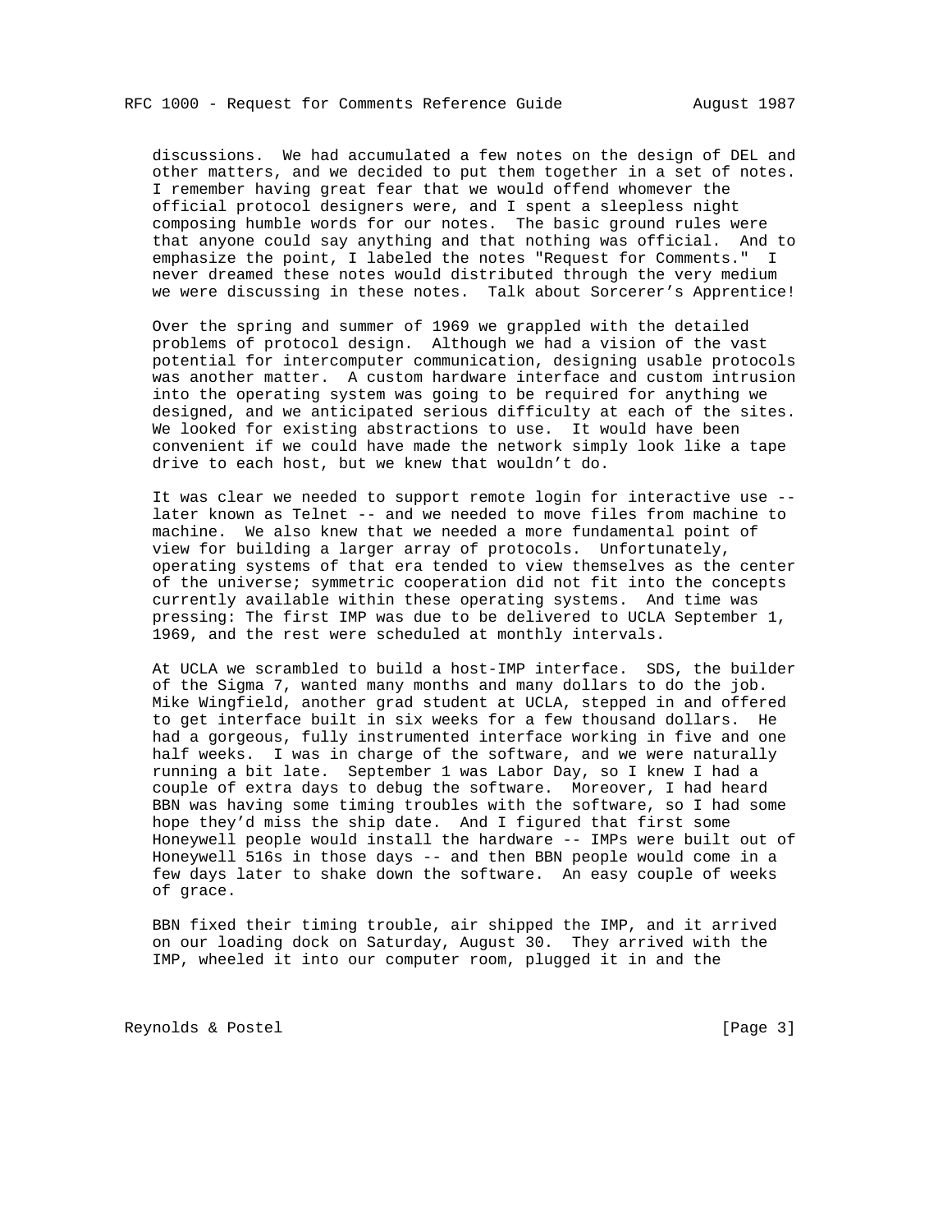discussions. We had accumulated a few notes on the design of DEL and other matters, and we decided to put them together in a set of notes. I remember having great fear that we would offend whomever the official protocol designers were, and I spent a sleepless night composing humble words for our notes. The basic ground rules were that anyone could say anything and that nothing was official. And to emphasize the point, I labeled the notes "Request for Comments." I never dreamed these notes would distributed through the very medium we were discussing in these notes. Talk about Sorcerer's Apprentice!

Over the spring and summer of 1969 we grappled with the detailed problems of protocol design. Although we had a vision of the vast potential for intercomputer communication, designing usable protocols was another matter. A custom hardware interface and custom intrusion into the operating system was going to be required for anything we designed, and we anticipated serious difficulty at each of the sites. We looked for existing abstractions to use. It would have been convenient if we could have made the network simply look like a tape drive to each host, but we knew that wouldn't do.

It was clear we needed to support remote login for interactive use -- later known as Telnet -- and we needed to move files from machine to machine. We also knew that we needed a more fundamental point of view for building a larger array of protocols. Unfortunately, operating systems of that era tended to view themselves as the center of the universe; symmetric cooperation did not fit into the concepts currently available within these operating systems. And time was pressing: The first IMP was due to be delivered to UCLA September 1, 1969, and the rest were scheduled at monthly intervals.

At UCLA we scrambled to build a host-IMP interface. SDS, the builder of the Sigma 7, wanted many months and many dollars to do the job. Mike Wingfield, another grad student at UCLA, stepped in and offered to get interface built in six weeks for a few thousand dollars. He had a gorgeous, fully instrumented interface working in five and one half weeks. I was in charge of the software, and we were naturally running a bit late. September 1 was Labor Day, so I knew I had a couple of extra days to debug the software. Moreover, I had heard BBN was having some timing troubles with the software, so I had some hope they'd miss the ship date. And I figured that first some Honeywell people would install the hardware -- IMPs were built out of Honeywell 516s in those days -- and then BBN people would come in a few days later to shake down the software. An easy couple of weeks of grace.

BBN fixed their timing trouble, air shipped the IMP, and it arrived on our loading dock on Saturday, August 30. They arrived with the IMP, wheeled it into our computer room, plugged it in and the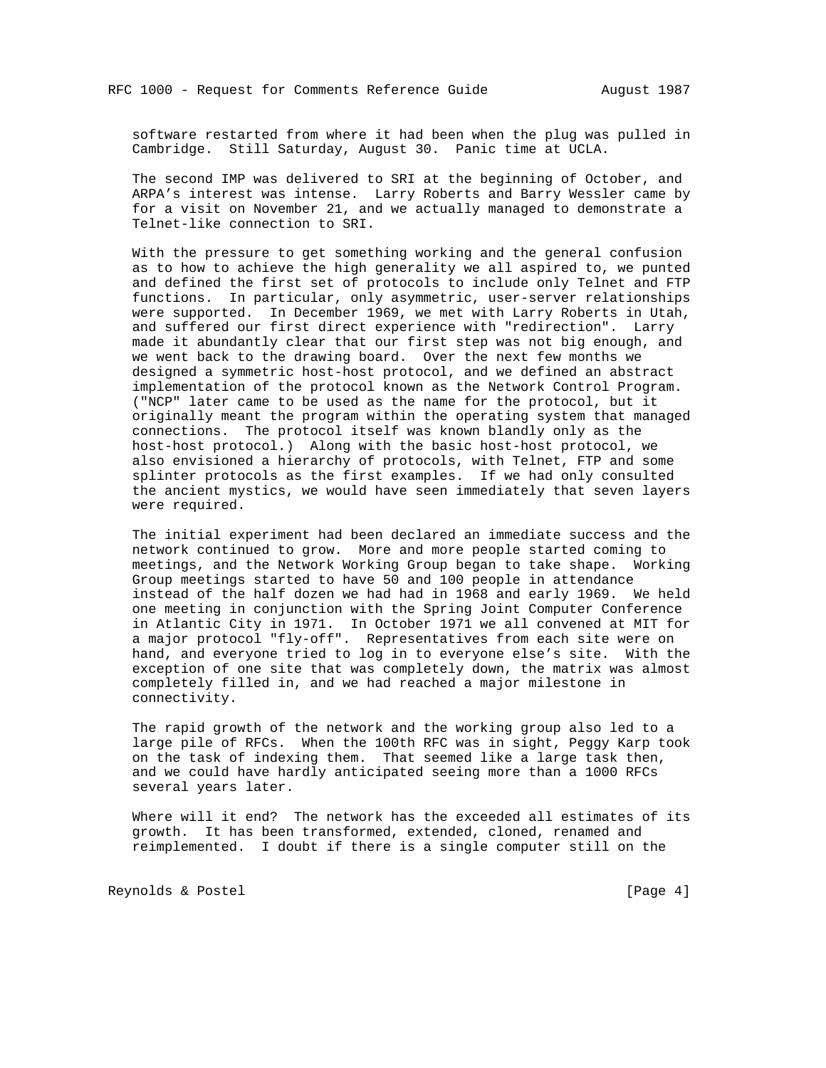software restarted from where it had been when the plug was pulled in Cambridge. Still Saturday, August 30. Panic time at UCLA.

The second IMP was delivered to SRI at the beginning of October, and ARPA's interest was intense. Larry Roberts and Barry Wessler came by for a visit on November 21, and we actually managed to demonstrate a Telnet-like connection to SRI.

With the pressure to get something working and the general confusion as to how to achieve the high generality we all aspired to, we punted and defined the first set of protocols to include only Telnet and FTP functions. In particular, only asymmetric, user-server relationships were supported. In December 1969, we met with Larry Roberts in Utah, and suffered our first direct experience with "redirection". Larry made it abundantly clear that our first step was not big enough, and we went back to the drawing board. Over the next few months we designed a symmetric host-host protocol, and we defined an abstract implementation of the protocol known as the Network Control Program. ("NCP" later came to be used as the name for the protocol, but it originally meant the program within the operating system that managed connections. The protocol itself was known blandly only as the host-host protocol.) Along with the basic host-host protocol, we also envisioned a hierarchy of protocols, with Telnet, FTP and some splinter protocols as the first examples. If we had only consulted the ancient mystics, we would have seen immediately that seven layers were required.

The initial experiment had been declared an immediate success and the network continued to grow. More and more people started coming to meetings, and the Network Working Group began to take shape. Working Group meetings started to have 50 and 100 people in attendance instead of the half dozen we had had in 1968 and early 1969. We held one meeting in conjunction with the Spring Joint Computer Conference in Atlantic City in 1971. In October 1971 we all convened at MIT for a major protocol "fly-off". Representatives from each site were on hand, and everyone tried to log in to everyone else's site. With the exception of one site that was completely down, the matrix was almost completely filled in, and we had reached a major milestone in connectivity.

The rapid growth of the network and the working group also led to a large pile of RFCs. When the 100th RFC was in sight, Peggy Karp took on the task of indexing them. That seemed like a large task then, and we could have hardly anticipated seeing more than a 1000 RFCs several years later.

Where will it end? The network has the exceeded all estimates of its growth. It has been transformed, extended, cloned, renamed and reimplemented. I doubt if there is a single computer still on the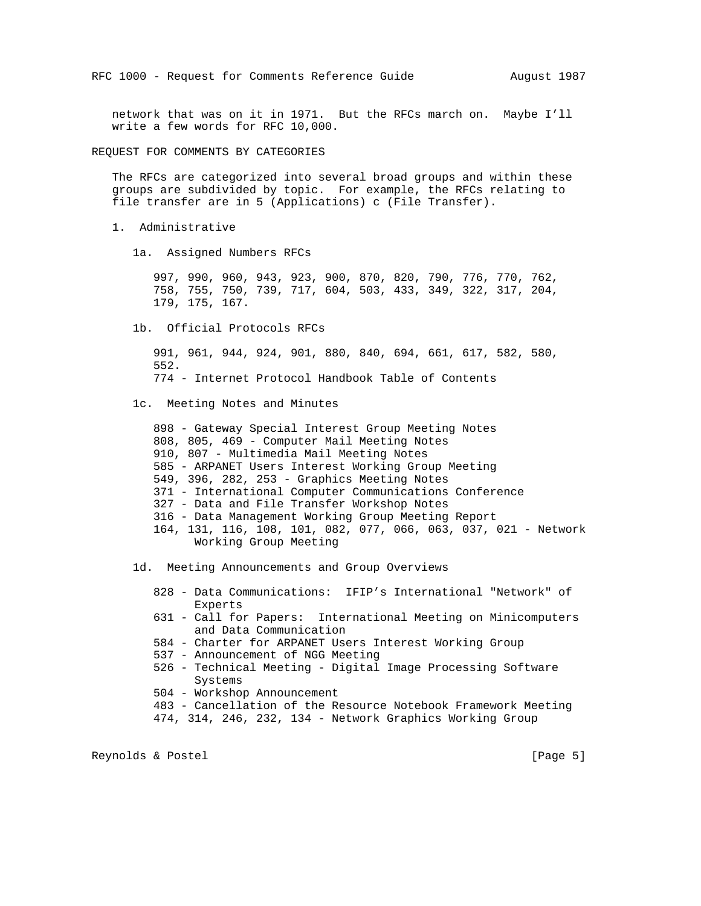network that was on it in 1971. But the RFCs march on. Maybe I'll write a few words for RFC 10,000.

## REQUEST FOR COMMENTS BY CATEGORIES

The RFCs are categorized into several broad groups and within these groups are subdivided by topic. For example, the RFCs relating to file transfer are in 5 (Applications) c (File Transfer).

### 1. Administrative

#### 1a. Assigned Numbers RFCs

997, 990, 960, 943, 923, 900, 870, 820, 790, 776, 770, 762, 758, 755, 750, 739, 717, 604, 503, 433, 349, 322, 317, 204, 179, 175, 167.

#### 1b. Official Protocols RFCs

991, 961, 944, 924, 901, 880, 840, 694, 661, 617, 582, 580, 552.

774 - Internet Protocol Handbook Table of Contents

#### 1c. Meeting Notes and Minutes

- 898 - Gateway Special Interest Group Meeting Notes
- 808, 805, 469 - Computer Mail Meeting Notes
- 910, 807 - Multimedia Mail Meeting Notes
- 585 - ARPANET Users Interest Working Group Meeting
- 549, 396, 282, 253 - Graphics Meeting Notes
- 371 - International Computer Communications Conference
- 327 - Data and File Transfer Workshop Notes
- 316 - Data Management Working Group Meeting Report
- 164, 131, 116, 108, 101, 082, 077, 066, 063, 037, 021 - Network Working Group Meeting

#### 1d. Meeting Announcements and Group Overviews

- 828 - Data Communications: IFIP's International "Network" of Experts
- 631 - Call for Papers: International Meeting on Minicomputers and Data Communication
- 584 - Charter for ARPANET Users Interest Working Group
- 537 - Announcement of NGG Meeting
- 526 - Technical Meeting - Digital Image Processing Software Systems
- 504 - Workshop Announcement
- 483 - Cancellation of the Resource Notebook Framework Meeting
- 474, 314, 246, 232, 134 - Network Graphics Working Group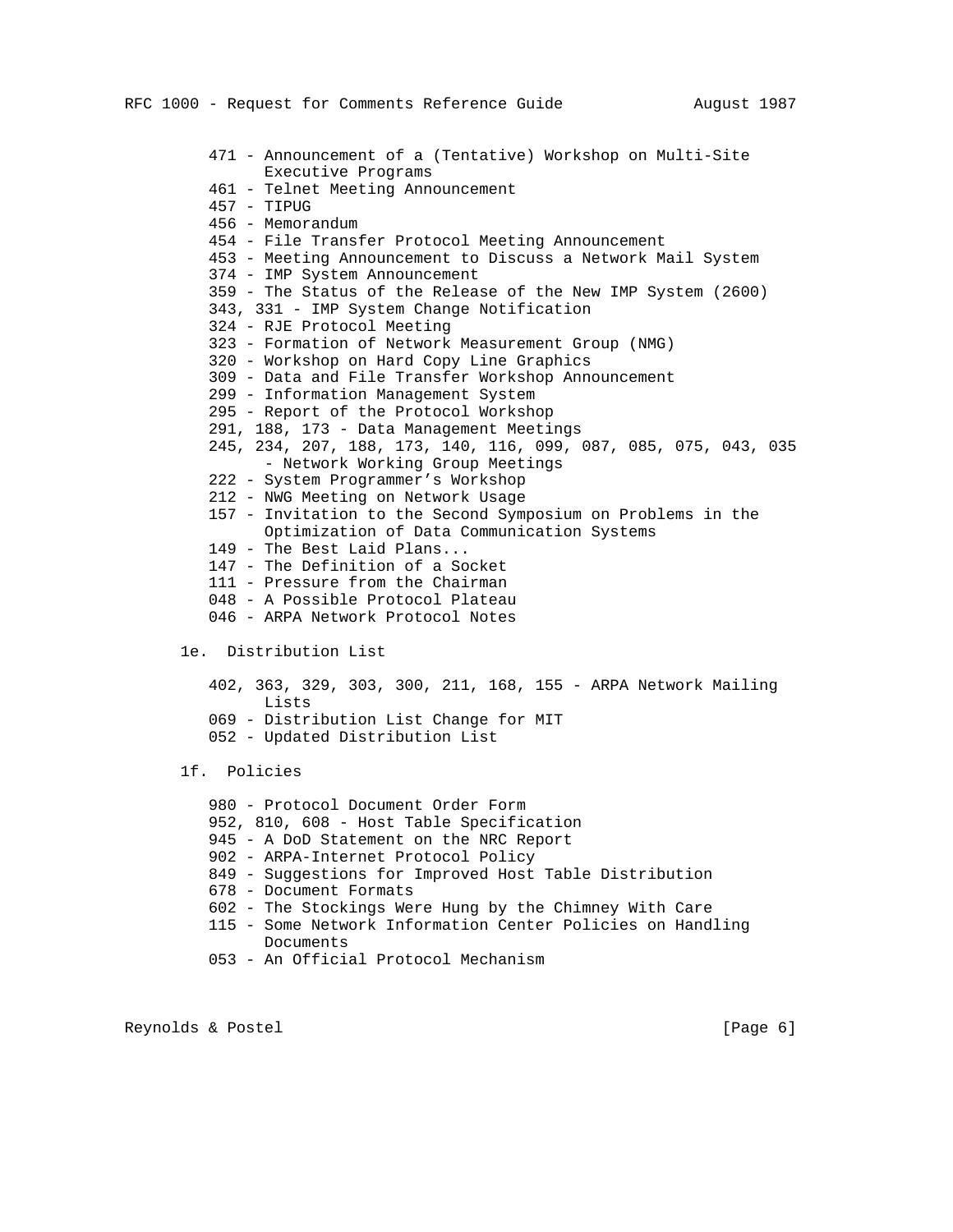471 - Announcement of a (Tentative) Workshop on Multi-Site Executive Programs
461 - Telnet Meeting Announcement
457 - TIPUG
456 - Memorandum
454 - File Transfer Protocol Meeting Announcement
453 - Meeting Announcement to Discuss a Network Mail System
374 - IMP System Announcement
359 - The Status of the Release of the New IMP System (2600)
343, 331 - IMP System Change Notification
324 - RJE Protocol Meeting
323 - Formation of Network Measurement Group (NMG)
320 - Workshop on Hard Copy Line Graphics
309 - Data and File Transfer Workshop Announcement
299 - Information Management System
295 - Report of the Protocol Workshop
291, 188, 173 - Data Management Meetings
245, 234, 207, 188, 173, 140, 116, 099, 087, 085, 075, 043, 035 - Network Working Group Meetings
222 - System Programmer's Workshop
212 - NWG Meeting on Network Usage
157 - Invitation to the Second Symposium on Problems in the Optimization of Data Communication Systems
149 - The Best Laid Plans...
147 - The Definition of a Socket
111 - Pressure from the Chairman
048 - A Possible Protocol Plateau
046 - ARPA Network Protocol Notes

### 1e. Distribution List

402, 363, 329, 303, 300, 211, 168, 155 - ARPA Network Mailing Lists
069 - Distribution List Change for MIT
052 - Updated Distribution List

### 1f. Policies

980 - Protocol Document Order Form
952, 810, 608 - Host Table Specification
945 - A DoD Statement on the NRC Report
902 - ARPA-Internet Protocol Policy
849 - Suggestions for Improved Host Table Distribution
678 - Document Formats
602 - The Stockings Were Hung by the Chimney With Care
115 - Some Network Information Center Policies on Handling Documents
053 - An Official Protocol Mechanism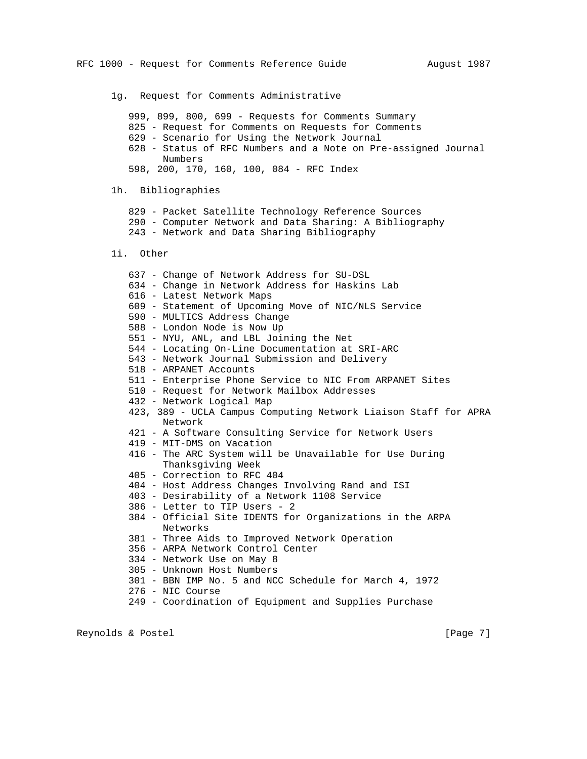### 1g. Request for Comments Administrative

- 999, 899, 800, 699 - Requests for Comments Summary
- 825 - Request for Comments on Requests for Comments
- 629 - Scenario for Using the Network Journal
- 628 - Status of RFC Numbers and a Note on Pre-assigned Journal Numbers
- 598, 200, 170, 160, 100, 084 - RFC Index

### 1h. Bibliographies

- 829 - Packet Satellite Technology Reference Sources
- 290 - Computer Network and Data Sharing: A Bibliography
- 243 - Network and Data Sharing Bibliography

### 1i. Other

- 637 - Change of Network Address for SU-DSL
- 634 - Change in Network Address for Haskins Lab
- 616 - Latest Network Maps
- 609 - Statement of Upcoming Move of NIC/NLS Service
- 590 - MULTICS Address Change
- 588 - London Node is Now Up
- 551 - NYU, ANL, and LBL Joining the Net
- 544 - Locating On-Line Documentation at SRI-ARC
- 543 - Network Journal Submission and Delivery
- 518 - ARPANET Accounts
- 511 - Enterprise Phone Service to NIC From ARPANET Sites
- 510 - Request for Network Mailbox Addresses
- 432 - Network Logical Map
- 423, 389 - UCLA Campus Computing Network Liaison Staff for APRA Network
- 421 - A Software Consulting Service for Network Users
- 419 - MIT-DMS on Vacation
- 416 - The ARC System will be Unavailable for Use During Thanksgiving Week
- 405 - Correction to RFC 404
- 404 - Host Address Changes Involving Rand and ISI
- 403 - Desirability of a Network 1108 Service
- 386 - Letter to TIP Users - 2
- 384 - Official Site IDENTS for Organizations in the ARPA Networks
- 381 - Three Aids to Improved Network Operation
- 356 - ARPA Network Control Center
- 334 - Network Use on May 8
- 305 - Unknown Host Numbers
- 301 - BBN IMP No. 5 and NCC Schedule for March 4, 1972
- 276 - NIC Course
- 249 - Coordination of Equipment and Supplies Purchase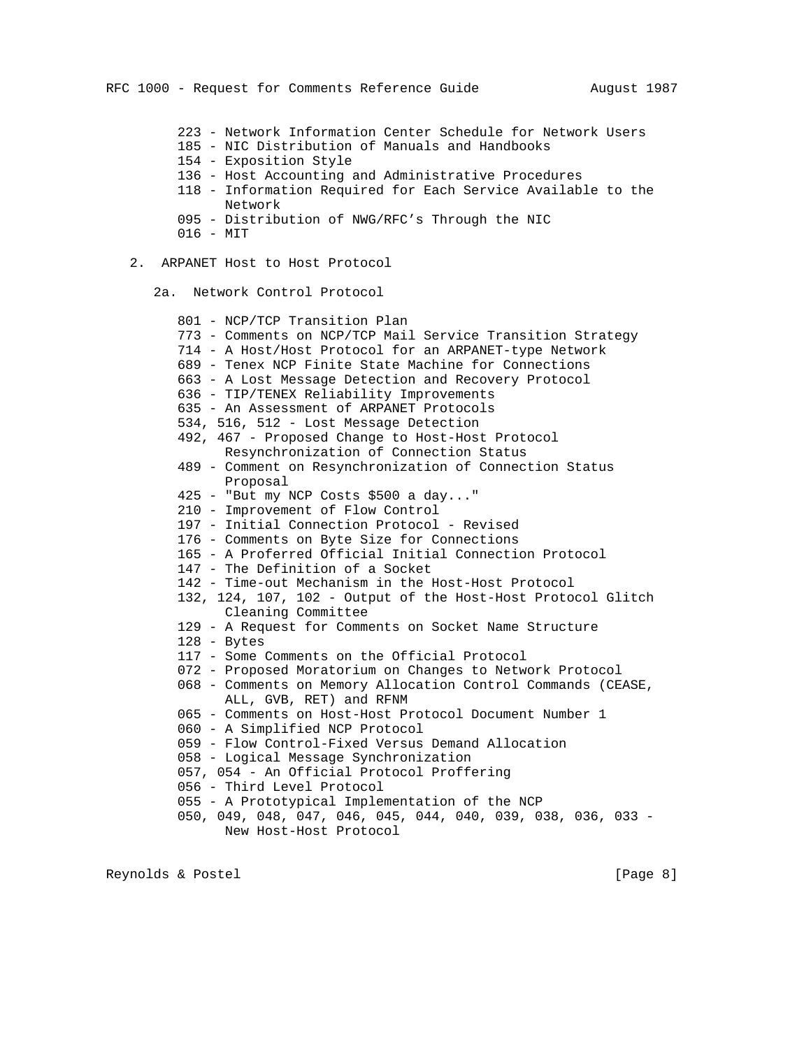223 - Network Information Center Schedule for Network Users
185 - NIC Distribution of Manuals and Handbooks
154 - Exposition Style
136 - Host Accounting and Administrative Procedures
118 - Information Required for Each Service Available to the Network
095 - Distribution of NWG/RFC's Through the NIC
016 - MIT

## 2. ARPANET Host to Host Protocol

### 2a. Network Control Protocol

801 - NCP/TCP Transition Plan
773 - Comments on NCP/TCP Mail Service Transition Strategy
714 - A Host/Host Protocol for an ARPANET-type Network
689 - Tenex NCP Finite State Machine for Connections
663 - A Lost Message Detection and Recovery Protocol
636 - TIP/TENEX Reliability Improvements
635 - An Assessment of ARPANET Protocols
534, 516, 512 - Lost Message Detection
492, 467 - Proposed Change to Host-Host Protocol Resynchronization of Connection Status
489 - Comment on Resynchronization of Connection Status Proposal
425 - "But my NCP Costs $500 a day..."
210 - Improvement of Flow Control
197 - Initial Connection Protocol - Revised
176 - Comments on Byte Size for Connections
165 - A Proferred Official Initial Connection Protocol
147 - The Definition of a Socket
142 - Time-out Mechanism in the Host-Host Protocol
132, 124, 107, 102 - Output of the Host-Host Protocol Glitch Cleaning Committee
129 - A Request for Comments on Socket Name Structure
128 - Bytes
117 - Some Comments on the Official Protocol
072 - Proposed Moratorium on Changes to Network Protocol
068 - Comments on Memory Allocation Control Commands (CEASE, ALL, GVB, RET) and RFNM
065 - Comments on Host-Host Protocol Document Number 1
060 - A Simplified NCP Protocol
059 - Flow Control-Fixed Versus Demand Allocation
058 - Logical Message Synchronization
057, 054 - An Official Protocol Proffering
056 - Third Level Protocol
055 - A Prototypical Implementation of the NCP
050, 049, 048, 047, 046, 045, 044, 040, 039, 038, 036, 033 - New Host-Host Protocol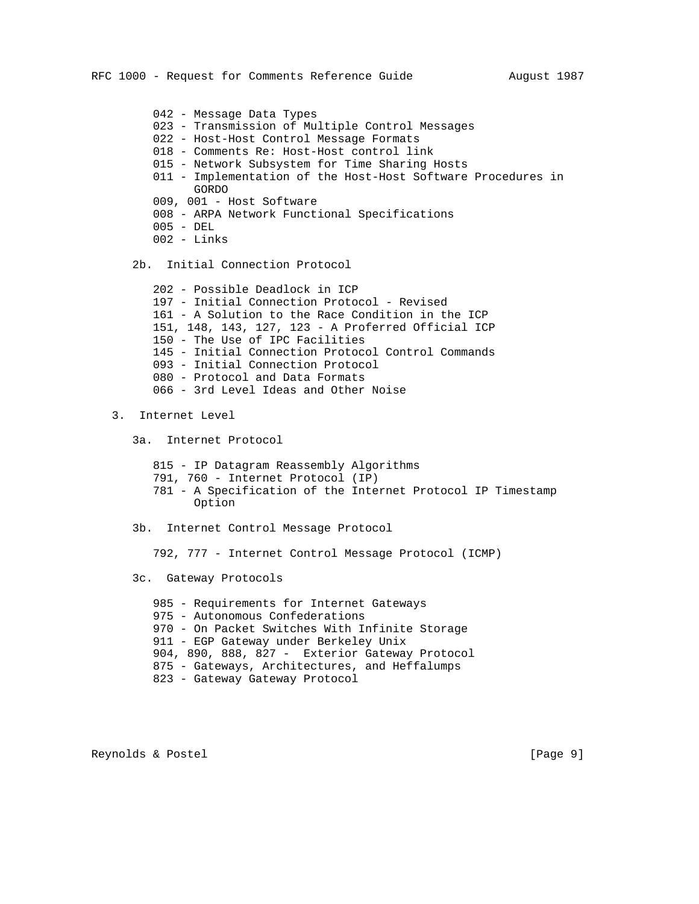042 - Message Data Types
023 - Transmission of Multiple Control Messages
022 - Host-Host Control Message Formats
018 - Comments Re: Host-Host control link
015 - Network Subsystem for Time Sharing Hosts
011 - Implementation of the Host-Host Software Procedures in GORDO
009, 001 - Host Software
008 - ARPA Network Functional Specifications
005 - DEL
002 - Links

### 2b. Initial Connection Protocol

202 - Possible Deadlock in ICP
197 - Initial Connection Protocol - Revised
161 - A Solution to the Race Condition in the ICP
151, 148, 143, 127, 123 - A Proferred Official ICP
150 - The Use of IPC Facilities
145 - Initial Connection Protocol Control Commands
093 - Initial Connection Protocol
080 - Protocol and Data Formats
066 - 3rd Level Ideas and Other Noise

## 3. Internet Level

### 3a. Internet Protocol

815 - IP Datagram Reassembly Algorithms
791, 760 - Internet Protocol (IP)
781 - A Specification of the Internet Protocol IP Timestamp Option

### 3b. Internet Control Message Protocol

792, 777 - Internet Control Message Protocol (ICMP)

### 3c. Gateway Protocols

985 - Requirements for Internet Gateways
975 - Autonomous Confederations
970 - On Packet Switches With Infinite Storage
911 - EGP Gateway under Berkeley Unix
904, 890, 888, 827 - Exterior Gateway Protocol
875 - Gateways, Architectures, and Heffalumps
823 - Gateway Gateway Protocol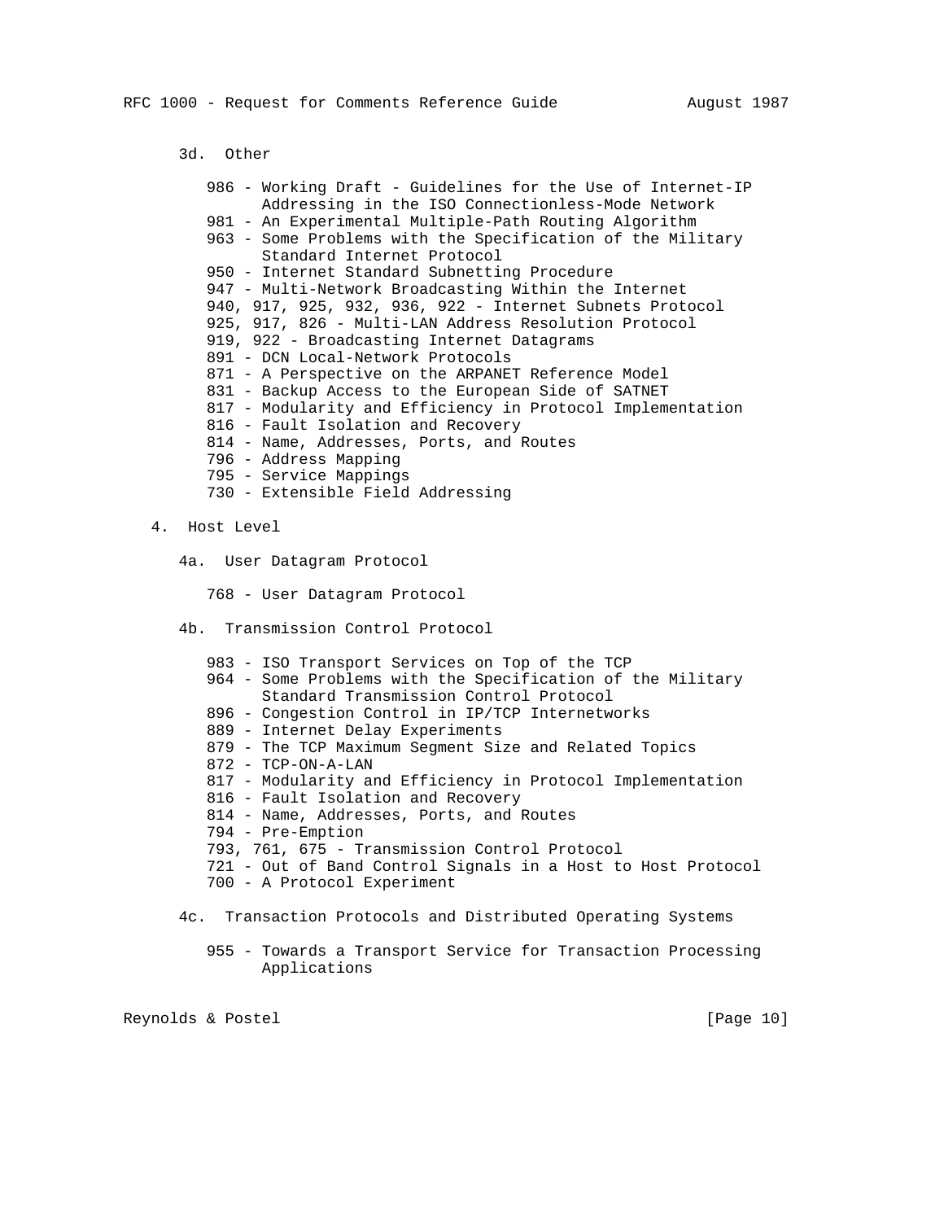### 3d. Other

- 986 - Working Draft - Guidelines for the Use of Internet-IP Addressing in the ISO Connectionless-Mode Network
- 981 - An Experimental Multiple-Path Routing Algorithm
- 963 - Some Problems with the Specification of the Military Standard Internet Protocol
- 950 - Internet Standard Subnetting Procedure
- 947 - Multi-Network Broadcasting Within the Internet
- 940, 917, 925, 932, 936, 922 - Internet Subnets Protocol
- 925, 917, 826 - Multi-LAN Address Resolution Protocol
- 919, 922 - Broadcasting Internet Datagrams
- 891 - DCN Local-Network Protocols
- 871 - A Perspective on the ARPANET Reference Model
- 831 - Backup Access to the European Side of SATNET
- 817 - Modularity and Efficiency in Protocol Implementation
- 816 - Fault Isolation and Recovery
- 814 - Name, Addresses, Ports, and Routes
- 796 - Address Mapping
- 795 - Service Mappings
- 730 - Extensible Field Addressing

## 4. Host Level

### 4a. User Datagram Protocol

- 768 - User Datagram Protocol

### 4b. Transmission Control Protocol

- 983 - ISO Transport Services on Top of the TCP
- 964 - Some Problems with the Specification of the Military Standard Transmission Control Protocol
- 896 - Congestion Control in IP/TCP Internetworks
- 889 - Internet Delay Experiments
- 879 - The TCP Maximum Segment Size and Related Topics
- 872 - TCP-ON-A-LAN
- 817 - Modularity and Efficiency in Protocol Implementation
- 816 - Fault Isolation and Recovery
- 814 - Name, Addresses, Ports, and Routes
- 794 - Pre-Emption
- 793, 761, 675 - Transmission Control Protocol
- 721 - Out of Band Control Signals in a Host to Host Protocol
- 700 - A Protocol Experiment

### 4c. Transaction Protocols and Distributed Operating Systems

- 955 - Towards a Transport Service for Transaction Processing Applications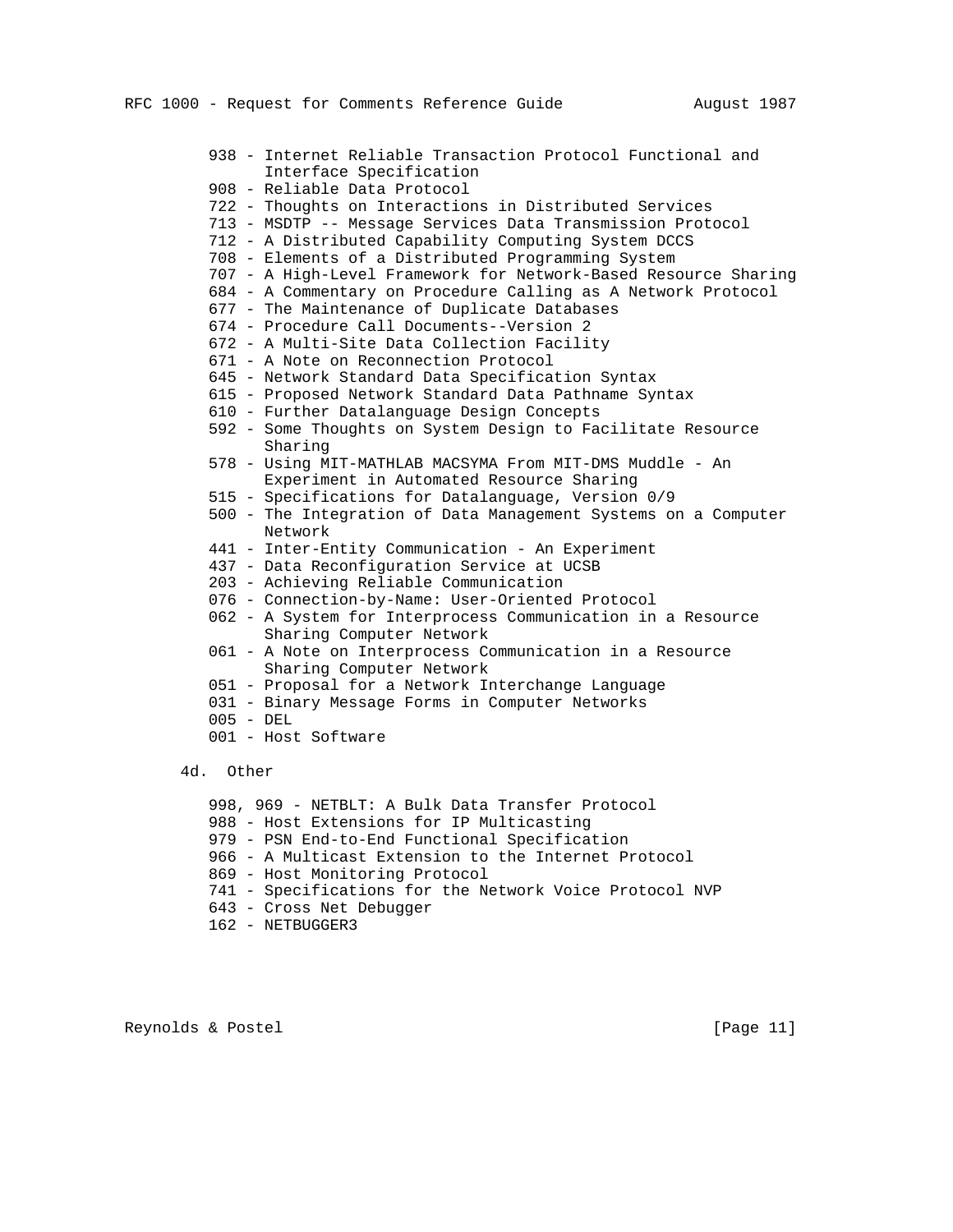938 - Internet Reliable Transaction Protocol Functional and Interface Specification
908 - Reliable Data Protocol
722 - Thoughts on Interactions in Distributed Services
713 - MSDTP -- Message Services Data Transmission Protocol
712 - A Distributed Capability Computing System DCCS
708 - Elements of a Distributed Programming System
707 - A High-Level Framework for Network-Based Resource Sharing
684 - A Commentary on Procedure Calling as A Network Protocol
677 - The Maintenance of Duplicate Databases
674 - Procedure Call Documents--Version 2
672 - A Multi-Site Data Collection Facility
671 - A Note on Reconnection Protocol
645 - Network Standard Data Specification Syntax
615 - Proposed Network Standard Data Pathname Syntax
610 - Further Datalanguage Design Concepts
592 - Some Thoughts on System Design to Facilitate Resource Sharing
578 - Using MIT-MATHLAB MACSYMA From MIT-DMS Muddle - An Experiment in Automated Resource Sharing
515 - Specifications for Datalanguage, Version 0/9
500 - The Integration of Data Management Systems on a Computer Network
441 - Inter-Entity Communication - An Experiment
437 - Data Reconfiguration Service at UCSB
203 - Achieving Reliable Communication
076 - Connection-by-Name: User-Oriented Protocol
062 - A System for Interprocess Communication in a Resource Sharing Computer Network
061 - A Note on Interprocess Communication in a Resource Sharing Computer Network
051 - Proposal for a Network Interchange Language
031 - Binary Message Forms in Computer Networks
005 - DEL
001 - Host Software

4d. Other

998, 969 - NETBLT: A Bulk Data Transfer Protocol
988 - Host Extensions for IP Multicasting
979 - PSN End-to-End Functional Specification
966 - A Multicast Extension to the Internet Protocol
869 - Host Monitoring Protocol
741 - Specifications for the Network Voice Protocol NVP
643 - Cross Net Debugger
162 - NETBUGGER3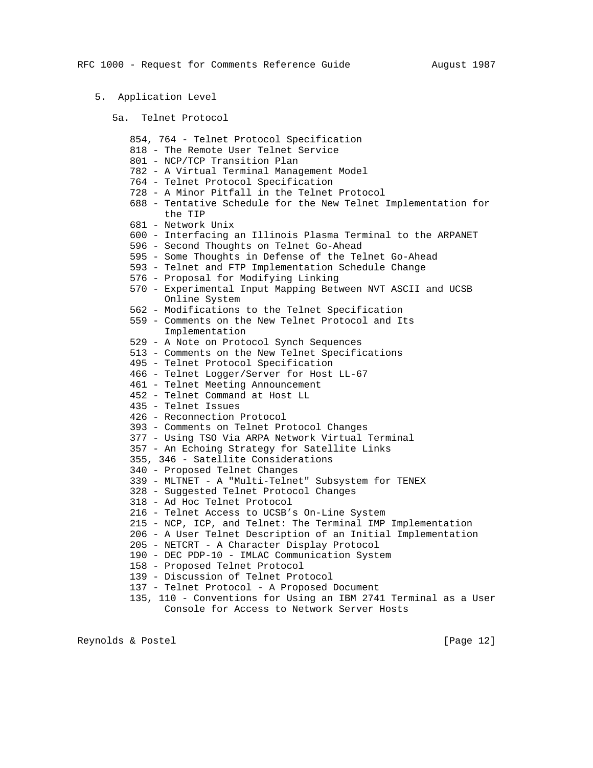## 5. Application Level

### 5a. Telnet Protocol

- 854, 764 - Telnet Protocol Specification
- 818 - The Remote User Telnet Service
- 801 - NCP/TCP Transition Plan
- 782 - A Virtual Terminal Management Model
- 764 - Telnet Protocol Specification
- 728 - A Minor Pitfall in the Telnet Protocol
- 688 - Tentative Schedule for the New Telnet Implementation for the TIP
- 681 - Network Unix
- 600 - Interfacing an Illinois Plasma Terminal to the ARPANET
- 596 - Second Thoughts on Telnet Go-Ahead
- 595 - Some Thoughts in Defense of the Telnet Go-Ahead
- 593 - Telnet and FTP Implementation Schedule Change
- 576 - Proposal for Modifying Linking
- 570 - Experimental Input Mapping Between NVT ASCII and UCSB Online System
- 562 - Modifications to the Telnet Specification
- 559 - Comments on the New Telnet Protocol and Its Implementation
- 529 - A Note on Protocol Synch Sequences
- 513 - Comments on the New Telnet Specifications
- 495 - Telnet Protocol Specification
- 466 - Telnet Logger/Server for Host LL-67
- 461 - Telnet Meeting Announcement
- 452 - Telnet Command at Host LL
- 435 - Telnet Issues
- 426 - Reconnection Protocol
- 393 - Comments on Telnet Protocol Changes
- 377 - Using TSO Via ARPA Network Virtual Terminal
- 357 - An Echoing Strategy for Satellite Links
- 355, 346 - Satellite Considerations
- 340 - Proposed Telnet Changes
- 339 - MLTNET - A "Multi-Telnet" Subsystem for TENEX
- 328 - Suggested Telnet Protocol Changes
- 318 - Ad Hoc Telnet Protocol
- 216 - Telnet Access to UCSB's On-Line System
- 215 - NCP, ICP, and Telnet: The Terminal IMP Implementation
- 206 - A User Telnet Description of an Initial Implementation
- 205 - NETCRT - A Character Display Protocol
- 190 - DEC PDP-10 - IMLAC Communication System
- 158 - Proposed Telnet Protocol
- 139 - Discussion of Telnet Protocol
- 137 - Telnet Protocol - A Proposed Document
- 135, 110 - Conventions for Using an IBM 2741 Terminal as a User Console for Access to Network Server Hosts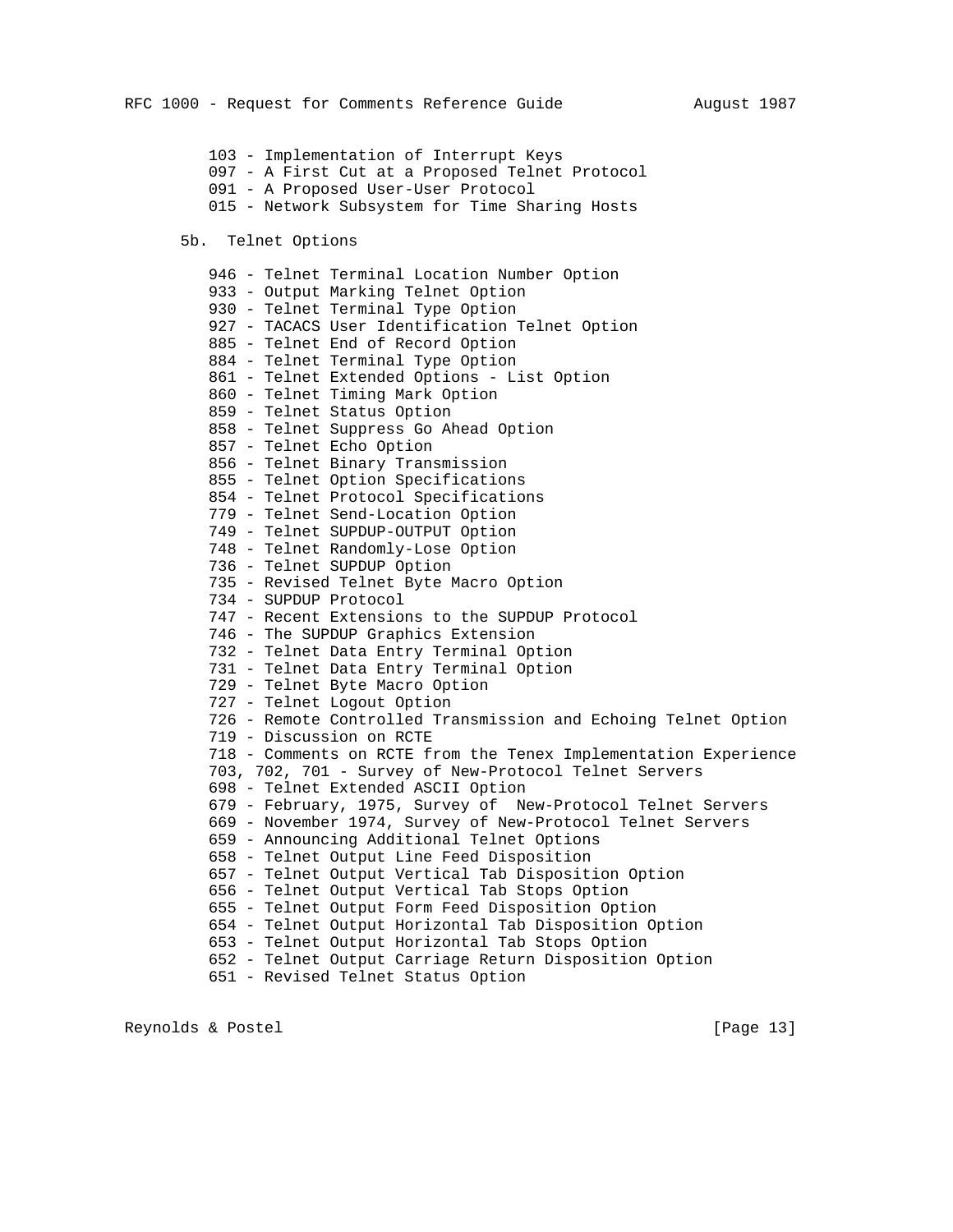103 - Implementation of Interrupt Keys
097 - A First Cut at a Proposed Telnet Protocol
091 - A Proposed User-User Protocol
015 - Network Subsystem for Time Sharing Hosts

### 5b. Telnet Options

946 - Telnet Terminal Location Number Option
933 - Output Marking Telnet Option
930 - Telnet Terminal Type Option
927 - TACACS User Identification Telnet Option
885 - Telnet End of Record Option
884 - Telnet Terminal Type Option
861 - Telnet Extended Options - List Option
860 - Telnet Timing Mark Option
859 - Telnet Status Option
858 - Telnet Suppress Go Ahead Option
857 - Telnet Echo Option
856 - Telnet Binary Transmission
855 - Telnet Option Specifications
854 - Telnet Protocol Specifications
779 - Telnet Send-Location Option
749 - Telnet SUPDUP-OUTPUT Option
748 - Telnet Randomly-Lose Option
736 - Telnet SUPDUP Option
735 - Revised Telnet Byte Macro Option
734 - SUPDUP Protocol
747 - Recent Extensions to the SUPDUP Protocol
746 - The SUPDUP Graphics Extension
732 - Telnet Data Entry Terminal Option
731 - Telnet Data Entry Terminal Option
729 - Telnet Byte Macro Option
727 - Telnet Logout Option
726 - Remote Controlled Transmission and Echoing Telnet Option
719 - Discussion on RCTE
718 - Comments on RCTE from the Tenex Implementation Experience
703, 702, 701 - Survey of New-Protocol Telnet Servers
698 - Telnet Extended ASCII Option
679 - February, 1975, Survey of  New-Protocol Telnet Servers
669 - November 1974, Survey of New-Protocol Telnet Servers
659 - Announcing Additional Telnet Options
658 - Telnet Output Line Feed Disposition
657 - Telnet Output Vertical Tab Disposition Option
656 - Telnet Output Vertical Tab Stops Option
655 - Telnet Output Form Feed Disposition Option
654 - Telnet Output Horizontal Tab Disposition Option
653 - Telnet Output Horizontal Tab Stops Option
652 - Telnet Output Carriage Return Disposition Option
651 - Revised Telnet Status Option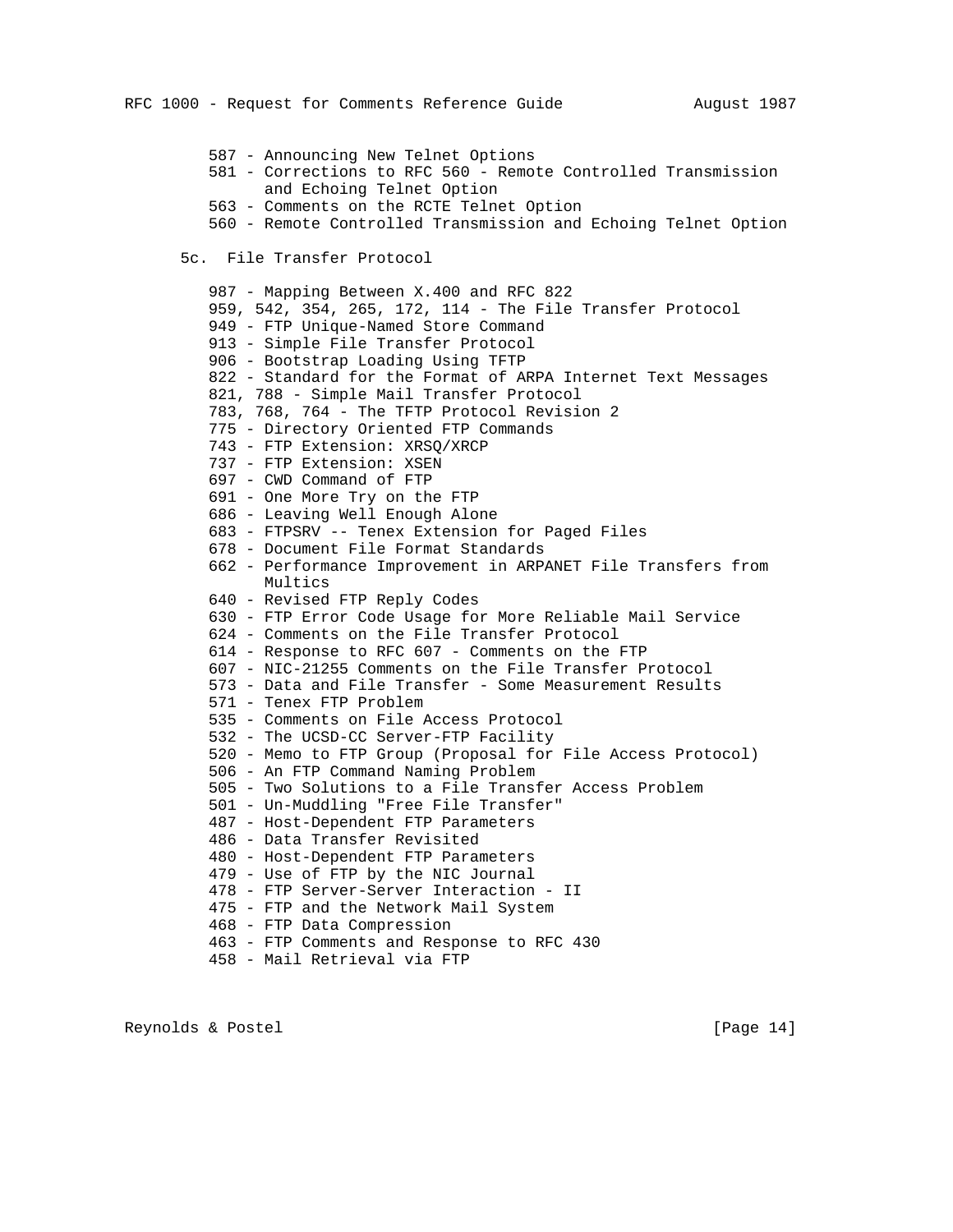587 - Announcing New Telnet Options
581 - Corrections to RFC 560 - Remote Controlled Transmission and Echoing Telnet Option
563 - Comments on the RCTE Telnet Option
560 - Remote Controlled Transmission and Echoing Telnet Option

### 5c. File Transfer Protocol

987 - Mapping Between X.400 and RFC 822
959, 542, 354, 265, 172, 114 - The File Transfer Protocol
949 - FTP Unique-Named Store Command
913 - Simple File Transfer Protocol
906 - Bootstrap Loading Using TFTP
822 - Standard for the Format of ARPA Internet Text Messages
821, 788 - Simple Mail Transfer Protocol
783, 768, 764 - The TFTP Protocol Revision 2
775 - Directory Oriented FTP Commands
743 - FTP Extension: XRSQ/XRCP
737 - FTP Extension: XSEN
697 - CWD Command of FTP
691 - One More Try on the FTP
686 - Leaving Well Enough Alone
683 - FTPSRV -- Tenex Extension for Paged Files
678 - Document File Format Standards
662 - Performance Improvement in ARPANET File Transfers from Multics
640 - Revised FTP Reply Codes
630 - FTP Error Code Usage for More Reliable Mail Service
624 - Comments on the File Transfer Protocol
614 - Response to RFC 607 - Comments on the FTP
607 - NIC-21255 Comments on the File Transfer Protocol
573 - Data and File Transfer - Some Measurement Results
571 - Tenex FTP Problem
535 - Comments on File Access Protocol
532 - The UCSD-CC Server-FTP Facility
520 - Memo to FTP Group (Proposal for File Access Protocol)
506 - An FTP Command Naming Problem
505 - Two Solutions to a File Transfer Access Problem
501 - Un-Muddling "Free File Transfer"
487 - Host-Dependent FTP Parameters
486 - Data Transfer Revisited
480 - Host-Dependent FTP Parameters
479 - Use of FTP by the NIC Journal
478 - FTP Server-Server Interaction - II
475 - FTP and the Network Mail System
468 - FTP Data Compression
463 - FTP Comments and Response to RFC 430
458 - Mail Retrieval via FTP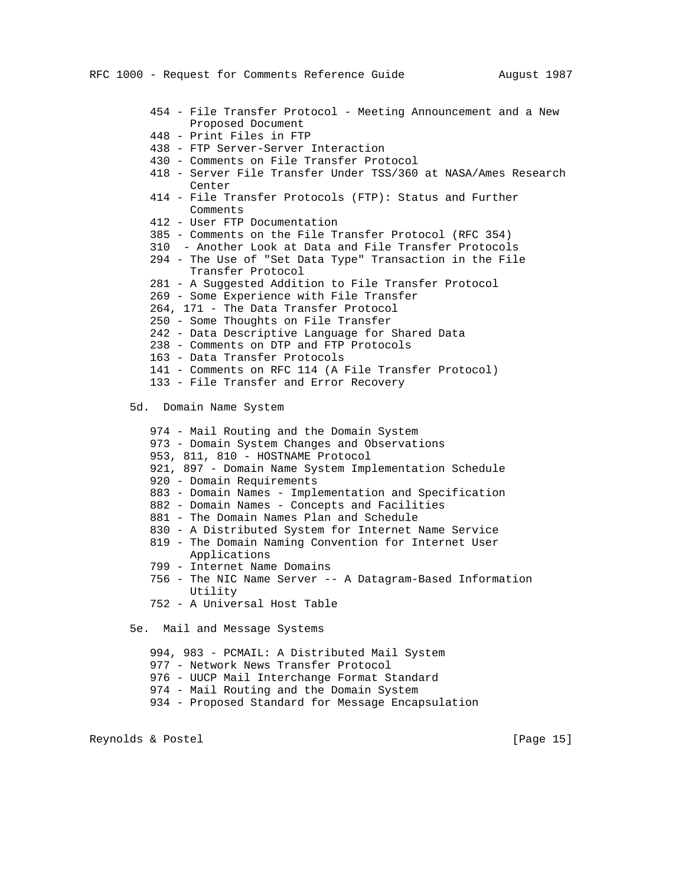- 454 - File Transfer Protocol - Meeting Announcement and a New Proposed Document
- 448 - Print Files in FTP
- 438 - FTP Server-Server Interaction
- 430 - Comments on File Transfer Protocol
- 418 - Server File Transfer Under TSS/360 at NASA/Ames Research Center
- 414 - File Transfer Protocols (FTP): Status and Further Comments
- 412 - User FTP Documentation
- 385 - Comments on the File Transfer Protocol (RFC 354)
- 310 - Another Look at Data and File Transfer Protocols
- 294 - The Use of "Set Data Type" Transaction in the File Transfer Protocol
- 281 - A Suggested Addition to File Transfer Protocol
- 269 - Some Experience with File Transfer
- 264, 171 - The Data Transfer Protocol
- 250 - Some Thoughts on File Transfer
- 242 - Data Descriptive Language for Shared Data
- 238 - Comments on DTP and FTP Protocols
- 163 - Data Transfer Protocols
- 141 - Comments on RFC 114 (A File Transfer Protocol)
- 133 - File Transfer and Error Recovery

### 5d. Domain Name System

- 974 - Mail Routing and the Domain System
- 973 - Domain System Changes and Observations
- 953, 811, 810 - HOSTNAME Protocol
- 921, 897 - Domain Name System Implementation Schedule
- 920 - Domain Requirements
- 883 - Domain Names - Implementation and Specification
- 882 - Domain Names - Concepts and Facilities
- 881 - The Domain Names Plan and Schedule
- 830 - A Distributed System for Internet Name Service
- 819 - The Domain Naming Convention for Internet User Applications
- 799 - Internet Name Domains
- 756 - The NIC Name Server -- A Datagram-Based Information Utility
- 752 - A Universal Host Table

### 5e. Mail and Message Systems

- 994, 983 - PCMAIL: A Distributed Mail System
- 977 - Network News Transfer Protocol
- 976 - UUCP Mail Interchange Format Standard
- 974 - Mail Routing and the Domain System
- 934 - Proposed Standard for Message Encapsulation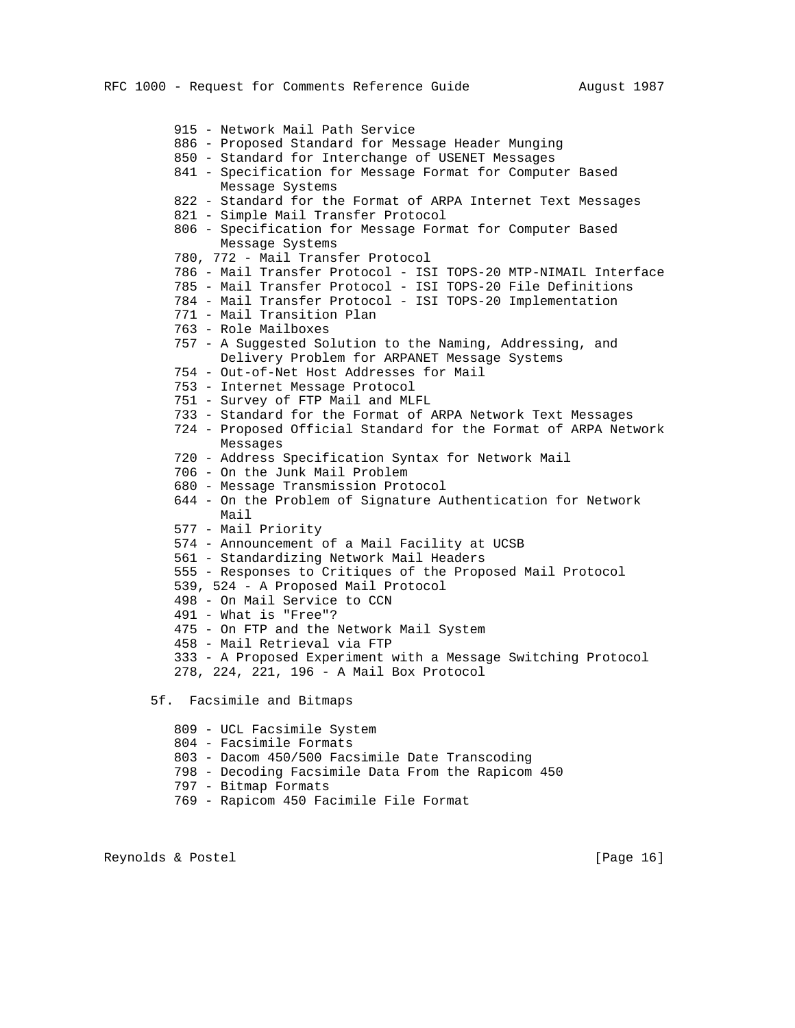915 - Network Mail Path Service
886 - Proposed Standard for Message Header Munging
850 - Standard for Interchange of USENET Messages
841 - Specification for Message Format for Computer Based Message Systems
822 - Standard for the Format of ARPA Internet Text Messages
821 - Simple Mail Transfer Protocol
806 - Specification for Message Format for Computer Based Message Systems
780, 772 - Mail Transfer Protocol
786 - Mail Transfer Protocol - ISI TOPS-20 MTP-NIMAIL Interface
785 - Mail Transfer Protocol - ISI TOPS-20 File Definitions
784 - Mail Transfer Protocol - ISI TOPS-20 Implementation
771 - Mail Transition Plan
763 - Role Mailboxes
757 - A Suggested Solution to the Naming, Addressing, and Delivery Problem for ARPANET Message Systems
754 - Out-of-Net Host Addresses for Mail
753 - Internet Message Protocol
751 - Survey of FTP Mail and MLFL
733 - Standard for the Format of ARPA Network Text Messages
724 - Proposed Official Standard for the Format of ARPA Network Messages
720 - Address Specification Syntax for Network Mail
706 - On the Junk Mail Problem
680 - Message Transmission Protocol
644 - On the Problem of Signature Authentication for Network Mail
577 - Mail Priority
574 - Announcement of a Mail Facility at UCSB
561 - Standardizing Network Mail Headers
555 - Responses to Critiques of the Proposed Mail Protocol
539, 524 - A Proposed Mail Protocol
498 - On Mail Service to CCN
491 - What is "Free"?
475 - On FTP and the Network Mail System
458 - Mail Retrieval via FTP
333 - A Proposed Experiment with a Message Switching Protocol
278, 224, 221, 196 - A Mail Box Protocol

### 5f. Facsimile and Bitmaps

809 - UCL Facsimile System
804 - Facsimile Formats
803 - Dacom 450/500 Facsimile Date Transcoding
798 - Decoding Facsimile Data From the Rapicom 450
797 - Bitmap Formats
769 - Rapicom 450 Facimile File Format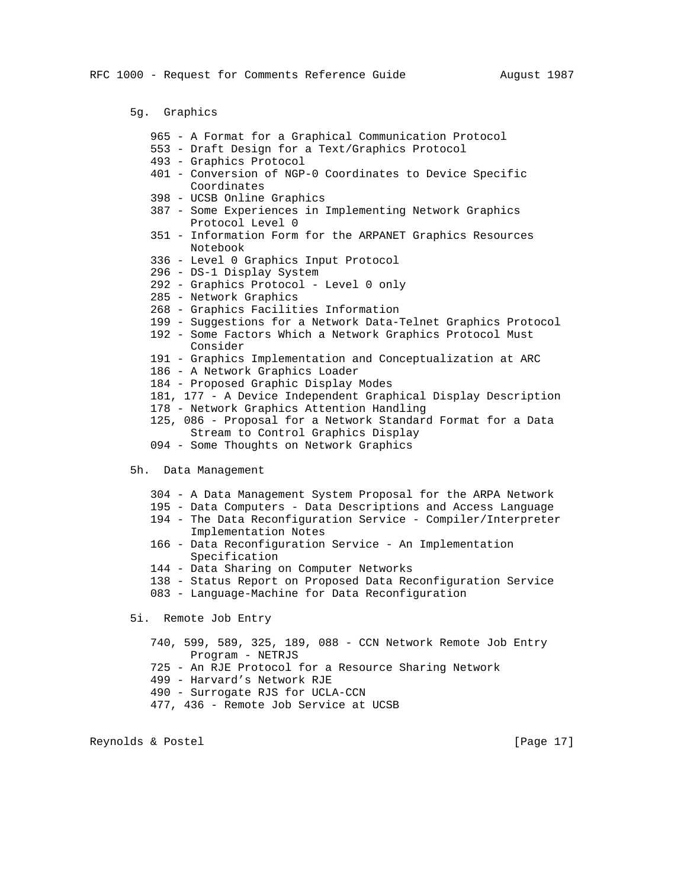### 5g. Graphics

- 965 - A Format for a Graphical Communication Protocol
- 553 - Draft Design for a Text/Graphics Protocol
- 493 - Graphics Protocol
- 401 - Conversion of NGP-0 Coordinates to Device Specific Coordinates
- 398 - UCSB Online Graphics
- 387 - Some Experiences in Implementing Network Graphics Protocol Level 0
- 351 - Information Form for the ARPANET Graphics Resources Notebook
- 336 - Level 0 Graphics Input Protocol
- 296 - DS-1 Display System
- 292 - Graphics Protocol - Level 0 only
- 285 - Network Graphics
- 268 - Graphics Facilities Information
- 199 - Suggestions for a Network Data-Telnet Graphics Protocol
- 192 - Some Factors Which a Network Graphics Protocol Must Consider
- 191 - Graphics Implementation and Conceptualization at ARC
- 186 - A Network Graphics Loader
- 184 - Proposed Graphic Display Modes
- 181, 177 - A Device Independent Graphical Display Description
- 178 - Network Graphics Attention Handling
- 125, 086 - Proposal for a Network Standard Format for a Data Stream to Control Graphics Display
- 094 - Some Thoughts on Network Graphics

### 5h. Data Management

- 304 - A Data Management System Proposal for the ARPA Network
- 195 - Data Computers - Data Descriptions and Access Language
- 194 - The Data Reconfiguration Service - Compiler/Interpreter Implementation Notes
- 166 - Data Reconfiguration Service - An Implementation Specification
- 144 - Data Sharing on Computer Networks
- 138 - Status Report on Proposed Data Reconfiguration Service
- 083 - Language-Machine for Data Reconfiguration

### 5i. Remote Job Entry

- 740, 599, 589, 325, 189, 088 - CCN Network Remote Job Entry Program - NETRJS
- 725 - An RJE Protocol for a Resource Sharing Network
- 499 - Harvard's Network RJE
- 490 - Surrogate RJS for UCLA-CCN
- 477, 436 - Remote Job Service at UCSB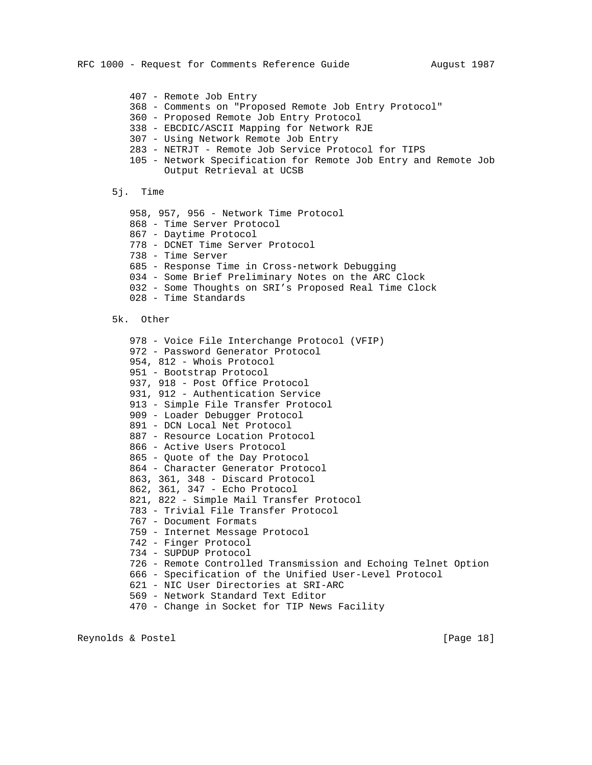407 - Remote Job Entry
368 - Comments on "Proposed Remote Job Entry Protocol"
360 - Proposed Remote Job Entry Protocol
338 - EBCDIC/ASCII Mapping for Network RJE
307 - Using Network Remote Job Entry
283 - NETRJT - Remote Job Service Protocol for TIPS
105 - Network Specification for Remote Job Entry and Remote Job Output Retrieval at UCSB

### 5j. Time

958, 957, 956 - Network Time Protocol
868 - Time Server Protocol
867 - Daytime Protocol
778 - DCNET Time Server Protocol
738 - Time Server
685 - Response Time in Cross-network Debugging
034 - Some Brief Preliminary Notes on the ARC Clock
032 - Some Thoughts on SRI's Proposed Real Time Clock
028 - Time Standards

### 5k. Other

978 - Voice File Interchange Protocol (VFIP)
972 - Password Generator Protocol
954, 812 - Whois Protocol
951 - Bootstrap Protocol
937, 918 - Post Office Protocol
931, 912 - Authentication Service
913 - Simple File Transfer Protocol
909 - Loader Debugger Protocol
891 - DCN Local Net Protocol
887 - Resource Location Protocol
866 - Active Users Protocol
865 - Quote of the Day Protocol
864 - Character Generator Protocol
863, 361, 348 - Discard Protocol
862, 361, 347 - Echo Protocol
821, 822 - Simple Mail Transfer Protocol
783 - Trivial File Transfer Protocol
767 - Document Formats
759 - Internet Message Protocol
742 - Finger Protocol
734 - SUPDUP Protocol
726 - Remote Controlled Transmission and Echoing Telnet Option
666 - Specification of the Unified User-Level Protocol
621 - NIC User Directories at SRI-ARC
569 - Network Standard Text Editor
470 - Change in Socket for TIP News Facility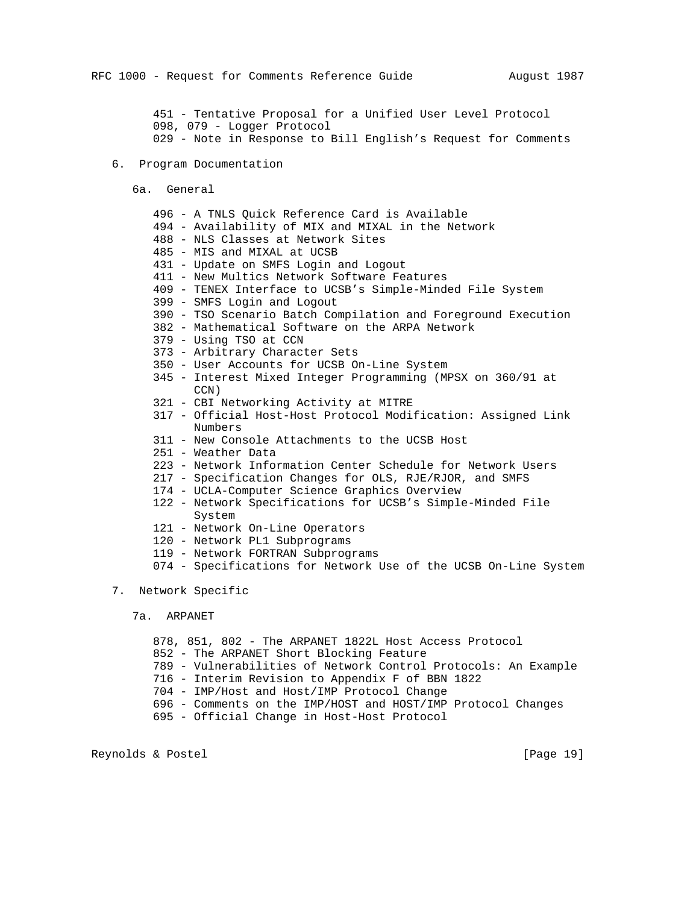451 - Tentative Proposal for a Unified User Level Protocol
098, 079 - Logger Protocol
029 - Note in Response to Bill English's Request for Comments

## 6. Program Documentation

### 6a. General

496 - A TNLS Quick Reference Card is Available
494 - Availability of MIX and MIXAL in the Network
488 - NLS Classes at Network Sites
485 - MIS and MIXAL at UCSB
431 - Update on SMFS Login and Logout
411 - New Multics Network Software Features
409 - TENEX Interface to UCSB's Simple-Minded File System
399 - SMFS Login and Logout
390 - TSO Scenario Batch Compilation and Foreground Execution
382 - Mathematical Software on the ARPA Network
379 - Using TSO at CCN
373 - Arbitrary Character Sets
350 - User Accounts for UCSB On-Line System
345 - Interest Mixed Integer Programming (MPSX on 360/91 at CCN)
321 - CBI Networking Activity at MITRE
317 - Official Host-Host Protocol Modification: Assigned Link Numbers
311 - New Console Attachments to the UCSB Host
251 - Weather Data
223 - Network Information Center Schedule for Network Users
217 - Specification Changes for OLS, RJE/RJOR, and SMFS
174 - UCLA-Computer Science Graphics Overview
122 - Network Specifications for UCSB's Simple-Minded File System
121 - Network On-Line Operators
120 - Network PL1 Subprograms
119 - Network FORTRAN Subprograms
074 - Specifications for Network Use of the UCSB On-Line System

## 7. Network Specific

### 7a. ARPANET

878, 851, 802 - The ARPANET 1822L Host Access Protocol
852 - The ARPANET Short Blocking Feature
789 - Vulnerabilities of Network Control Protocols: An Example
716 - Interim Revision to Appendix F of BBN 1822
704 - IMP/Host and Host/IMP Protocol Change
696 - Comments on the IMP/HOST and HOST/IMP Protocol Changes
695 - Official Change in Host-Host Protocol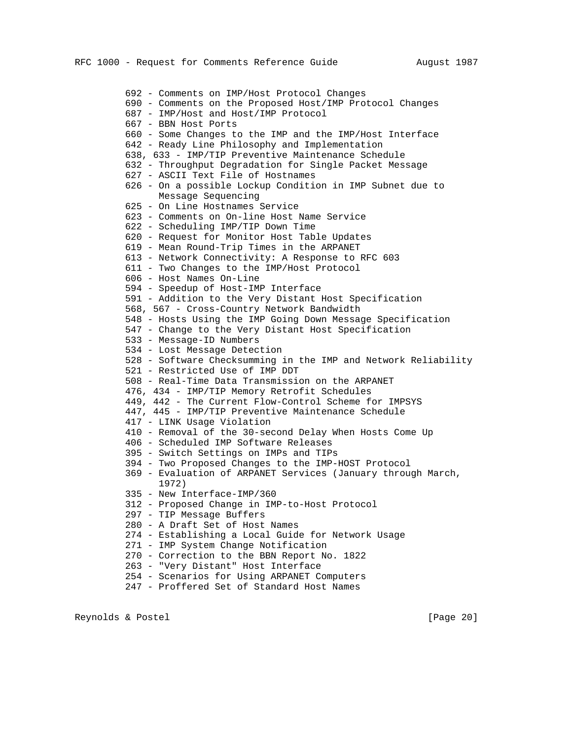692 - Comments on IMP/Host Protocol Changes
690 - Comments on the Proposed Host/IMP Protocol Changes
687 - IMP/Host and Host/IMP Protocol
667 - BBN Host Ports
660 - Some Changes to the IMP and the IMP/Host Interface
642 - Ready Line Philosophy and Implementation
638, 633 - IMP/TIP Preventive Maintenance Schedule
632 - Throughput Degradation for Single Packet Message
627 - ASCII Text File of Hostnames
626 - On a possible Lockup Condition in IMP Subnet due to
      Message Sequencing
625 - On Line Hostnames Service
623 - Comments on On-line Host Name Service
622 - Scheduling IMP/TIP Down Time
620 - Request for Monitor Host Table Updates
619 - Mean Round-Trip Times in the ARPANET
613 - Network Connectivity: A Response to RFC 603
611 - Two Changes to the IMP/Host Protocol
606 - Host Names On-Line
594 - Speedup of Host-IMP Interface
591 - Addition to the Very Distant Host Specification
568, 567 - Cross-Country Network Bandwidth
548 - Hosts Using the IMP Going Down Message Specification
547 - Change to the Very Distant Host Specification
533 - Message-ID Numbers
534 - Lost Message Detection
528 - Software Checksumming in the IMP and Network Reliability
521 - Restricted Use of IMP DDT
508 - Real-Time Data Transmission on the ARPANET
476, 434 - IMP/TIP Memory Retrofit Schedules
449, 442 - The Current Flow-Control Scheme for IMPSYS
447, 445 - IMP/TIP Preventive Maintenance Schedule
417 - LINK Usage Violation
410 - Removal of the 30-second Delay When Hosts Come Up
406 - Scheduled IMP Software Releases
395 - Switch Settings on IMPs and TIPs
394 - Two Proposed Changes to the IMP-HOST Protocol
369 - Evaluation of ARPANET Services (January through March,
      1972)
335 - New Interface-IMP/360
312 - Proposed Change in IMP-to-Host Protocol
297 - TIP Message Buffers
280 - A Draft Set of Host Names
274 - Establishing a Local Guide for Network Usage
271 - IMP System Change Notification
270 - Correction to the BBN Report No. 1822
263 - "Very Distant" Host Interface
254 - Scenarios for Using ARPANET Computers
247 - Proffered Set of Standard Host Names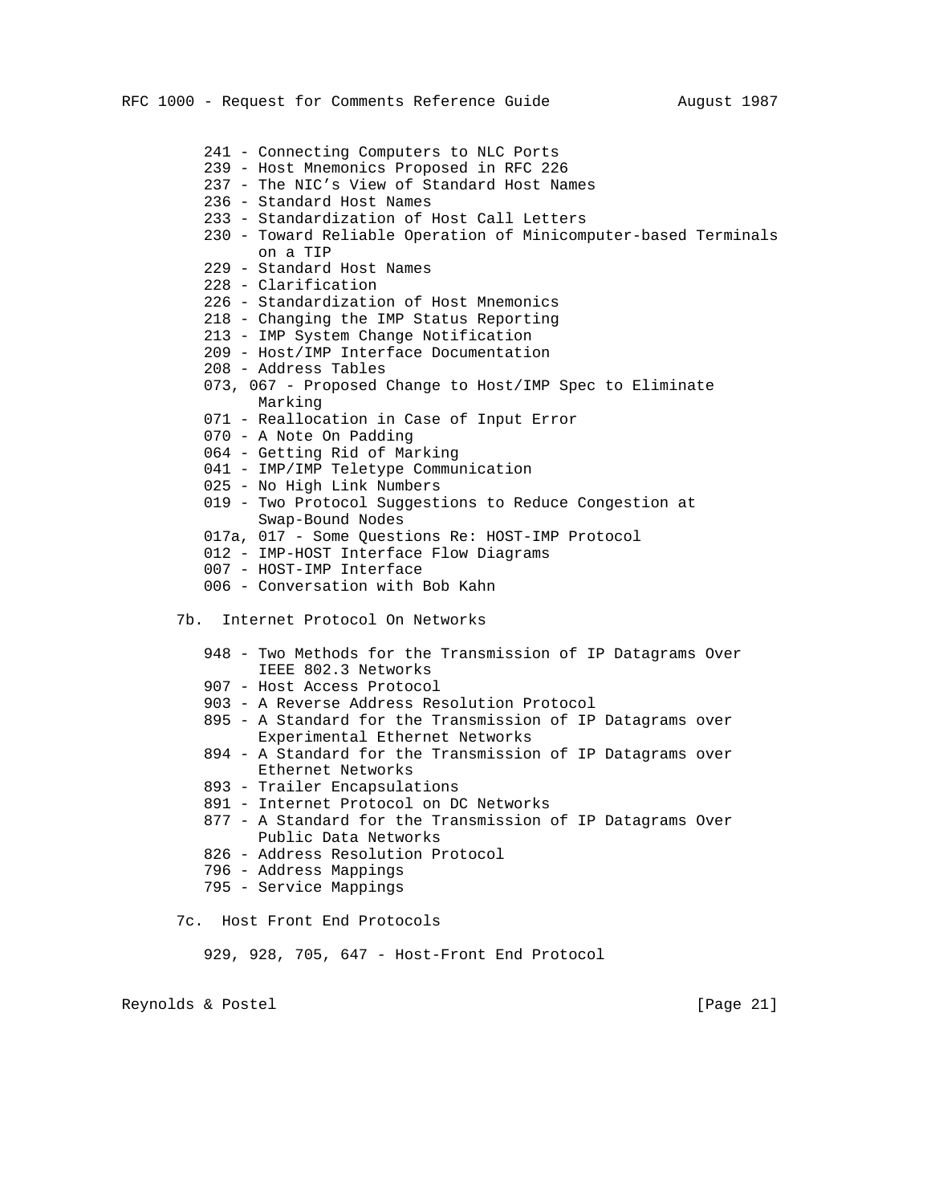241 - Connecting Computers to NLC Ports
239 - Host Mnemonics Proposed in RFC 226
237 - The NIC's View of Standard Host Names
236 - Standard Host Names
233 - Standardization of Host Call Letters
230 - Toward Reliable Operation of Minicomputer-based Terminals on a TIP
229 - Standard Host Names
228 - Clarification
226 - Standardization of Host Mnemonics
218 - Changing the IMP Status Reporting
213 - IMP System Change Notification
209 - Host/IMP Interface Documentation
208 - Address Tables
073, 067 - Proposed Change to Host/IMP Spec to Eliminate Marking
071 - Reallocation in Case of Input Error
070 - A Note On Padding
064 - Getting Rid of Marking
041 - IMP/IMP Teletype Communication
025 - No High Link Numbers
019 - Two Protocol Suggestions to Reduce Congestion at Swap-Bound Nodes
017a, 017 - Some Questions Re: HOST-IMP Protocol
012 - IMP-HOST Interface Flow Diagrams
007 - HOST-IMP Interface
006 - Conversation with Bob Kahn

### 7b. Internet Protocol On Networks

948 - Two Methods for the Transmission of IP Datagrams Over IEEE 802.3 Networks
907 - Host Access Protocol
903 - A Reverse Address Resolution Protocol
895 - A Standard for the Transmission of IP Datagrams over Experimental Ethernet Networks
894 - A Standard for the Transmission of IP Datagrams over Ethernet Networks
893 - Trailer Encapsulations
891 - Internet Protocol on DC Networks
877 - A Standard for the Transmission of IP Datagrams Over Public Data Networks
826 - Address Resolution Protocol
796 - Address Mappings
795 - Service Mappings

### 7c. Host Front End Protocols

929, 928, 705, 647 - Host-Front End Protocol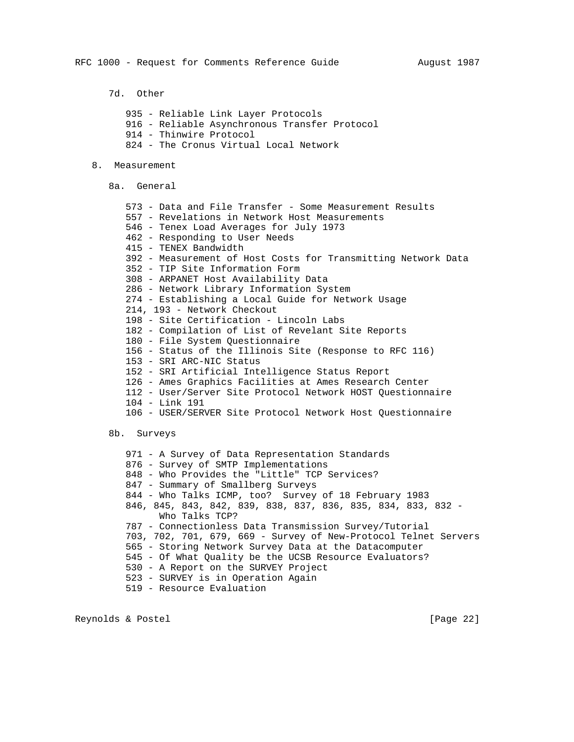### 7d. Other

- 935 - Reliable Link Layer Protocols
- 916 - Reliable Asynchronous Transfer Protocol
- 914 - Thinwire Protocol
- 824 - The Cronus Virtual Local Network

## 8. Measurement

### 8a. General

- 573 - Data and File Transfer - Some Measurement Results
- 557 - Revelations in Network Host Measurements
- 546 - Tenex Load Averages for July 1973
- 462 - Responding to User Needs
- 415 - TENEX Bandwidth
- 392 - Measurement of Host Costs for Transmitting Network Data
- 352 - TIP Site Information Form
- 308 - ARPANET Host Availability Data
- 286 - Network Library Information System
- 274 - Establishing a Local Guide for Network Usage
- 214, 193 - Network Checkout
- 198 - Site Certification - Lincoln Labs
- 182 - Compilation of List of Revelant Site Reports
- 180 - File System Questionnaire
- 156 - Status of the Illinois Site (Response to RFC 116)
- 153 - SRI ARC-NIC Status
- 152 - SRI Artificial Intelligence Status Report
- 126 - Ames Graphics Facilities at Ames Research Center
- 112 - User/Server Site Protocol Network HOST Questionnaire
- 104 - Link 191
- 106 - USER/SERVER Site Protocol Network Host Questionnaire

### 8b. Surveys

- 971 - A Survey of Data Representation Standards
- 876 - Survey of SMTP Implementations
- 848 - Who Provides the "Little" TCP Services?
- 847 - Summary of Smallberg Surveys
- 844 - Who Talks ICMP, too? Survey of 18 February 1983
- 846, 845, 843, 842, 839, 838, 837, 836, 835, 834, 833, 832 - Who Talks TCP?
- 787 - Connectionless Data Transmission Survey/Tutorial
- 703, 702, 701, 679, 669 - Survey of New-Protocol Telnet Servers
- 565 - Storing Network Survey Data at the Datacomputer
- 545 - Of What Quality be the UCSB Resource Evaluators?
- 530 - A Report on the SURVEY Project
- 523 - SURVEY is in Operation Again
- 519 - Resource Evaluation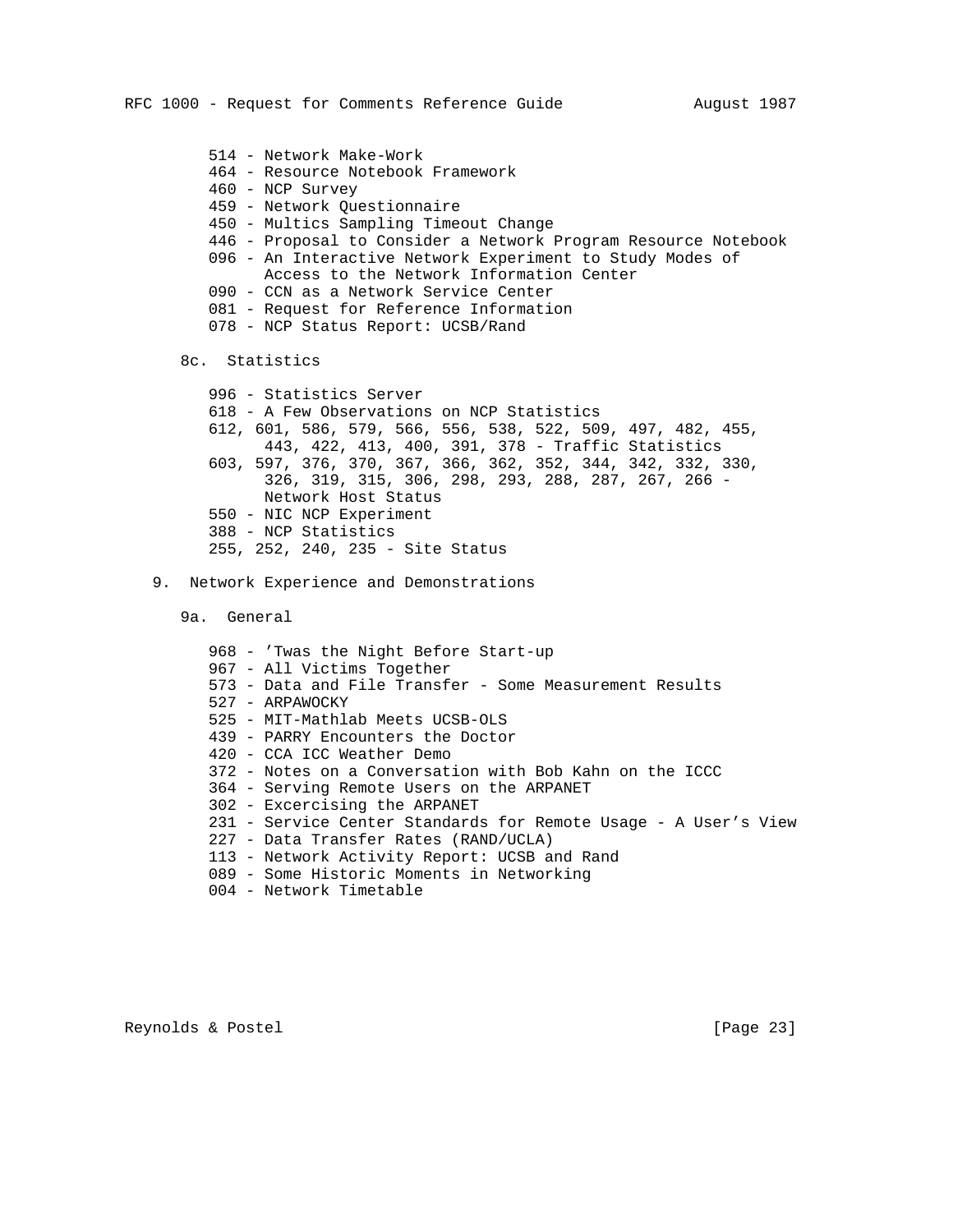- 514 - Network Make-Work
- 464 - Resource Notebook Framework
- 460 - NCP Survey
- 459 - Network Questionnaire
- 450 - Multics Sampling Timeout Change
- 446 - Proposal to Consider a Network Program Resource Notebook
- 096 - An Interactive Network Experiment to Study Modes of Access to the Network Information Center
- 090 - CCN as a Network Service Center
- 081 - Request for Reference Information
- 078 - NCP Status Report: UCSB/Rand

### 8c. Statistics

- 996 - Statistics Server
- 618 - A Few Observations on NCP Statistics
- 612, 601, 586, 579, 566, 556, 538, 522, 509, 497, 482, 455, 443, 422, 413, 400, 391, 378 - Traffic Statistics
- 603, 597, 376, 370, 367, 366, 362, 352, 344, 342, 332, 330, 326, 319, 315, 306, 298, 293, 288, 287, 267, 266 - Network Host Status
- 550 - NIC NCP Experiment
- 388 - NCP Statistics
- 255, 252, 240, 235 - Site Status

## 9. Network Experience and Demonstrations

### 9a. General

- 968 - 'Twas the Night Before Start-up
- 967 - All Victims Together
- 573 - Data and File Transfer - Some Measurement Results
- 527 - ARPAWOCKY
- 525 - MIT-Mathlab Meets UCSB-OLS
- 439 - PARRY Encounters the Doctor
- 420 - CCA ICC Weather Demo
- 372 - Notes on a Conversation with Bob Kahn on the ICCC
- 364 - Serving Remote Users on the ARPANET
- 302 - Excercising the ARPANET
- 231 - Service Center Standards for Remote Usage - A User's View
- 227 - Data Transfer Rates (RAND/UCLA)
- 113 - Network Activity Report: UCSB and Rand
- 089 - Some Historic Moments in Networking
- 004 - Network Timetable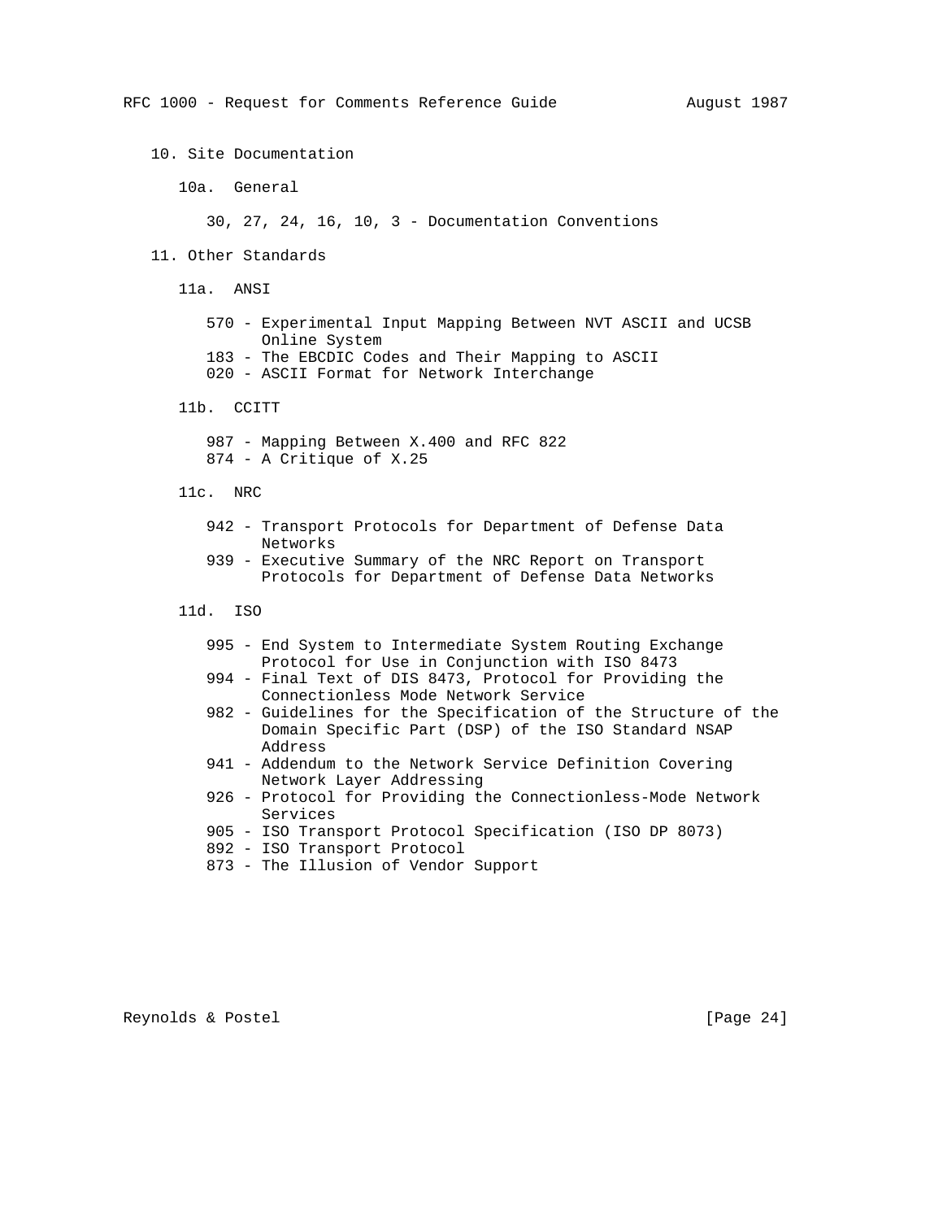## 10. Site Documentation

### 10a. General

30, 27, 24, 16, 10, 3 - Documentation Conventions

## 11. Other Standards

### 11a. ANSI

- 570 - Experimental Input Mapping Between NVT ASCII and UCSB Online System
- 183 - The EBCDIC Codes and Their Mapping to ASCII
- 020 - ASCII Format for Network Interchange

### 11b. CCITT

- 987 - Mapping Between X.400 and RFC 822
- 874 - A Critique of X.25

### 11c. NRC

- 942 - Transport Protocols for Department of Defense Data Networks
- 939 - Executive Summary of the NRC Report on Transport Protocols for Department of Defense Data Networks

### 11d. ISO

- 995 - End System to Intermediate System Routing Exchange Protocol for Use in Conjunction with ISO 8473
- 994 - Final Text of DIS 8473, Protocol for Providing the Connectionless Mode Network Service
- 982 - Guidelines for the Specification of the Structure of the Domain Specific Part (DSP) of the ISO Standard NSAP Address
- 941 - Addendum to the Network Service Definition Covering Network Layer Addressing
- 926 - Protocol for Providing the Connectionless-Mode Network Services
- 905 - ISO Transport Protocol Specification (ISO DP 8073)
- 892 - ISO Transport Protocol
- 873 - The Illusion of Vendor Support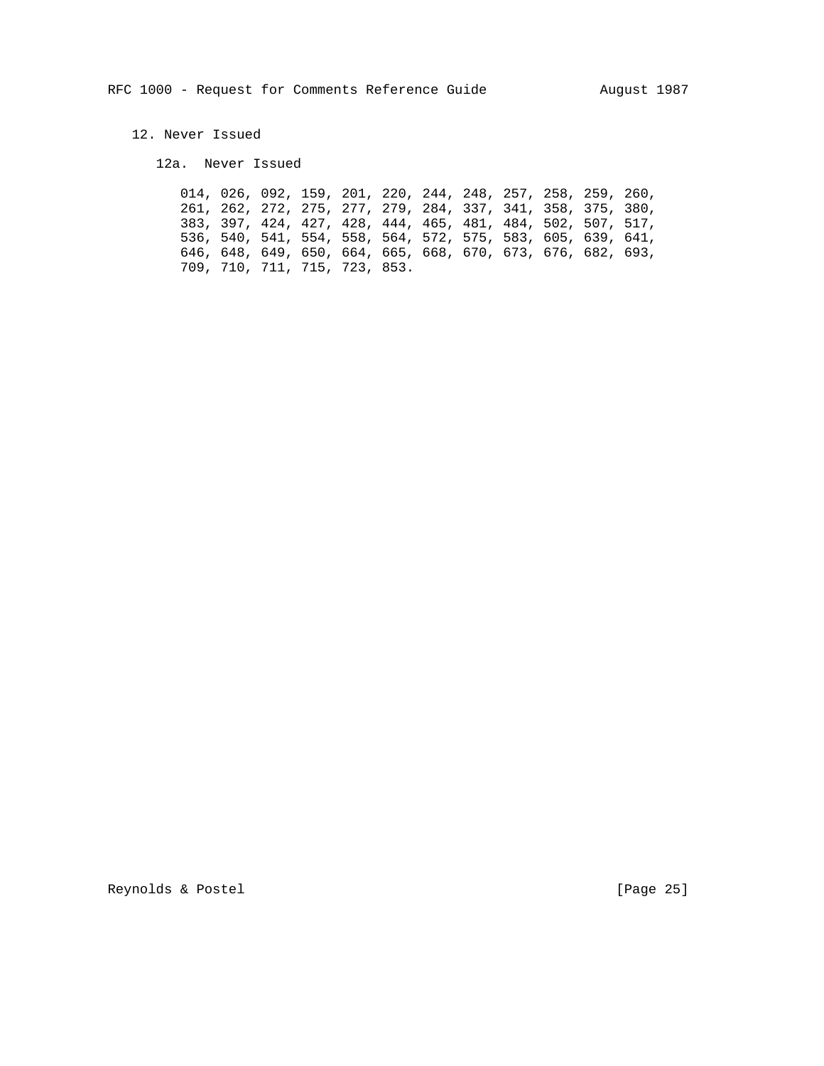## 12. Never Issued

### 12a. Never Issued

014, 026, 092, 159, 201, 220, 244, 248, 257, 258, 259, 260,
261, 262, 272, 275, 277, 279, 284, 337, 341, 358, 375, 380,
383, 397, 424, 427, 428, 444, 465, 481, 484, 502, 507, 517,
536, 540, 541, 554, 558, 564, 572, 575, 583, 605, 639, 641,
646, 648, 649, 650, 664, 665, 668, 670, 673, 676, 682, 693,
709, 710, 711, 715, 723, 853.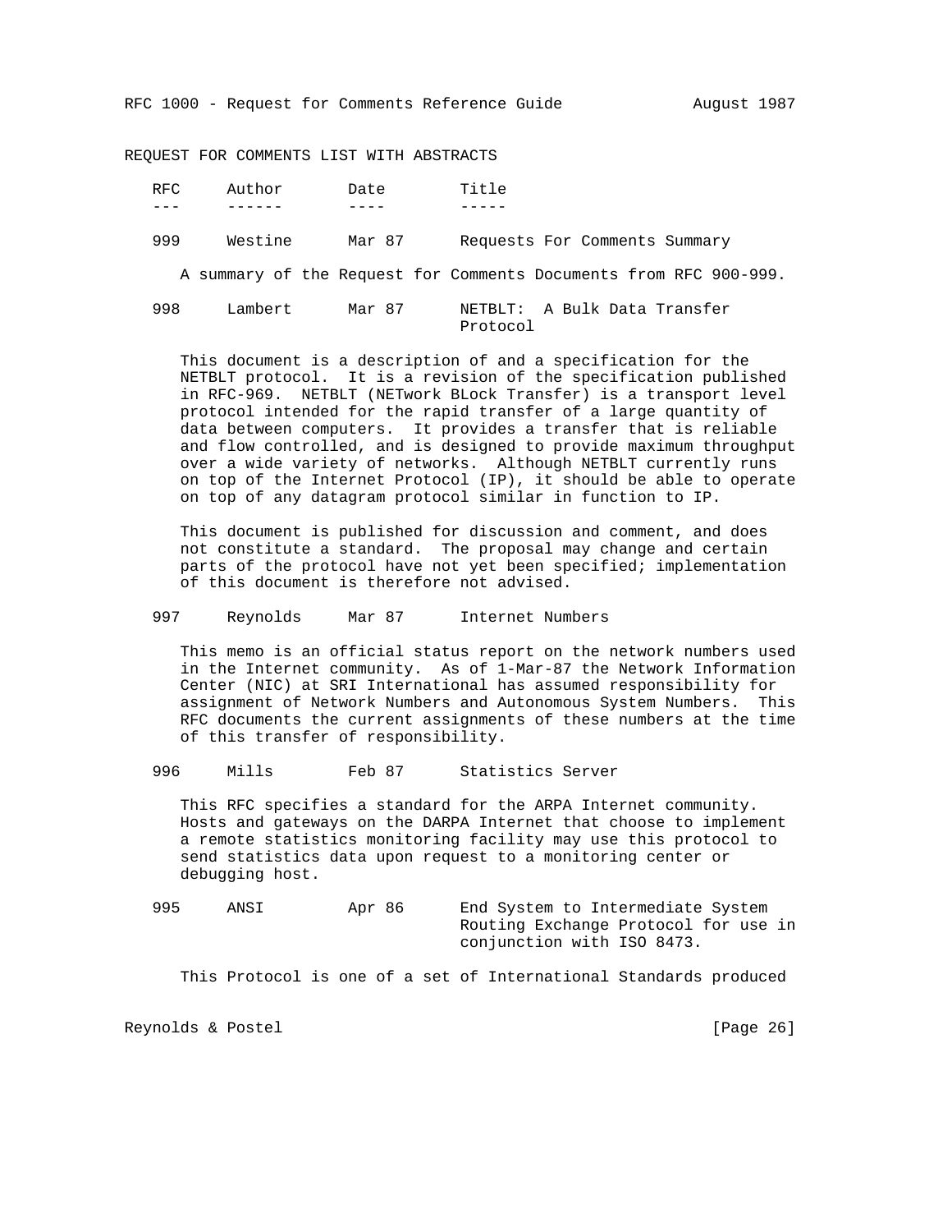REQUEST FOR COMMENTS LIST WITH ABSTRACTS

| RFC | Author | Date | Title |
|---|---|---|---|
| 999 | Westine | Mar 87 | Requests For Comments Summary |

A summary of the Request for Comments Documents from RFC 900-999.

| RFC | Author | Date | Title |
|---|---|---|---|
| 998 | Lambert | Mar 87 | NETBLT: A Bulk Data Transfer Protocol |

This document is a description of and a specification for the NETBLT protocol. It is a revision of the specification published in RFC-969. NETBLT (NETwork BLock Transfer) is a transport level protocol intended for the rapid transfer of a large quantity of data between computers. It provides a transfer that is reliable and flow controlled, and is designed to provide maximum throughput over a wide variety of networks. Although NETBLT currently runs on top of the Internet Protocol (IP), it should be able to operate on top of any datagram protocol similar in function to IP.

This document is published for discussion and comment, and does not constitute a standard. The proposal may change and certain parts of the protocol have not yet been specified; implementation of this document is therefore not advised.

| RFC | Author | Date | Title |
|---|---|---|---|
| 997 | Reynolds | Mar 87 | Internet Numbers |

This memo is an official status report on the network numbers used in the Internet community. As of 1-Mar-87 the Network Information Center (NIC) at SRI International has assumed responsibility for assignment of Network Numbers and Autonomous System Numbers. This RFC documents the current assignments of these numbers at the time of this transfer of responsibility.

| RFC | Author | Date | Title |
|---|---|---|---|
| 996 | Mills | Feb 87 | Statistics Server |

This RFC specifies a standard for the ARPA Internet community. Hosts and gateways on the DARPA Internet that choose to implement a remote statistics monitoring facility may use this protocol to send statistics data upon request to a monitoring center or debugging host.

| RFC | Author | Date | Title |
|---|---|---|---|
| 995 | ANSI | Apr 86 | End System to Intermediate System Routing Exchange Protocol for use in conjunction with ISO 8473. |

This Protocol is one of a set of International Standards produced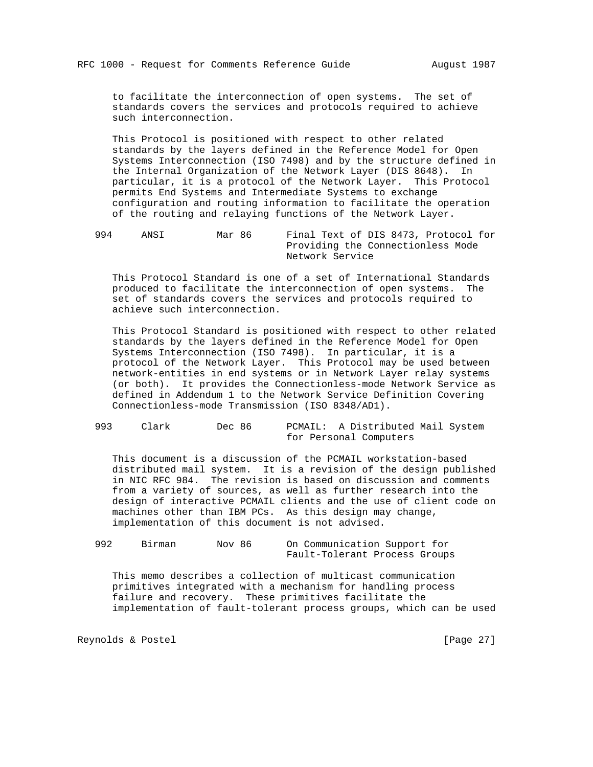to facilitate the interconnection of open systems. The set of standards covers the services and protocols required to achieve such interconnection.

This Protocol is positioned with respect to other related standards by the layers defined in the Reference Model for Open Systems Interconnection (ISO 7498) and by the structure defined in the Internal Organization of the Network Layer (DIS 8648). In particular, it is a protocol of the Network Layer. This Protocol permits End Systems and Intermediate Systems to exchange configuration and routing information to facilitate the operation of the routing and relaying functions of the Network Layer.

```
994     ANSI         Mar 86      Final Text of DIS 8473, Protocol for
                                 Providing the Connectionless Mode
                                 Network Service
```

This Protocol Standard is one of a set of International Standards produced to facilitate the interconnection of open systems. The set of standards covers the services and protocols required to achieve such interconnection.

This Protocol Standard is positioned with respect to other related standards by the layers defined in the Reference Model for Open Systems Interconnection (ISO 7498). In particular, it is a protocol of the Network Layer. This Protocol may be used between network-entities in end systems or in Network Layer relay systems (or both). It provides the Connectionless-mode Network Service as defined in Addendum 1 to the Network Service Definition Covering Connectionless-mode Transmission (ISO 8348/AD1).

```
993     Clark        Dec 86      PCMAIL:  A Distributed Mail System
                                 for Personal Computers
```

This document is a discussion of the PCMAIL workstation-based distributed mail system. It is a revision of the design published in NIC RFC 984. The revision is based on discussion and comments from a variety of sources, as well as further research into the design of interactive PCMAIL clients and the use of client code on machines other than IBM PCs. As this design may change, implementation of this document is not advised.

```
992     Birman       Nov 86      On Communication Support for
                                 Fault-Tolerant Process Groups
```

This memo describes a collection of multicast communication primitives integrated with a mechanism for handling process failure and recovery. These primitives facilitate the implementation of fault-tolerant process groups, which can be used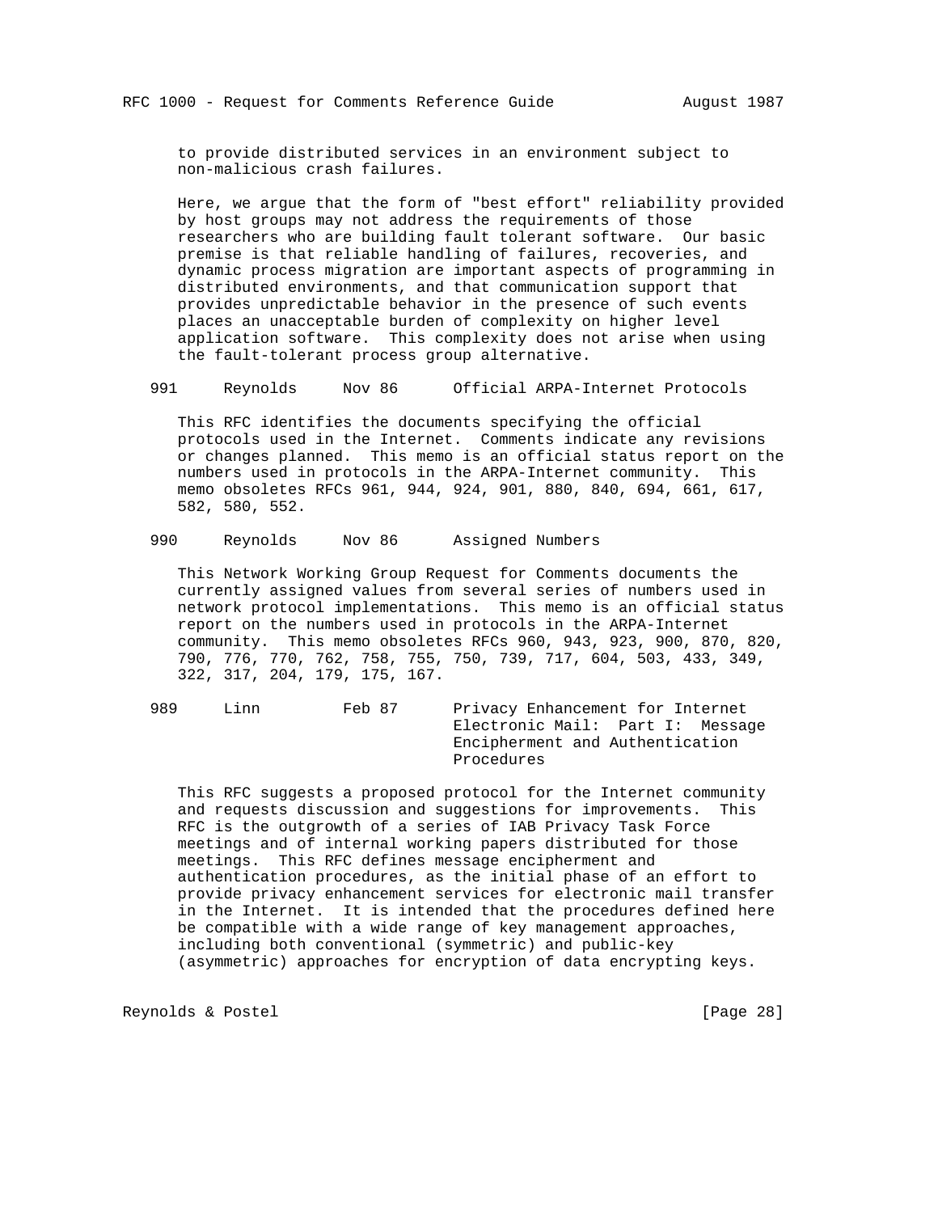to provide distributed services in an environment subject to non-malicious crash failures.

Here, we argue that the form of "best effort" reliability provided by host groups may not address the requirements of those researchers who are building fault tolerant software. Our basic premise is that reliable handling of failures, recoveries, and dynamic process migration are important aspects of programming in distributed environments, and that communication support that provides unpredictable behavior in the presence of such events places an unacceptable burden of complexity on higher level application software. This complexity does not arise when using the fault-tolerant process group alternative.

991 Reynolds Nov 86 Official ARPA-Internet Protocols

This RFC identifies the documents specifying the official protocols used in the Internet. Comments indicate any revisions or changes planned. This memo is an official status report on the numbers used in protocols in the ARPA-Internet community. This memo obsoletes RFCs 961, 944, 924, 901, 880, 840, 694, 661, 617, 582, 580, 552.

990 Reynolds Nov 86 Assigned Numbers

This Network Working Group Request for Comments documents the currently assigned values from several series of numbers used in network protocol implementations. This memo is an official status report on the numbers used in protocols in the ARPA-Internet community. This memo obsoletes RFCs 960, 943, 923, 900, 870, 820, 790, 776, 770, 762, 758, 755, 750, 739, 717, 604, 503, 433, 349, 322, 317, 204, 179, 175, 167.

989 Linn Feb 87 Privacy Enhancement for Internet Electronic Mail: Part I: Message Encipherment and Authentication Procedures

This RFC suggests a proposed protocol for the Internet community and requests discussion and suggestions for improvements. This RFC is the outgrowth of a series of IAB Privacy Task Force meetings and of internal working papers distributed for those meetings. This RFC defines message encipherment and authentication procedures, as the initial phase of an effort to provide privacy enhancement services for electronic mail transfer in the Internet. It is intended that the procedures defined here be compatible with a wide range of key management approaches, including both conventional (symmetric) and public-key (asymmetric) approaches for encryption of data encrypting keys.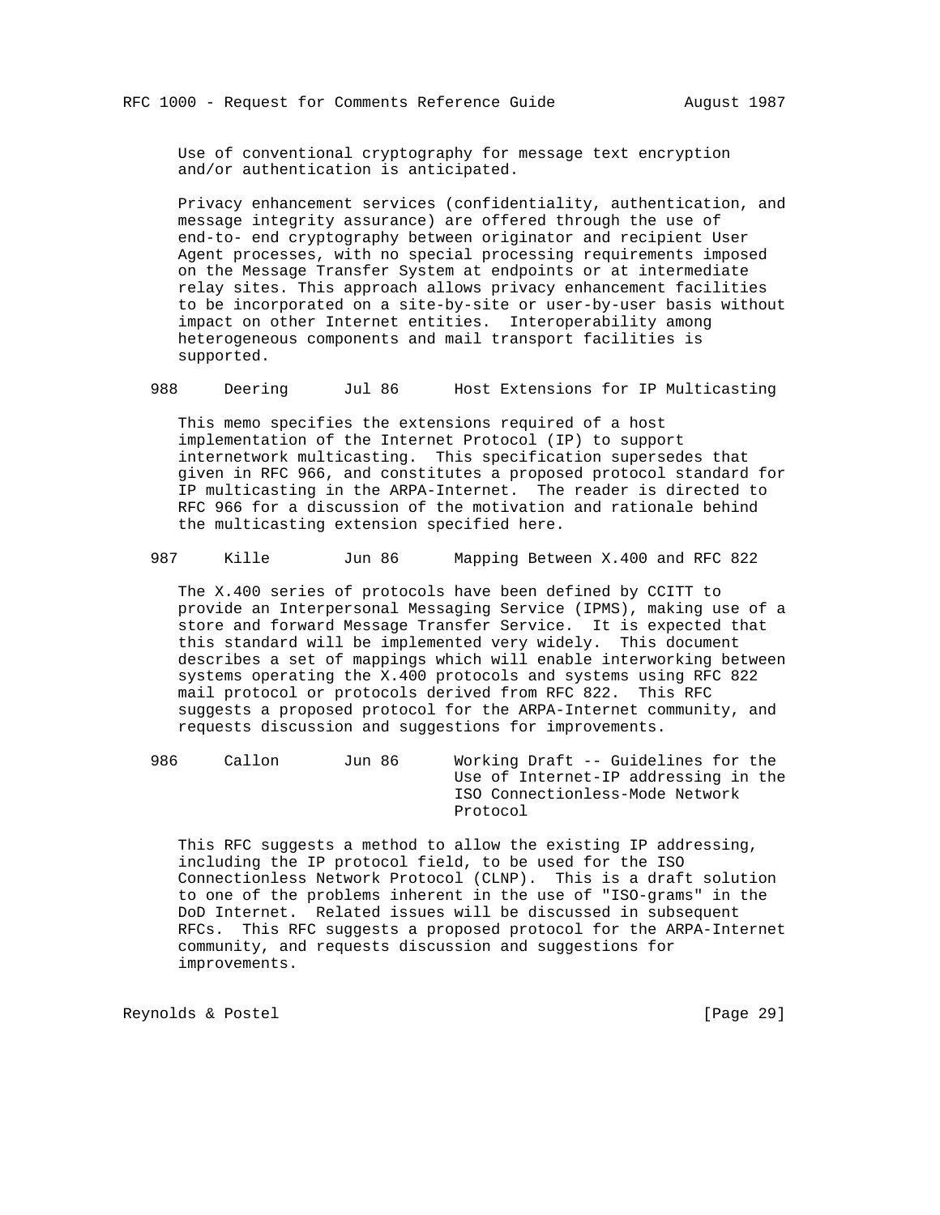Use of conventional cryptography for message text encryption and/or authentication is anticipated.

Privacy enhancement services (confidentiality, authentication, and message integrity assurance) are offered through the use of end-to- end cryptography between originator and recipient User Agent processes, with no special processing requirements imposed on the Message Transfer System at endpoints or at intermediate relay sites. This approach allows privacy enhancement facilities to be incorporated on a site-by-site or user-by-user basis without impact on other Internet entities. Interoperability among heterogeneous components and mail transport facilities is supported.

```
988     Deering      Jul 86      Host Extensions for IP Multicasting
```

This memo specifies the extensions required of a host implementation of the Internet Protocol (IP) to support internetwork multicasting. This specification supersedes that given in RFC 966, and constitutes a proposed protocol standard for IP multicasting in the ARPA-Internet. The reader is directed to RFC 966 for a discussion of the motivation and rationale behind the multicasting extension specified here.

```
987     Kille        Jun 86      Mapping Between X.400 and RFC 822
```

The X.400 series of protocols have been defined by CCITT to provide an Interpersonal Messaging Service (IPMS), making use of a store and forward Message Transfer Service. It is expected that this standard will be implemented very widely. This document describes a set of mappings which will enable interworking between systems operating the X.400 protocols and systems using RFC 822 mail protocol or protocols derived from RFC 822. This RFC suggests a proposed protocol for the ARPA-Internet community, and requests discussion and suggestions for improvements.

```
986     Callon       Jun 86      Working Draft -- Guidelines for the
                                 Use of Internet-IP addressing in the
                                 ISO Connectionless-Mode Network
                                 Protocol
```

This RFC suggests a method to allow the existing IP addressing, including the IP protocol field, to be used for the ISO Connectionless Network Protocol (CLNP). This is a draft solution to one of the problems inherent in the use of "ISO-grams" in the DoD Internet. Related issues will be discussed in subsequent RFCs. This RFC suggests a proposed protocol for the ARPA-Internet community, and requests discussion and suggestions for improvements.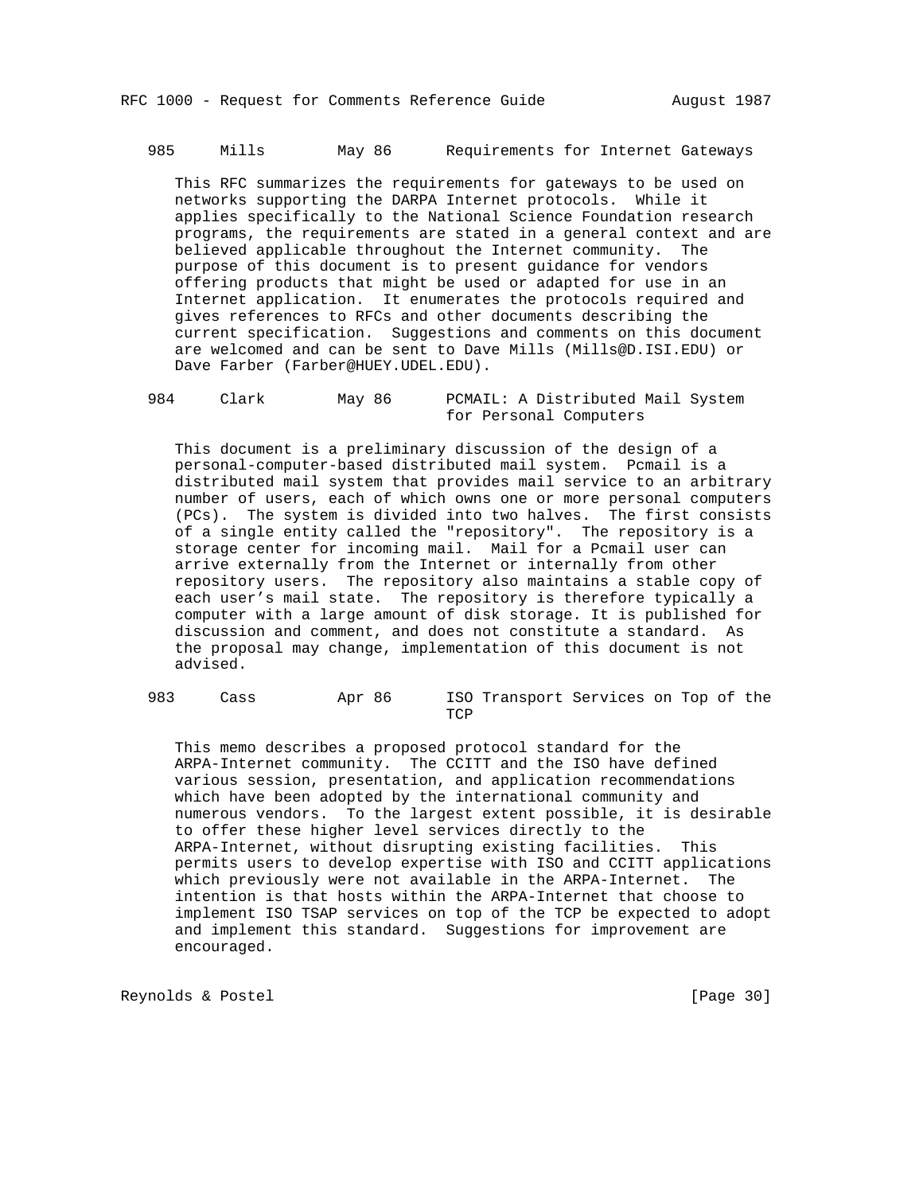985     Mills        May 86      Requirements for Internet Gateways

This RFC summarizes the requirements for gateways to be used on networks supporting the DARPA Internet protocols. While it applies specifically to the National Science Foundation research programs, the requirements are stated in a general context and are believed applicable throughout the Internet community. The purpose of this document is to present guidance for vendors offering products that might be used or adapted for use in an Internet application. It enumerates the protocols required and gives references to RFCs and other documents describing the current specification. Suggestions and comments on this document are welcomed and can be sent to Dave Mills (Mills@D.ISI.EDU) or Dave Farber (Farber@HUEY.UDEL.EDU).

984     Clark        May 86      PCMAIL: A Distributed Mail System for Personal Computers

This document is a preliminary discussion of the design of a personal-computer-based distributed mail system. Pcmail is a distributed mail system that provides mail service to an arbitrary number of users, each of which owns one or more personal computers (PCs). The system is divided into two halves. The first consists of a single entity called the "repository". The repository is a storage center for incoming mail. Mail for a Pcmail user can arrive externally from the Internet or internally from other repository users. The repository also maintains a stable copy of each user's mail state. The repository is therefore typically a computer with a large amount of disk storage. It is published for discussion and comment, and does not constitute a standard. As the proposal may change, implementation of this document is not advised.

983     Cass         Apr 86      ISO Transport Services on Top of the TCP

This memo describes a proposed protocol standard for the ARPA-Internet community. The CCITT and the ISO have defined various session, presentation, and application recommendations which have been adopted by the international community and numerous vendors. To the largest extent possible, it is desirable to offer these higher level services directly to the ARPA-Internet, without disrupting existing facilities. This permits users to develop expertise with ISO and CCITT applications which previously were not available in the ARPA-Internet. The intention is that hosts within the ARPA-Internet that choose to implement ISO TSAP services on top of the TCP be expected to adopt and implement this standard. Suggestions for improvement are encouraged.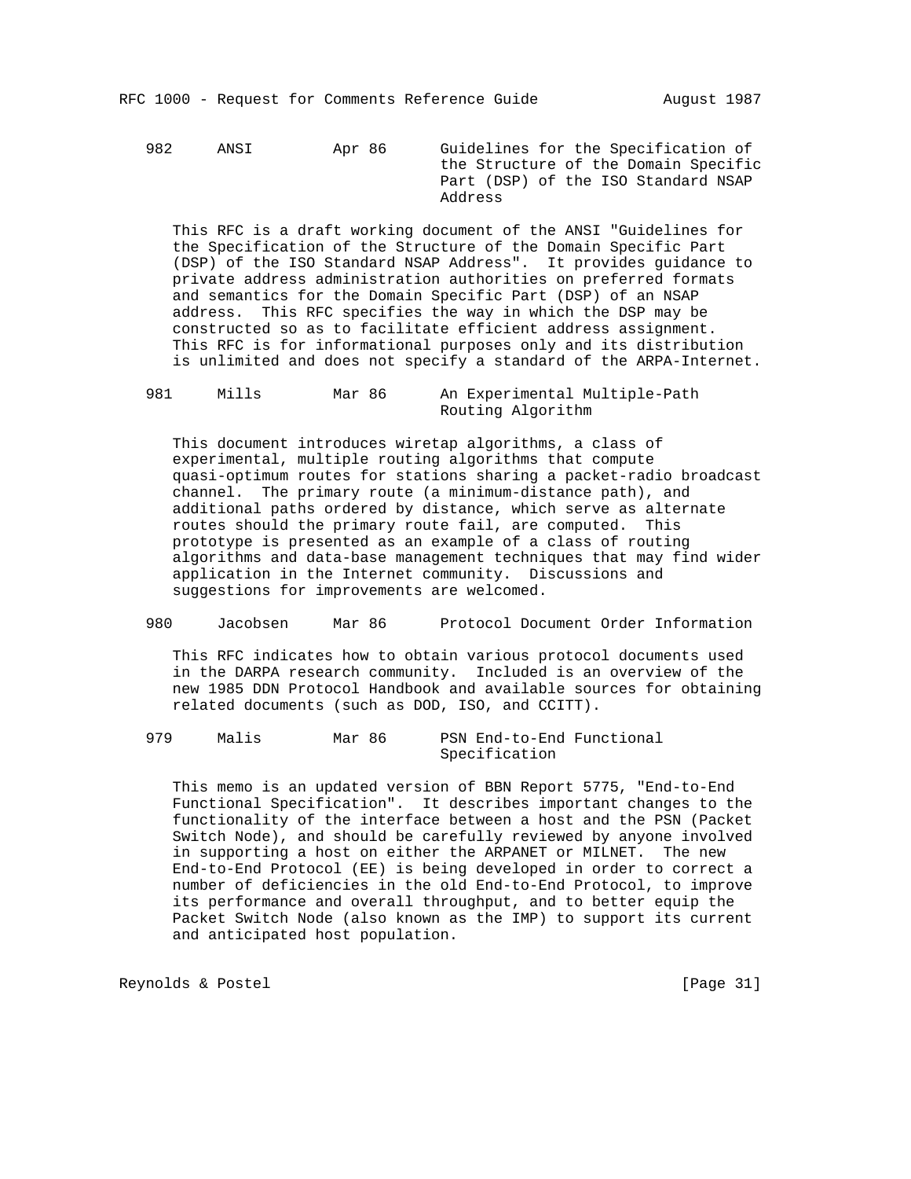982     ANSI        Apr 86      Guidelines for the Specification of the Structure of the Domain Specific Part (DSP) of the ISO Standard NSAP Address

This RFC is a draft working document of the ANSI "Guidelines for the Specification of the Structure of the Domain Specific Part (DSP) of the ISO Standard NSAP Address". It provides guidance to private address administration authorities on preferred formats and semantics for the Domain Specific Part (DSP) of an NSAP address. This RFC specifies the way in which the DSP may be constructed so as to facilitate efficient address assignment. This RFC is for informational purposes only and its distribution is unlimited and does not specify a standard of the ARPA-Internet.

981     Mills       Mar 86      An Experimental Multiple-Path Routing Algorithm

This document introduces wiretap algorithms, a class of experimental, multiple routing algorithms that compute quasi-optimum routes for stations sharing a packet-radio broadcast channel. The primary route (a minimum-distance path), and additional paths ordered by distance, which serve as alternate routes should the primary route fail, are computed. This prototype is presented as an example of a class of routing algorithms and data-base management techniques that may find wider application in the Internet community. Discussions and suggestions for improvements are welcomed.

980     Jacobsen    Mar 86      Protocol Document Order Information

This RFC indicates how to obtain various protocol documents used in the DARPA research community. Included is an overview of the new 1985 DDN Protocol Handbook and available sources for obtaining related documents (such as DOD, ISO, and CCITT).

979     Malis       Mar 86      PSN End-to-End Functional Specification

This memo is an updated version of BBN Report 5775, "End-to-End Functional Specification". It describes important changes to the functionality of the interface between a host and the PSN (Packet Switch Node), and should be carefully reviewed by anyone involved in supporting a host on either the ARPANET or MILNET. The new End-to-End Protocol (EE) is being developed in order to correct a number of deficiencies in the old End-to-End Protocol, to improve its performance and overall throughput, and to better equip the Packet Switch Node (also known as the IMP) to support its current and anticipated host population.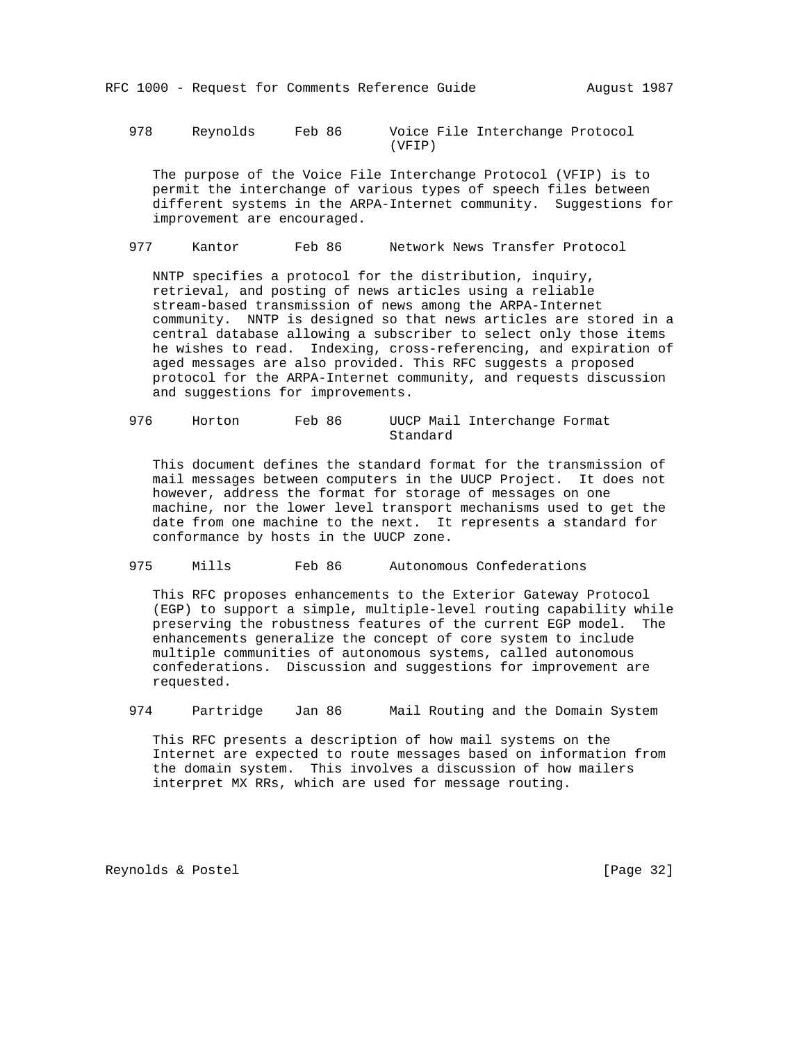978     Reynolds     Feb 86      Voice File Interchange Protocol (VFIP)

The purpose of the Voice File Interchange Protocol (VFIP) is to permit the interchange of various types of speech files between different systems in the ARPA-Internet community. Suggestions for improvement are encouraged.

977     Kantor       Feb 86      Network News Transfer Protocol

NNTP specifies a protocol for the distribution, inquiry, retrieval, and posting of news articles using a reliable stream-based transmission of news among the ARPA-Internet community. NNTP is designed so that news articles are stored in a central database allowing a subscriber to select only those items he wishes to read. Indexing, cross-referencing, and expiration of aged messages are also provided. This RFC suggests a proposed protocol for the ARPA-Internet community, and requests discussion and suggestions for improvements.

976     Horton       Feb 86      UUCP Mail Interchange Format Standard

This document defines the standard format for the transmission of mail messages between computers in the UUCP Project. It does not however, address the format for storage of messages on one machine, nor the lower level transport mechanisms used to get the date from one machine to the next. It represents a standard for conformance by hosts in the UUCP zone.

975     Mills        Feb 86      Autonomous Confederations

This RFC proposes enhancements to the Exterior Gateway Protocol (EGP) to support a simple, multiple-level routing capability while preserving the robustness features of the current EGP model. The enhancements generalize the concept of core system to include multiple communities of autonomous systems, called autonomous confederations. Discussion and suggestions for improvement are requested.

974     Partridge    Jan 86      Mail Routing and the Domain System

This RFC presents a description of how mail systems on the Internet are expected to route messages based on information from the domain system. This involves a discussion of how mailers interpret MX RRs, which are used for message routing.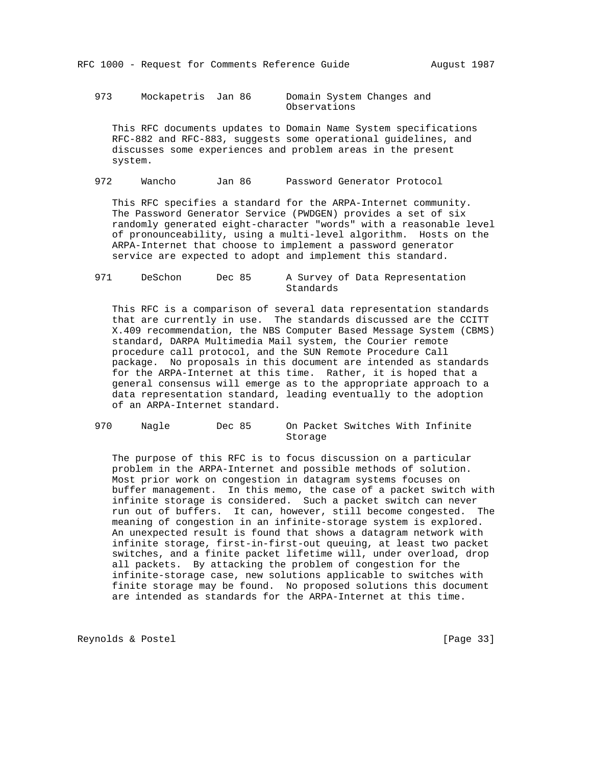973     Mockapetris  Jan 86      Domain System Changes and Observations

This RFC documents updates to Domain Name System specifications RFC-882 and RFC-883, suggests some operational guidelines, and discusses some experiences and problem areas in the present system.

972     Wancho       Jan 86      Password Generator Protocol

This RFC specifies a standard for the ARPA-Internet community. The Password Generator Service (PWDGEN) provides a set of six randomly generated eight-character "words" with a reasonable level of pronounceability, using a multi-level algorithm. Hosts on the ARPA-Internet that choose to implement a password generator service are expected to adopt and implement this standard.

971     DeSchon      Dec 85      A Survey of Data Representation Standards

This RFC is a comparison of several data representation standards that are currently in use. The standards discussed are the CCITT X.409 recommendation, the NBS Computer Based Message System (CBMS) standard, DARPA Multimedia Mail system, the Courier remote procedure call protocol, and the SUN Remote Procedure Call package. No proposals in this document are intended as standards for the ARPA-Internet at this time. Rather, it is hoped that a general consensus will emerge as to the appropriate approach to a data representation standard, leading eventually to the adoption of an ARPA-Internet standard.

970     Nagle        Dec 85      On Packet Switches With Infinite Storage

The purpose of this RFC is to focus discussion on a particular problem in the ARPA-Internet and possible methods of solution. Most prior work on congestion in datagram systems focuses on buffer management. In this memo, the case of a packet switch with infinite storage is considered. Such a packet switch can never run out of buffers. It can, however, still become congested. The meaning of congestion in an infinite-storage system is explored. An unexpected result is found that shows a datagram network with infinite storage, first-in-first-out queuing, at least two packet switches, and a finite packet lifetime will, under overload, drop all packets. By attacking the problem of congestion for the infinite-storage case, new solutions applicable to switches with finite storage may be found. No proposed solutions this document are intended as standards for the ARPA-Internet at this time.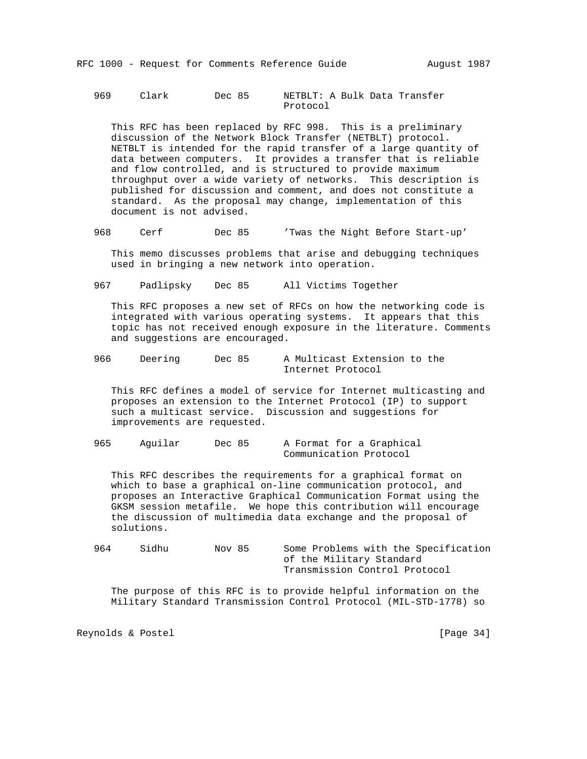969     Clark        Dec 85      NETBLT: A Bulk Data Transfer Protocol

This RFC has been replaced by RFC 998. This is a preliminary discussion of the Network Block Transfer (NETBLT) protocol. NETBLT is intended for the rapid transfer of a large quantity of data between computers. It provides a transfer that is reliable and flow controlled, and is structured to provide maximum throughput over a wide variety of networks. This description is published for discussion and comment, and does not constitute a standard. As the proposal may change, implementation of this document is not advised.

968     Cerf         Dec 85      'Twas the Night Before Start-up'

This memo discusses problems that arise and debugging techniques used in bringing a new network into operation.

967     Padlipsky    Dec 85      All Victims Together

This RFC proposes a new set of RFCs on how the networking code is integrated with various operating systems. It appears that this topic has not received enough exposure in the literature. Comments and suggestions are encouraged.

966     Deering      Dec 85      A Multicast Extension to the Internet Protocol

This RFC defines a model of service for Internet multicasting and proposes an extension to the Internet Protocol (IP) to support such a multicast service. Discussion and suggestions for improvements are requested.

965     Aguilar      Dec 85      A Format for a Graphical Communication Protocol

This RFC describes the requirements for a graphical format on which to base a graphical on-line communication protocol, and proposes an Interactive Graphical Communication Format using the GKSM session metafile. We hope this contribution will encourage the discussion of multimedia data exchange and the proposal of solutions.

964     Sidhu        Nov 85      Some Problems with the Specification of the Military Standard Transmission Control Protocol

The purpose of this RFC is to provide helpful information on the Military Standard Transmission Control Protocol (MIL-STD-1778) so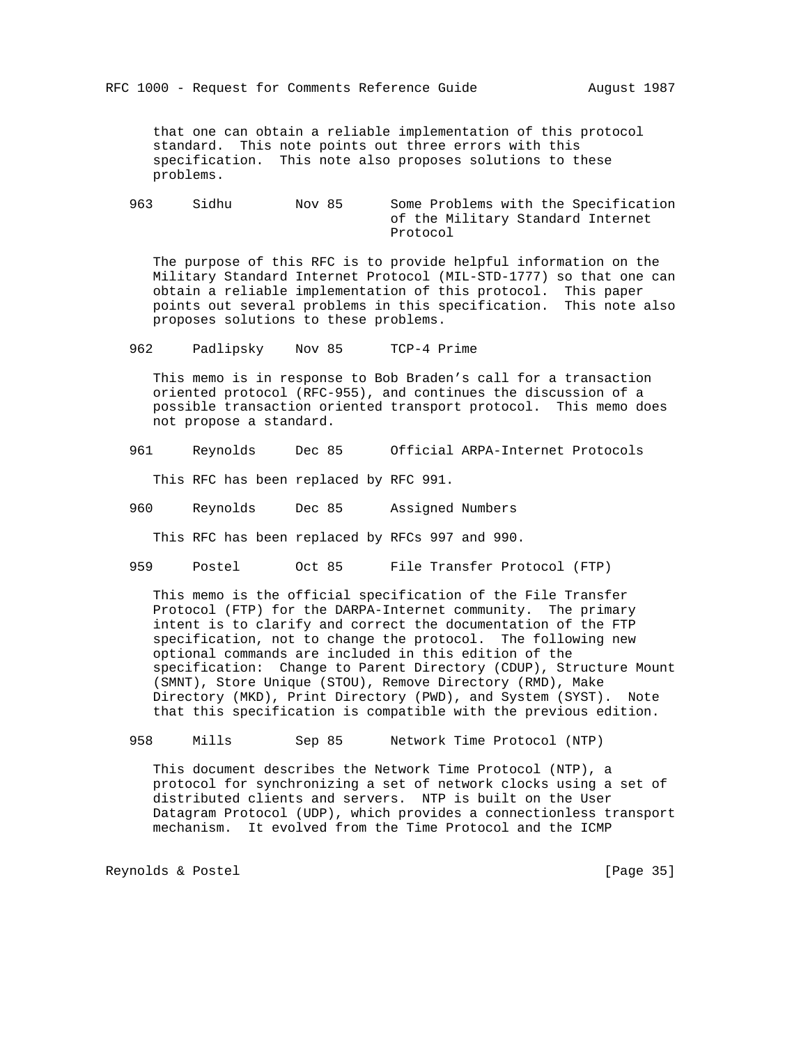that one can obtain a reliable implementation of this protocol standard. This note points out three errors with this specification. This note also proposes solutions to these problems.

963 Sidhu Nov 85 Some Problems with the Specification of the Military Standard Internet Protocol

The purpose of this RFC is to provide helpful information on the Military Standard Internet Protocol (MIL-STD-1777) so that one can obtain a reliable implementation of this protocol. This paper points out several problems in this specification. This note also proposes solutions to these problems.

962 Padlipsky Nov 85 TCP-4 Prime

This memo is in response to Bob Braden's call for a transaction oriented protocol (RFC-955), and continues the discussion of a possible transaction oriented transport protocol. This memo does not propose a standard.

961 Reynolds Dec 85 Official ARPA-Internet Protocols

This RFC has been replaced by RFC 991.

960 Reynolds Dec 85 Assigned Numbers

This RFC has been replaced by RFCs 997 and 990.

959 Postel Oct 85 File Transfer Protocol (FTP)

This memo is the official specification of the File Transfer Protocol (FTP) for the DARPA-Internet community. The primary intent is to clarify and correct the documentation of the FTP specification, not to change the protocol. The following new optional commands are included in this edition of the specification: Change to Parent Directory (CDUP), Structure Mount (SMNT), Store Unique (STOU), Remove Directory (RMD), Make Directory (MKD), Print Directory (PWD), and System (SYST). Note that this specification is compatible with the previous edition.

958 Mills Sep 85 Network Time Protocol (NTP)

This document describes the Network Time Protocol (NTP), a protocol for synchronizing a set of network clocks using a set of distributed clients and servers. NTP is built on the User Datagram Protocol (UDP), which provides a connectionless transport mechanism. It evolved from the Time Protocol and the ICMP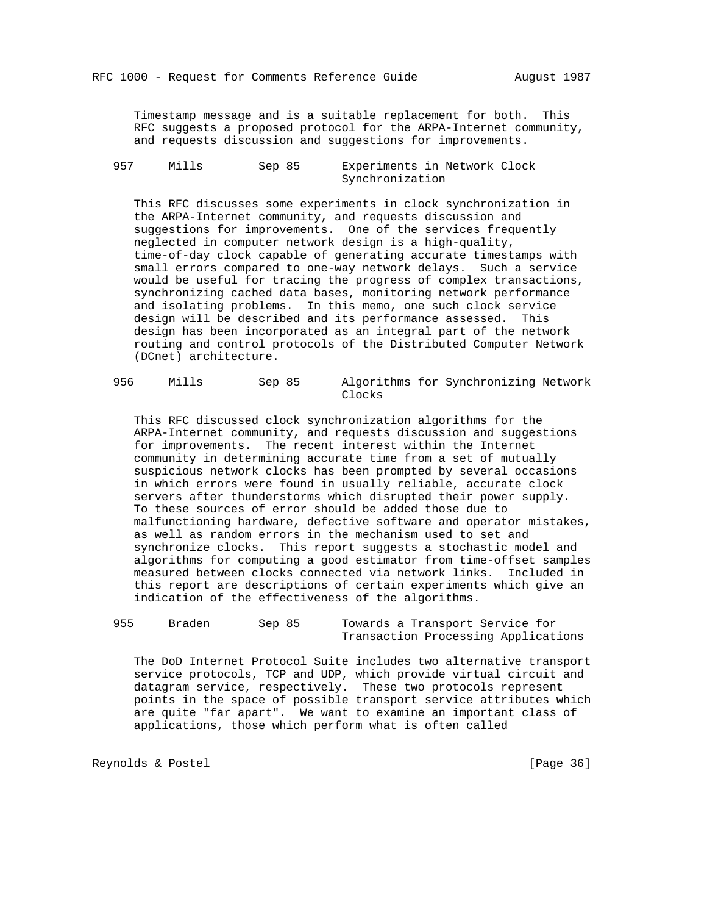Timestamp message and is a suitable replacement for both. This RFC suggests a proposed protocol for the ARPA-Internet community, and requests discussion and suggestions for improvements.

957     Mills     Sep 85     Experiments in Network Clock Synchronization

This RFC discusses some experiments in clock synchronization in the ARPA-Internet community, and requests discussion and suggestions for improvements. One of the services frequently neglected in computer network design is a high-quality, time-of-day clock capable of generating accurate timestamps with small errors compared to one-way network delays. Such a service would be useful for tracing the progress of complex transactions, synchronizing cached data bases, monitoring network performance and isolating problems. In this memo, one such clock service design will be described and its performance assessed. This design has been incorporated as an integral part of the network routing and control protocols of the Distributed Computer Network (DCnet) architecture.

956     Mills     Sep 85     Algorithms for Synchronizing Network Clocks

This RFC discussed clock synchronization algorithms for the ARPA-Internet community, and requests discussion and suggestions for improvements. The recent interest within the Internet community in determining accurate time from a set of mutually suspicious network clocks has been prompted by several occasions in which errors were found in usually reliable, accurate clock servers after thunderstorms which disrupted their power supply. To these sources of error should be added those due to malfunctioning hardware, defective software and operator mistakes, as well as random errors in the mechanism used to set and synchronize clocks. This report suggests a stochastic model and algorithms for computing a good estimator from time-offset samples measured between clocks connected via network links. Included in this report are descriptions of certain experiments which give an indication of the effectiveness of the algorithms.

955     Braden     Sep 85     Towards a Transport Service for Transaction Processing Applications

The DoD Internet Protocol Suite includes two alternative transport service protocols, TCP and UDP, which provide virtual circuit and datagram service, respectively. These two protocols represent points in the space of possible transport service attributes which are quite "far apart". We want to examine an important class of applications, those which perform what is often called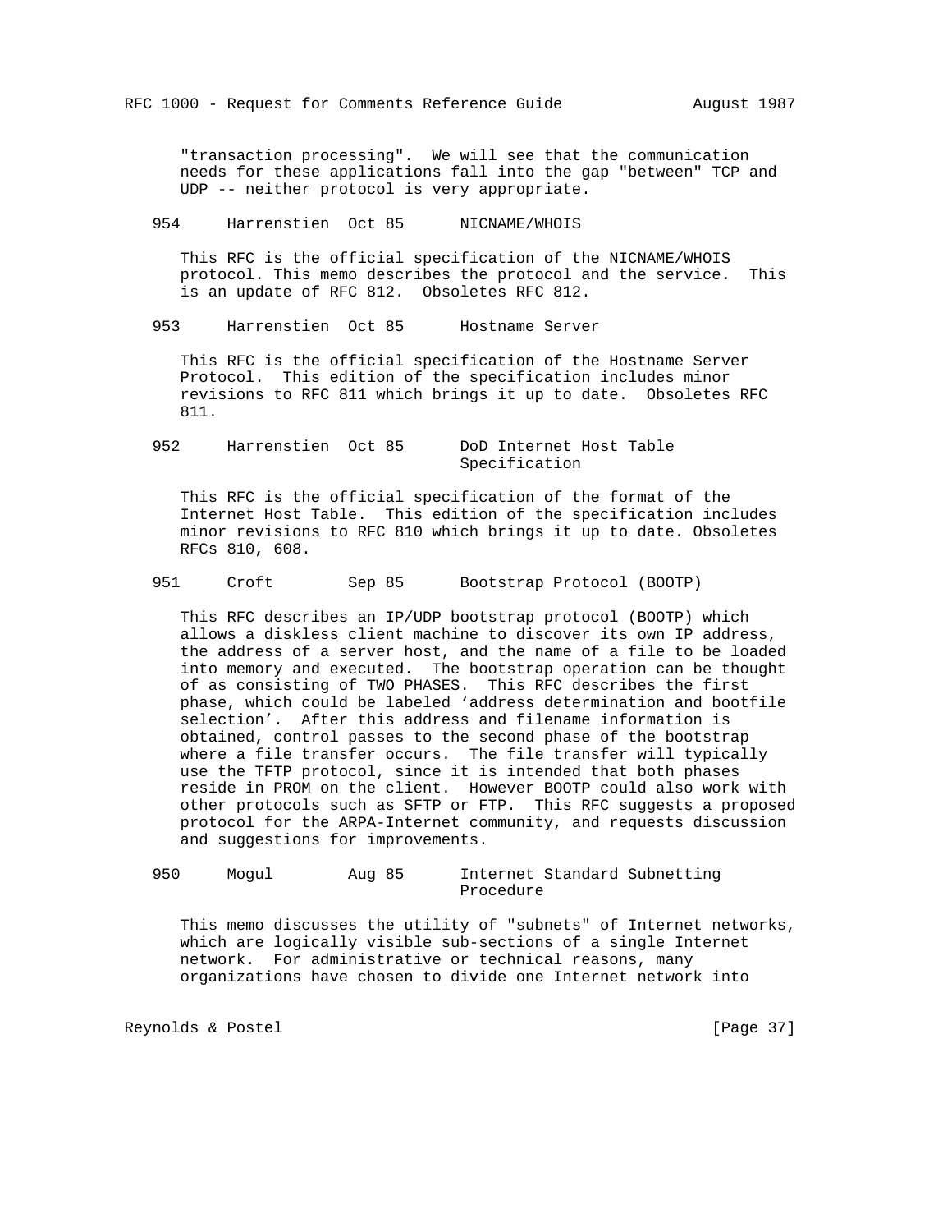"transaction processing". We will see that the communication needs for these applications fall into the gap "between" TCP and UDP -- neither protocol is very appropriate.

954 Harrenstien Oct 85 NICNAME/WHOIS

This RFC is the official specification of the NICNAME/WHOIS protocol. This memo describes the protocol and the service. This is an update of RFC 812. Obsoletes RFC 812.

953 Harrenstien Oct 85 Hostname Server

This RFC is the official specification of the Hostname Server Protocol. This edition of the specification includes minor revisions to RFC 811 which brings it up to date. Obsoletes RFC 811.

952 Harrenstien Oct 85 DoD Internet Host Table Specification

This RFC is the official specification of the format of the Internet Host Table. This edition of the specification includes minor revisions to RFC 810 which brings it up to date. Obsoletes RFCs 810, 608.

951 Croft Sep 85 Bootstrap Protocol (BOOTP)

This RFC describes an IP/UDP bootstrap protocol (BOOTP) which allows a diskless client machine to discover its own IP address, the address of a server host, and the name of a file to be loaded into memory and executed. The bootstrap operation can be thought of as consisting of TWO PHASES. This RFC describes the first phase, which could be labeled ‘address determination and bootfile selection’. After this address and filename information is obtained, control passes to the second phase of the bootstrap where a file transfer occurs. The file transfer will typically use the TFTP protocol, since it is intended that both phases reside in PROM on the client. However BOOTP could also work with other protocols such as SFTP or FTP. This RFC suggests a proposed protocol for the ARPA-Internet community, and requests discussion and suggestions for improvements.

950 Mogul Aug 85 Internet Standard Subnetting Procedure

This memo discusses the utility of "subnets" of Internet networks, which are logically visible sub-sections of a single Internet network. For administrative or technical reasons, many organizations have chosen to divide one Internet network into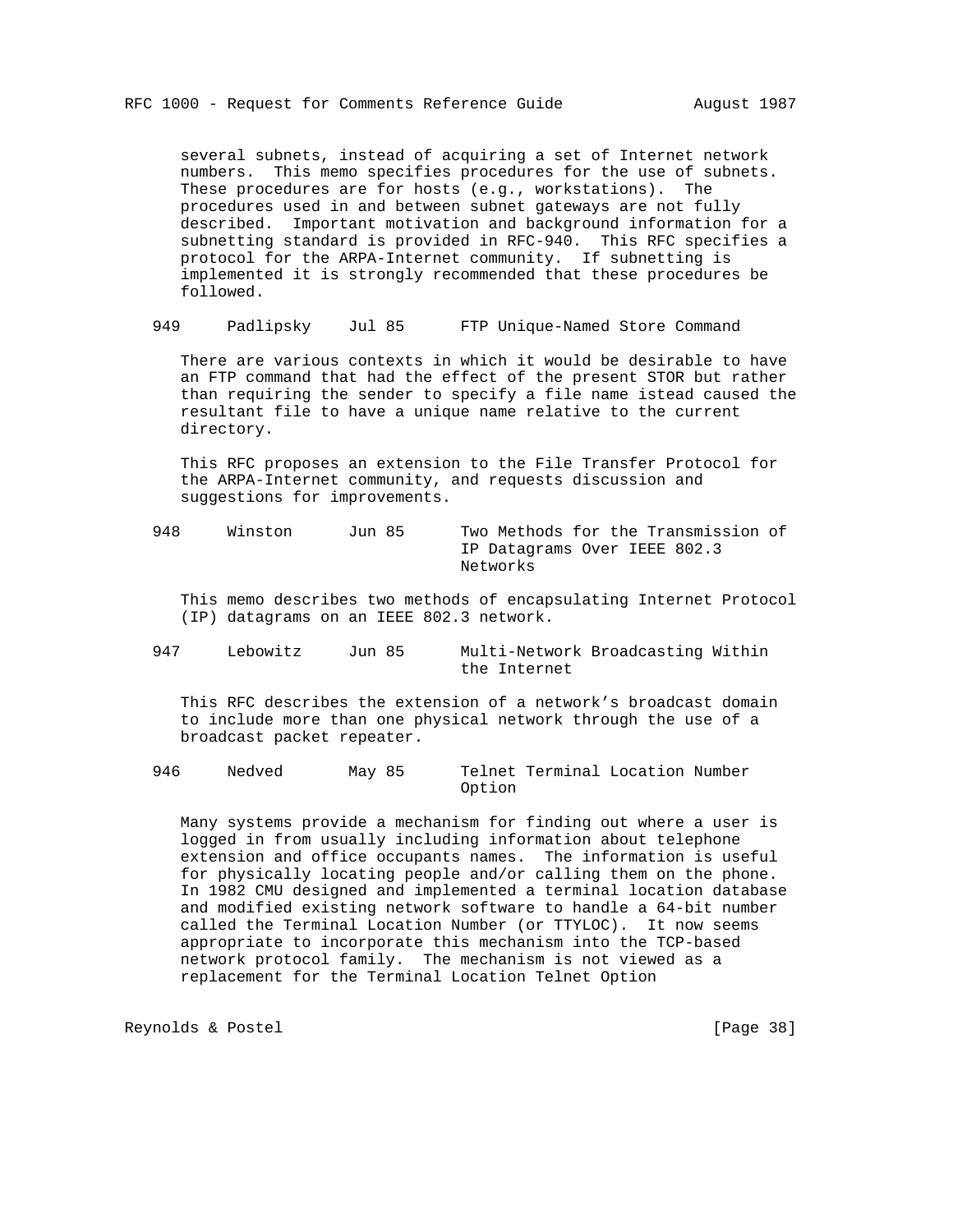several subnets, instead of acquiring a set of Internet network numbers. This memo specifies procedures for the use of subnets. These procedures are for hosts (e.g., workstations). The procedures used in and between subnet gateways are not fully described. Important motivation and background information for a subnetting standard is provided in RFC-940. This RFC specifies a protocol for the ARPA-Internet community. If subnetting is implemented it is strongly recommended that these procedures be followed.

```
949     Padlipsky    Jul 85      FTP Unique-Named Store Command
```

There are various contexts in which it would be desirable to have an FTP command that had the effect of the present STOR but rather than requiring the sender to specify a file name istead caused the resultant file to have a unique name relative to the current directory.

This RFC proposes an extension to the File Transfer Protocol for the ARPA-Internet community, and requests discussion and suggestions for improvements.

```
948     Winston      Jun 85      Two Methods for the Transmission of
                                 IP Datagrams Over IEEE 802.3
                                 Networks
```

This memo describes two methods of encapsulating Internet Protocol (IP) datagrams on an IEEE 802.3 network.

```
947     Lebowitz     Jun 85      Multi-Network Broadcasting Within
                                 the Internet
```

This RFC describes the extension of a network's broadcast domain to include more than one physical network through the use of a broadcast packet repeater.

```
946     Nedved       May 85      Telnet Terminal Location Number
                                 Option
```

Many systems provide a mechanism for finding out where a user is logged in from usually including information about telephone extension and office occupants names. The information is useful for physically locating people and/or calling them on the phone. In 1982 CMU designed and implemented a terminal location database and modified existing network software to handle a 64-bit number called the Terminal Location Number (or TTYLOC). It now seems appropriate to incorporate this mechanism into the TCP-based network protocol family. The mechanism is not viewed as a replacement for the Terminal Location Telnet Option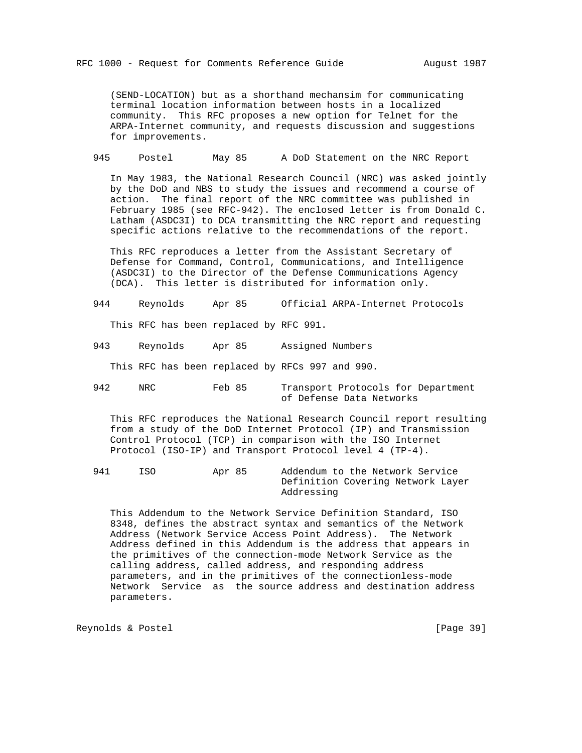(SEND-LOCATION) but as a shorthand mechansim for communicating terminal location information between hosts in a localized community. This RFC proposes a new option for Telnet for the ARPA-Internet community, and requests discussion and suggestions for improvements.

945     Postel       May 85      A DoD Statement on the NRC Report

In May 1983, the National Research Council (NRC) was asked jointly by the DoD and NBS to study the issues and recommend a course of action. The final report of the NRC committee was published in February 1985 (see RFC-942). The enclosed letter is from Donald C. Latham (ASDC3I) to DCA transmitting the NRC report and requesting specific actions relative to the recommendations of the report.

This RFC reproduces a letter from the Assistant Secretary of Defense for Command, Control, Communications, and Intelligence (ASDC3I) to the Director of the Defense Communications Agency (DCA). This letter is distributed for information only.

944     Reynolds     Apr 85      Official ARPA-Internet Protocols

This RFC has been replaced by RFC 991.

943     Reynolds     Apr 85      Assigned Numbers

This RFC has been replaced by RFCs 997 and 990.

942     NRC          Feb 85      Transport Protocols for Department of Defense Data Networks

This RFC reproduces the National Research Council report resulting from a study of the DoD Internet Protocol (IP) and Transmission Control Protocol (TCP) in comparison with the ISO Internet Protocol (ISO-IP) and Transport Protocol level 4 (TP-4).

941     ISO          Apr 85      Addendum to the Network Service Definition Covering Network Layer Addressing

This Addendum to the Network Service Definition Standard, ISO 8348, defines the abstract syntax and semantics of the Network Address (Network Service Access Point Address). The Network Address defined in this Addendum is the address that appears in the primitives of the connection-mode Network Service as the calling address, called address, and responding address parameters, and in the primitives of the connectionless-mode Network Service as the source address and destination address parameters.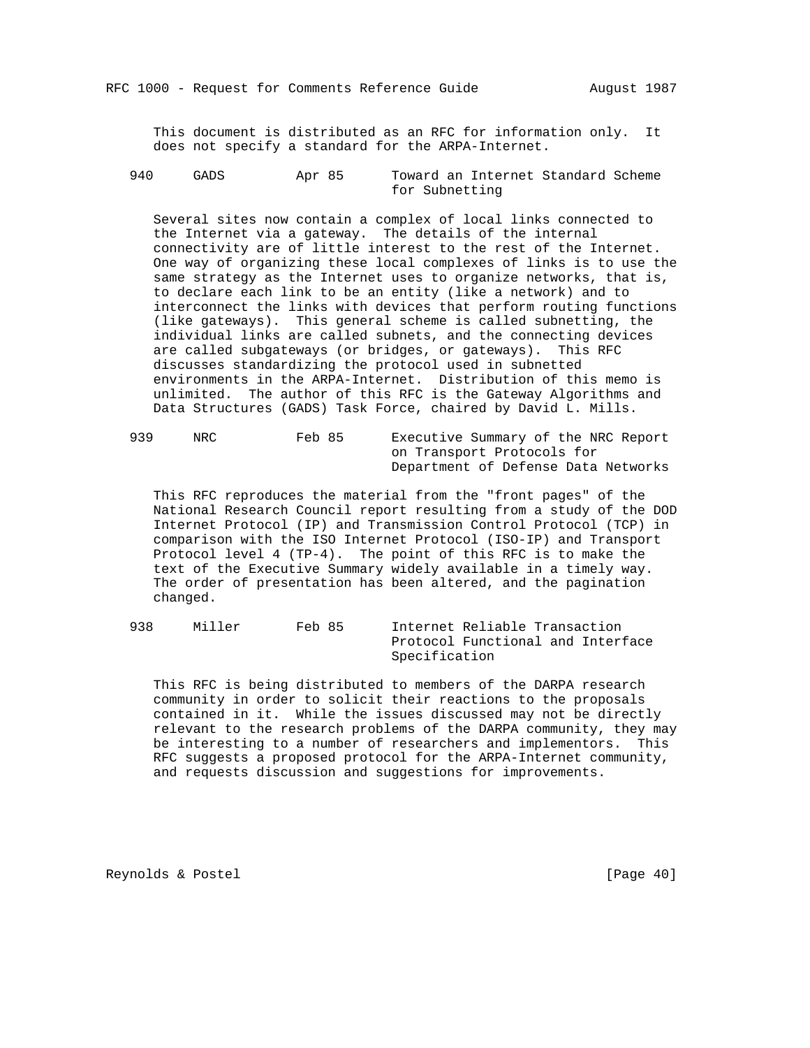This document is distributed as an RFC for information only. It does not specify a standard for the ARPA-Internet.

```
940     GADS         Apr 85      Toward an Internet Standard Scheme
                                 for Subnetting
```

Several sites now contain a complex of local links connected to the Internet via a gateway. The details of the internal connectivity are of little interest to the rest of the Internet. One way of organizing these local complexes of links is to use the same strategy as the Internet uses to organize networks, that is, to declare each link to be an entity (like a network) and to interconnect the links with devices that perform routing functions (like gateways). This general scheme is called subnetting, the individual links are called subnets, and the connecting devices are called subgateways (or bridges, or gateways). This RFC discusses standardizing the protocol used in subnetted environments in the ARPA-Internet. Distribution of this memo is unlimited. The author of this RFC is the Gateway Algorithms and Data Structures (GADS) Task Force, chaired by David L. Mills.

```
939     NRC          Feb 85      Executive Summary of the NRC Report
                                 on Transport Protocols for
                                 Department of Defense Data Networks
```

This RFC reproduces the material from the "front pages" of the National Research Council report resulting from a study of the DOD Internet Protocol (IP) and Transmission Control Protocol (TCP) in comparison with the ISO Internet Protocol (ISO-IP) and Transport Protocol level 4 (TP-4). The point of this RFC is to make the text of the Executive Summary widely available in a timely way. The order of presentation has been altered, and the pagination changed.

```
938     Miller       Feb 85      Internet Reliable Transaction
                                 Protocol Functional and Interface
                                 Specification
```

This RFC is being distributed to members of the DARPA research community in order to solicit their reactions to the proposals contained in it. While the issues discussed may not be directly relevant to the research problems of the DARPA community, they may be interesting to a number of researchers and implementors. This RFC suggests a proposed protocol for the ARPA-Internet community, and requests discussion and suggestions for improvements.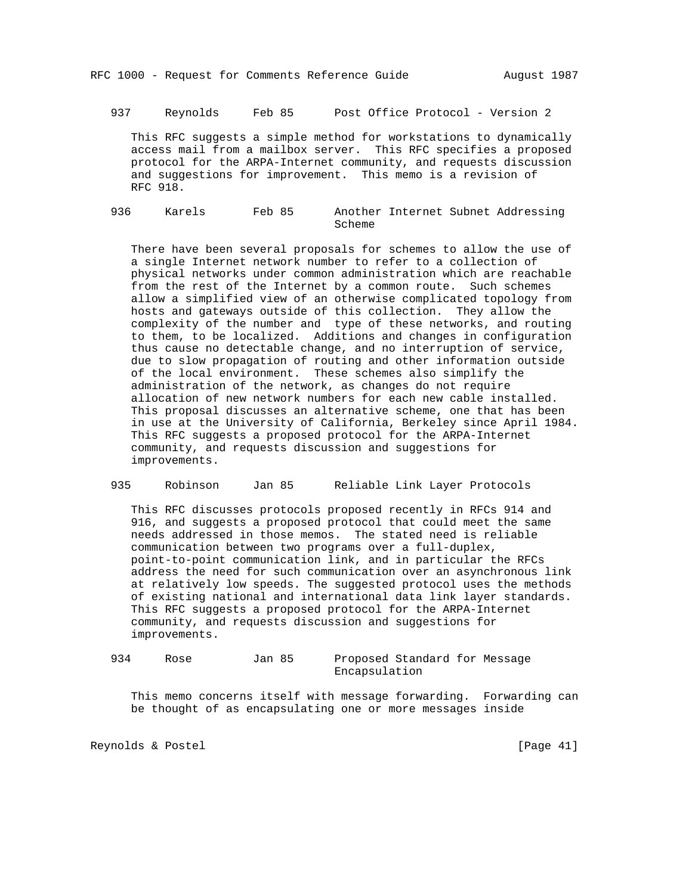937     Reynolds     Feb 85      Post Office Protocol - Version 2

This RFC suggests a simple method for workstations to dynamically access mail from a mailbox server. This RFC specifies a proposed protocol for the ARPA-Internet community, and requests discussion and suggestions for improvement. This memo is a revision of RFC 918.

936     Karels       Feb 85      Another Internet Subnet Addressing Scheme

There have been several proposals for schemes to allow the use of a single Internet network number to refer to a collection of physical networks under common administration which are reachable from the rest of the Internet by a common route. Such schemes allow a simplified view of an otherwise complicated topology from hosts and gateways outside of this collection. They allow the complexity of the number and type of these networks, and routing to them, to be localized. Additions and changes in configuration thus cause no detectable change, and no interruption of service, due to slow propagation of routing and other information outside of the local environment. These schemes also simplify the administration of the network, as changes do not require allocation of new network numbers for each new cable installed. This proposal discusses an alternative scheme, one that has been in use at the University of California, Berkeley since April 1984. This RFC suggests a proposed protocol for the ARPA-Internet community, and requests discussion and suggestions for improvements.

935     Robinson     Jan 85      Reliable Link Layer Protocols

This RFC discusses protocols proposed recently in RFCs 914 and 916, and suggests a proposed protocol that could meet the same needs addressed in those memos. The stated need is reliable communication between two programs over a full-duplex, point-to-point communication link, and in particular the RFCs address the need for such communication over an asynchronous link at relatively low speeds. The suggested protocol uses the methods of existing national and international data link layer standards. This RFC suggests a proposed protocol for the ARPA-Internet community, and requests discussion and suggestions for improvements.

934     Rose         Jan 85      Proposed Standard for Message Encapsulation

This memo concerns itself with message forwarding. Forwarding can be thought of as encapsulating one or more messages inside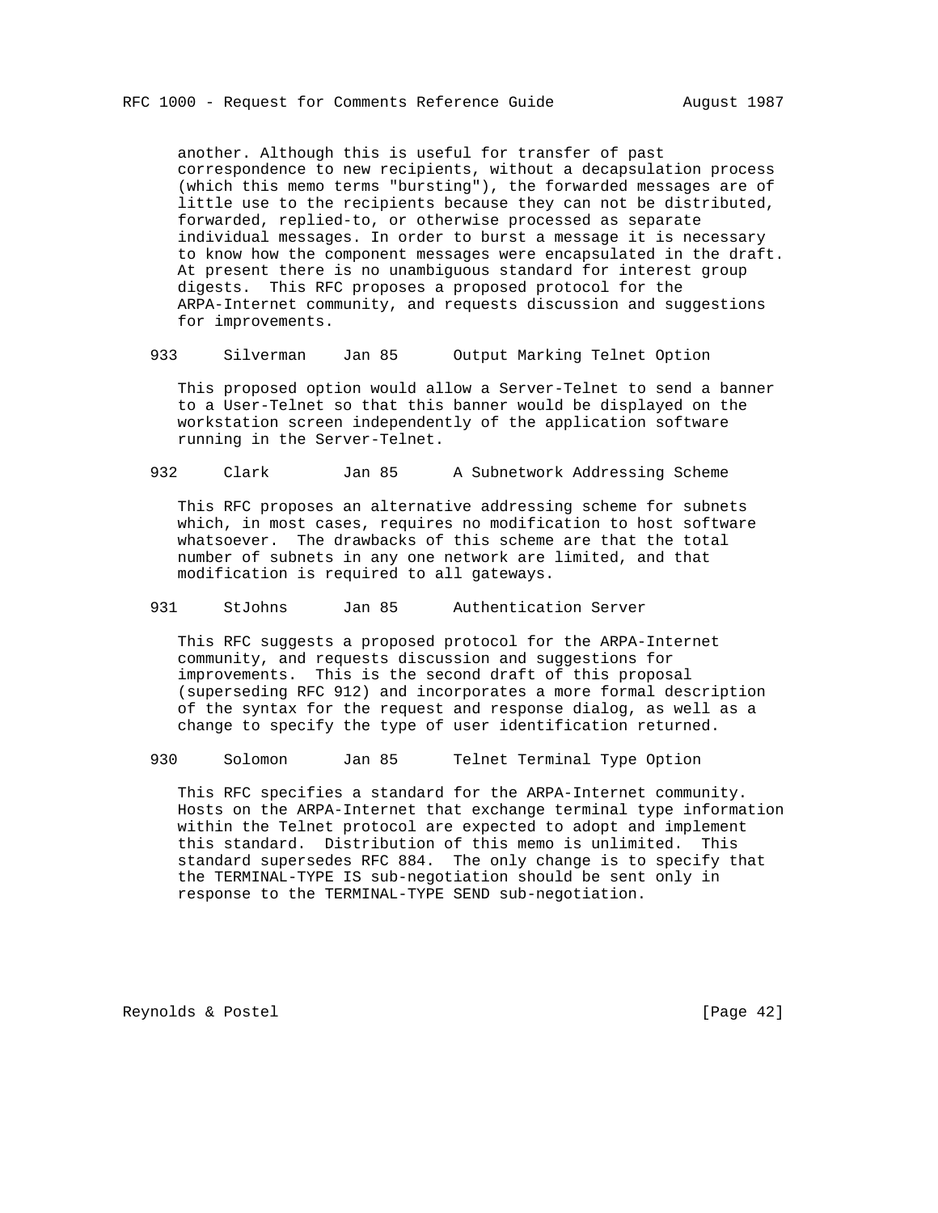another. Although this is useful for transfer of past correspondence to new recipients, without a decapsulation process (which this memo terms "bursting"), the forwarded messages are of little use to the recipients because they can not be distributed, forwarded, replied-to, or otherwise processed as separate individual messages. In order to burst a message it is necessary to know how the component messages were encapsulated in the draft. At present there is no unambiguous standard for interest group digests. This RFC proposes a proposed protocol for the ARPA-Internet community, and requests discussion and suggestions for improvements.

933 Silverman Jan 85 Output Marking Telnet Option

This proposed option would allow a Server-Telnet to send a banner to a User-Telnet so that this banner would be displayed on the workstation screen independently of the application software running in the Server-Telnet.

932 Clark Jan 85 A Subnetwork Addressing Scheme

This RFC proposes an alternative addressing scheme for subnets which, in most cases, requires no modification to host software whatsoever. The drawbacks of this scheme are that the total number of subnets in any one network are limited, and that modification is required to all gateways.

931 StJohns Jan 85 Authentication Server

This RFC suggests a proposed protocol for the ARPA-Internet community, and requests discussion and suggestions for improvements. This is the second draft of this proposal (superseding RFC 912) and incorporates a more formal description of the syntax for the request and response dialog, as well as a change to specify the type of user identification returned.

930 Solomon Jan 85 Telnet Terminal Type Option

This RFC specifies a standard for the ARPA-Internet community. Hosts on the ARPA-Internet that exchange terminal type information within the Telnet protocol are expected to adopt and implement this standard. Distribution of this memo is unlimited. This standard supersedes RFC 884. The only change is to specify that the TERMINAL-TYPE IS sub-negotiation should be sent only in response to the TERMINAL-TYPE SEND sub-negotiation.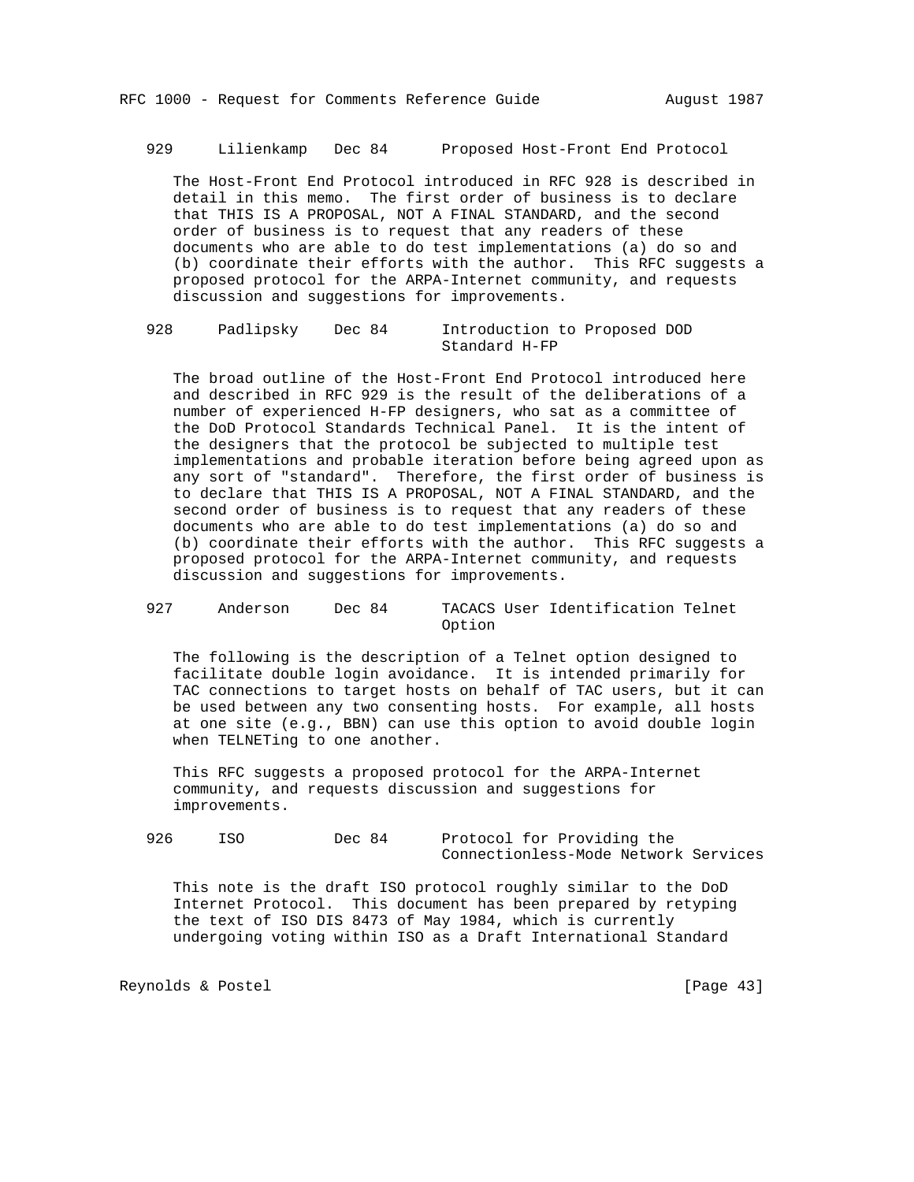929     Lilienkamp   Dec 84      Proposed Host-Front End Protocol

The Host-Front End Protocol introduced in RFC 928 is described in detail in this memo. The first order of business is to declare that THIS IS A PROPOSAL, NOT A FINAL STANDARD, and the second order of business is to request that any readers of these documents who are able to do test implementations (a) do so and (b) coordinate their efforts with the author. This RFC suggests a proposed protocol for the ARPA-Internet community, and requests discussion and suggestions for improvements.

928     Padlipsky    Dec 84      Introduction to Proposed DOD Standard H-FP

The broad outline of the Host-Front End Protocol introduced here and described in RFC 929 is the result of the deliberations of a number of experienced H-FP designers, who sat as a committee of the DoD Protocol Standards Technical Panel. It is the intent of the designers that the protocol be subjected to multiple test implementations and probable iteration before being agreed upon as any sort of "standard". Therefore, the first order of business is to declare that THIS IS A PROPOSAL, NOT A FINAL STANDARD, and the second order of business is to request that any readers of these documents who are able to do test implementations (a) do so and (b) coordinate their efforts with the author. This RFC suggests a proposed protocol for the ARPA-Internet community, and requests discussion and suggestions for improvements.

927     Anderson     Dec 84      TACACS User Identification Telnet Option

The following is the description of a Telnet option designed to facilitate double login avoidance. It is intended primarily for TAC connections to target hosts on behalf of TAC users, but it can be used between any two consenting hosts. For example, all hosts at one site (e.g., BBN) can use this option to avoid double login when TELNETing to one another.

This RFC suggests a proposed protocol for the ARPA-Internet community, and requests discussion and suggestions for improvements.

926     ISO          Dec 84      Protocol for Providing the Connectionless-Mode Network Services

This note is the draft ISO protocol roughly similar to the DoD Internet Protocol. This document has been prepared by retyping the text of ISO DIS 8473 of May 1984, which is currently undergoing voting within ISO as a Draft International Standard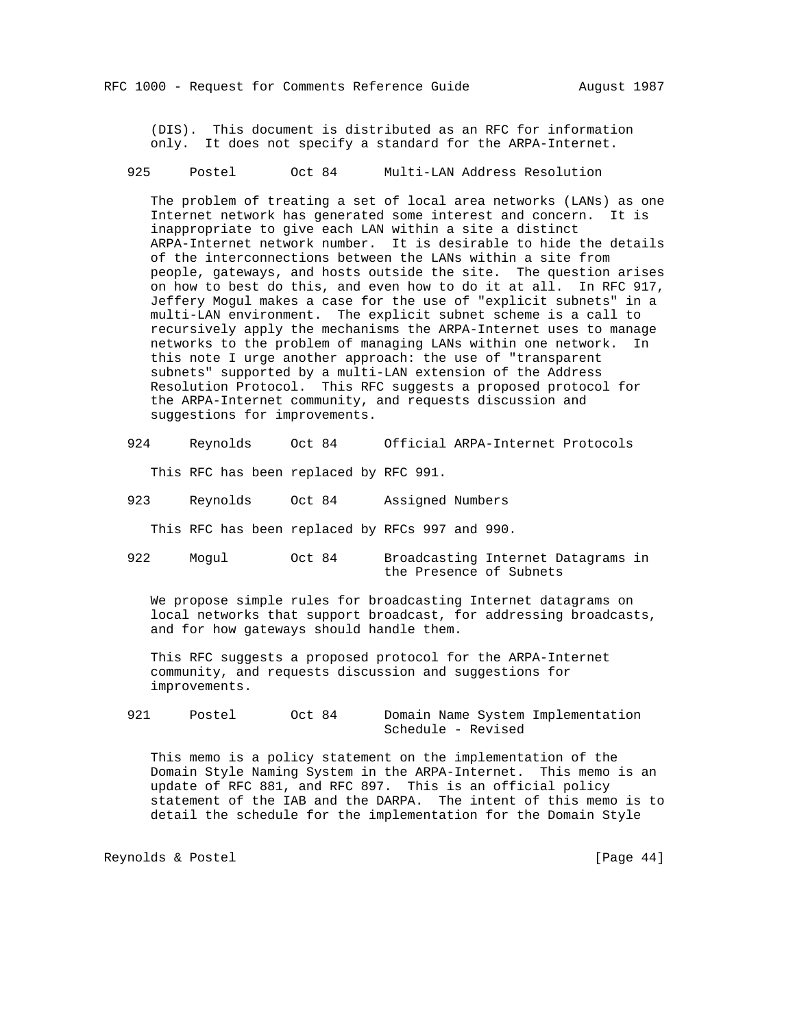(DIS). This document is distributed as an RFC for information only. It does not specify a standard for the ARPA-Internet.

925 Postel Oct 84 Multi-LAN Address Resolution

The problem of treating a set of local area networks (LANs) as one Internet network has generated some interest and concern. It is inappropriate to give each LAN within a site a distinct ARPA-Internet network number. It is desirable to hide the details of the interconnections between the LANs within a site from people, gateways, and hosts outside the site. The question arises on how to best do this, and even how to do it at all. In RFC 917, Jeffery Mogul makes a case for the use of "explicit subnets" in a multi-LAN environment. The explicit subnet scheme is a call to recursively apply the mechanisms the ARPA-Internet uses to manage networks to the problem of managing LANs within one network. In this note I urge another approach: the use of "transparent subnets" supported by a multi-LAN extension of the Address Resolution Protocol. This RFC suggests a proposed protocol for the ARPA-Internet community, and requests discussion and suggestions for improvements.

924 Reynolds Oct 84 Official ARPA-Internet Protocols

This RFC has been replaced by RFC 991.

923 Reynolds Oct 84 Assigned Numbers

This RFC has been replaced by RFCs 997 and 990.

922 Mogul Oct 84 Broadcasting Internet Datagrams in the Presence of Subnets

We propose simple rules for broadcasting Internet datagrams on local networks that support broadcast, for addressing broadcasts, and for how gateways should handle them.

This RFC suggests a proposed protocol for the ARPA-Internet community, and requests discussion and suggestions for improvements.

921 Postel Oct 84 Domain Name System Implementation Schedule - Revised

This memo is a policy statement on the implementation of the Domain Style Naming System in the ARPA-Internet. This memo is an update of RFC 881, and RFC 897. This is an official policy statement of the IAB and the DARPA. The intent of this memo is to detail the schedule for the implementation for the Domain Style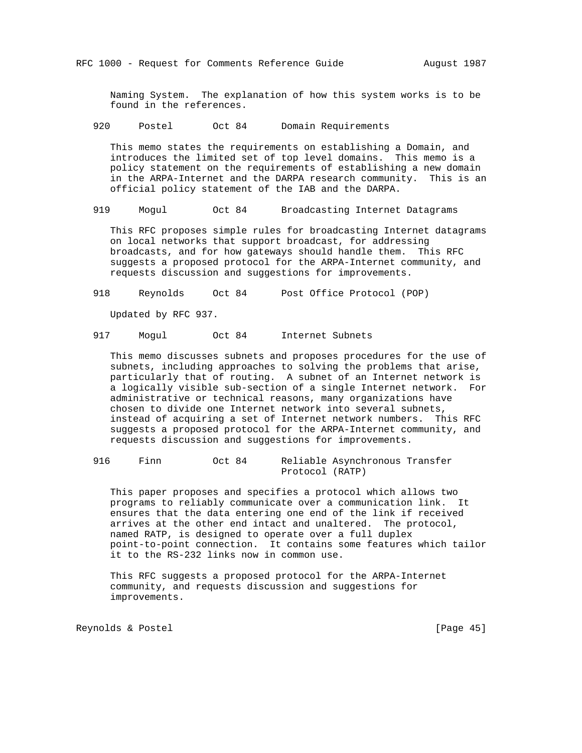Naming System. The explanation of how this system works is to be found in the references.

920     Postel     Oct 84     Domain Requirements

This memo states the requirements on establishing a Domain, and introduces the limited set of top level domains. This memo is a policy statement on the requirements of establishing a new domain in the ARPA-Internet and the DARPA research community. This is an official policy statement of the IAB and the DARPA.

919     Mogul     Oct 84     Broadcasting Internet Datagrams

This RFC proposes simple rules for broadcasting Internet datagrams on local networks that support broadcast, for addressing broadcasts, and for how gateways should handle them. This RFC suggests a proposed protocol for the ARPA-Internet community, and requests discussion and suggestions for improvements.

918     Reynolds     Oct 84     Post Office Protocol (POP)

Updated by RFC 937.

917     Mogul     Oct 84     Internet Subnets

This memo discusses subnets and proposes procedures for the use of subnets, including approaches to solving the problems that arise, particularly that of routing. A subnet of an Internet network is a logically visible sub-section of a single Internet network. For administrative or technical reasons, many organizations have chosen to divide one Internet network into several subnets, instead of acquiring a set of Internet network numbers. This RFC suggests a proposed protocol for the ARPA-Internet community, and requests discussion and suggestions for improvements.

916     Finn     Oct 84     Reliable Asynchronous Transfer Protocol (RATP)

This paper proposes and specifies a protocol which allows two programs to reliably communicate over a communication link. It ensures that the data entering one end of the link if received arrives at the other end intact and unaltered. The protocol, named RATP, is designed to operate over a full duplex point-to-point connection. It contains some features which tailor it to the RS-232 links now in common use.

This RFC suggests a proposed protocol for the ARPA-Internet community, and requests discussion and suggestions for improvements.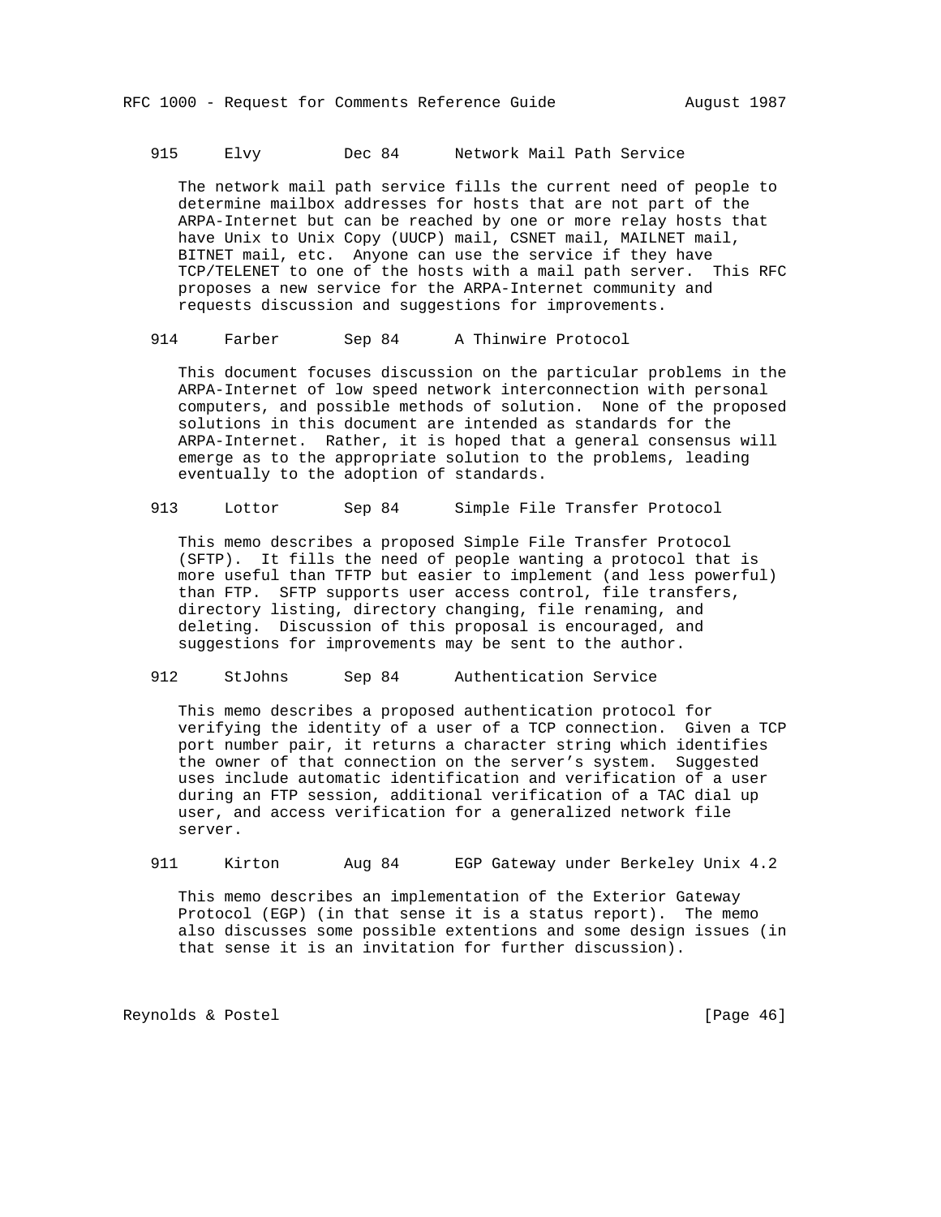915     Elvy         Dec 84      Network Mail Path Service

The network mail path service fills the current need of people to determine mailbox addresses for hosts that are not part of the ARPA-Internet but can be reached by one or more relay hosts that have Unix to Unix Copy (UUCP) mail, CSNET mail, MAILNET mail, BITNET mail, etc. Anyone can use the service if they have TCP/TELENET to one of the hosts with a mail path server. This RFC proposes a new service for the ARPA-Internet community and requests discussion and suggestions for improvements.

914     Farber       Sep 84      A Thinwire Protocol

This document focuses discussion on the particular problems in the ARPA-Internet of low speed network interconnection with personal computers, and possible methods of solution. None of the proposed solutions in this document are intended as standards for the ARPA-Internet. Rather, it is hoped that a general consensus will emerge as to the appropriate solution to the problems, leading eventually to the adoption of standards.

913     Lottor       Sep 84      Simple File Transfer Protocol

This memo describes a proposed Simple File Transfer Protocol (SFTP). It fills the need of people wanting a protocol that is more useful than TFTP but easier to implement (and less powerful) than FTP. SFTP supports user access control, file transfers, directory listing, directory changing, file renaming, and deleting. Discussion of this proposal is encouraged, and suggestions for improvements may be sent to the author.

912     StJohns      Sep 84      Authentication Service

This memo describes a proposed authentication protocol for verifying the identity of a user of a TCP connection. Given a TCP port number pair, it returns a character string which identifies the owner of that connection on the server's system. Suggested uses include automatic identification and verification of a user during an FTP session, additional verification of a TAC dial up user, and access verification for a generalized network file server.

911     Kirton       Aug 84      EGP Gateway under Berkeley Unix 4.2

This memo describes an implementation of the Exterior Gateway Protocol (EGP) (in that sense it is a status report). The memo also discusses some possible extentions and some design issues (in that sense it is an invitation for further discussion).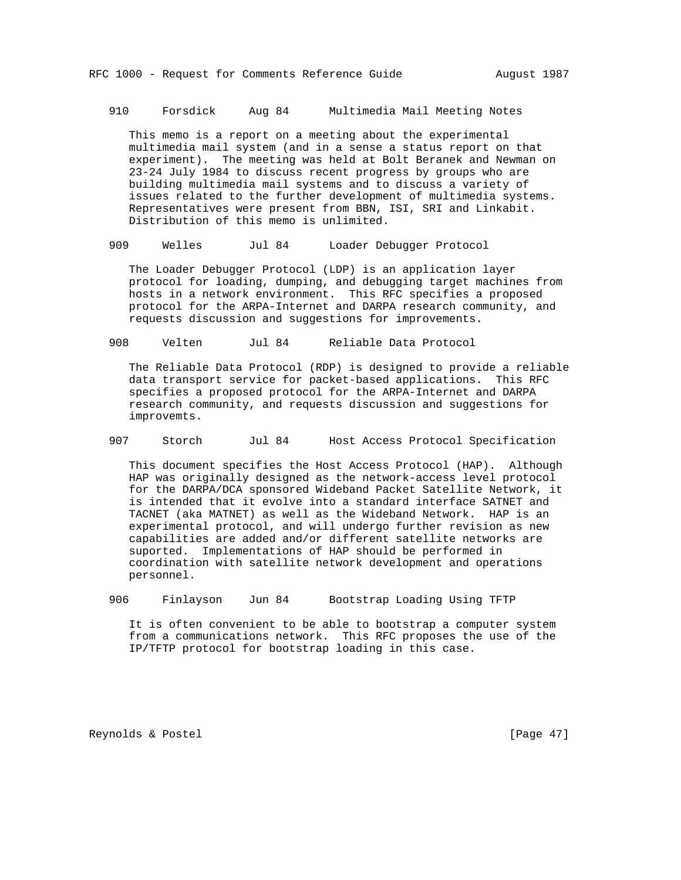910     Forsdick     Aug 84      Multimedia Mail Meeting Notes

This memo is a report on a meeting about the experimental multimedia mail system (and in a sense a status report on that experiment). The meeting was held at Bolt Beranek and Newman on 23-24 July 1984 to discuss recent progress by groups who are building multimedia mail systems and to discuss a variety of issues related to the further development of multimedia systems. Representatives were present from BBN, ISI, SRI and Linkabit. Distribution of this memo is unlimited.

909     Welles       Jul 84      Loader Debugger Protocol

The Loader Debugger Protocol (LDP) is an application layer protocol for loading, dumping, and debugging target machines from hosts in a network environment. This RFC specifies a proposed protocol for the ARPA-Internet and DARPA research community, and requests discussion and suggestions for improvements.

908     Velten       Jul 84      Reliable Data Protocol

The Reliable Data Protocol (RDP) is designed to provide a reliable data transport service for packet-based applications. This RFC specifies a proposed protocol for the ARPA-Internet and DARPA research community, and requests discussion and suggestions for improvemts.

907     Storch       Jul 84      Host Access Protocol Specification

This document specifies the Host Access Protocol (HAP). Although HAP was originally designed as the network-access level protocol for the DARPA/DCA sponsored Wideband Packet Satellite Network, it is intended that it evolve into a standard interface SATNET and TACNET (aka MATNET) as well as the Wideband Network. HAP is an experimental protocol, and will undergo further revision as new capabilities are added and/or different satellite networks are suported. Implementations of HAP should be performed in coordination with satellite network development and operations personnel.

906     Finlayson    Jun 84      Bootstrap Loading Using TFTP

It is often convenient to be able to bootstrap a computer system from a communications network. This RFC proposes the use of the IP/TFTP protocol for bootstrap loading in this case.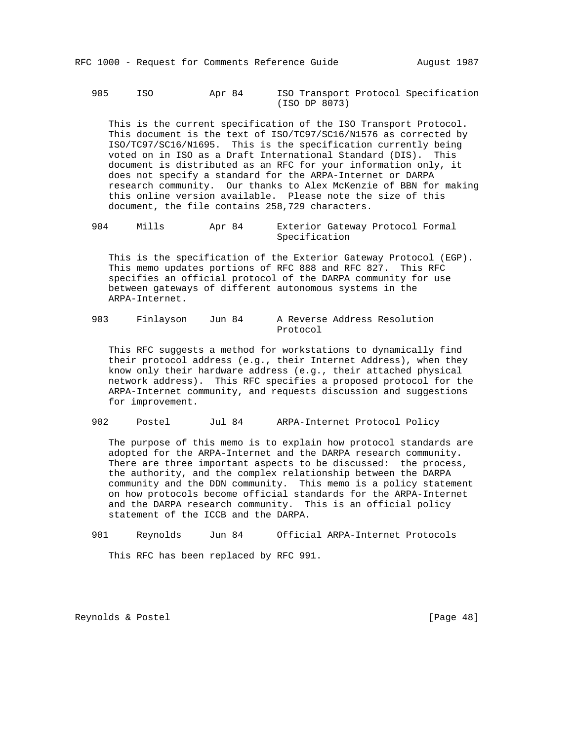905     ISO          Apr 84      ISO Transport Protocol Specification (ISO DP 8073)

This is the current specification of the ISO Transport Protocol. This document is the text of ISO/TC97/SC16/N1576 as corrected by ISO/TC97/SC16/N1695. This is the specification currently being voted on in ISO as a Draft International Standard (DIS). This document is distributed as an RFC for your information only, it does not specify a standard for the ARPA-Internet or DARPA research community. Our thanks to Alex McKenzie of BBN for making this online version available. Please note the size of this document, the file contains 258,729 characters.

904     Mills        Apr 84      Exterior Gateway Protocol Formal Specification

This is the specification of the Exterior Gateway Protocol (EGP). This memo updates portions of RFC 888 and RFC 827. This RFC specifies an official protocol of the DARPA community for use between gateways of different autonomous systems in the ARPA-Internet.

903     Finlayson    Jun 84      A Reverse Address Resolution Protocol

This RFC suggests a method for workstations to dynamically find their protocol address (e.g., their Internet Address), when they know only their hardware address (e.g., their attached physical network address). This RFC specifies a proposed protocol for the ARPA-Internet community, and requests discussion and suggestions for improvement.

902     Postel       Jul 84      ARPA-Internet Protocol Policy

The purpose of this memo is to explain how protocol standards are adopted for the ARPA-Internet and the DARPA research community. There are three important aspects to be discussed: the process, the authority, and the complex relationship between the DARPA community and the DDN community. This memo is a policy statement on how protocols become official standards for the ARPA-Internet and the DARPA research community. This is an official policy statement of the ICCB and the DARPA.

901     Reynolds     Jun 84      Official ARPA-Internet Protocols

This RFC has been replaced by RFC 991.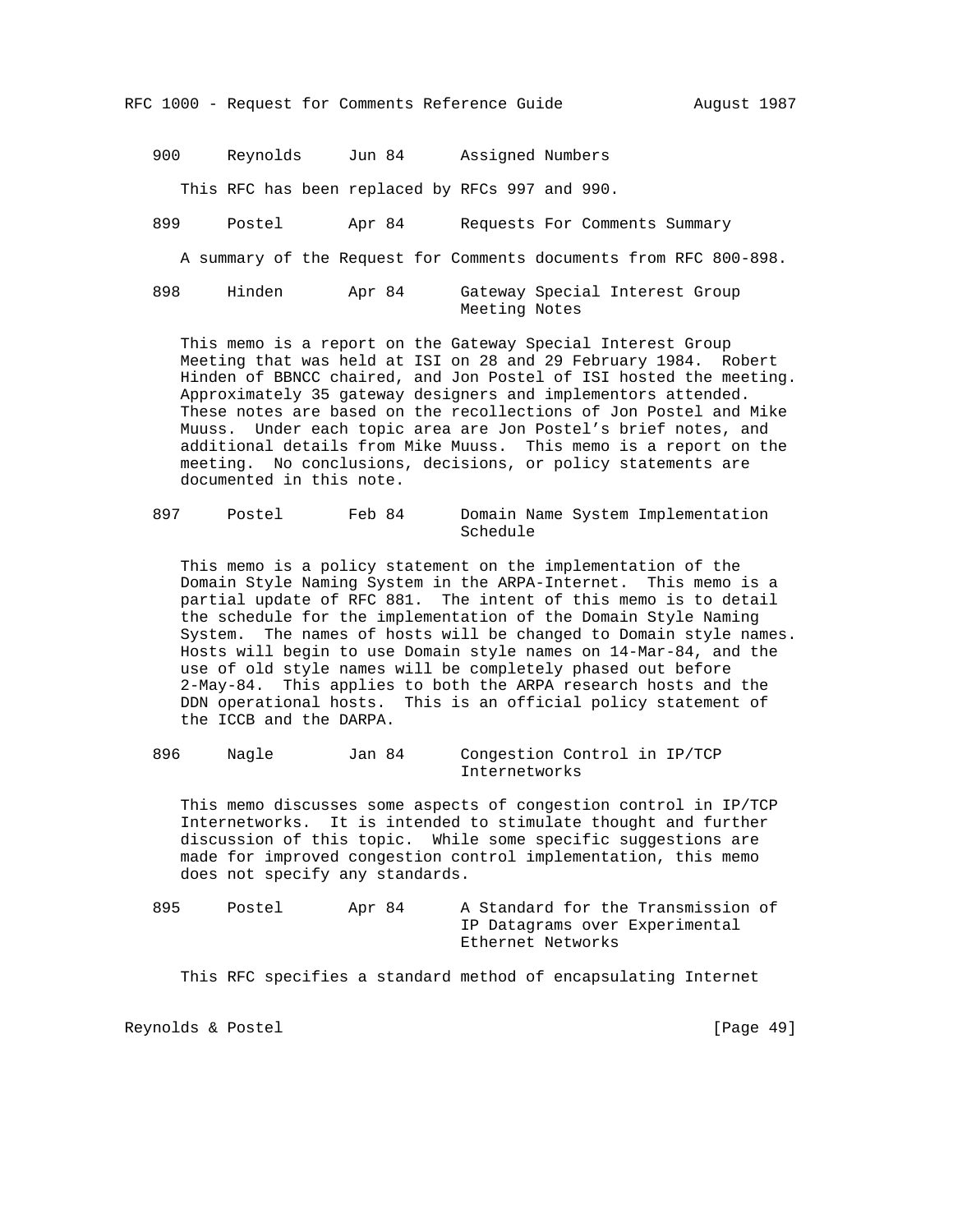900     Reynolds     Jun 84      Assigned Numbers

This RFC has been replaced by RFCs 997 and 990.

899     Postel       Apr 84      Requests For Comments Summary

A summary of the Request for Comments documents from RFC 800-898.

898     Hinden       Apr 84      Gateway Special Interest Group Meeting Notes

This memo is a report on the Gateway Special Interest Group Meeting that was held at ISI on 28 and 29 February 1984. Robert Hinden of BBNCC chaired, and Jon Postel of ISI hosted the meeting. Approximately 35 gateway designers and implementors attended. These notes are based on the recollections of Jon Postel and Mike Muuss. Under each topic area are Jon Postel's brief notes, and additional details from Mike Muuss. This memo is a report on the meeting. No conclusions, decisions, or policy statements are documented in this note.

897     Postel       Feb 84      Domain Name System Implementation Schedule

This memo is a policy statement on the implementation of the Domain Style Naming System in the ARPA-Internet. This memo is a partial update of RFC 881. The intent of this memo is to detail the schedule for the implementation of the Domain Style Naming System. The names of hosts will be changed to Domain style names. Hosts will begin to use Domain style names on 14-Mar-84, and the use of old style names will be completely phased out before 2-May-84. This applies to both the ARPA research hosts and the DDN operational hosts. This is an official policy statement of the ICCB and the DARPA.

896     Nagle        Jan 84      Congestion Control in IP/TCP Internetworks

This memo discusses some aspects of congestion control in IP/TCP Internetworks. It is intended to stimulate thought and further discussion of this topic. While some specific suggestions are made for improved congestion control implementation, this memo does not specify any standards.

895     Postel       Apr 84      A Standard for the Transmission of IP Datagrams over Experimental Ethernet Networks

This RFC specifies a standard method of encapsulating Internet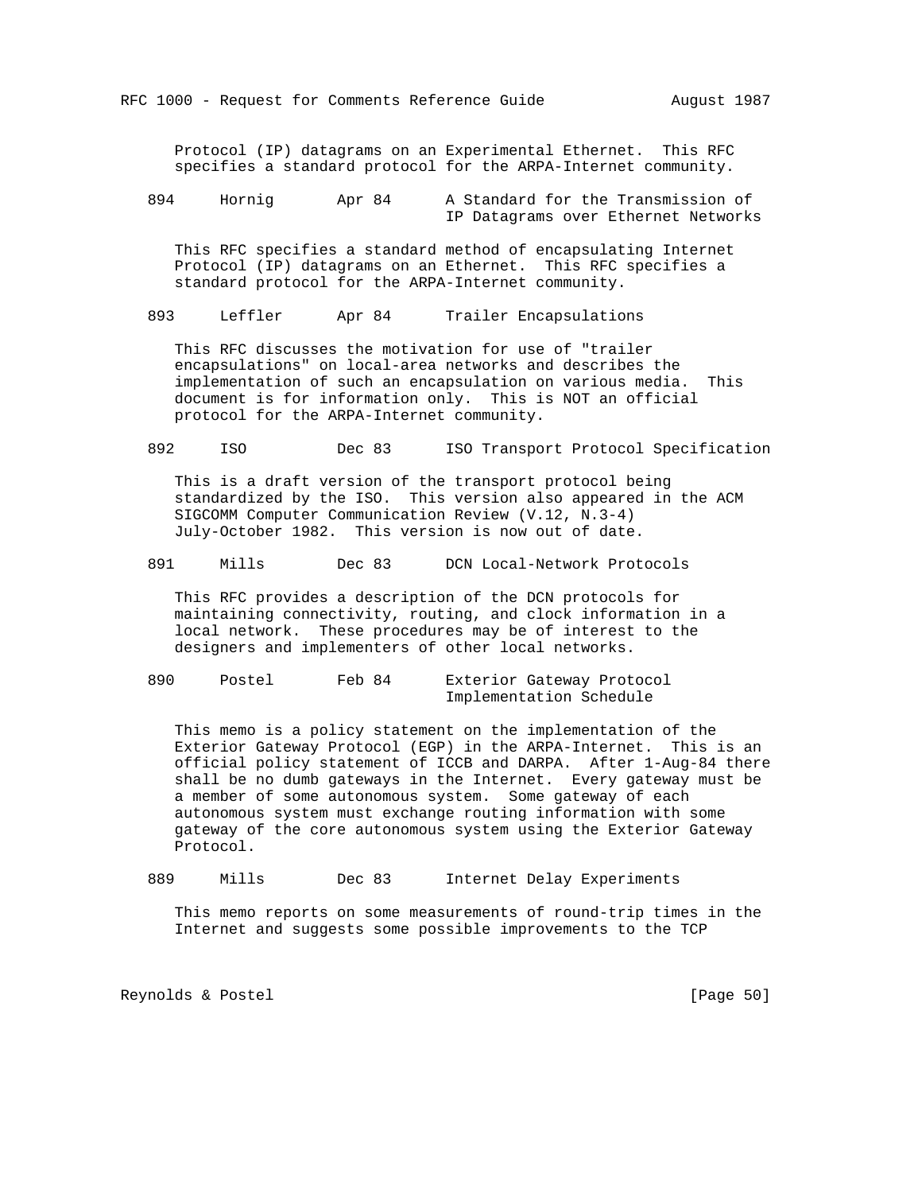Protocol (IP) datagrams on an Experimental Ethernet. This RFC specifies a standard protocol for the ARPA-Internet community.

894 Hornig Apr 84 A Standard for the Transmission of IP Datagrams over Ethernet Networks

This RFC specifies a standard method of encapsulating Internet Protocol (IP) datagrams on an Ethernet. This RFC specifies a standard protocol for the ARPA-Internet community.

893 Leffler Apr 84 Trailer Encapsulations

This RFC discusses the motivation for use of "trailer encapsulations" on local-area networks and describes the implementation of such an encapsulation on various media. This document is for information only. This is NOT an official protocol for the ARPA-Internet community.

892 ISO Dec 83 ISO Transport Protocol Specification

This is a draft version of the transport protocol being standardized by the ISO. This version also appeared in the ACM SIGCOMM Computer Communication Review (V.12, N.3-4) July-October 1982. This version is now out of date.

891 Mills Dec 83 DCN Local-Network Protocols

This RFC provides a description of the DCN protocols for maintaining connectivity, routing, and clock information in a local network. These procedures may be of interest to the designers and implementers of other local networks.

890 Postel Feb 84 Exterior Gateway Protocol Implementation Schedule

This memo is a policy statement on the implementation of the Exterior Gateway Protocol (EGP) in the ARPA-Internet. This is an official policy statement of ICCB and DARPA. After 1-Aug-84 there shall be no dumb gateways in the Internet. Every gateway must be a member of some autonomous system. Some gateway of each autonomous system must exchange routing information with some gateway of the core autonomous system using the Exterior Gateway Protocol.

889 Mills Dec 83 Internet Delay Experiments

This memo reports on some measurements of round-trip times in the Internet and suggests some possible improvements to the TCP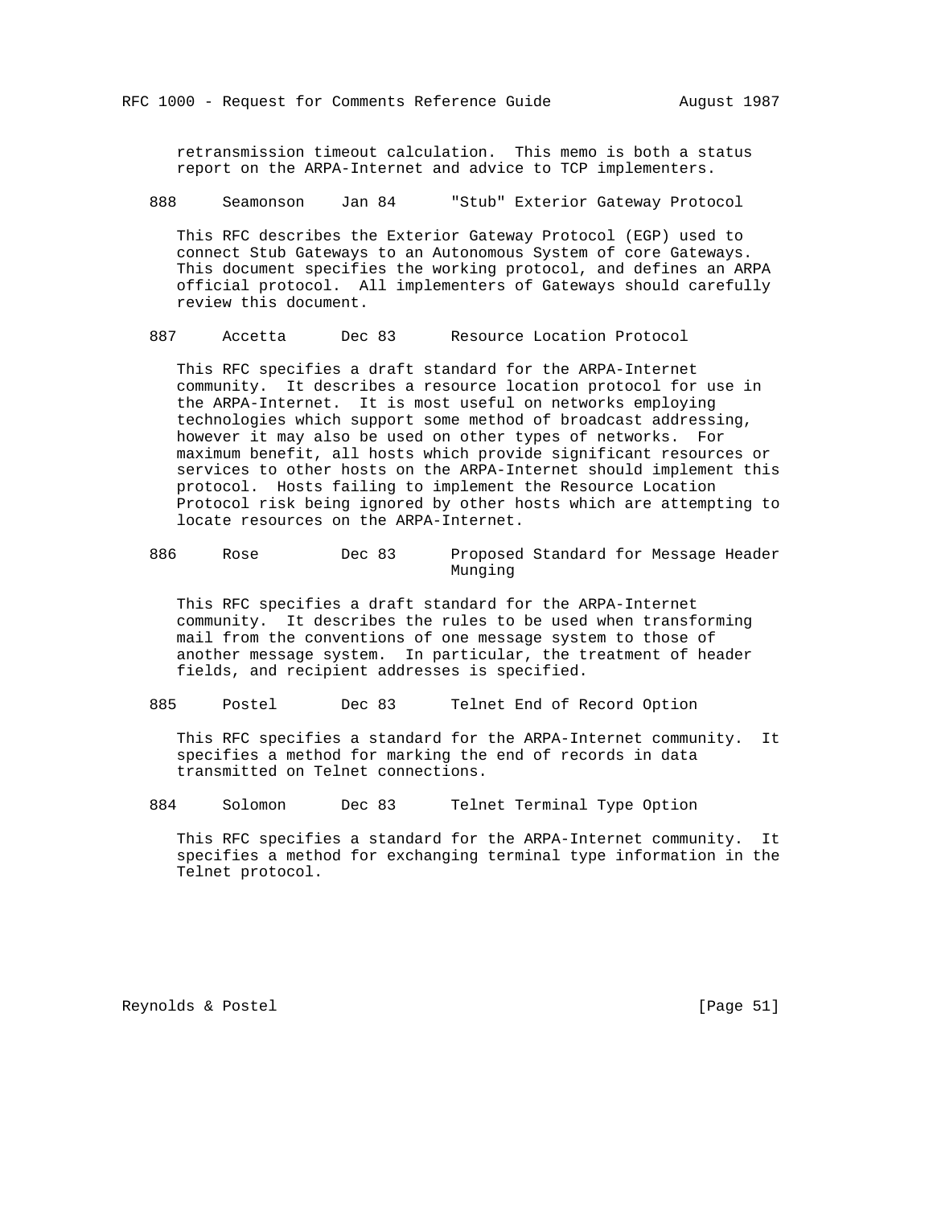retransmission timeout calculation. This memo is both a status report on the ARPA-Internet and advice to TCP implementers.

888 Seamonson Jan 84 "Stub" Exterior Gateway Protocol

This RFC describes the Exterior Gateway Protocol (EGP) used to connect Stub Gateways to an Autonomous System of core Gateways. This document specifies the working protocol, and defines an ARPA official protocol. All implementers of Gateways should carefully review this document.

887 Accetta Dec 83 Resource Location Protocol

This RFC specifies a draft standard for the ARPA-Internet community. It describes a resource location protocol for use in the ARPA-Internet. It is most useful on networks employing technologies which support some method of broadcast addressing, however it may also be used on other types of networks. For maximum benefit, all hosts which provide significant resources or services to other hosts on the ARPA-Internet should implement this protocol. Hosts failing to implement the Resource Location Protocol risk being ignored by other hosts which are attempting to locate resources on the ARPA-Internet.

886 Rose Dec 83 Proposed Standard for Message Header Munging

This RFC specifies a draft standard for the ARPA-Internet community. It describes the rules to be used when transforming mail from the conventions of one message system to those of another message system. In particular, the treatment of header fields, and recipient addresses is specified.

885 Postel Dec 83 Telnet End of Record Option

This RFC specifies a standard for the ARPA-Internet community. It specifies a method for marking the end of records in data transmitted on Telnet connections.

884 Solomon Dec 83 Telnet Terminal Type Option

This RFC specifies a standard for the ARPA-Internet community. It specifies a method for exchanging terminal type information in the Telnet protocol.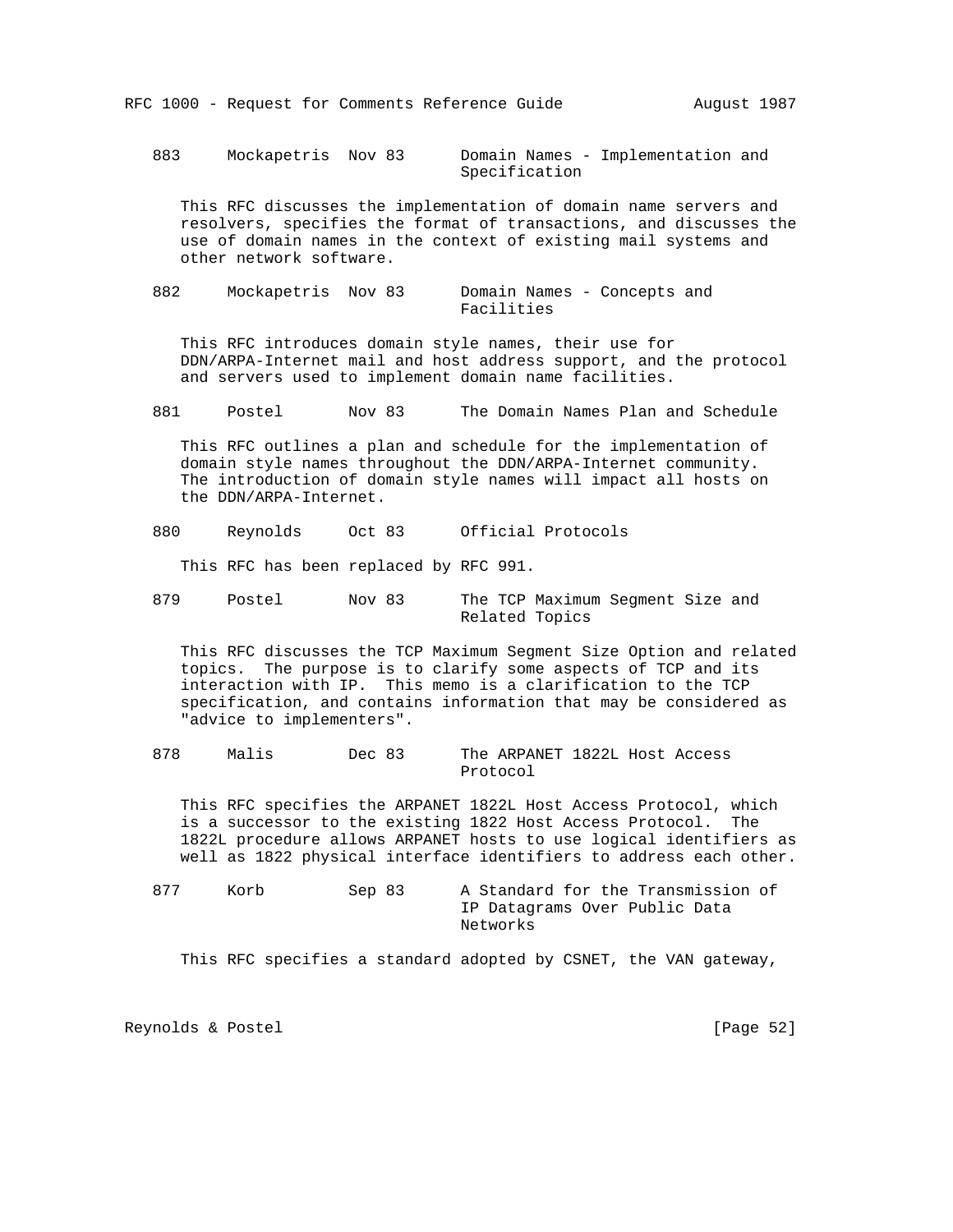883     Mockapetris  Nov 83      Domain Names - Implementation and Specification

This RFC discusses the implementation of domain name servers and resolvers, specifies the format of transactions, and discusses the use of domain names in the context of existing mail systems and other network software.

882     Mockapetris  Nov 83      Domain Names - Concepts and Facilities

This RFC introduces domain style names, their use for DDN/ARPA-Internet mail and host address support, and the protocol and servers used to implement domain name facilities.

881     Postel       Nov 83      The Domain Names Plan and Schedule

This RFC outlines a plan and schedule for the implementation of domain style names throughout the DDN/ARPA-Internet community. The introduction of domain style names will impact all hosts on the DDN/ARPA-Internet.

880     Reynolds     Oct 83      Official Protocols

This RFC has been replaced by RFC 991.

879     Postel       Nov 83      The TCP Maximum Segment Size and Related Topics

This RFC discusses the TCP Maximum Segment Size Option and related topics. The purpose is to clarify some aspects of TCP and its interaction with IP. This memo is a clarification to the TCP specification, and contains information that may be considered as "advice to implementers".

878     Malis        Dec 83      The ARPANET 1822L Host Access Protocol

This RFC specifies the ARPANET 1822L Host Access Protocol, which is a successor to the existing 1822 Host Access Protocol. The 1822L procedure allows ARPANET hosts to use logical identifiers as well as 1822 physical interface identifiers to address each other.

877     Korb         Sep 83      A Standard for the Transmission of IP Datagrams Over Public Data Networks

This RFC specifies a standard adopted by CSNET, the VAN gateway,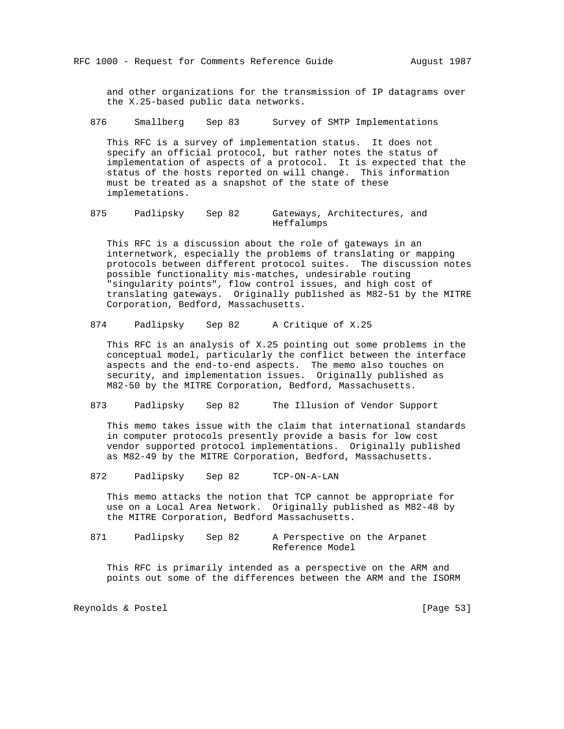and other organizations for the transmission of IP datagrams over the X.25-based public data networks.

876 Smallberg Sep 83 Survey of SMTP Implementations

This RFC is a survey of implementation status. It does not specify an official protocol, but rather notes the status of implementation of aspects of a protocol. It is expected that the status of the hosts reported on will change. This information must be treated as a snapshot of the state of these implemetations.

875 Padlipsky Sep 82 Gateways, Architectures, and Heffalumps

This RFC is a discussion about the role of gateways in an internetwork, especially the problems of translating or mapping protocols between different protocol suites. The discussion notes possible functionality mis-matches, undesirable routing "singularity points", flow control issues, and high cost of translating gateways. Originally published as M82-51 by the MITRE Corporation, Bedford, Massachusetts.

874 Padlipsky Sep 82 A Critique of X.25

This RFC is an analysis of X.25 pointing out some problems in the conceptual model, particularly the conflict between the interface aspects and the end-to-end aspects. The memo also touches on security, and implementation issues. Originally published as M82-50 by the MITRE Corporation, Bedford, Massachusetts.

873 Padlipsky Sep 82 The Illusion of Vendor Support

This memo takes issue with the claim that international standards in computer protocols presently provide a basis for low cost vendor supported protocol implementations. Originally published as M82-49 by the MITRE Corporation, Bedford, Massachusetts.

872 Padlipsky Sep 82 TCP-ON-A-LAN

This memo attacks the notion that TCP cannot be appropriate for use on a Local Area Network. Originally published as M82-48 by the MITRE Corporation, Bedford Massachusetts.

871 Padlipsky Sep 82 A Perspective on the Arpanet Reference Model

This RFC is primarily intended as a perspective on the ARM and points out some of the differences between the ARM and the ISORM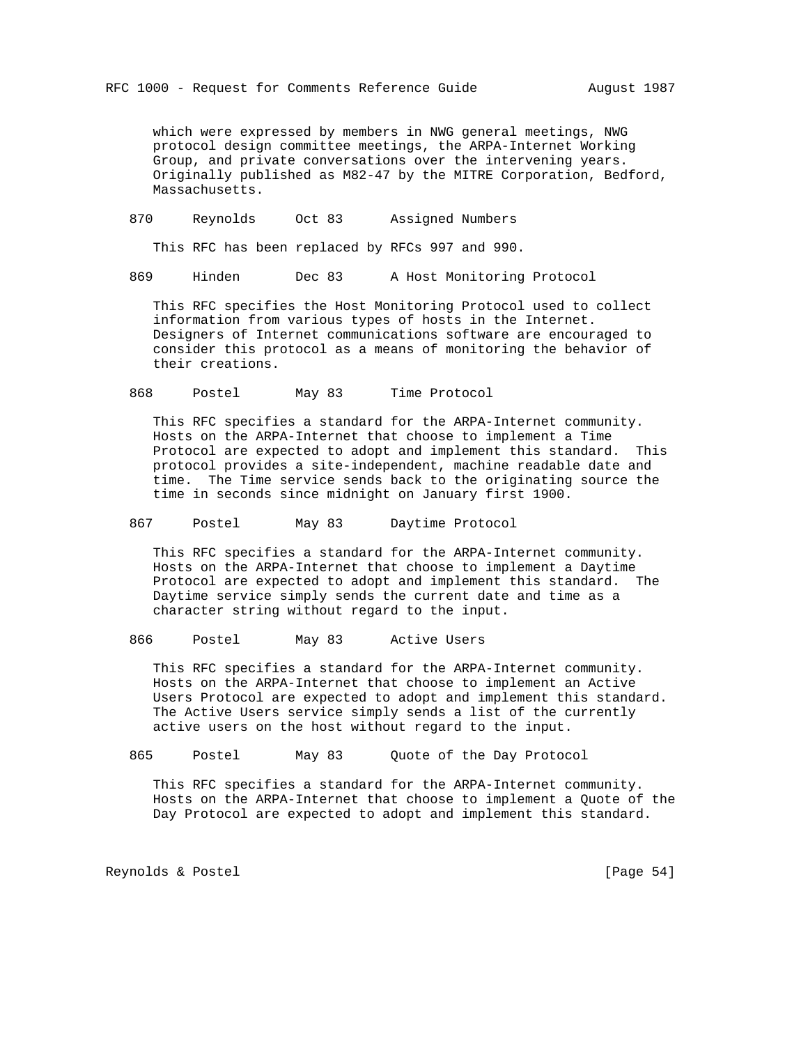which were expressed by members in NWG general meetings, NWG protocol design committee meetings, the ARPA-Internet Working Group, and private conversations over the intervening years. Originally published as M82-47 by the MITRE Corporation, Bedford, Massachusetts.

870     Reynolds     Oct 83      Assigned Numbers

This RFC has been replaced by RFCs 997 and 990.

869     Hinden       Dec 83      A Host Monitoring Protocol

This RFC specifies the Host Monitoring Protocol used to collect information from various types of hosts in the Internet. Designers of Internet communications software are encouraged to consider this protocol as a means of monitoring the behavior of their creations.

868     Postel       May 83      Time Protocol

This RFC specifies a standard for the ARPA-Internet community. Hosts on the ARPA-Internet that choose to implement a Time Protocol are expected to adopt and implement this standard. This protocol provides a site-independent, machine readable date and time. The Time service sends back to the originating source the time in seconds since midnight on January first 1900.

867     Postel       May 83      Daytime Protocol

This RFC specifies a standard for the ARPA-Internet community. Hosts on the ARPA-Internet that choose to implement a Daytime Protocol are expected to adopt and implement this standard. The Daytime service simply sends the current date and time as a character string without regard to the input.

866     Postel       May 83      Active Users

This RFC specifies a standard for the ARPA-Internet community. Hosts on the ARPA-Internet that choose to implement an Active Users Protocol are expected to adopt and implement this standard. The Active Users service simply sends a list of the currently active users on the host without regard to the input.

865     Postel       May 83      Quote of the Day Protocol

This RFC specifies a standard for the ARPA-Internet community. Hosts on the ARPA-Internet that choose to implement a Quote of the Day Protocol are expected to adopt and implement this standard.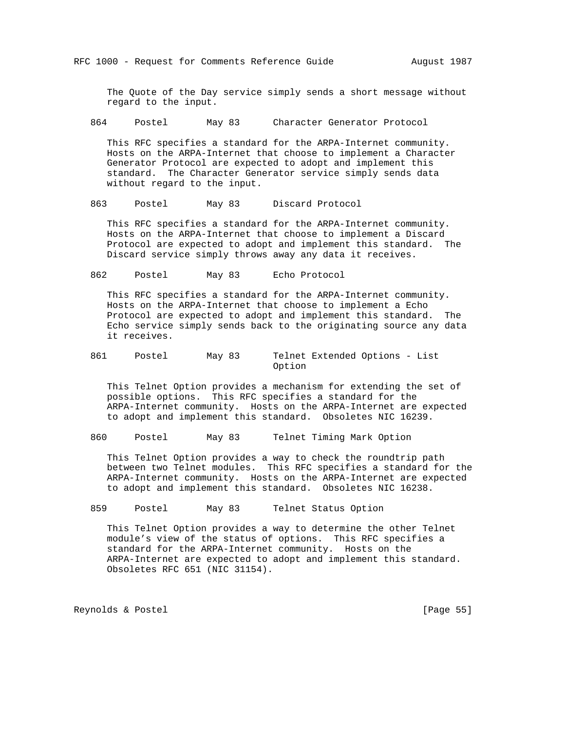The Quote of the Day service simply sends a short message without regard to the input.

864     Postel       May 83      Character Generator Protocol

This RFC specifies a standard for the ARPA-Internet community. Hosts on the ARPA-Internet that choose to implement a Character Generator Protocol are expected to adopt and implement this standard. The Character Generator service simply sends data without regard to the input.

863     Postel       May 83      Discard Protocol

This RFC specifies a standard for the ARPA-Internet community. Hosts on the ARPA-Internet that choose to implement a Discard Protocol are expected to adopt and implement this standard. The Discard service simply throws away any data it receives.

862     Postel       May 83      Echo Protocol

This RFC specifies a standard for the ARPA-Internet community. Hosts on the ARPA-Internet that choose to implement a Echo Protocol are expected to adopt and implement this standard. The Echo service simply sends back to the originating source any data it receives.

861     Postel       May 83      Telnet Extended Options - List Option

This Telnet Option provides a mechanism for extending the set of possible options. This RFC specifies a standard for the ARPA-Internet community. Hosts on the ARPA-Internet are expected to adopt and implement this standard. Obsoletes NIC 16239.

860     Postel       May 83      Telnet Timing Mark Option

This Telnet Option provides a way to check the roundtrip path between two Telnet modules. This RFC specifies a standard for the ARPA-Internet community. Hosts on the ARPA-Internet are expected to adopt and implement this standard. Obsoletes NIC 16238.

859     Postel       May 83      Telnet Status Option

This Telnet Option provides a way to determine the other Telnet module's view of the status of options. This RFC specifies a standard for the ARPA-Internet community. Hosts on the ARPA-Internet are expected to adopt and implement this standard. Obsoletes RFC 651 (NIC 31154).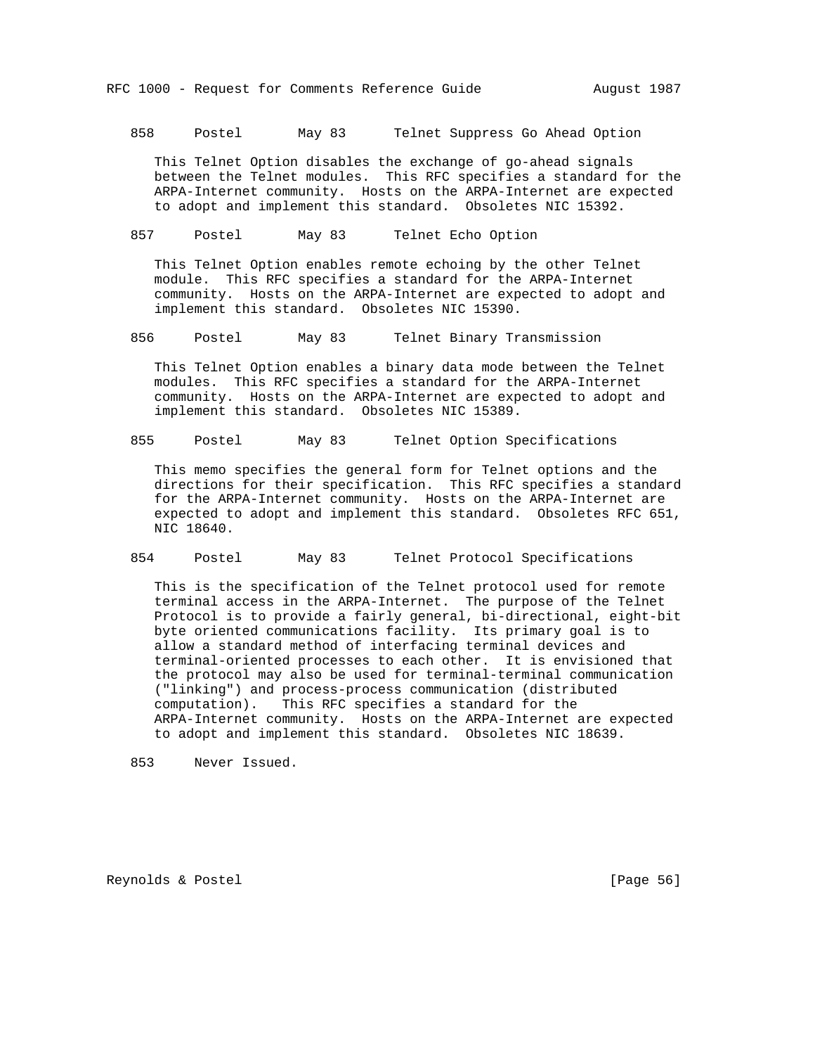858     Postel       May 83      Telnet Suppress Go Ahead Option

This Telnet Option disables the exchange of go-ahead signals between the Telnet modules. This RFC specifies a standard for the ARPA-Internet community. Hosts on the ARPA-Internet are expected to adopt and implement this standard. Obsoletes NIC 15392.

857     Postel       May 83      Telnet Echo Option

This Telnet Option enables remote echoing by the other Telnet module. This RFC specifies a standard for the ARPA-Internet community. Hosts on the ARPA-Internet are expected to adopt and implement this standard. Obsoletes NIC 15390.

856     Postel       May 83      Telnet Binary Transmission

This Telnet Option enables a binary data mode between the Telnet modules. This RFC specifies a standard for the ARPA-Internet community. Hosts on the ARPA-Internet are expected to adopt and implement this standard. Obsoletes NIC 15389.

855     Postel       May 83      Telnet Option Specifications

This memo specifies the general form for Telnet options and the directions for their specification. This RFC specifies a standard for the ARPA-Internet community. Hosts on the ARPA-Internet are expected to adopt and implement this standard. Obsoletes RFC 651, NIC 18640.

854     Postel       May 83      Telnet Protocol Specifications

This is the specification of the Telnet protocol used for remote terminal access in the ARPA-Internet. The purpose of the Telnet Protocol is to provide a fairly general, bi-directional, eight-bit byte oriented communications facility. Its primary goal is to allow a standard method of interfacing terminal devices and terminal-oriented processes to each other. It is envisioned that the protocol may also be used for terminal-terminal communication ("linking") and process-process communication (distributed computation). This RFC specifies a standard for the ARPA-Internet community. Hosts on the ARPA-Internet are expected to adopt and implement this standard. Obsoletes NIC 18639.

853     Never Issued.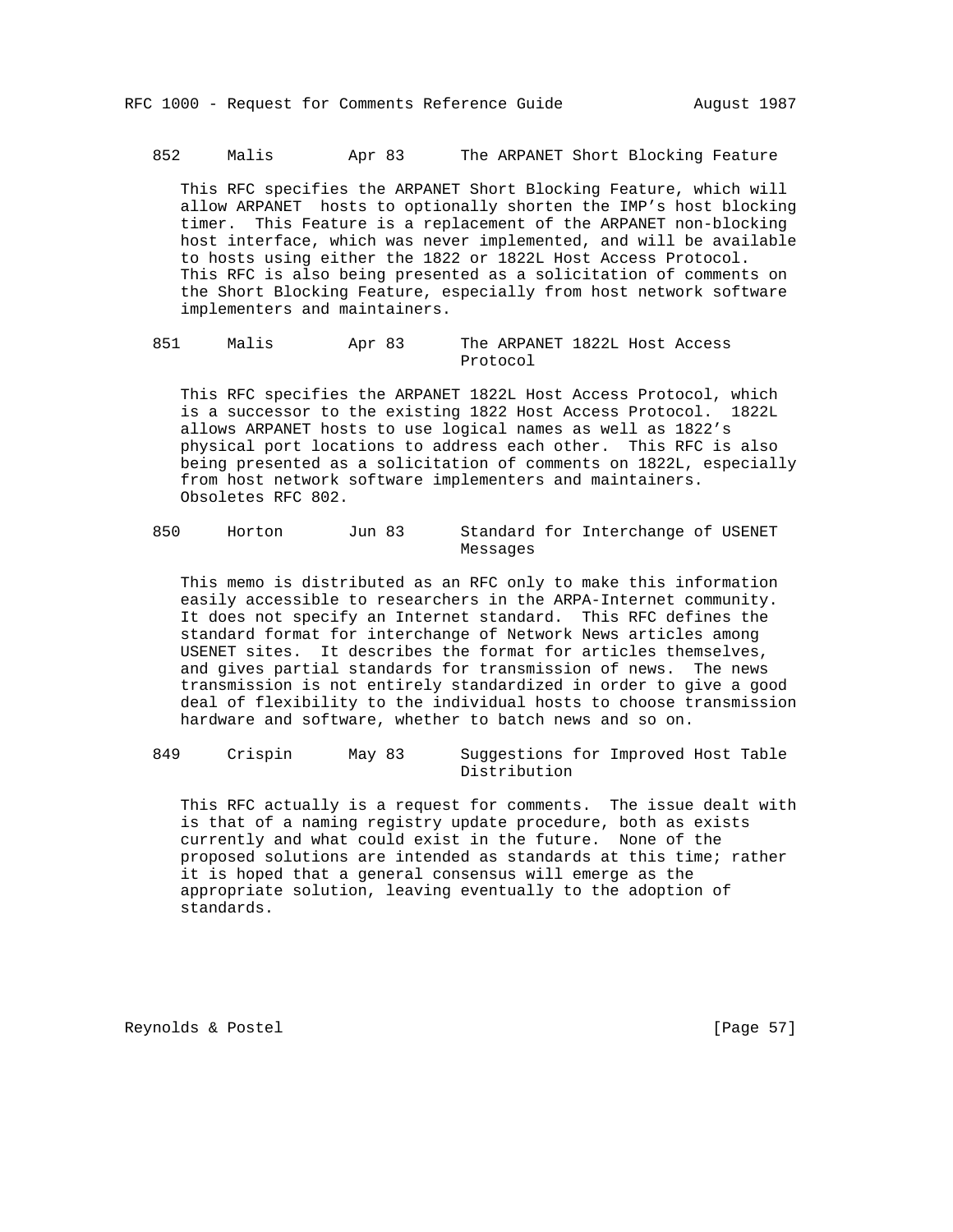852 Malis Apr 83 The ARPANET Short Blocking Feature

This RFC specifies the ARPANET Short Blocking Feature, which will allow ARPANET hosts to optionally shorten the IMP's host blocking timer. This Feature is a replacement of the ARPANET non-blocking host interface, which was never implemented, and will be available to hosts using either the 1822 or 1822L Host Access Protocol. This RFC is also being presented as a solicitation of comments on the Short Blocking Feature, especially from host network software implementers and maintainers.

851 Malis Apr 83 The ARPANET 1822L Host Access Protocol

This RFC specifies the ARPANET 1822L Host Access Protocol, which is a successor to the existing 1822 Host Access Protocol. 1822L allows ARPANET hosts to use logical names as well as 1822's physical port locations to address each other. This RFC is also being presented as a solicitation of comments on 1822L, especially from host network software implementers and maintainers. Obsoletes RFC 802.

850 Horton Jun 83 Standard for Interchange of USENET Messages

This memo is distributed as an RFC only to make this information easily accessible to researchers in the ARPA-Internet community. It does not specify an Internet standard. This RFC defines the standard format for interchange of Network News articles among USENET sites. It describes the format for articles themselves, and gives partial standards for transmission of news. The news transmission is not entirely standardized in order to give a good deal of flexibility to the individual hosts to choose transmission hardware and software, whether to batch news and so on.

849 Crispin May 83 Suggestions for Improved Host Table Distribution

This RFC actually is a request for comments. The issue dealt with is that of a naming registry update procedure, both as exists currently and what could exist in the future. None of the proposed solutions are intended as standards at this time; rather it is hoped that a general consensus will emerge as the appropriate solution, leaving eventually to the adoption of standards.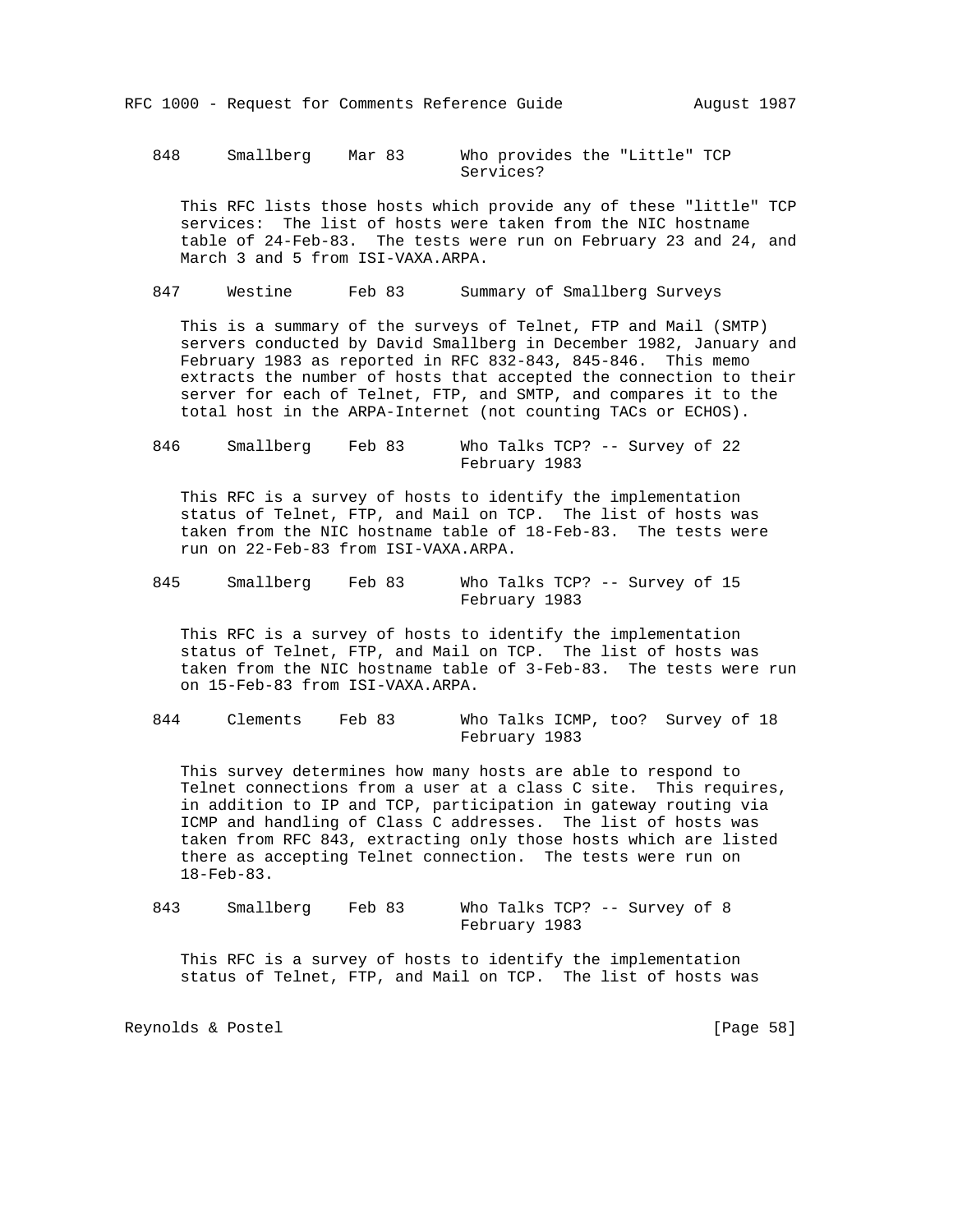848     Smallberg    Mar 83      Who provides the "Little" TCP Services?

This RFC lists those hosts which provide any of these "little" TCP services: The list of hosts were taken from the NIC hostname table of 24-Feb-83. The tests were run on February 23 and 24, and March 3 and 5 from ISI-VAXA.ARPA.

847     Westine      Feb 83      Summary of Smallberg Surveys

This is a summary of the surveys of Telnet, FTP and Mail (SMTP) servers conducted by David Smallberg in December 1982, January and February 1983 as reported in RFC 832-843, 845-846. This memo extracts the number of hosts that accepted the connection to their server for each of Telnet, FTP, and SMTP, and compares it to the total host in the ARPA-Internet (not counting TACs or ECHOS).

846     Smallberg    Feb 83      Who Talks TCP? -- Survey of 22 February 1983

This RFC is a survey of hosts to identify the implementation status of Telnet, FTP, and Mail on TCP. The list of hosts was taken from the NIC hostname table of 18-Feb-83. The tests were run on 22-Feb-83 from ISI-VAXA.ARPA.

845     Smallberg    Feb 83      Who Talks TCP? -- Survey of 15 February 1983

This RFC is a survey of hosts to identify the implementation status of Telnet, FTP, and Mail on TCP. The list of hosts was taken from the NIC hostname table of 3-Feb-83. The tests were run on 15-Feb-83 from ISI-VAXA.ARPA.

844     Clements     Feb 83      Who Talks ICMP, too? Survey of 18 February 1983

This survey determines how many hosts are able to respond to Telnet connections from a user at a class C site. This requires, in addition to IP and TCP, participation in gateway routing via ICMP and handling of Class C addresses. The list of hosts was taken from RFC 843, extracting only those hosts which are listed there as accepting Telnet connection. The tests were run on 18-Feb-83.

843     Smallberg    Feb 83      Who Talks TCP? -- Survey of 8 February 1983

This RFC is a survey of hosts to identify the implementation status of Telnet, FTP, and Mail on TCP. The list of hosts was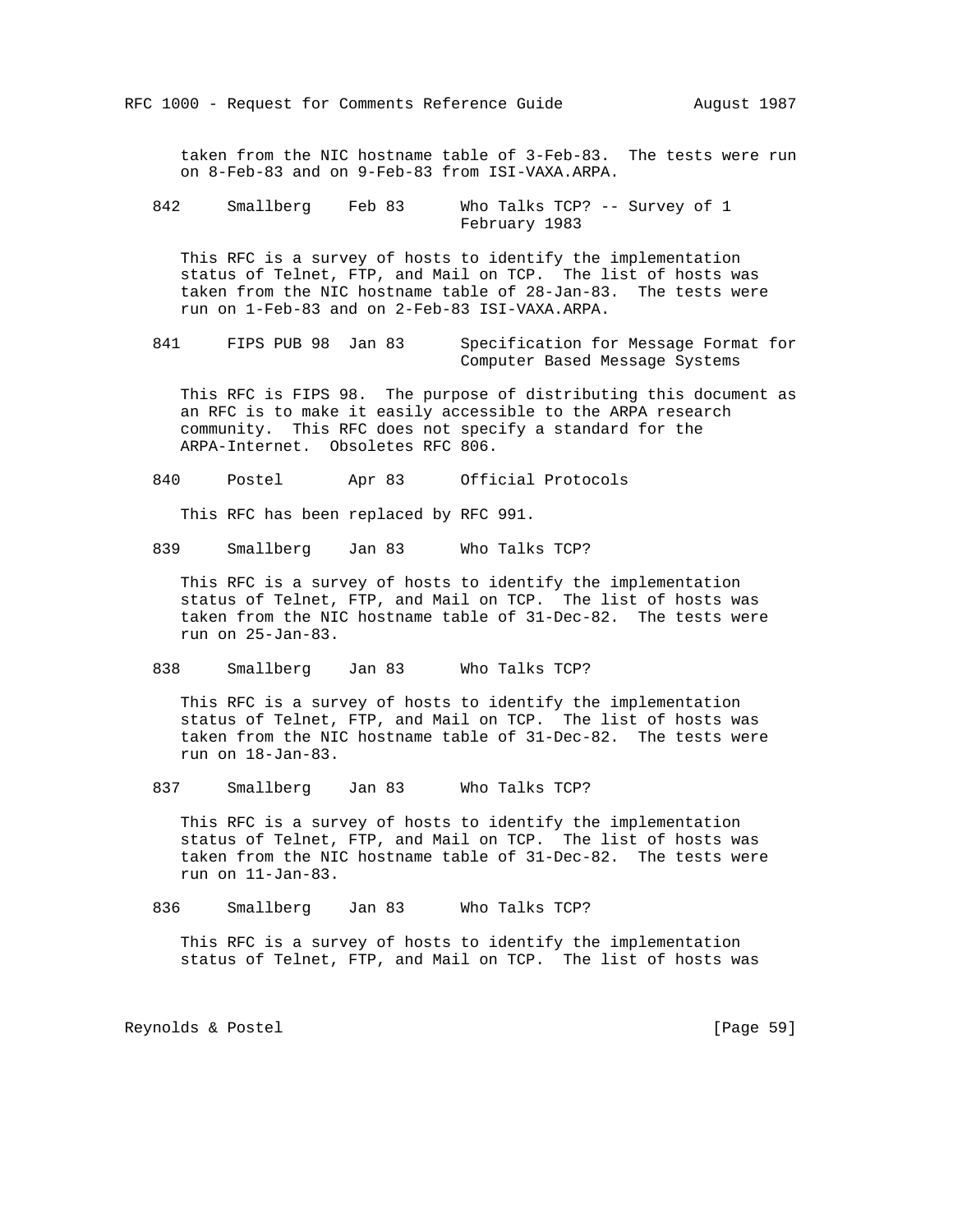taken from the NIC hostname table of 3-Feb-83. The tests were run on 8-Feb-83 and on 9-Feb-83 from ISI-VAXA.ARPA.

842 Smallberg Feb 83 Who Talks TCP? -- Survey of 1 February 1983

This RFC is a survey of hosts to identify the implementation status of Telnet, FTP, and Mail on TCP. The list of hosts was taken from the NIC hostname table of 28-Jan-83. The tests were run on 1-Feb-83 and on 2-Feb-83 ISI-VAXA.ARPA.

841 FIPS PUB 98 Jan 83 Specification for Message Format for Computer Based Message Systems

This RFC is FIPS 98. The purpose of distributing this document as an RFC is to make it easily accessible to the ARPA research community. This RFC does not specify a standard for the ARPA-Internet. Obsoletes RFC 806.

840 Postel Apr 83 Official Protocols

This RFC has been replaced by RFC 991.

839 Smallberg Jan 83 Who Talks TCP?

This RFC is a survey of hosts to identify the implementation status of Telnet, FTP, and Mail on TCP. The list of hosts was taken from the NIC hostname table of 31-Dec-82. The tests were run on 25-Jan-83.

838 Smallberg Jan 83 Who Talks TCP?

This RFC is a survey of hosts to identify the implementation status of Telnet, FTP, and Mail on TCP. The list of hosts was taken from the NIC hostname table of 31-Dec-82. The tests were run on 18-Jan-83.

837 Smallberg Jan 83 Who Talks TCP?

This RFC is a survey of hosts to identify the implementation status of Telnet, FTP, and Mail on TCP. The list of hosts was taken from the NIC hostname table of 31-Dec-82. The tests were run on 11-Jan-83.

836 Smallberg Jan 83 Who Talks TCP?

This RFC is a survey of hosts to identify the implementation status of Telnet, FTP, and Mail on TCP. The list of hosts was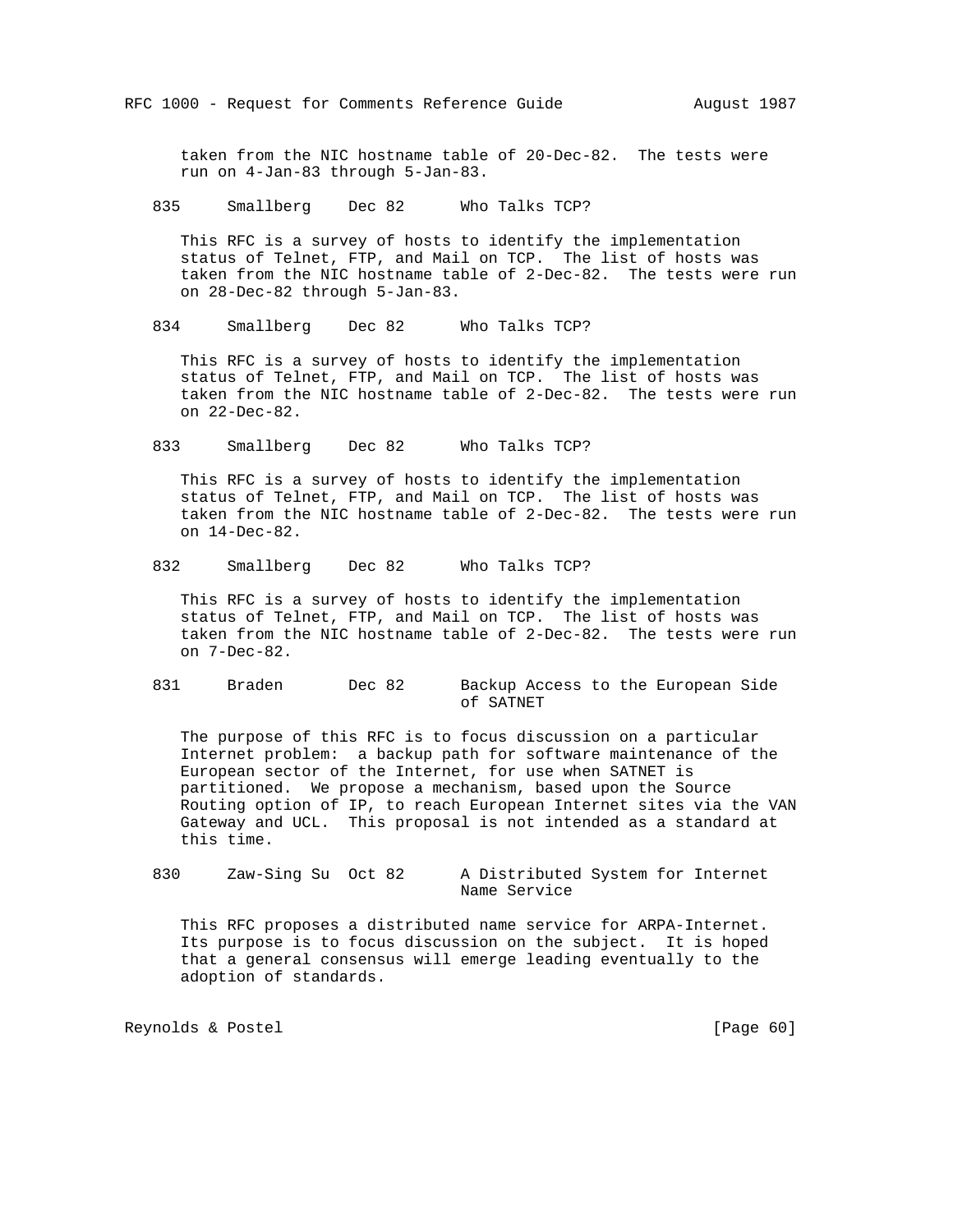taken from the NIC hostname table of 20-Dec-82. The tests were run on 4-Jan-83 through 5-Jan-83.

```
835     Smallberg    Dec 82      Who Talks TCP?
```

This RFC is a survey of hosts to identify the implementation status of Telnet, FTP, and Mail on TCP. The list of hosts was taken from the NIC hostname table of 2-Dec-82. The tests were run on 28-Dec-82 through 5-Jan-83.

```
834     Smallberg    Dec 82      Who Talks TCP?
```

This RFC is a survey of hosts to identify the implementation status of Telnet, FTP, and Mail on TCP. The list of hosts was taken from the NIC hostname table of 2-Dec-82. The tests were run on 22-Dec-82.

```
833     Smallberg    Dec 82      Who Talks TCP?
```

This RFC is a survey of hosts to identify the implementation status of Telnet, FTP, and Mail on TCP. The list of hosts was taken from the NIC hostname table of 2-Dec-82. The tests were run on 14-Dec-82.

```
832     Smallberg    Dec 82      Who Talks TCP?
```

This RFC is a survey of hosts to identify the implementation status of Telnet, FTP, and Mail on TCP. The list of hosts was taken from the NIC hostname table of 2-Dec-82. The tests were run on 7-Dec-82.

```
831     Braden       Dec 82      Backup Access to the European Side
                                 of SATNET
```

The purpose of this RFC is to focus discussion on a particular Internet problem: a backup path for software maintenance of the European sector of the Internet, for use when SATNET is partitioned. We propose a mechanism, based upon the Source Routing option of IP, to reach European Internet sites via the VAN Gateway and UCL. This proposal is not intended as a standard at this time.

```
830     Zaw-Sing Su  Oct 82      A Distributed System for Internet
                                 Name Service
```

This RFC proposes a distributed name service for ARPA-Internet. Its purpose is to focus discussion on the subject. It is hoped that a general consensus will emerge leading eventually to the adoption of standards.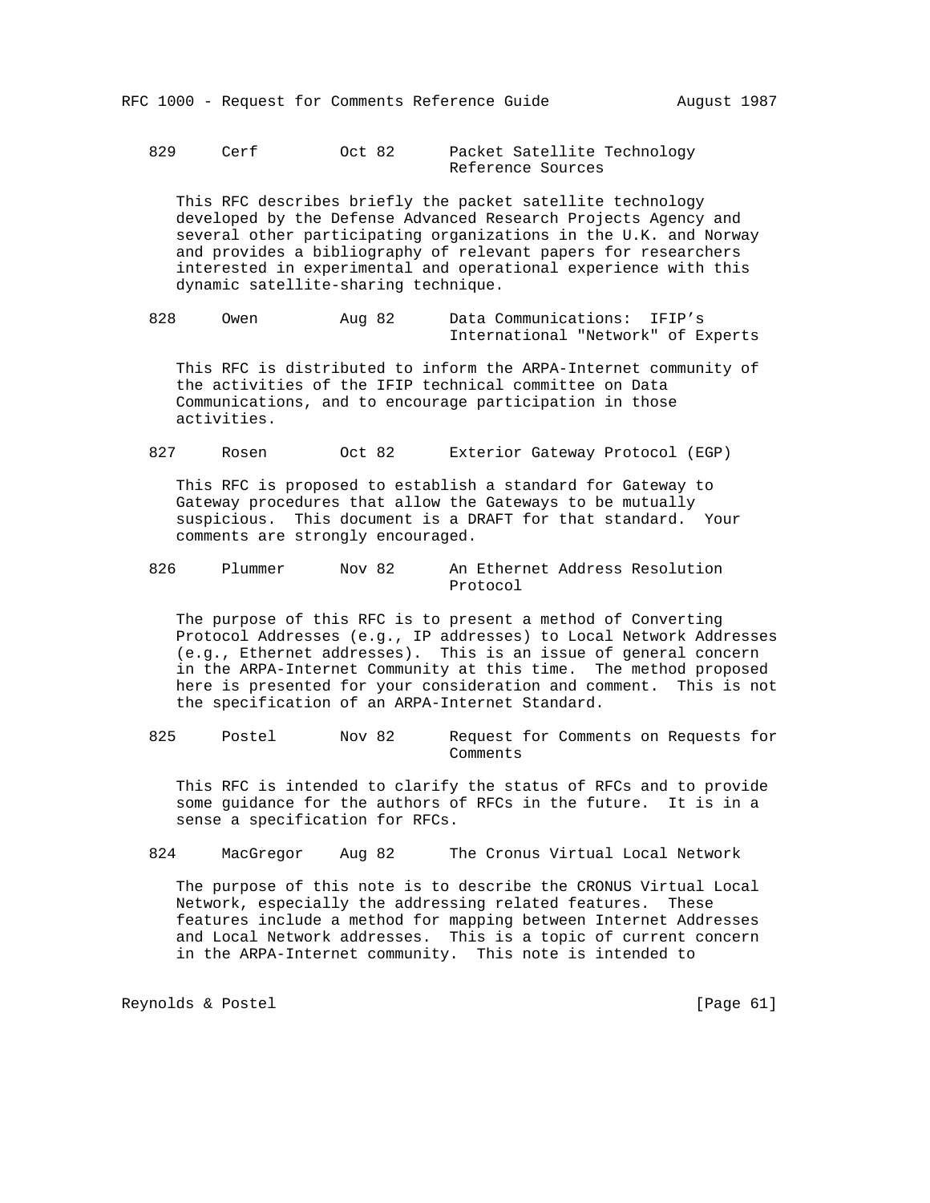829     Cerf         Oct 82      Packet Satellite Technology Reference Sources

This RFC describes briefly the packet satellite technology developed by the Defense Advanced Research Projects Agency and several other participating organizations in the U.K. and Norway and provides a bibliography of relevant papers for researchers interested in experimental and operational experience with this dynamic satellite-sharing technique.

828     Owen         Aug 82      Data Communications:  IFIP's International "Network" of Experts

This RFC is distributed to inform the ARPA-Internet community of the activities of the IFIP technical committee on Data Communications, and to encourage participation in those activities.

827     Rosen        Oct 82      Exterior Gateway Protocol (EGP)

This RFC is proposed to establish a standard for Gateway to Gateway procedures that allow the Gateways to be mutually suspicious.  This document is a DRAFT for that standard.  Your comments are strongly encouraged.

826     Plummer      Nov 82      An Ethernet Address Resolution Protocol

The purpose of this RFC is to present a method of Converting Protocol Addresses (e.g., IP addresses) to Local Network Addresses (e.g., Ethernet addresses).  This is an issue of general concern in the ARPA-Internet Community at this time.  The method proposed here is presented for your consideration and comment.  This is not the specification of an ARPA-Internet Standard.

825     Postel       Nov 82      Request for Comments on Requests for Comments

This RFC is intended to clarify the status of RFCs and to provide some guidance for the authors of RFCs in the future.  It is in a sense a specification for RFCs.

824     MacGregor    Aug 82      The Cronus Virtual Local Network

The purpose of this note is to describe the CRONUS Virtual Local Network, especially the addressing related features.  These features include a method for mapping between Internet Addresses and Local Network addresses.  This is a topic of current concern in the ARPA-Internet community.  This note is intended to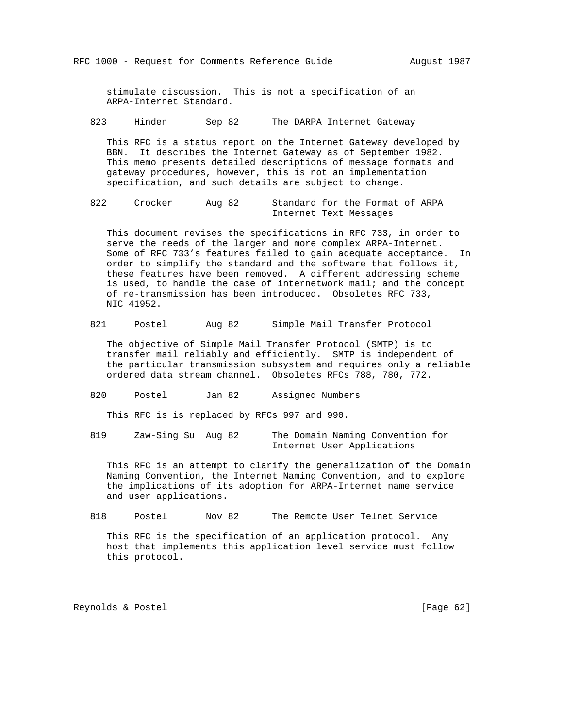stimulate discussion. This is not a specification of an ARPA-Internet Standard.

823     Hinden       Sep 82      The DARPA Internet Gateway

This RFC is a status report on the Internet Gateway developed by BBN. It describes the Internet Gateway as of September 1982. This memo presents detailed descriptions of message formats and gateway procedures, however, this is not an implementation specification, and such details are subject to change.

822     Crocker      Aug 82      Standard for the Format of ARPA Internet Text Messages

This document revises the specifications in RFC 733, in order to serve the needs of the larger and more complex ARPA-Internet. Some of RFC 733's features failed to gain adequate acceptance. In order to simplify the standard and the software that follows it, these features have been removed. A different addressing scheme is used, to handle the case of internetwork mail; and the concept of re-transmission has been introduced. Obsoletes RFC 733, NIC 41952.

821     Postel       Aug 82      Simple Mail Transfer Protocol

The objective of Simple Mail Transfer Protocol (SMTP) is to transfer mail reliably and efficiently. SMTP is independent of the particular transmission subsystem and requires only a reliable ordered data stream channel. Obsoletes RFCs 788, 780, 772.

820     Postel       Jan 82      Assigned Numbers

This RFC is is replaced by RFCs 997 and 990.

819     Zaw-Sing Su  Aug 82      The Domain Naming Convention for Internet User Applications

This RFC is an attempt to clarify the generalization of the Domain Naming Convention, the Internet Naming Convention, and to explore the implications of its adoption for ARPA-Internet name service and user applications.

818     Postel       Nov 82      The Remote User Telnet Service

This RFC is the specification of an application protocol. Any host that implements this application level service must follow this protocol.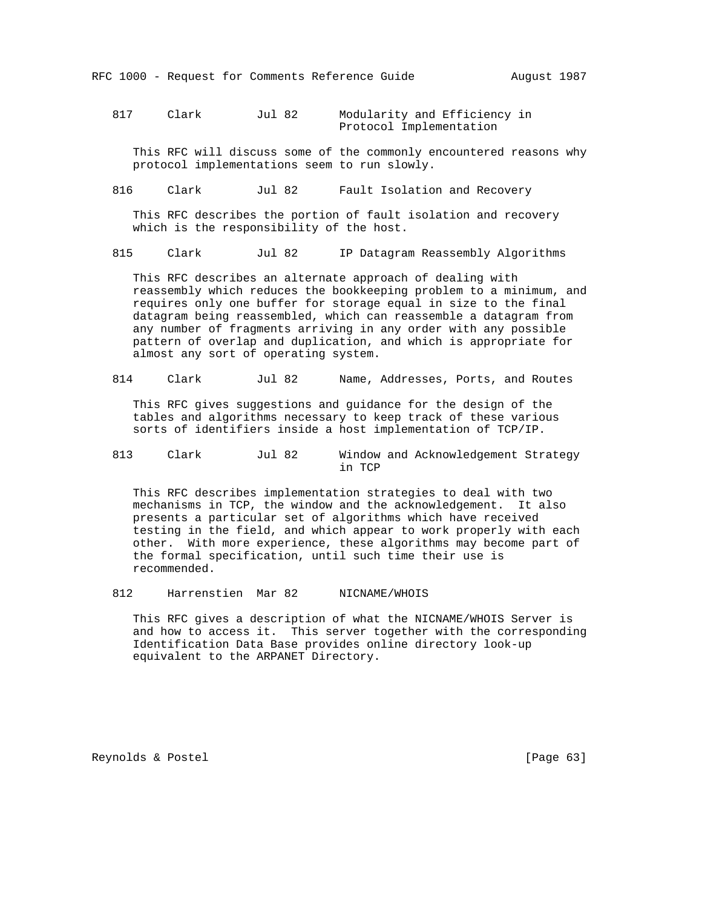817     Clark        Jul 82      Modularity and Efficiency in Protocol Implementation

This RFC will discuss some of the commonly encountered reasons why protocol implementations seem to run slowly.

816     Clark        Jul 82      Fault Isolation and Recovery

This RFC describes the portion of fault isolation and recovery which is the responsibility of the host.

815     Clark        Jul 82      IP Datagram Reassembly Algorithms

This RFC describes an alternate approach of dealing with reassembly which reduces the bookkeeping problem to a minimum, and requires only one buffer for storage equal in size to the final datagram being reassembled, which can reassemble a datagram from any number of fragments arriving in any order with any possible pattern of overlap and duplication, and which is appropriate for almost any sort of operating system.

814     Clark        Jul 82      Name, Addresses, Ports, and Routes

This RFC gives suggestions and guidance for the design of the tables and algorithms necessary to keep track of these various sorts of identifiers inside a host implementation of TCP/IP.

813     Clark        Jul 82      Window and Acknowledgement Strategy in TCP

This RFC describes implementation strategies to deal with two mechanisms in TCP, the window and the acknowledgement. It also presents a particular set of algorithms which have received testing in the field, and which appear to work properly with each other. With more experience, these algorithms may become part of the formal specification, until such time their use is recommended.

812     Harrenstien  Mar 82      NICNAME/WHOIS

This RFC gives a description of what the NICNAME/WHOIS Server is and how to access it. This server together with the corresponding Identification Data Base provides online directory look-up equivalent to the ARPANET Directory.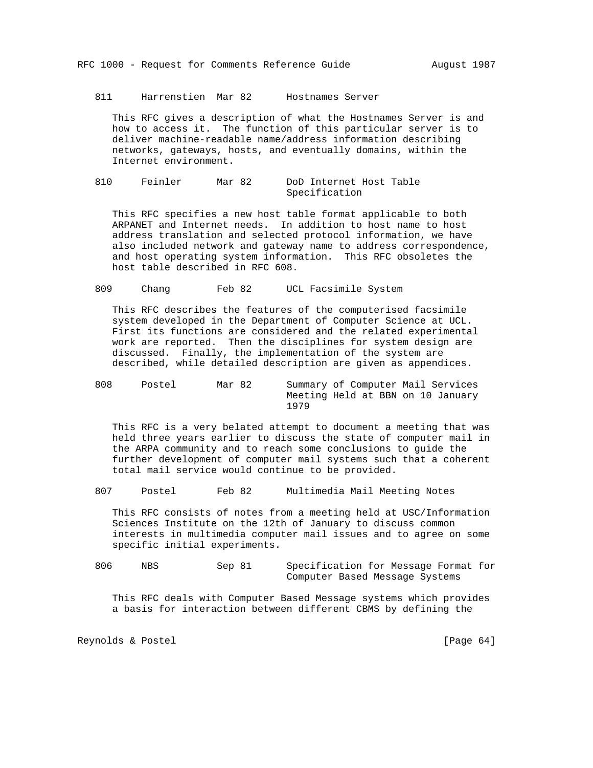811 Harrenstien Mar 82 Hostnames Server

This RFC gives a description of what the Hostnames Server is and how to access it. The function of this particular server is to deliver machine-readable name/address information describing networks, gateways, hosts, and eventually domains, within the Internet environment.

810 Feinler Mar 82 DoD Internet Host Table Specification

This RFC specifies a new host table format applicable to both ARPANET and Internet needs. In addition to host name to host address translation and selected protocol information, we have also included network and gateway name to address correspondence, and host operating system information. This RFC obsoletes the host table described in RFC 608.

809 Chang Feb 82 UCL Facsimile System

This RFC describes the features of the computerised facsimile system developed in the Department of Computer Science at UCL. First its functions are considered and the related experimental work are reported. Then the disciplines for system design are discussed. Finally, the implementation of the system are described, while detailed description are given as appendices.

808 Postel Mar 82 Summary of Computer Mail Services Meeting Held at BBN on 10 January 1979

This RFC is a very belated attempt to document a meeting that was held three years earlier to discuss the state of computer mail in the ARPA community and to reach some conclusions to guide the further development of computer mail systems such that a coherent total mail service would continue to be provided.

807 Postel Feb 82 Multimedia Mail Meeting Notes

This RFC consists of notes from a meeting held at USC/Information Sciences Institute on the 12th of January to discuss common interests in multimedia computer mail issues and to agree on some specific initial experiments.

806 NBS Sep 81 Specification for Message Format for Computer Based Message Systems

This RFC deals with Computer Based Message systems which provides a basis for interaction between different CBMS by defining the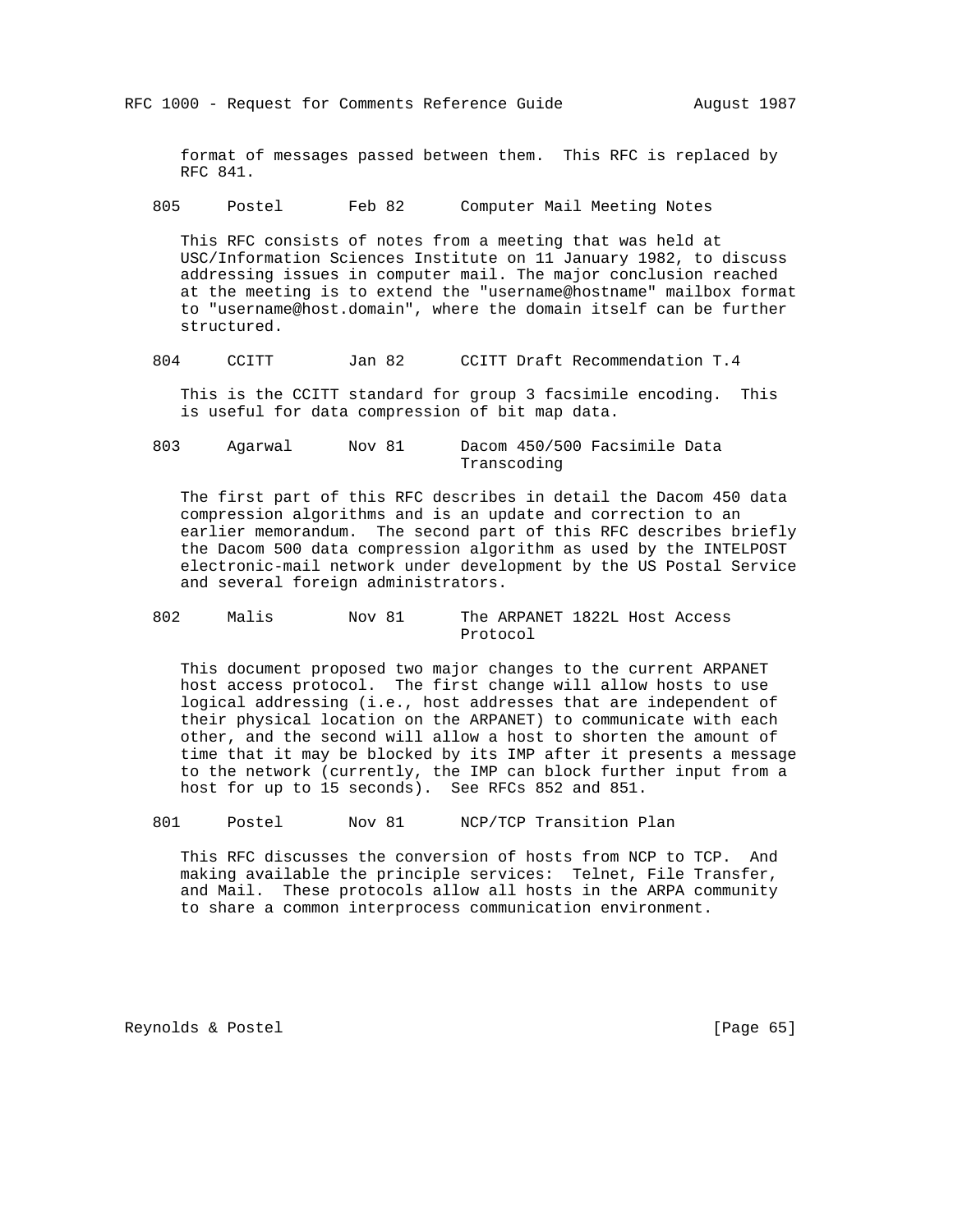format of messages passed between them. This RFC is replaced by RFC 841.

805     Postel       Feb 82      Computer Mail Meeting Notes

This RFC consists of notes from a meeting that was held at USC/Information Sciences Institute on 11 January 1982, to discuss addressing issues in computer mail. The major conclusion reached at the meeting is to extend the "username@hostname" mailbox format to "username@host.domain", where the domain itself can be further structured.

804     CCITT        Jan 82      CCITT Draft Recommendation T.4

This is the CCITT standard for group 3 facsimile encoding. This is useful for data compression of bit map data.

803     Agarwal      Nov 81      Dacom 450/500 Facsimile Data Transcoding

The first part of this RFC describes in detail the Dacom 450 data compression algorithms and is an update and correction to an earlier memorandum. The second part of this RFC describes briefly the Dacom 500 data compression algorithm as used by the INTELPOST electronic-mail network under development by the US Postal Service and several foreign administrators.

802     Malis        Nov 81      The ARPANET 1822L Host Access Protocol

This document proposed two major changes to the current ARPANET host access protocol. The first change will allow hosts to use logical addressing (i.e., host addresses that are independent of their physical location on the ARPANET) to communicate with each other, and the second will allow a host to shorten the amount of time that it may be blocked by its IMP after it presents a message to the network (currently, the IMP can block further input from a host for up to 15 seconds). See RFCs 852 and 851.

801     Postel       Nov 81      NCP/TCP Transition Plan

This RFC discusses the conversion of hosts from NCP to TCP. And making available the principle services: Telnet, File Transfer, and Mail. These protocols allow all hosts in the ARPA community to share a common interprocess communication environment.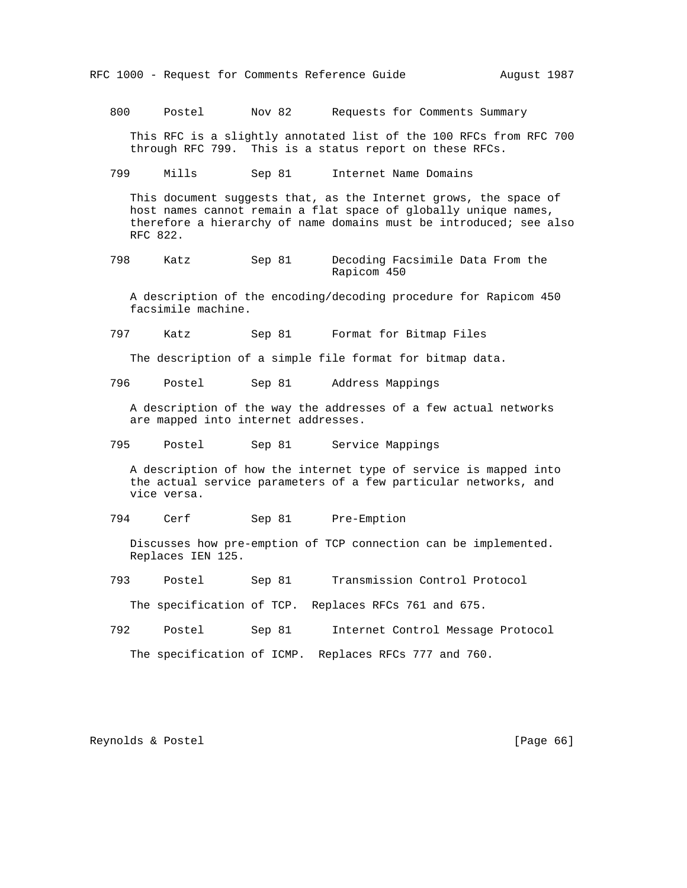800     Postel       Nov 82      Requests for Comments Summary

This RFC is a slightly annotated list of the 100 RFCs from RFC 700 through RFC 799. This is a status report on these RFCs.

799     Mills        Sep 81      Internet Name Domains

This document suggests that, as the Internet grows, the space of host names cannot remain a flat space of globally unique names, therefore a hierarchy of name domains must be introduced; see also RFC 822.

798     Katz         Sep 81      Decoding Facsimile Data From the Rapicom 450

A description of the encoding/decoding procedure for Rapicom 450 facsimile machine.

797     Katz         Sep 81      Format for Bitmap Files

The description of a simple file format for bitmap data.

796     Postel       Sep 81      Address Mappings

A description of the way the addresses of a few actual networks are mapped into internet addresses.

795     Postel       Sep 81      Service Mappings

A description of how the internet type of service is mapped into the actual service parameters of a few particular networks, and vice versa.

794     Cerf         Sep 81      Pre-Emption

Discusses how pre-emption of TCP connection can be implemented. Replaces IEN 125.

793     Postel       Sep 81      Transmission Control Protocol

The specification of TCP. Replaces RFCs 761 and 675.

792     Postel       Sep 81      Internet Control Message Protocol

The specification of ICMP. Replaces RFCs 777 and 760.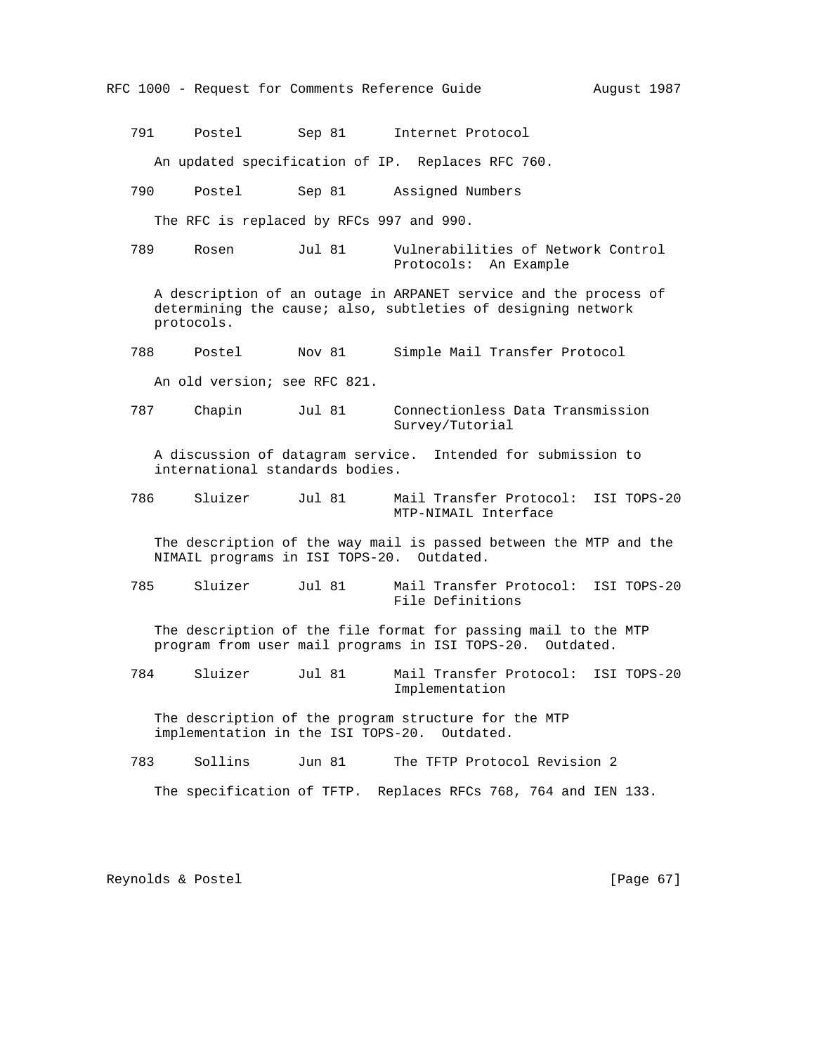791     Postel       Sep 81      Internet Protocol

An updated specification of IP.  Replaces RFC 760.

790     Postel       Sep 81      Assigned Numbers

The RFC is replaced by RFCs 997 and 990.

789     Rosen        Jul 81      Vulnerabilities of Network Control Protocols:  An Example

A description of an outage in ARPANET service and the process of determining the cause; also, subtleties of designing network protocols.

788     Postel       Nov 81      Simple Mail Transfer Protocol

An old version; see RFC 821.

787     Chapin       Jul 81      Connectionless Data Transmission Survey/Tutorial

A discussion of datagram service.  Intended for submission to international standards bodies.

786     Sluizer      Jul 81      Mail Transfer Protocol:  ISI TOPS-20 MTP-NIMAIL Interface

The description of the way mail is passed between the MTP and the NIMAIL programs in ISI TOPS-20.  Outdated.

785     Sluizer      Jul 81      Mail Transfer Protocol:  ISI TOPS-20 File Definitions

The description of the file format for passing mail to the MTP program from user mail programs in ISI TOPS-20.  Outdated.

784     Sluizer      Jul 81      Mail Transfer Protocol:  ISI TOPS-20 Implementation

The description of the program structure for the MTP implementation in the ISI TOPS-20.  Outdated.

783     Sollins      Jun 81      The TFTP Protocol Revision 2

The specification of TFTP.  Replaces RFCs 768, 764 and IEN 133.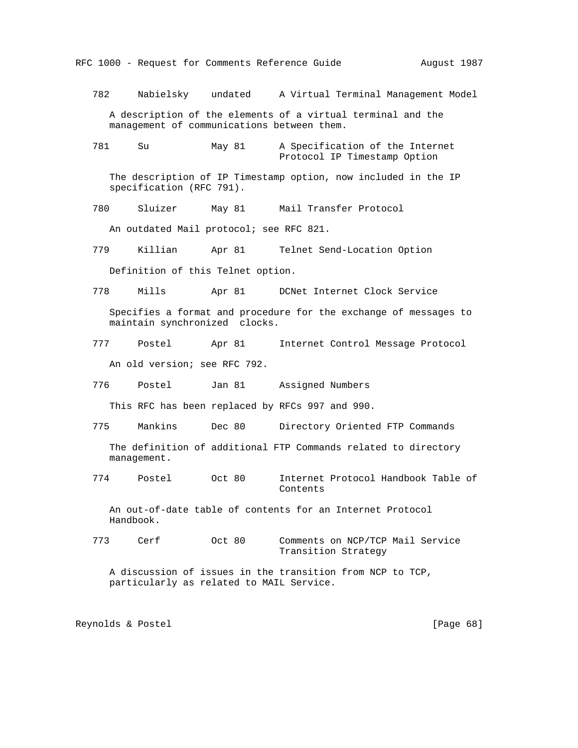782     Nabielsky    undated     A Virtual Terminal Management Model

A description of the elements of a virtual terminal and the management of communications between them.

781     Su           May 81      A Specification of the Internet Protocol IP Timestamp Option

The description of IP Timestamp option, now included in the IP specification (RFC 791).

780     Sluizer      May 81      Mail Transfer Protocol

An outdated Mail protocol; see RFC 821.

779     Killian      Apr 81      Telnet Send-Location Option

Definition of this Telnet option.

778     Mills        Apr 81      DCNet Internet Clock Service

Specifies a format and procedure for the exchange of messages to maintain synchronized  clocks.

777     Postel       Apr 81      Internet Control Message Protocol

An old version; see RFC 792.

776     Postel       Jan 81      Assigned Numbers

This RFC has been replaced by RFCs 997 and 990.

775     Mankins      Dec 80      Directory Oriented FTP Commands

The definition of additional FTP Commands related to directory management.

774     Postel       Oct 80      Internet Protocol Handbook Table of Contents

An out-of-date table of contents for an Internet Protocol Handbook.

773     Cerf         Oct 80      Comments on NCP/TCP Mail Service Transition Strategy

A discussion of issues in the transition from NCP to TCP, particularly as related to MAIL Service.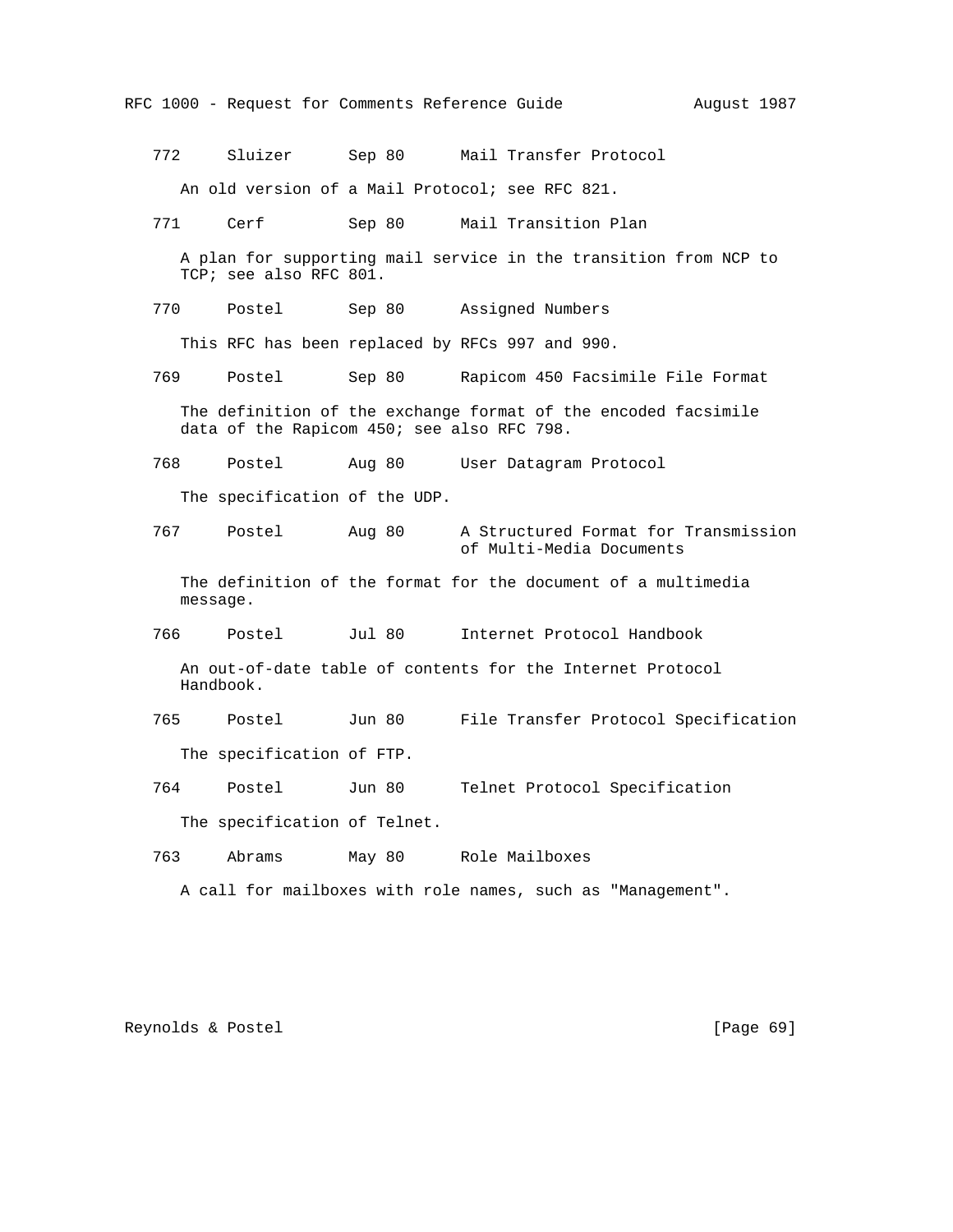772     Sluizer      Sep 80      Mail Transfer Protocol

An old version of a Mail Protocol; see RFC 821.

771     Cerf         Sep 80      Mail Transition Plan

A plan for supporting mail service in the transition from NCP to TCP; see also RFC 801.

770     Postel       Sep 80      Assigned Numbers

This RFC has been replaced by RFCs 997 and 990.

769     Postel       Sep 80      Rapicom 450 Facsimile File Format

The definition of the exchange format of the encoded facsimile data of the Rapicom 450; see also RFC 798.

768     Postel       Aug 80      User Datagram Protocol

The specification of the UDP.

767     Postel       Aug 80      A Structured Format for Transmission of Multi-Media Documents

The definition of the format for the document of a multimedia message.

766     Postel       Jul 80      Internet Protocol Handbook

An out-of-date table of contents for the Internet Protocol Handbook.

765     Postel       Jun 80      File Transfer Protocol Specification

The specification of FTP.

764     Postel       Jun 80      Telnet Protocol Specification

The specification of Telnet.

763     Abrams       May 80      Role Mailboxes

A call for mailboxes with role names, such as "Management".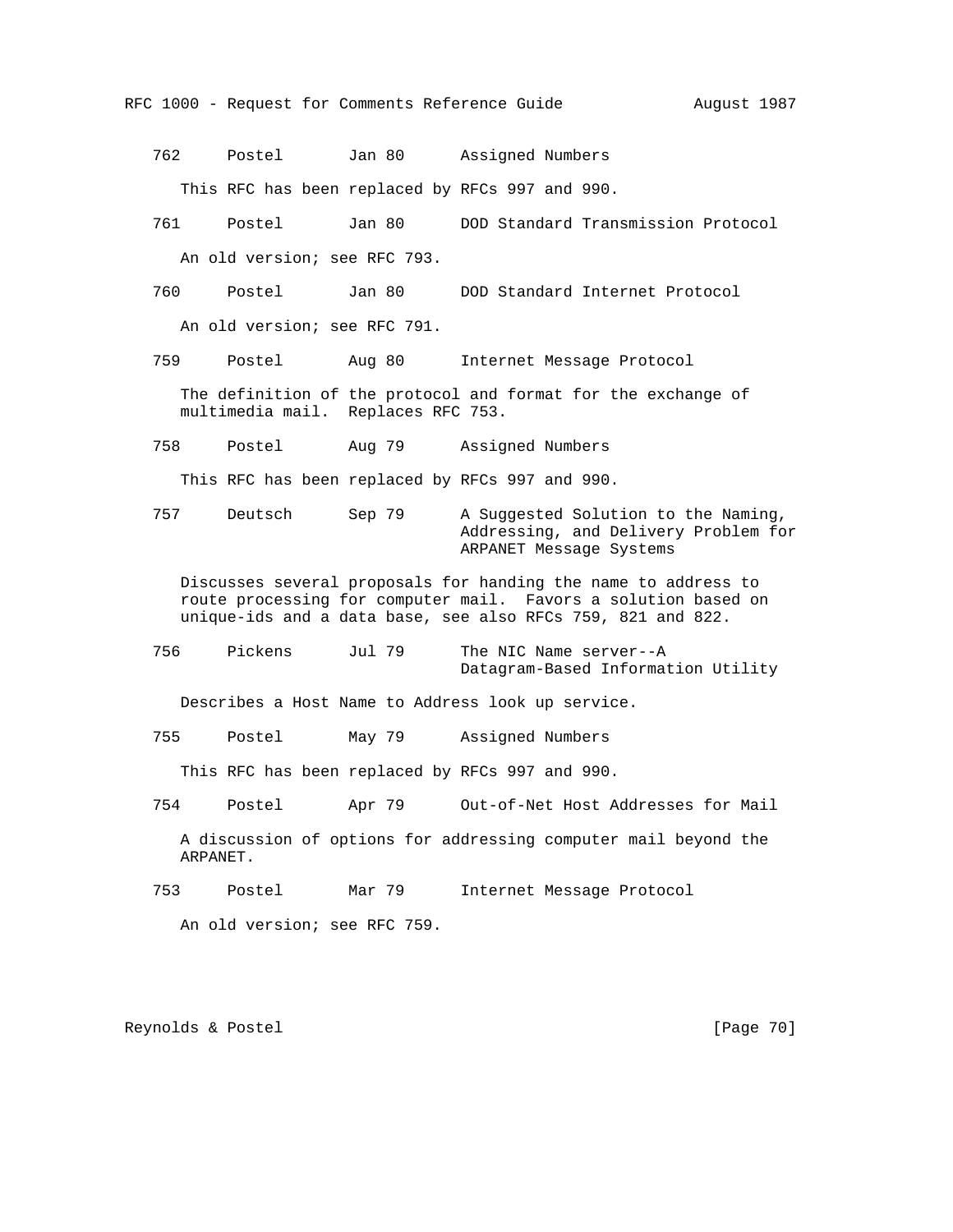762     Postel       Jan 80      Assigned Numbers

This RFC has been replaced by RFCs 997 and 990.

761     Postel       Jan 80      DOD Standard Transmission Protocol

An old version; see RFC 793.

760     Postel       Jan 80      DOD Standard Internet Protocol

An old version; see RFC 791.

759     Postel       Aug 80      Internet Message Protocol

The definition of the protocol and format for the exchange of multimedia mail. Replaces RFC 753.

758     Postel       Aug 79      Assigned Numbers

This RFC has been replaced by RFCs 997 and 990.

757     Deutsch      Sep 79      A Suggested Solution to the Naming, Addressing, and Delivery Problem for ARPANET Message Systems

Discusses several proposals for handing the name to address to route processing for computer mail. Favors a solution based on unique-ids and a data base, see also RFCs 759, 821 and 822.

756     Pickens      Jul 79      The NIC Name server--A Datagram-Based Information Utility

Describes a Host Name to Address look up service.

755     Postel       May 79      Assigned Numbers

This RFC has been replaced by RFCs 997 and 990.

754     Postel       Apr 79      Out-of-Net Host Addresses for Mail

A discussion of options for addressing computer mail beyond the ARPANET.

753     Postel       Mar 79      Internet Message Protocol

An old version; see RFC 759.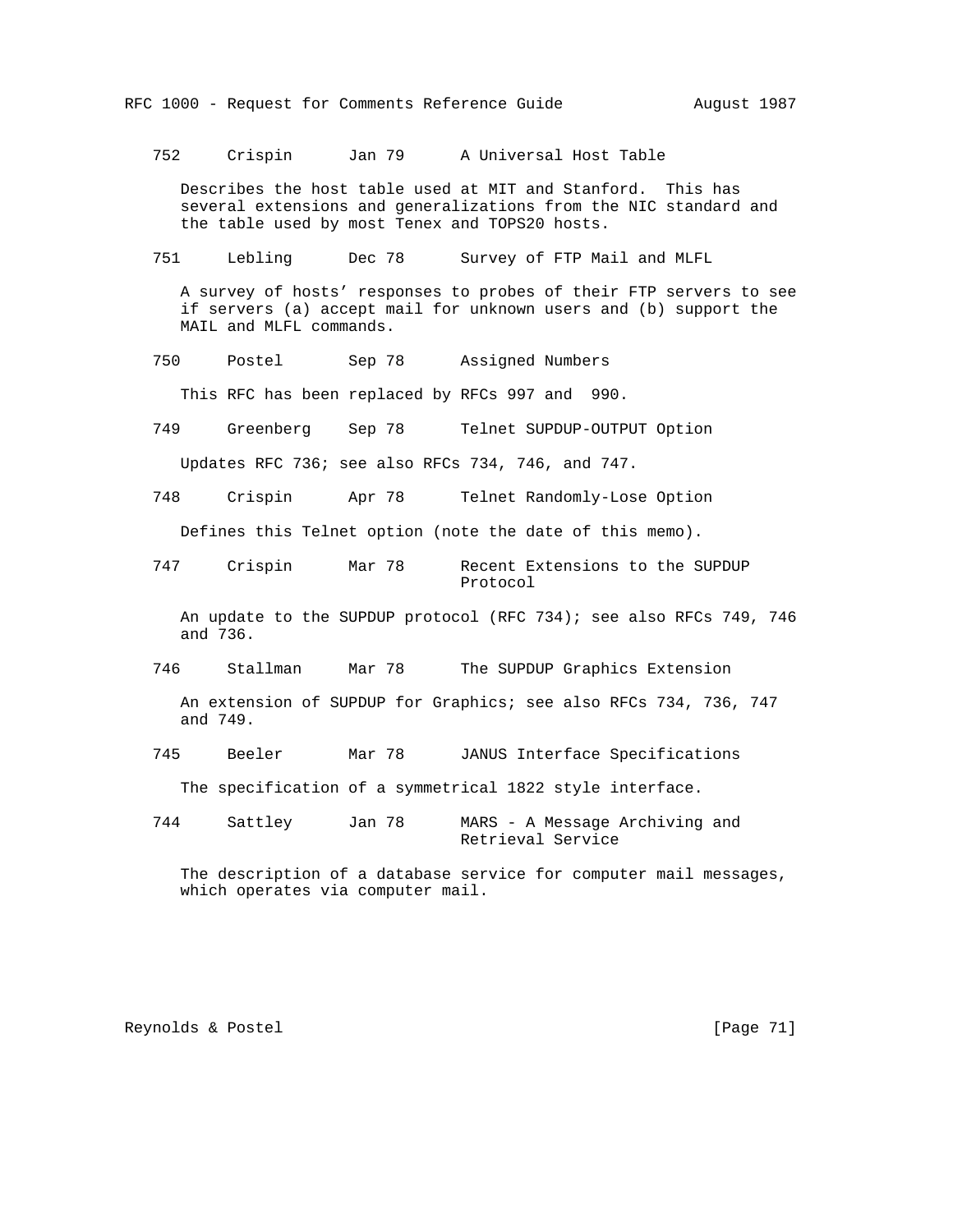752     Crispin      Jan 79      A Universal Host Table

Describes the host table used at MIT and Stanford.  This has several extensions and generalizations from the NIC standard and the table used by most Tenex and TOPS20 hosts.

751     Lebling      Dec 78      Survey of FTP Mail and MLFL

A survey of hosts' responses to probes of their FTP servers to see if servers (a) accept mail for unknown users and (b) support the MAIL and MLFL commands.

750     Postel       Sep 78      Assigned Numbers

This RFC has been replaced by RFCs 997 and  990.

749     Greenberg    Sep 78      Telnet SUPDUP-OUTPUT Option

Updates RFC 736; see also RFCs 734, 746, and 747.

748     Crispin      Apr 78      Telnet Randomly-Lose Option

Defines this Telnet option (note the date of this memo).

747     Crispin      Mar 78      Recent Extensions to the SUPDUP Protocol

An update to the SUPDUP protocol (RFC 734); see also RFCs 749, 746 and 736.

746     Stallman     Mar 78      The SUPDUP Graphics Extension

An extension of SUPDUP for Graphics; see also RFCs 734, 736, 747 and 749.

745     Beeler       Mar 78      JANUS Interface Specifications

The specification of a symmetrical 1822 style interface.

744     Sattley      Jan 78      MARS - A Message Archiving and Retrieval Service

The description of a database service for computer mail messages, which operates via computer mail.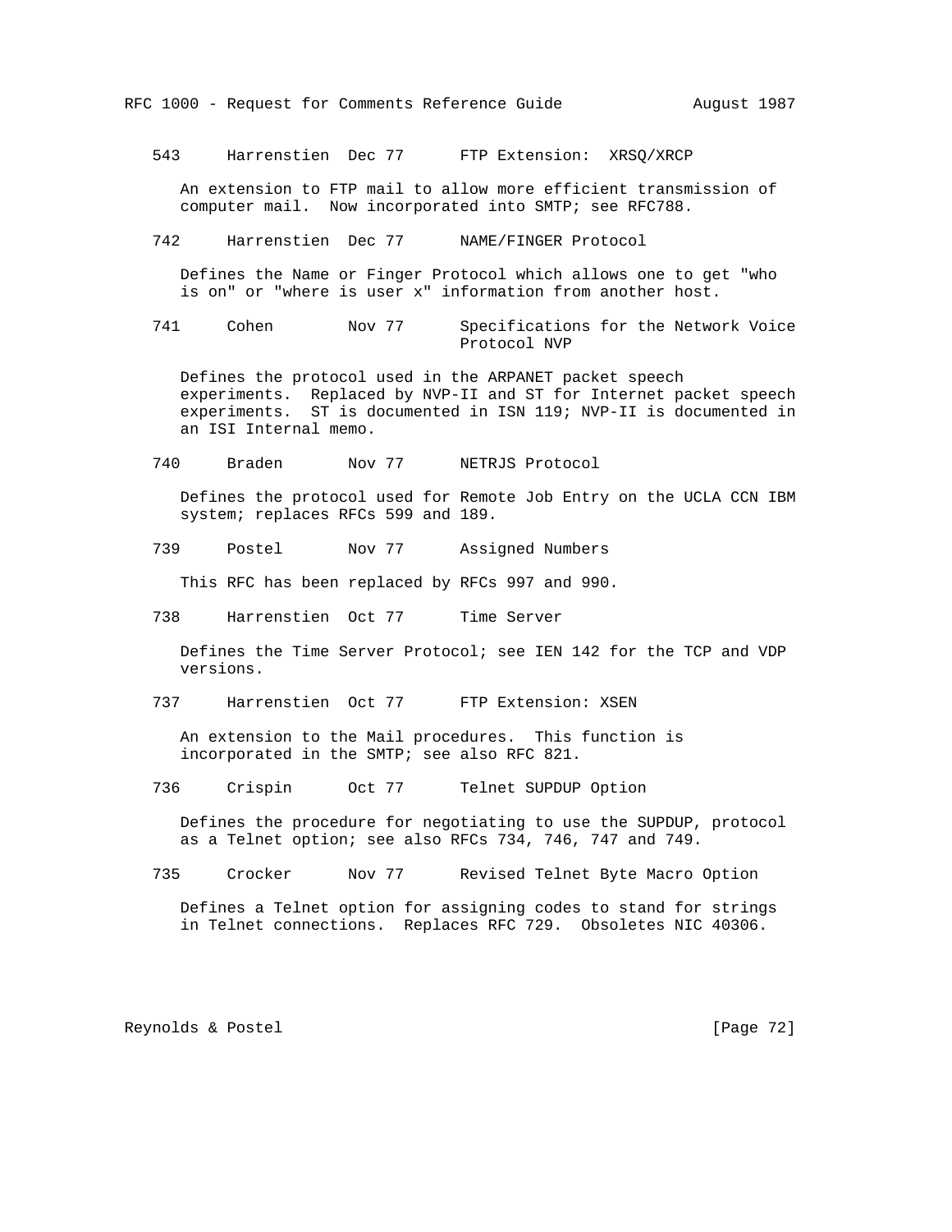543     Harrenstien  Dec 77      FTP Extension:  XRSQ/XRCP

An extension to FTP mail to allow more efficient transmission of computer mail.  Now incorporated into SMTP; see RFC788.

742     Harrenstien  Dec 77      NAME/FINGER Protocol

Defines the Name or Finger Protocol which allows one to get "who is on" or "where is user x" information from another host.

741     Cohen        Nov 77      Specifications for the Network Voice Protocol NVP

Defines the protocol used in the ARPANET packet speech experiments.  Replaced by NVP-II and ST for Internet packet speech experiments.  ST is documented in ISN 119; NVP-II is documented in an ISI Internal memo.

740     Braden       Nov 77      NETRJS Protocol

Defines the protocol used for Remote Job Entry on the UCLA CCN IBM system; replaces RFCs 599 and 189.

739     Postel       Nov 77      Assigned Numbers

This RFC has been replaced by RFCs 997 and 990.

738     Harrenstien  Oct 77      Time Server

Defines the Time Server Protocol; see IEN 142 for the TCP and VDP versions.

737     Harrenstien  Oct 77      FTP Extension: XSEN

An extension to the Mail procedures.  This function is incorporated in the SMTP; see also RFC 821.

736     Crispin      Oct 77      Telnet SUPDUP Option

Defines the procedure for negotiating to use the SUPDUP, protocol as a Telnet option; see also RFCs 734, 746, 747 and 749.

735     Crocker      Nov 77      Revised Telnet Byte Macro Option

Defines a Telnet option for assigning codes to stand for strings in Telnet connections.  Replaces RFC 729.  Obsoletes NIC 40306.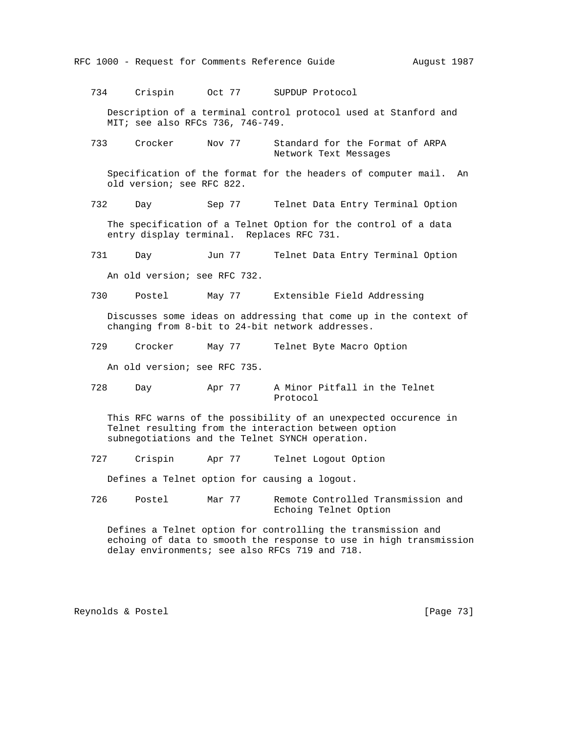734     Crispin      Oct 77      SUPDUP Protocol

Description of a terminal control protocol used at Stanford and MIT; see also RFCs 736, 746-749.

733     Crocker      Nov 77      Standard for the Format of ARPA Network Text Messages

Specification of the format for the headers of computer mail. An old version; see RFC 822.

732     Day          Sep 77      Telnet Data Entry Terminal Option

The specification of a Telnet Option for the control of a data entry display terminal. Replaces RFC 731.

731     Day          Jun 77      Telnet Data Entry Terminal Option

An old version; see RFC 732.

730     Postel       May 77      Extensible Field Addressing

Discusses some ideas on addressing that come up in the context of changing from 8-bit to 24-bit network addresses.

729     Crocker      May 77      Telnet Byte Macro Option

An old version; see RFC 735.

728     Day          Apr 77      A Minor Pitfall in the Telnet Protocol

This RFC warns of the possibility of an unexpected occurence in Telnet resulting from the interaction between option subnegotiations and the Telnet SYNCH operation.

727     Crispin      Apr 77      Telnet Logout Option

Defines a Telnet option for causing a logout.

726     Postel       Mar 77      Remote Controlled Transmission and Echoing Telnet Option

Defines a Telnet option for controlling the transmission and echoing of data to smooth the response to use in high transmission delay environments; see also RFCs 719 and 718.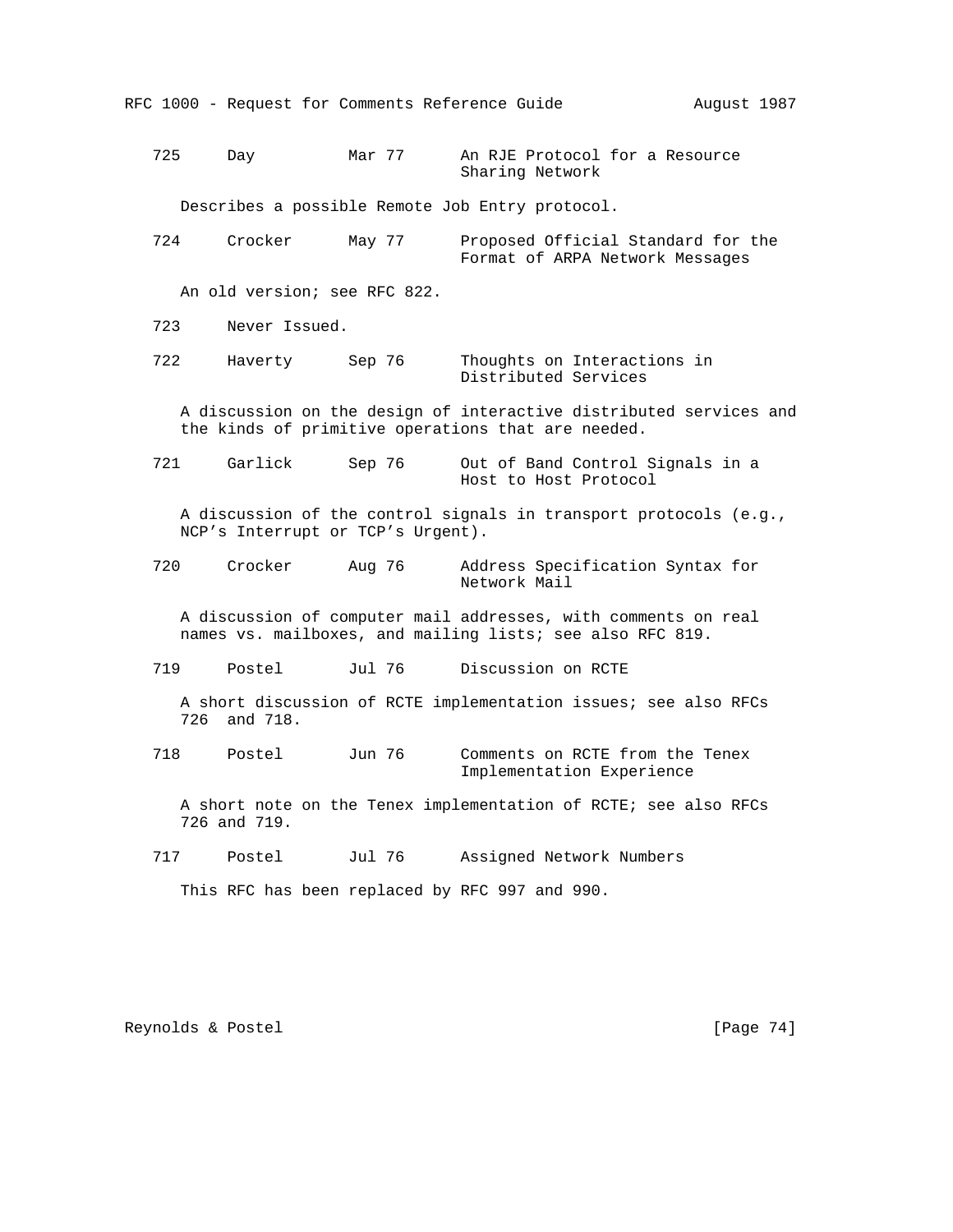725 Day Mar 77 An RJE Protocol for a Resource Sharing Network

Describes a possible Remote Job Entry protocol.

724 Crocker May 77 Proposed Official Standard for the Format of ARPA Network Messages

An old version; see RFC 822.

723 Never Issued.

722 Haverty Sep 76 Thoughts on Interactions in Distributed Services

A discussion on the design of interactive distributed services and the kinds of primitive operations that are needed.

721 Garlick Sep 76 Out of Band Control Signals in a Host to Host Protocol

A discussion of the control signals in transport protocols (e.g., NCP's Interrupt or TCP's Urgent).

720 Crocker Aug 76 Address Specification Syntax for Network Mail

A discussion of computer mail addresses, with comments on real names vs. mailboxes, and mailing lists; see also RFC 819.

719 Postel Jul 76 Discussion on RCTE

A short discussion of RCTE implementation issues; see also RFCs 726 and 718.

718 Postel Jun 76 Comments on RCTE from the Tenex Implementation Experience

A short note on the Tenex implementation of RCTE; see also RFCs 726 and 719.

717 Postel Jul 76 Assigned Network Numbers

This RFC has been replaced by RFC 997 and 990.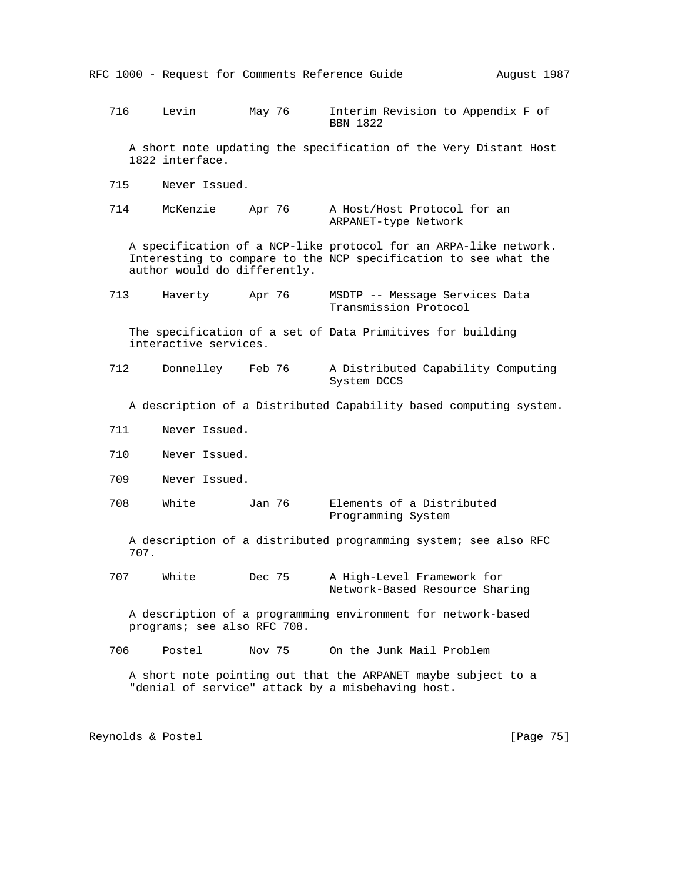716 Levin May 76 Interim Revision to Appendix F of BBN 1822

A short note updating the specification of the Very Distant Host 1822 interface.

715 Never Issued.

714 McKenzie Apr 76 A Host/Host Protocol for an ARPANET-type Network

A specification of a NCP-like protocol for an ARPA-like network. Interesting to compare to the NCP specification to see what the author would do differently.

713 Haverty Apr 76 MSDTP -- Message Services Data Transmission Protocol

The specification of a set of Data Primitives for building interactive services.

712 Donnelley Feb 76 A Distributed Capability Computing System DCCS

A description of a Distributed Capability based computing system.

711 Never Issued.

710 Never Issued.

709 Never Issued.

708 White Jan 76 Elements of a Distributed Programming System

A description of a distributed programming system; see also RFC 707.

707 White Dec 75 A High-Level Framework for Network-Based Resource Sharing

A description of a programming environment for network-based programs; see also RFC 708.

706 Postel Nov 75 On the Junk Mail Problem

A short note pointing out that the ARPANET maybe subject to a "denial of service" attack by a misbehaving host.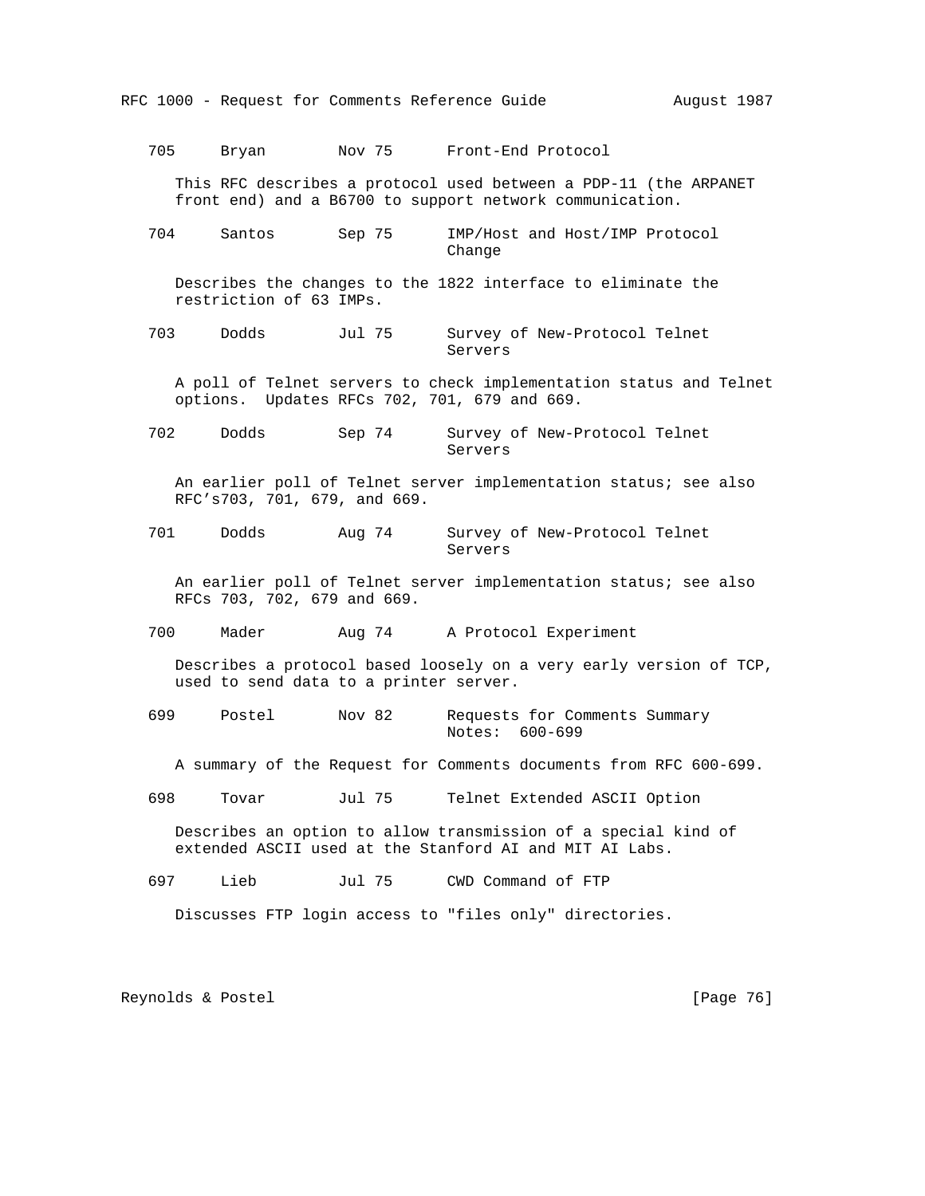705     Bryan        Nov 75      Front-End Protocol

This RFC describes a protocol used between a PDP-11 (the ARPANET front end) and a B6700 to support network communication.

704     Santos       Sep 75      IMP/Host and Host/IMP Protocol Change

Describes the changes to the 1822 interface to eliminate the restriction of 63 IMPs.

703     Dodds        Jul 75      Survey of New-Protocol Telnet Servers

A poll of Telnet servers to check implementation status and Telnet options. Updates RFCs 702, 701, 679 and 669.

702     Dodds        Sep 74      Survey of New-Protocol Telnet Servers

An earlier poll of Telnet server implementation status; see also RFC’s703, 701, 679, and 669.

701     Dodds        Aug 74      Survey of New-Protocol Telnet Servers

An earlier poll of Telnet server implementation status; see also RFCs 703, 702, 679 and 669.

700     Mader        Aug 74      A Protocol Experiment

Describes a protocol based loosely on a very early version of TCP, used to send data to a printer server.

699     Postel       Nov 82      Requests for Comments Summary Notes: 600-699

A summary of the Request for Comments documents from RFC 600-699.

698     Tovar        Jul 75      Telnet Extended ASCII Option

Describes an option to allow transmission of a special kind of extended ASCII used at the Stanford AI and MIT AI Labs.

697     Lieb         Jul 75      CWD Command of FTP

Discusses FTP login access to "files only" directories.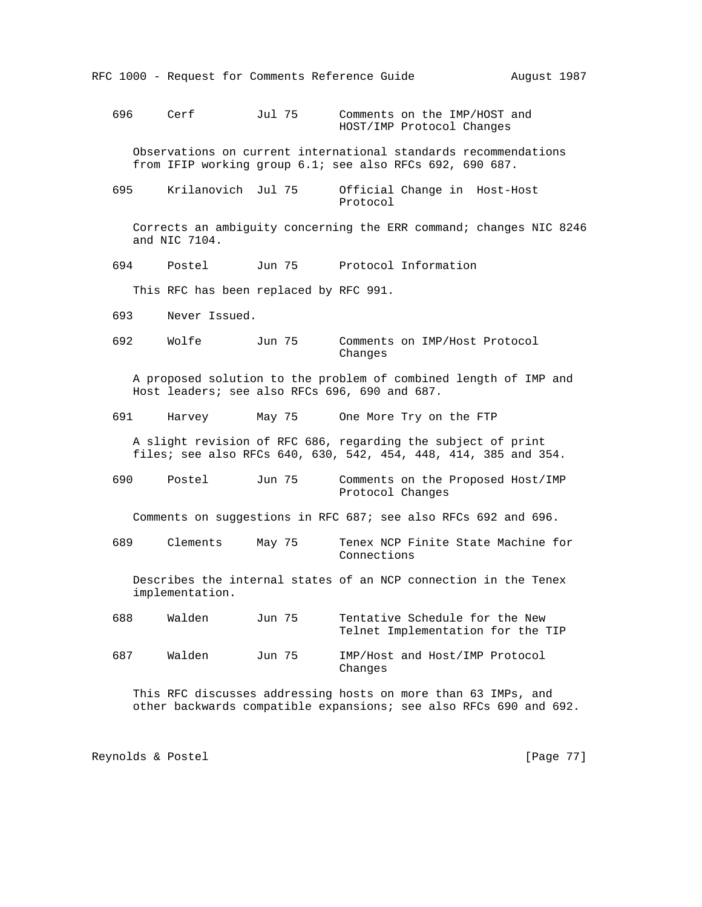696     Cerf         Jul 75      Comments on the IMP/HOST and HOST/IMP Protocol Changes

Observations on current international standards recommendations from IFIP working group 6.1; see also RFCs 692, 690 687.

695     Krilanovich  Jul 75      Official Change in  Host-Host Protocol

Corrects an ambiguity concerning the ERR command; changes NIC 8246 and NIC 7104.

694     Postel       Jun 75      Protocol Information

This RFC has been replaced by RFC 991.

693     Never Issued.

692     Wolfe        Jun 75      Comments on IMP/Host Protocol Changes

A proposed solution to the problem of combined length of IMP and Host leaders; see also RFCs 696, 690 and 687.

691     Harvey       May 75      One More Try on the FTP

A slight revision of RFC 686, regarding the subject of print files; see also RFCs 640, 630, 542, 454, 448, 414, 385 and 354.

690     Postel       Jun 75      Comments on the Proposed Host/IMP Protocol Changes

Comments on suggestions in RFC 687; see also RFCs 692 and 696.

689     Clements     May 75      Tenex NCP Finite State Machine for Connections

Describes the internal states of an NCP connection in the Tenex implementation.

688     Walden       Jun 75      Tentative Schedule for the New Telnet Implementation for the TIP

687     Walden       Jun 75      IMP/Host and Host/IMP Protocol Changes

This RFC discusses addressing hosts on more than 63 IMPs, and other backwards compatible expansions; see also RFCs 690 and 692.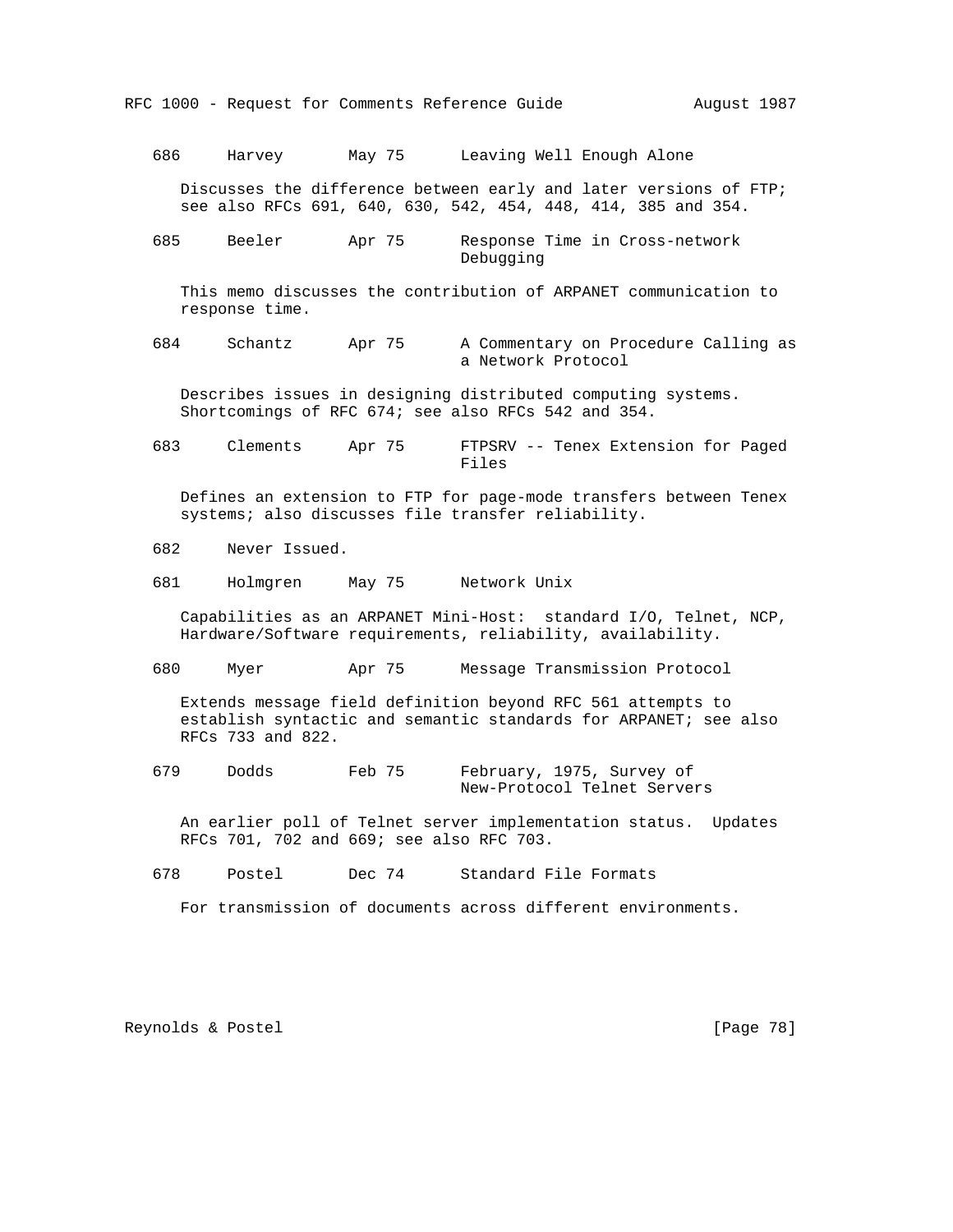686     Harvey       May 75      Leaving Well Enough Alone

Discusses the difference between early and later versions of FTP; see also RFCs 691, 640, 630, 542, 454, 448, 414, 385 and 354.

685     Beeler       Apr 75      Response Time in Cross-network Debugging

This memo discusses the contribution of ARPANET communication to response time.

684     Schantz      Apr 75      A Commentary on Procedure Calling as a Network Protocol

Describes issues in designing distributed computing systems. Shortcomings of RFC 674; see also RFCs 542 and 354.

683     Clements     Apr 75      FTPSRV -- Tenex Extension for Paged Files

Defines an extension to FTP for page-mode transfers between Tenex systems; also discusses file transfer reliability.

682     Never Issued.

681     Holmgren     May 75      Network Unix

Capabilities as an ARPANET Mini-Host: standard I/O, Telnet, NCP, Hardware/Software requirements, reliability, availability.

680     Myer         Apr 75      Message Transmission Protocol

Extends message field definition beyond RFC 561 attempts to establish syntactic and semantic standards for ARPANET; see also RFCs 733 and 822.

679     Dodds        Feb 75      February, 1975, Survey of New-Protocol Telnet Servers

An earlier poll of Telnet server implementation status. Updates RFCs 701, 702 and 669; see also RFC 703.

678     Postel       Dec 74      Standard File Formats

For transmission of documents across different environments.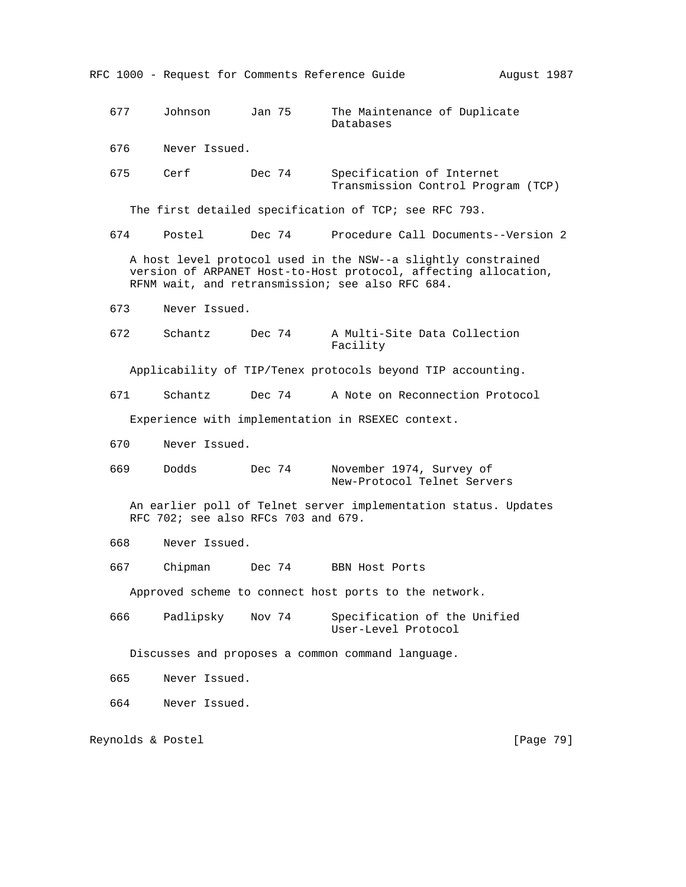677 Johnson Jan 75 The Maintenance of Duplicate Databases

676 Never Issued.

675 Cerf Dec 74 Specification of Internet Transmission Control Program (TCP)

The first detailed specification of TCP; see RFC 793.

674 Postel Dec 74 Procedure Call Documents--Version 2

A host level protocol used in the NSW--a slightly constrained version of ARPANET Host-to-Host protocol, affecting allocation, RFNM wait, and retransmission; see also RFC 684.

673 Never Issued.

672 Schantz Dec 74 A Multi-Site Data Collection Facility

Applicability of TIP/Tenex protocols beyond TIP accounting.

671 Schantz Dec 74 A Note on Reconnection Protocol

Experience with implementation in RSEXEC context.

670 Never Issued.

669 Dodds Dec 74 November 1974, Survey of New-Protocol Telnet Servers

An earlier poll of Telnet server implementation status. Updates RFC 702; see also RFCs 703 and 679.

668 Never Issued.

667 Chipman Dec 74 BBN Host Ports

Approved scheme to connect host ports to the network.

666 Padlipsky Nov 74 Specification of the Unified User-Level Protocol

Discusses and proposes a common command language.

665 Never Issued.

664 Never Issued.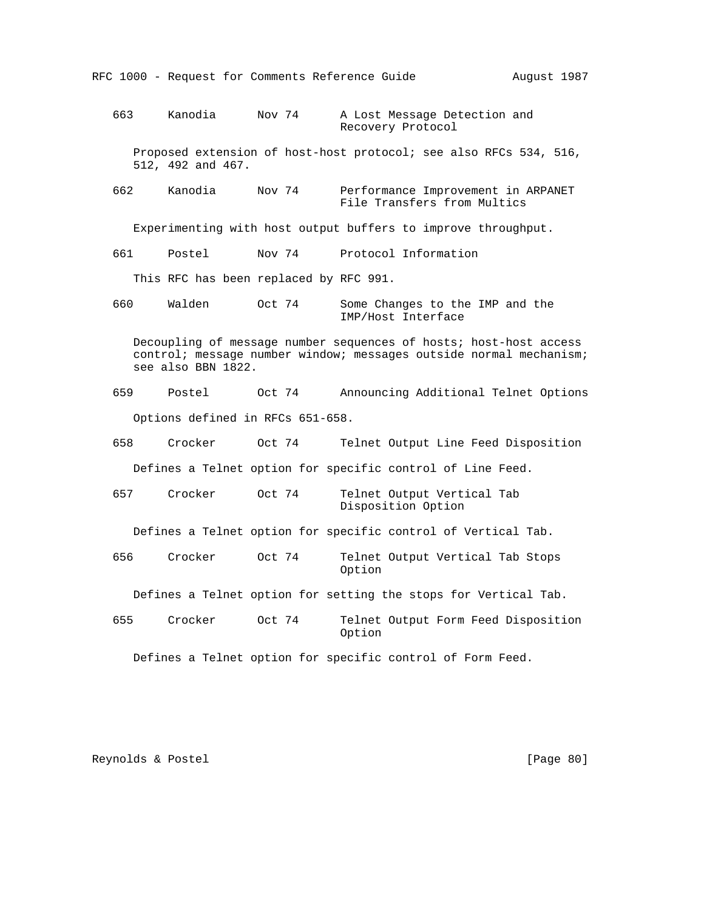663     Kanodia      Nov 74      A Lost Message Detection and Recovery Protocol

Proposed extension of host-host protocol; see also RFCs 534, 516, 512, 492 and 467.

662     Kanodia      Nov 74      Performance Improvement in ARPANET File Transfers from Multics

Experimenting with host output buffers to improve throughput.

661     Postel       Nov 74      Protocol Information

This RFC has been replaced by RFC 991.

660     Walden       Oct 74      Some Changes to the IMP and the IMP/Host Interface

Decoupling of message number sequences of hosts; host-host access control; message number window; messages outside normal mechanism; see also BBN 1822.

659     Postel       Oct 74      Announcing Additional Telnet Options

Options defined in RFCs 651-658.

658     Crocker      Oct 74      Telnet Output Line Feed Disposition

Defines a Telnet option for specific control of Line Feed.

657     Crocker      Oct 74      Telnet Output Vertical Tab Disposition Option

Defines a Telnet option for specific control of Vertical Tab.

656     Crocker      Oct 74      Telnet Output Vertical Tab Stops Option

Defines a Telnet option for setting the stops for Vertical Tab.

655     Crocker      Oct 74      Telnet Output Form Feed Disposition Option

Defines a Telnet option for specific control of Form Feed.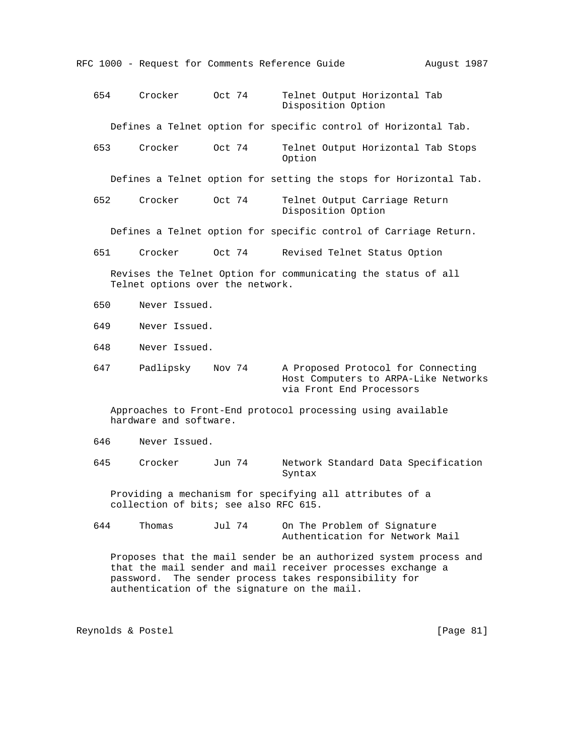654     Crocker     Oct 74     Telnet Output Horizontal Tab Disposition Option

Defines a Telnet option for specific control of Horizontal Tab.

653     Crocker     Oct 74     Telnet Output Horizontal Tab Stops Option

Defines a Telnet option for setting the stops for Horizontal Tab.

652     Crocker     Oct 74     Telnet Output Carriage Return Disposition Option

Defines a Telnet option for specific control of Carriage Return.

651     Crocker     Oct 74     Revised Telnet Status Option

Revises the Telnet Option for communicating the status of all Telnet options over the network.

650     Never Issued.

649     Never Issued.

648     Never Issued.

647     Padlipsky     Nov 74     A Proposed Protocol for Connecting Host Computers to ARPA-Like Networks via Front End Processors

Approaches to Front-End protocol processing using available hardware and software.

646     Never Issued.

645     Crocker     Jun 74     Network Standard Data Specification Syntax

Providing a mechanism for specifying all attributes of a collection of bits; see also RFC 615.

644     Thomas     Jul 74     On The Problem of Signature Authentication for Network Mail

Proposes that the mail sender be an authorized system process and that the mail sender and mail receiver processes exchange a password. The sender process takes responsibility for authentication of the signature on the mail.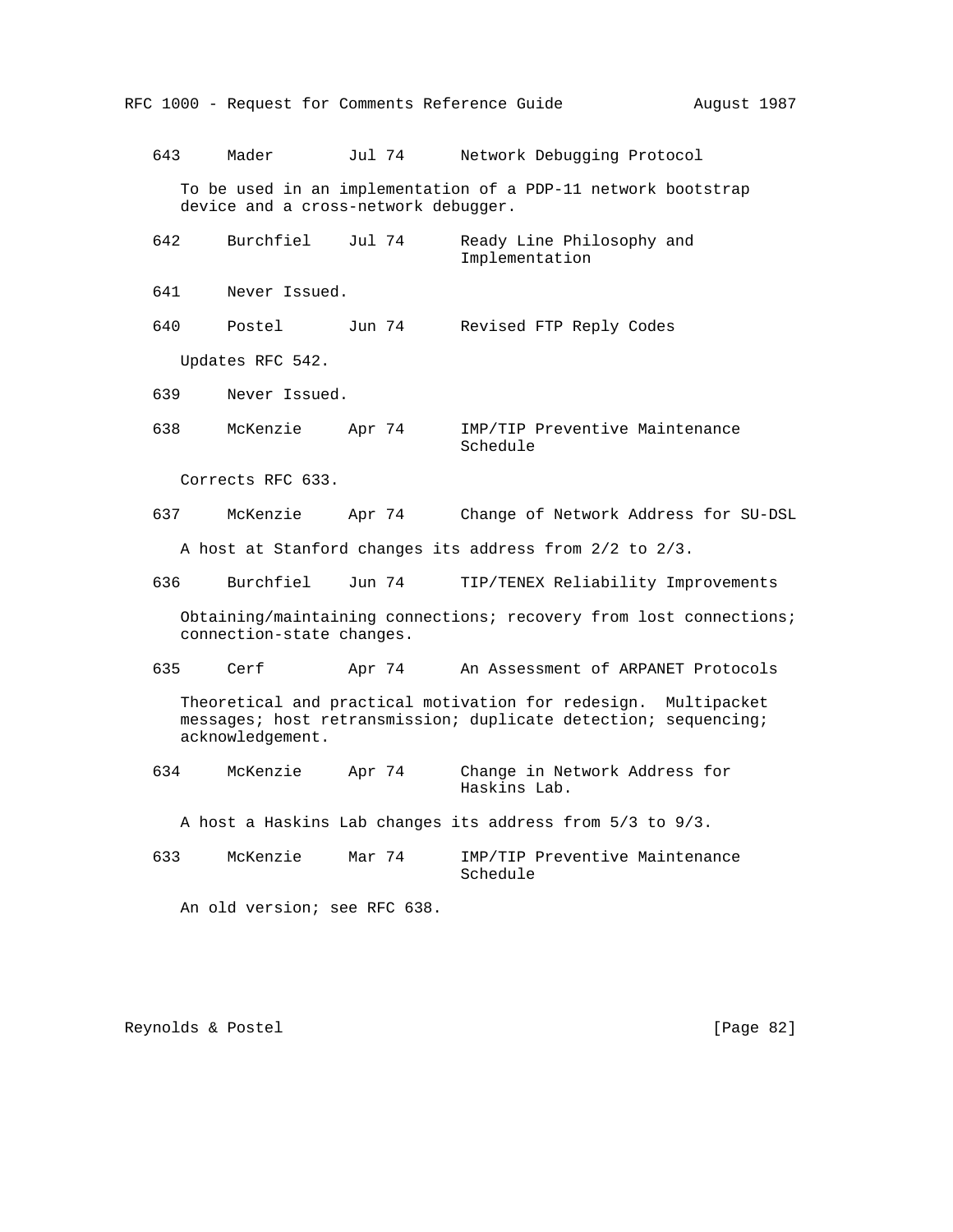643     Mader        Jul 74      Network Debugging Protocol

To be used in an implementation of a PDP-11 network bootstrap device and a cross-network debugger.

642     Burchfiel    Jul 74      Ready Line Philosophy and Implementation

641     Never Issued.

640     Postel       Jun 74      Revised FTP Reply Codes

Updates RFC 542.

639     Never Issued.

638     McKenzie     Apr 74      IMP/TIP Preventive Maintenance Schedule

Corrects RFC 633.

637     McKenzie     Apr 74      Change of Network Address for SU-DSL

A host at Stanford changes its address from 2/2 to 2/3.

636     Burchfiel    Jun 74      TIP/TENEX Reliability Improvements

Obtaining/maintaining connections; recovery from lost connections; connection-state changes.

635     Cerf         Apr 74      An Assessment of ARPANET Protocols

Theoretical and practical motivation for redesign.  Multipacket messages; host retransmission; duplicate detection; sequencing; acknowledgement.

634     McKenzie     Apr 74      Change in Network Address for Haskins Lab.

A host a Haskins Lab changes its address from 5/3 to 9/3.

633     McKenzie     Mar 74      IMP/TIP Preventive Maintenance Schedule

An old version; see RFC 638.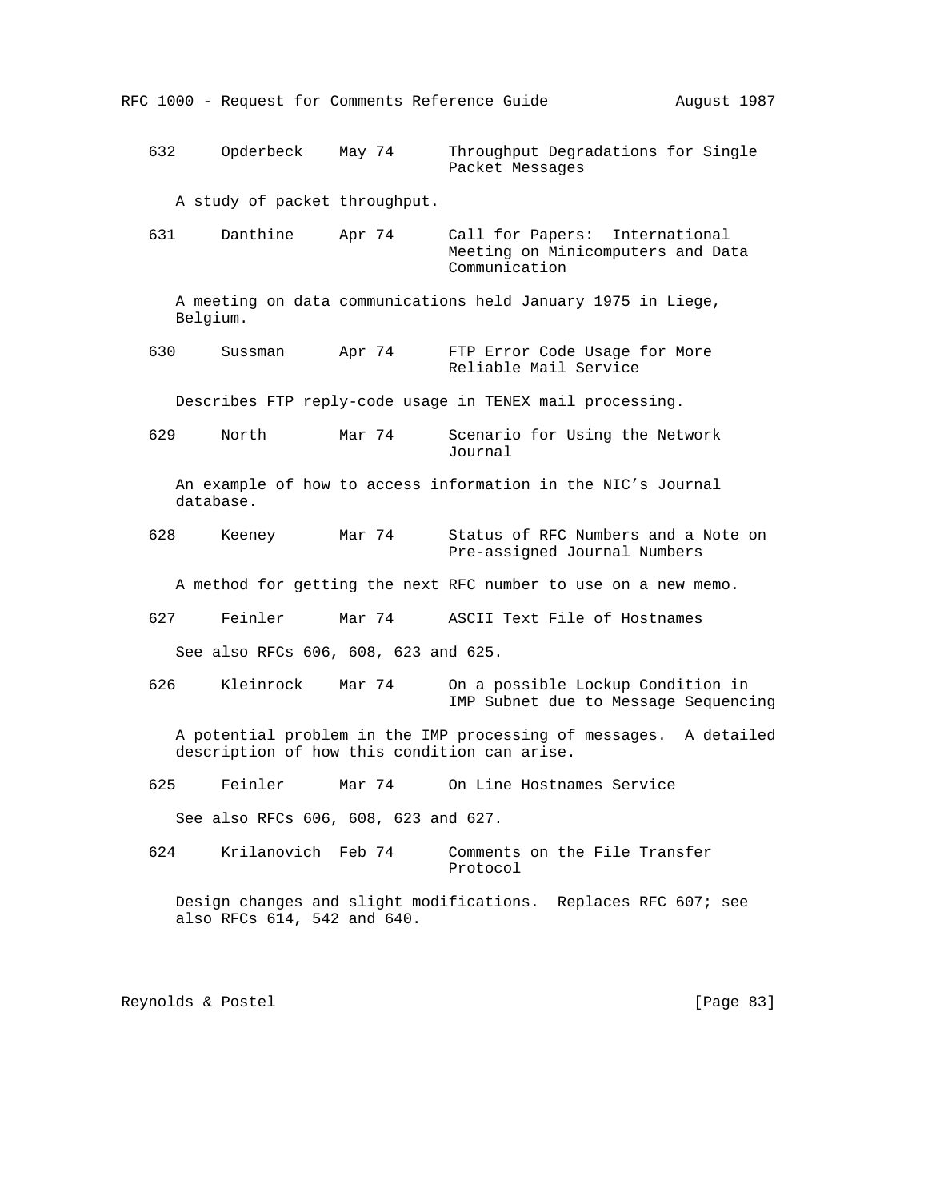632 Opderbeck May 74 Throughput Degradations for Single Packet Messages

A study of packet throughput.

631 Danthine Apr 74 Call for Papers: International Meeting on Minicomputers and Data Communication

A meeting on data communications held January 1975 in Liege, Belgium.

630 Sussman Apr 74 FTP Error Code Usage for More Reliable Mail Service

Describes FTP reply-code usage in TENEX mail processing.

629 North Mar 74 Scenario for Using the Network Journal

An example of how to access information in the NIC's Journal database.

628 Keeney Mar 74 Status of RFC Numbers and a Note on Pre-assigned Journal Numbers

A method for getting the next RFC number to use on a new memo.

627 Feinler Mar 74 ASCII Text File of Hostnames

See also RFCs 606, 608, 623 and 625.

626 Kleinrock Mar 74 On a possible Lockup Condition in IMP Subnet due to Message Sequencing

A potential problem in the IMP processing of messages. A detailed description of how this condition can arise.

625 Feinler Mar 74 On Line Hostnames Service

See also RFCs 606, 608, 623 and 627.

624 Krilanovich Feb 74 Comments on the File Transfer Protocol

Design changes and slight modifications. Replaces RFC 607; see also RFCs 614, 542 and 640.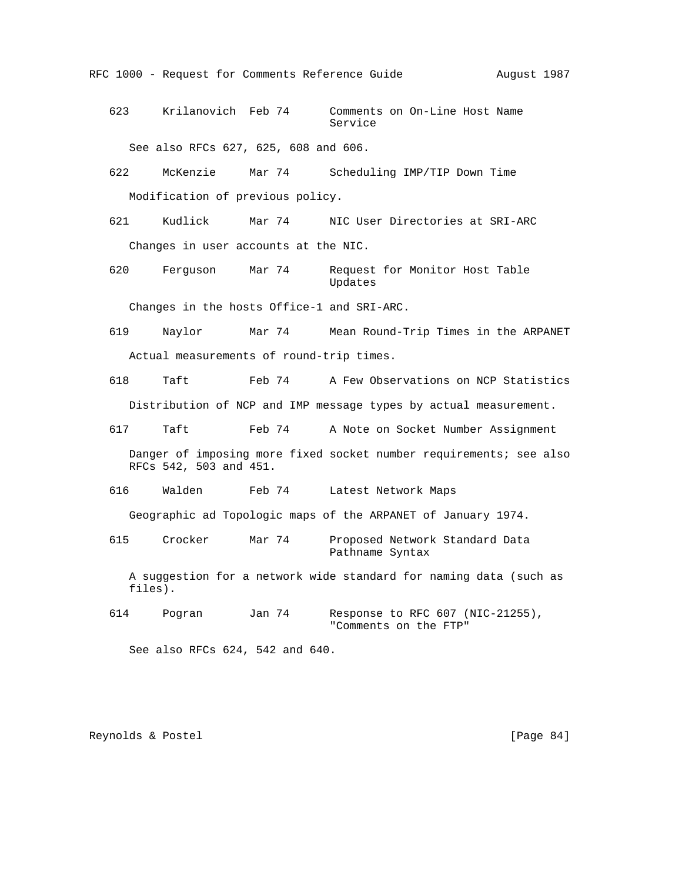```
   623     Krilanovich  Feb 74      Comments on On-Line Host Name
                                    Service

      See also RFCs 627, 625, 608 and 606.

   622     McKenzie     Mar 74      Scheduling IMP/TIP Down Time

      Modification of previous policy.

   621     Kudlick      Mar 74      NIC User Directories at SRI-ARC

      Changes in user accounts at the NIC.

   620     Ferguson     Mar 74      Request for Monitor Host Table
                                    Updates

      Changes in the hosts Office-1 and SRI-ARC.

   619     Naylor       Mar 74      Mean Round-Trip Times in the ARPANET

      Actual measurements of round-trip times.

   618     Taft         Feb 74      A Few Observations on NCP Statistics

      Distribution of NCP and IMP message types by actual measurement.

   617     Taft         Feb 74      A Note on Socket Number Assignment

      Danger of imposing more fixed socket number requirements; see also
      RFCs 542, 503 and 451.

   616     Walden       Feb 74      Latest Network Maps

      Geographic ad Topologic maps of the ARPANET of January 1974.

   615     Crocker      Mar 74      Proposed Network Standard Data
                                    Pathname Syntax

      A suggestion for a network wide standard for naming data (such as
      files).

   614     Pogran       Jan 74      Response to RFC 607 (NIC-21255),
                                    "Comments on the FTP"

      See also RFCs 624, 542 and 640.
```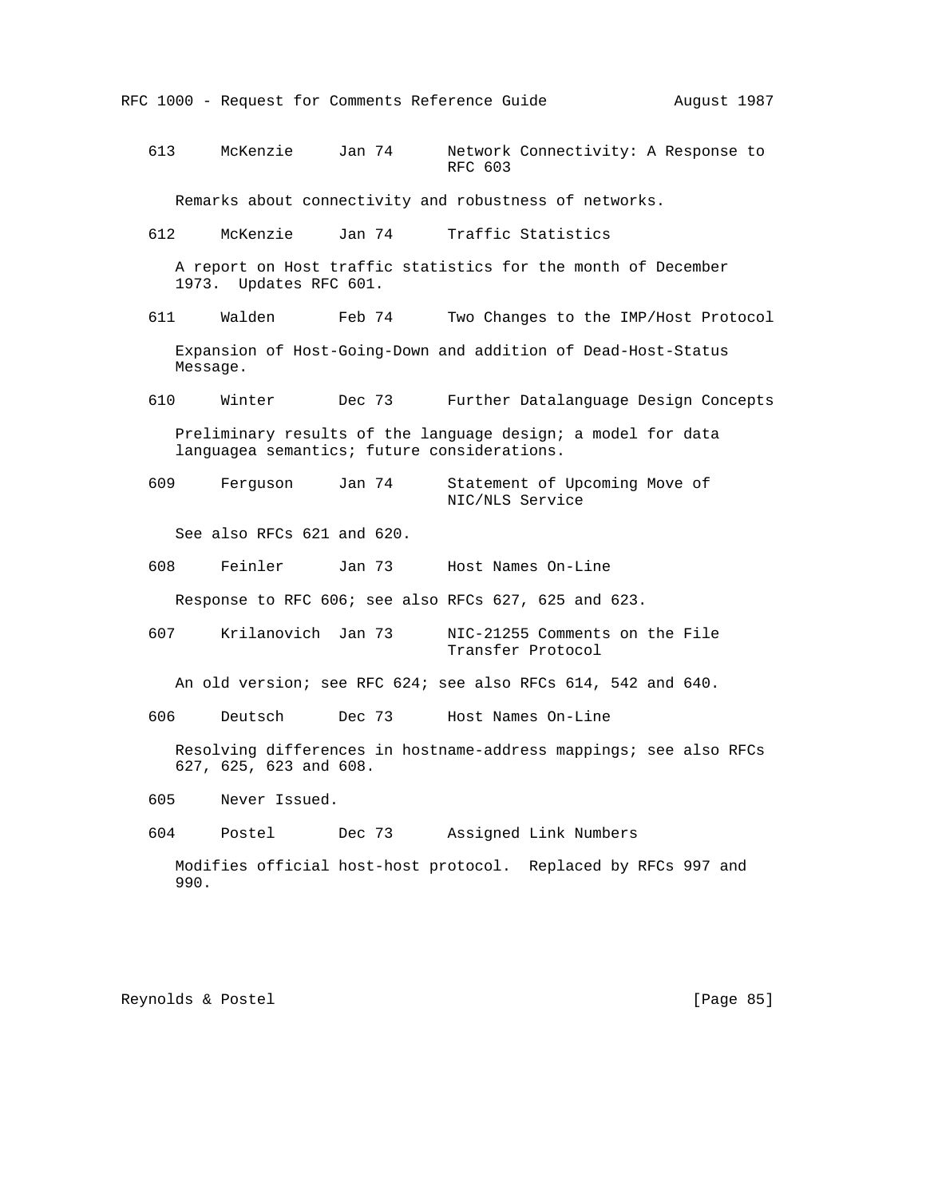```
   613     McKenzie     Jan 74      Network Connectivity: A Response to
                                    RFC 603

      Remarks about connectivity and robustness of networks.

   612     McKenzie     Jan 74      Traffic Statistics

      A report on Host traffic statistics for the month of December
      1973.  Updates RFC 601.

   611     Walden       Feb 74      Two Changes to the IMP/Host Protocol

      Expansion of Host-Going-Down and addition of Dead-Host-Status
      Message.

   610     Winter       Dec 73      Further Datalanguage Design Concepts

      Preliminary results of the language design; a model for data
      languagea semantics; future considerations.

   609     Ferguson     Jan 74      Statement of Upcoming Move of
                                    NIC/NLS Service

      See also RFCs 621 and 620.

   608     Feinler      Jan 73      Host Names On-Line

      Response to RFC 606; see also RFCs 627, 625 and 623.

   607     Krilanovich  Jan 73      NIC-21255 Comments on the File
                                    Transfer Protocol

      An old version; see RFC 624; see also RFCs 614, 542 and 640.

   606     Deutsch      Dec 73      Host Names On-Line

      Resolving differences in hostname-address mappings; see also RFCs
      627, 625, 623 and 608.

   605     Never Issued.

   604     Postel       Dec 73      Assigned Link Numbers

      Modifies official host-host protocol.  Replaced by RFCs 997 and
      990.
```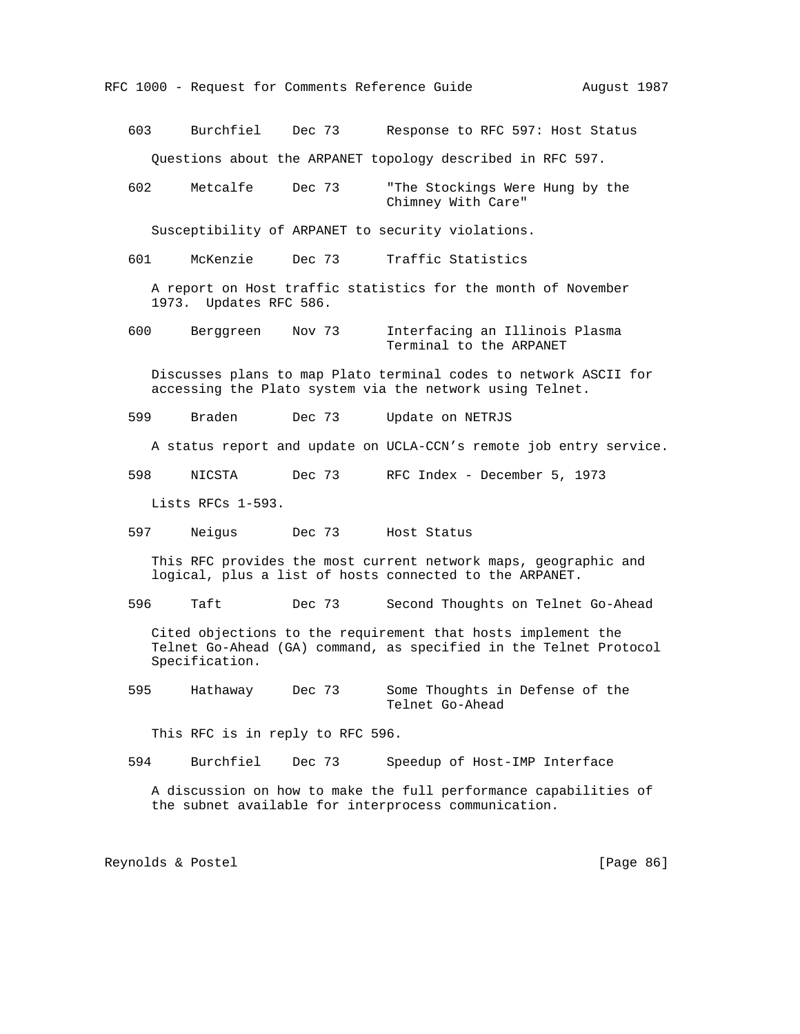603 Burchfiel Dec 73 Response to RFC 597: Host Status

Questions about the ARPANET topology described in RFC 597.

602 Metcalfe Dec 73 "The Stockings Were Hung by the Chimney With Care"

Susceptibility of ARPANET to security violations.

601 McKenzie Dec 73 Traffic Statistics

A report on Host traffic statistics for the month of November 1973. Updates RFC 586.

600 Berggreen Nov 73 Interfacing an Illinois Plasma Terminal to the ARPANET

Discusses plans to map Plato terminal codes to network ASCII for accessing the Plato system via the network using Telnet.

599 Braden Dec 73 Update on NETRJS

A status report and update on UCLA-CCN's remote job entry service.

598 NICSTA Dec 73 RFC Index - December 5, 1973

Lists RFCs 1-593.

597 Neigus Dec 73 Host Status

This RFC provides the most current network maps, geographic and logical, plus a list of hosts connected to the ARPANET.

596 Taft Dec 73 Second Thoughts on Telnet Go-Ahead

Cited objections to the requirement that hosts implement the Telnet Go-Ahead (GA) command, as specified in the Telnet Protocol Specification.

595 Hathaway Dec 73 Some Thoughts in Defense of the Telnet Go-Ahead

This RFC is in reply to RFC 596.

594 Burchfiel Dec 73 Speedup of Host-IMP Interface

A discussion on how to make the full performance capabilities of the subnet available for interprocess communication.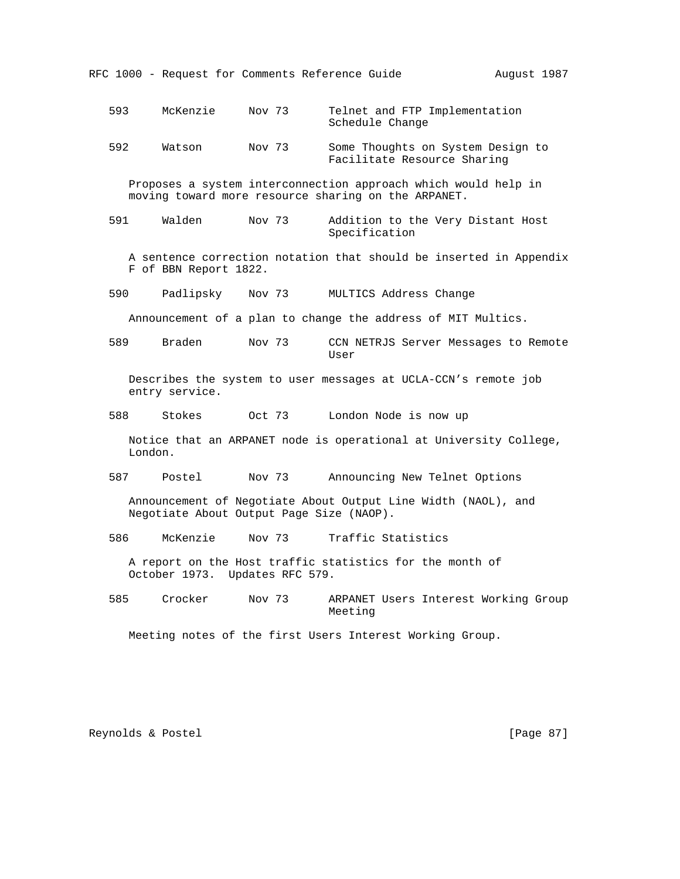593 McKenzie Nov 73 Telnet and FTP Implementation Schedule Change

592 Watson Nov 73 Some Thoughts on System Design to Facilitate Resource Sharing

Proposes a system interconnection approach which would help in moving toward more resource sharing on the ARPANET.

591 Walden Nov 73 Addition to the Very Distant Host Specification

A sentence correction notation that should be inserted in Appendix F of BBN Report 1822.

590 Padlipsky Nov 73 MULTICS Address Change

Announcement of a plan to change the address of MIT Multics.

589 Braden Nov 73 CCN NETRJS Server Messages to Remote User

Describes the system to user messages at UCLA-CCN's remote job entry service.

588 Stokes Oct 73 London Node is now up

Notice that an ARPANET node is operational at University College, London.

587 Postel Nov 73 Announcing New Telnet Options

Announcement of Negotiate About Output Line Width (NAOL), and Negotiate About Output Page Size (NAOP).

586 McKenzie Nov 73 Traffic Statistics

A report on the Host traffic statistics for the month of October 1973. Updates RFC 579.

585 Crocker Nov 73 ARPANET Users Interest Working Group Meeting

Meeting notes of the first Users Interest Working Group.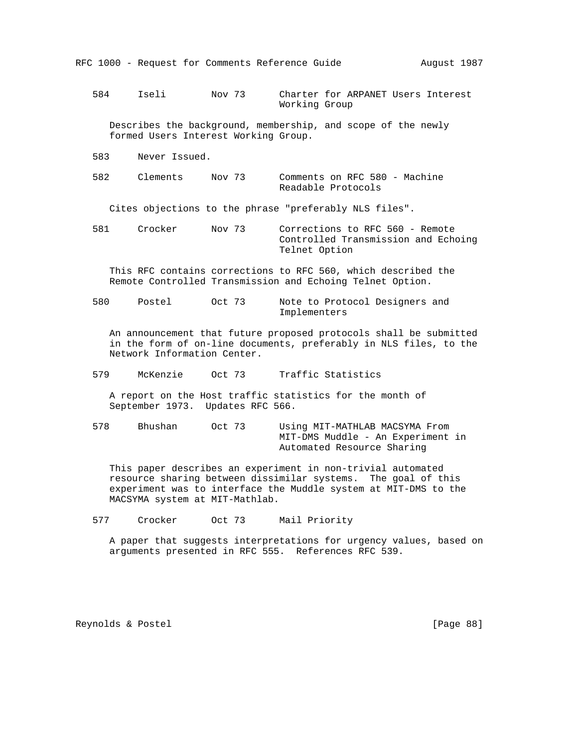584     Iseli        Nov 73      Charter for ARPANET Users Interest Working Group

Describes the background, membership, and scope of the newly formed Users Interest Working Group.

583     Never Issued.

582     Clements     Nov 73      Comments on RFC 580 - Machine Readable Protocols

Cites objections to the phrase "preferably NLS files".

581     Crocker      Nov 73      Corrections to RFC 560 - Remote Controlled Transmission and Echoing Telnet Option

This RFC contains corrections to RFC 560, which described the Remote Controlled Transmission and Echoing Telnet Option.

580     Postel       Oct 73      Note to Protocol Designers and Implementers

An announcement that future proposed protocols shall be submitted in the form of on-line documents, preferably in NLS files, to the Network Information Center.

579     McKenzie     Oct 73      Traffic Statistics

A report on the Host traffic statistics for the month of September 1973. Updates RFC 566.

578     Bhushan      Oct 73      Using MIT-MATHLAB MACSYMA From MIT-DMS Muddle - An Experiment in Automated Resource Sharing

This paper describes an experiment in non-trivial automated resource sharing between dissimilar systems. The goal of this experiment was to interface the Muddle system at MIT-DMS to the MACSYMA system at MIT-Mathlab.

577     Crocker      Oct 73      Mail Priority

A paper that suggests interpretations for urgency values, based on arguments presented in RFC 555. References RFC 539.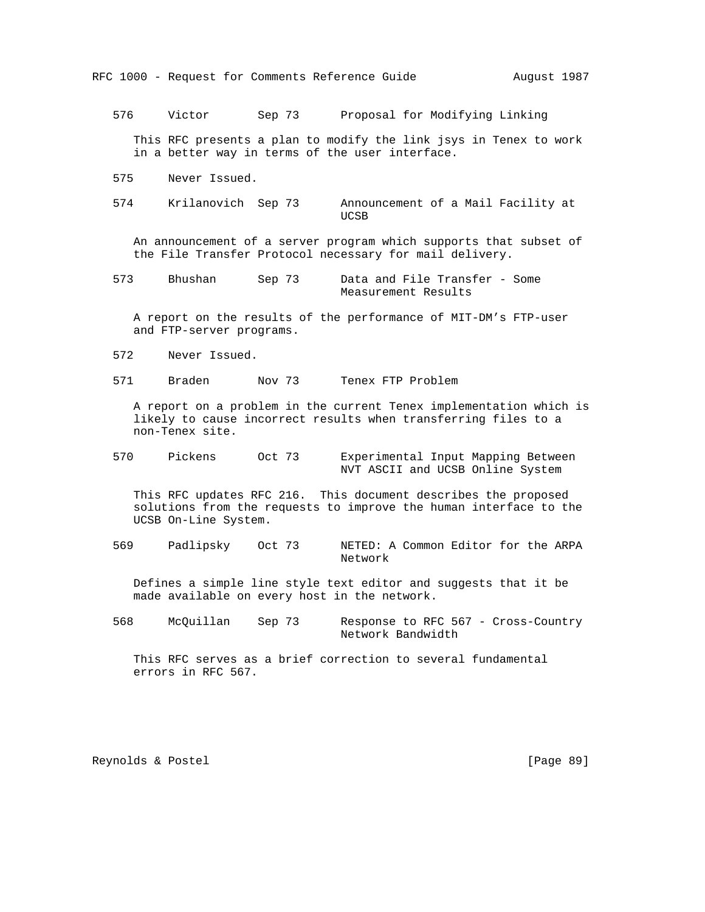576 Victor Sep 73 Proposal for Modifying Linking

This RFC presents a plan to modify the link jsys in Tenex to work in a better way in terms of the user interface.

575 Never Issued.

574 Krilanovich Sep 73 Announcement of a Mail Facility at UCSB

An announcement of a server program which supports that subset of the File Transfer Protocol necessary for mail delivery.

573 Bhushan Sep 73 Data and File Transfer - Some Measurement Results

A report on the results of the performance of MIT-DM's FTP-user and FTP-server programs.

572 Never Issued.

571 Braden Nov 73 Tenex FTP Problem

A report on a problem in the current Tenex implementation which is likely to cause incorrect results when transferring files to a non-Tenex site.

570 Pickens Oct 73 Experimental Input Mapping Between NVT ASCII and UCSB Online System

This RFC updates RFC 216. This document describes the proposed solutions from the requests to improve the human interface to the UCSB On-Line System.

569 Padlipsky Oct 73 NETED: A Common Editor for the ARPA Network

Defines a simple line style text editor and suggests that it be made available on every host in the network.

568 McQuillan Sep 73 Response to RFC 567 - Cross-Country Network Bandwidth

This RFC serves as a brief correction to several fundamental errors in RFC 567.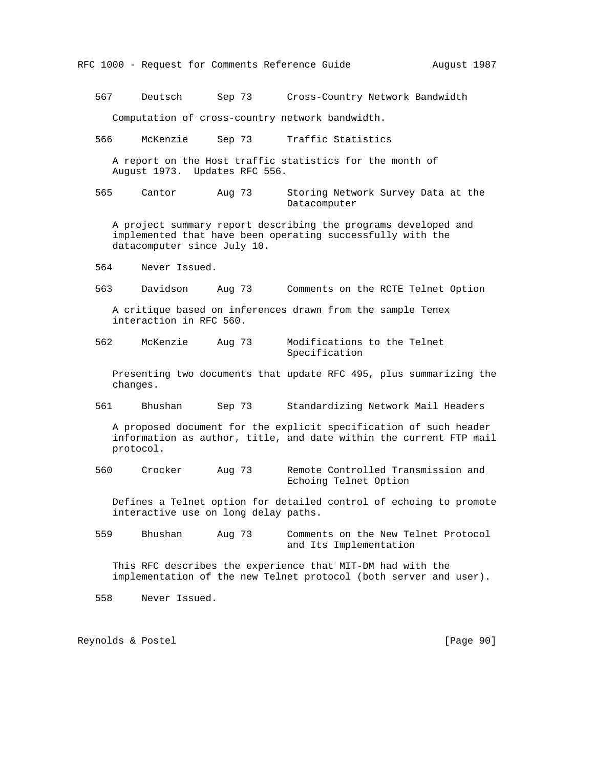567     Deutsch      Sep 73      Cross-Country Network Bandwidth

Computation of cross-country network bandwidth.

566     McKenzie     Sep 73      Traffic Statistics

A report on the Host traffic statistics for the month of August 1973. Updates RFC 556.

565     Cantor       Aug 73      Storing Network Survey Data at the Datacomputer

A project summary report describing the programs developed and implemented that have been operating successfully with the datacomputer since July 10.

564     Never Issued.

563     Davidson     Aug 73      Comments on the RCTE Telnet Option

A critique based on inferences drawn from the sample Tenex interaction in RFC 560.

562     McKenzie     Aug 73      Modifications to the Telnet Specification

Presenting two documents that update RFC 495, plus summarizing the changes.

561     Bhushan      Sep 73      Standardizing Network Mail Headers

A proposed document for the explicit specification of such header information as author, title, and date within the current FTP mail protocol.

560     Crocker      Aug 73      Remote Controlled Transmission and Echoing Telnet Option

Defines a Telnet option for detailed control of echoing to promote interactive use on long delay paths.

559     Bhushan      Aug 73      Comments on the New Telnet Protocol and Its Implementation

This RFC describes the experience that MIT-DM had with the implementation of the new Telnet protocol (both server and user).

558     Never Issued.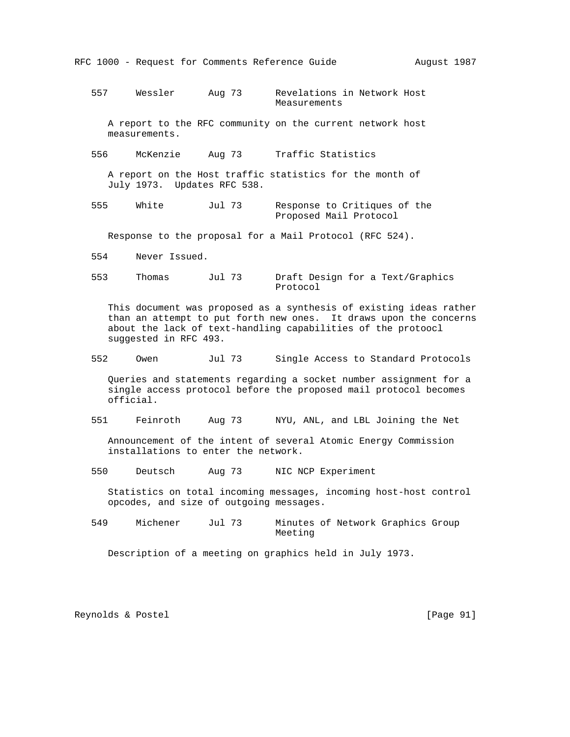557     Wessler      Aug 73      Revelations in Network Host Measurements

A report to the RFC community on the current network host measurements.

556     McKenzie     Aug 73      Traffic Statistics

A report on the Host traffic statistics for the month of July 1973.  Updates RFC 538.

555     White        Jul 73      Response to Critiques of the Proposed Mail Protocol

Response to the proposal for a Mail Protocol (RFC 524).

554     Never Issued.

553     Thomas       Jul 73      Draft Design for a Text/Graphics Protocol

This document was proposed as a synthesis of existing ideas rather than an attempt to put forth new ones.  It draws upon the concerns about the lack of text-handling capabilities of the protoocl suggested in RFC 493.

552     Owen         Jul 73      Single Access to Standard Protocols

Queries and statements regarding a socket number assignment for a single access protocol before the proposed mail protocol becomes official.

551     Feinroth     Aug 73      NYU, ANL, and LBL Joining the Net

Announcement of the intent of several Atomic Energy Commission installations to enter the network.

550     Deutsch      Aug 73      NIC NCP Experiment

Statistics on total incoming messages, incoming host-host control opcodes, and size of outgoing messages.

549     Michener     Jul 73      Minutes of Network Graphics Group Meeting

Description of a meeting on graphics held in July 1973.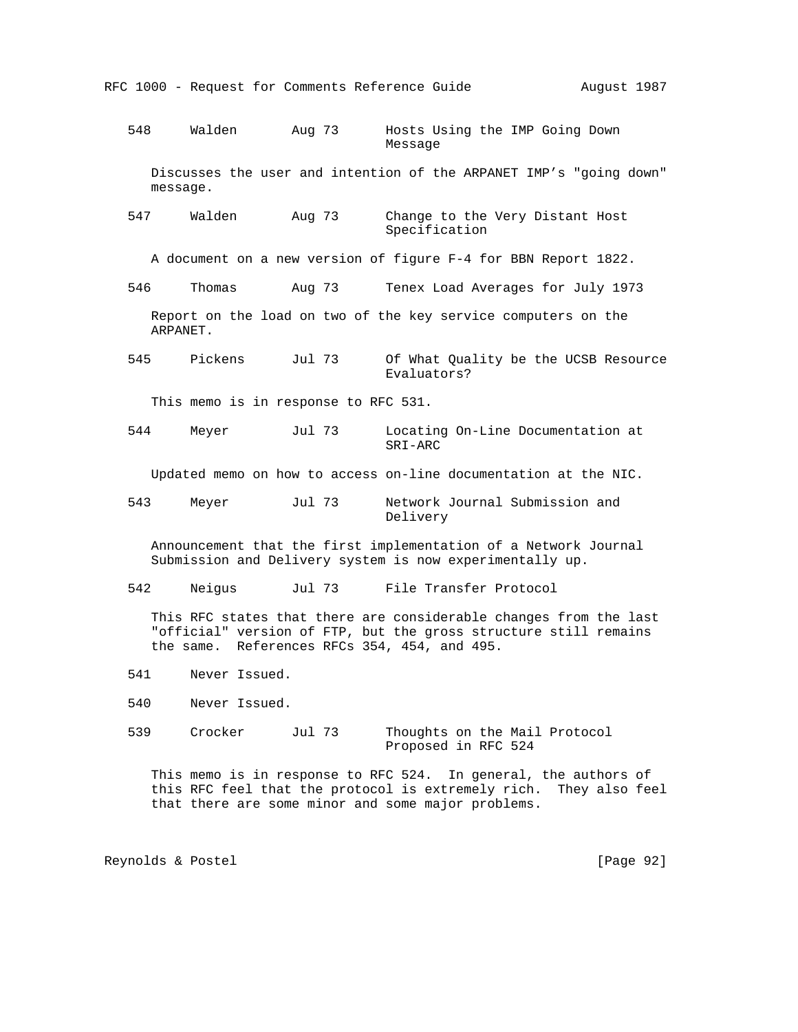548     Walden       Aug 73      Hosts Using the IMP Going Down Message

Discusses the user and intention of the ARPANET IMP's "going down" message.

547     Walden       Aug 73      Change to the Very Distant Host Specification

A document on a new version of figure F-4 for BBN Report 1822.

546     Thomas       Aug 73      Tenex Load Averages for July 1973

Report on the load on two of the key service computers on the ARPANET.

545     Pickens      Jul 73      Of What Quality be the UCSB Resource Evaluators?

This memo is in response to RFC 531.

544     Meyer        Jul 73      Locating On-Line Documentation at SRI-ARC

Updated memo on how to access on-line documentation at the NIC.

543     Meyer        Jul 73      Network Journal Submission and Delivery

Announcement that the first implementation of a Network Journal Submission and Delivery system is now experimentally up.

542     Neigus       Jul 73      File Transfer Protocol

This RFC states that there are considerable changes from the last "official" version of FTP, but the gross structure still remains the same.  References RFCs 354, 454, and 495.

541     Never Issued.

540     Never Issued.

539     Crocker      Jul 73      Thoughts on the Mail Protocol Proposed in RFC 524

This memo is in response to RFC 524.  In general, the authors of this RFC feel that the protocol is extremely rich.  They also feel that there are some minor and some major problems.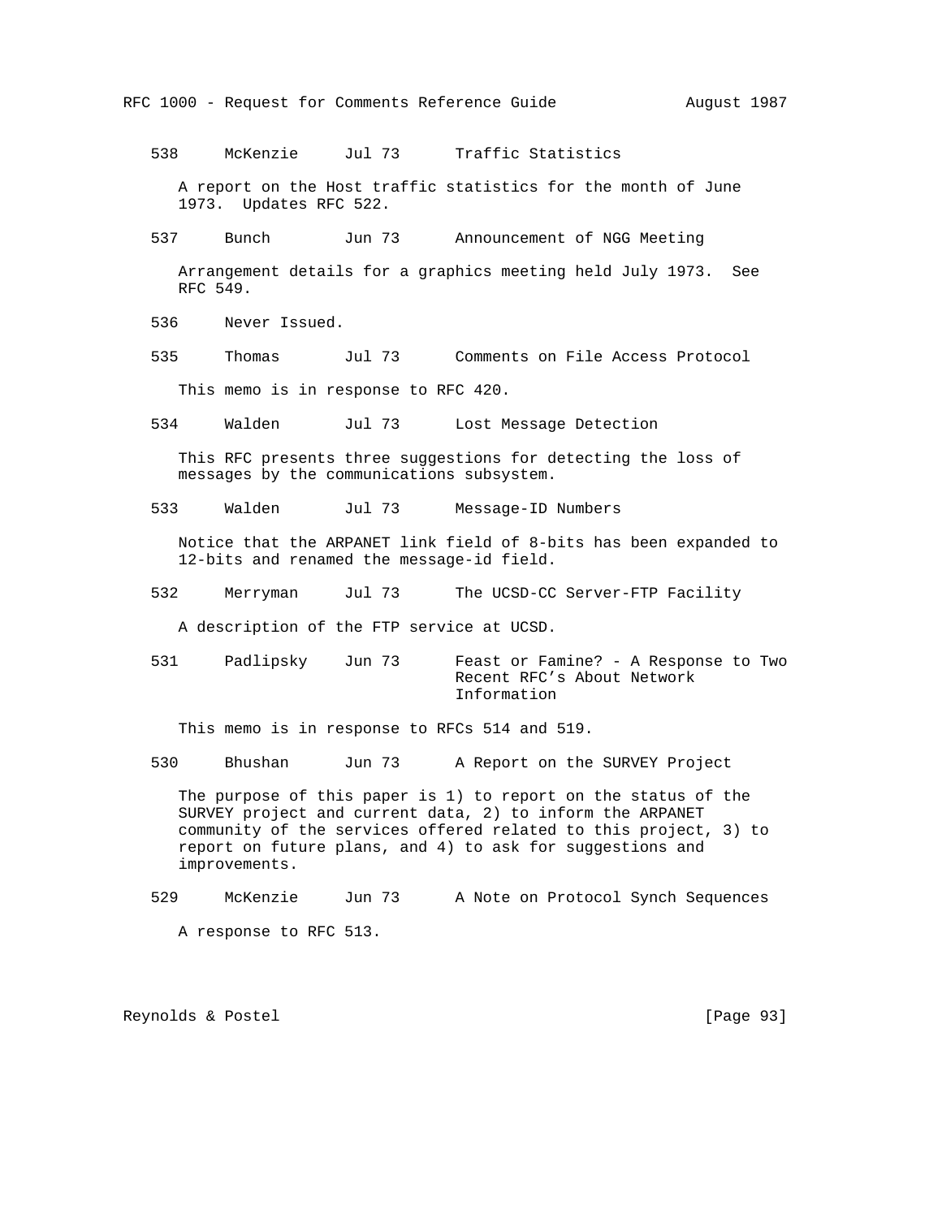538     McKenzie     Jul 73      Traffic Statistics

A report on the Host traffic statistics for the month of June 1973. Updates RFC 522.

537     Bunch        Jun 73      Announcement of NGG Meeting

Arrangement details for a graphics meeting held July 1973. See RFC 549.

536     Never Issued.

535     Thomas       Jul 73      Comments on File Access Protocol

This memo is in response to RFC 420.

534     Walden       Jul 73      Lost Message Detection

This RFC presents three suggestions for detecting the loss of messages by the communications subsystem.

533     Walden       Jul 73      Message-ID Numbers

Notice that the ARPANET link field of 8-bits has been expanded to 12-bits and renamed the message-id field.

532     Merryman     Jul 73      The UCSD-CC Server-FTP Facility

A description of the FTP service at UCSD.

531     Padlipsky    Jun 73      Feast or Famine? - A Response to Two Recent RFC's About Network Information

This memo is in response to RFCs 514 and 519.

530     Bhushan      Jun 73      A Report on the SURVEY Project

The purpose of this paper is 1) to report on the status of the SURVEY project and current data, 2) to inform the ARPANET community of the services offered related to this project, 3) to report on future plans, and 4) to ask for suggestions and improvements.

529     McKenzie     Jun 73      A Note on Protocol Synch Sequences

A response to RFC 513.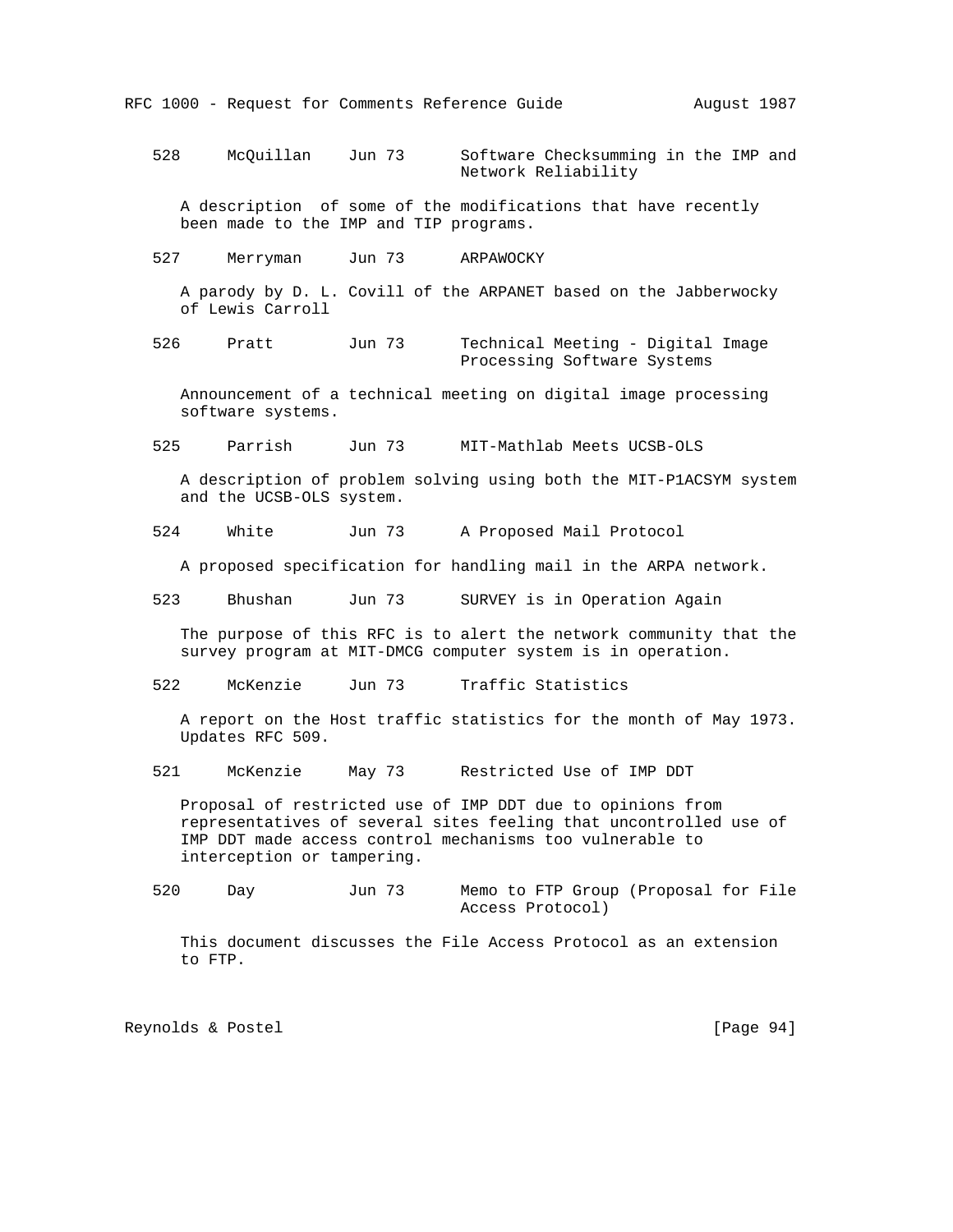528     McQuillan    Jun 73      Software Checksumming in the IMP and Network Reliability

A description  of some of the modifications that have recently been made to the IMP and TIP programs.

527     Merryman     Jun 73      ARPAWOCKY

A parody by D. L. Covill of the ARPANET based on the Jabberwocky of Lewis Carroll

526     Pratt        Jun 73      Technical Meeting - Digital Image Processing Software Systems

Announcement of a technical meeting on digital image processing software systems.

525     Parrish      Jun 73      MIT-Mathlab Meets UCSB-OLS

A description of problem solving using both the MIT-P1ACSYM system and the UCSB-OLS system.

524     White        Jun 73      A Proposed Mail Protocol

A proposed specification for handling mail in the ARPA network.

523     Bhushan      Jun 73      SURVEY is in Operation Again

The purpose of this RFC is to alert the network community that the survey program at MIT-DMCG computer system is in operation.

522     McKenzie     Jun 73      Traffic Statistics

A report on the Host traffic statistics for the month of May 1973. Updates RFC 509.

521     McKenzie     May 73      Restricted Use of IMP DDT

Proposal of restricted use of IMP DDT due to opinions from representatives of several sites feeling that uncontrolled use of IMP DDT made access control mechanisms too vulnerable to interception or tampering.

520     Day          Jun 73      Memo to FTP Group (Proposal for File Access Protocol)

This document discusses the File Access Protocol as an extension to FTP.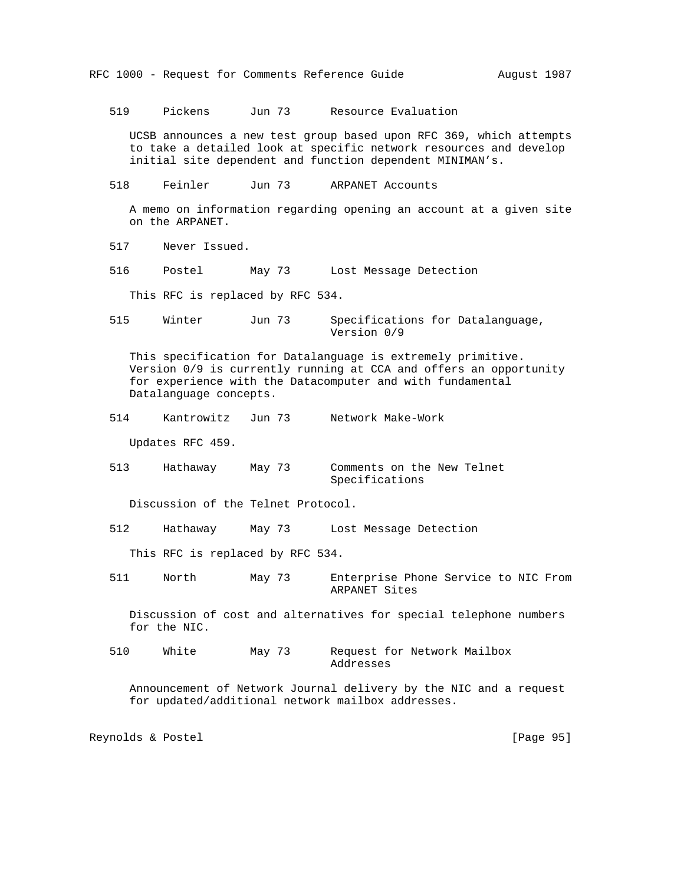519 Pickens Jun 73 Resource Evaluation

UCSB announces a new test group based upon RFC 369, which attempts to take a detailed look at specific network resources and develop initial site dependent and function dependent MINIMAN's.

518 Feinler Jun 73 ARPANET Accounts

A memo on information regarding opening an account at a given site on the ARPANET.

517 Never Issued.

516 Postel May 73 Lost Message Detection

This RFC is replaced by RFC 534.

515 Winter Jun 73 Specifications for Datalanguage, Version 0/9

This specification for Datalanguage is extremely primitive. Version 0/9 is currently running at CCA and offers an opportunity for experience with the Datacomputer and with fundamental Datalanguage concepts.

514 Kantrowitz Jun 73 Network Make-Work

Updates RFC 459.

513 Hathaway May 73 Comments on the New Telnet Specifications

Discussion of the Telnet Protocol.

512 Hathaway May 73 Lost Message Detection

This RFC is replaced by RFC 534.

511 North May 73 Enterprise Phone Service to NIC From ARPANET Sites

Discussion of cost and alternatives for special telephone numbers for the NIC.

510 White May 73 Request for Network Mailbox Addresses

Announcement of Network Journal delivery by the NIC and a request for updated/additional network mailbox addresses.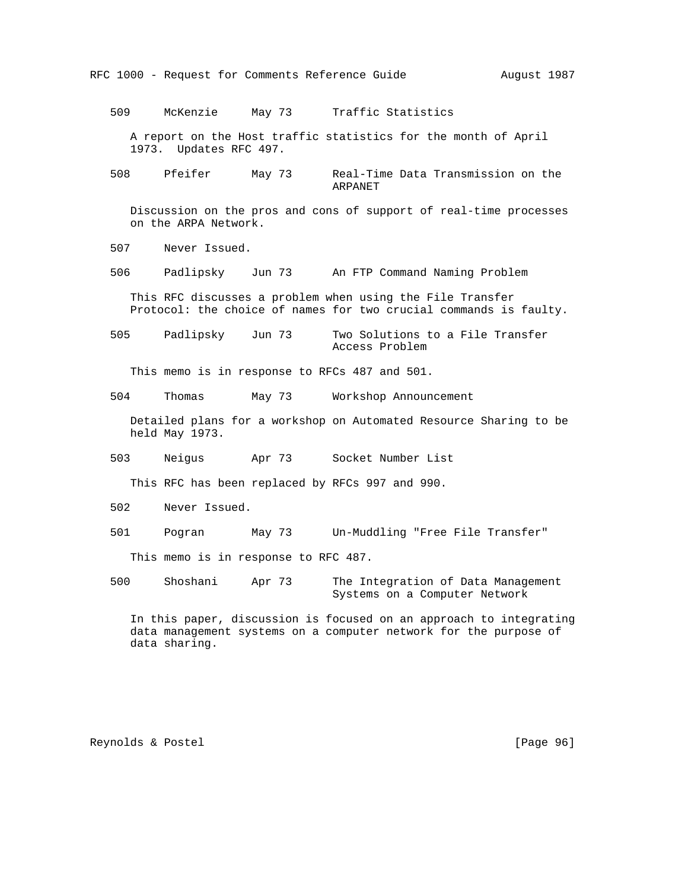509 McKenzie May 73 Traffic Statistics

A report on the Host traffic statistics for the month of April 1973. Updates RFC 497.

508 Pfeifer May 73 Real-Time Data Transmission on the ARPANET

Discussion on the pros and cons of support of real-time processes on the ARPA Network.

507 Never Issued.

506 Padlipsky Jun 73 An FTP Command Naming Problem

This RFC discusses a problem when using the File Transfer Protocol: the choice of names for two crucial commands is faulty.

505 Padlipsky Jun 73 Two Solutions to a File Transfer Access Problem

This memo is in response to RFCs 487 and 501.

504 Thomas May 73 Workshop Announcement

Detailed plans for a workshop on Automated Resource Sharing to be held May 1973.

503 Neigus Apr 73 Socket Number List

This RFC has been replaced by RFCs 997 and 990.

502 Never Issued.

501 Pogran May 73 Un-Muddling "Free File Transfer"

This memo is in response to RFC 487.

500 Shoshani Apr 73 The Integration of Data Management Systems on a Computer Network

In this paper, discussion is focused on an approach to integrating data management systems on a computer network for the purpose of data sharing.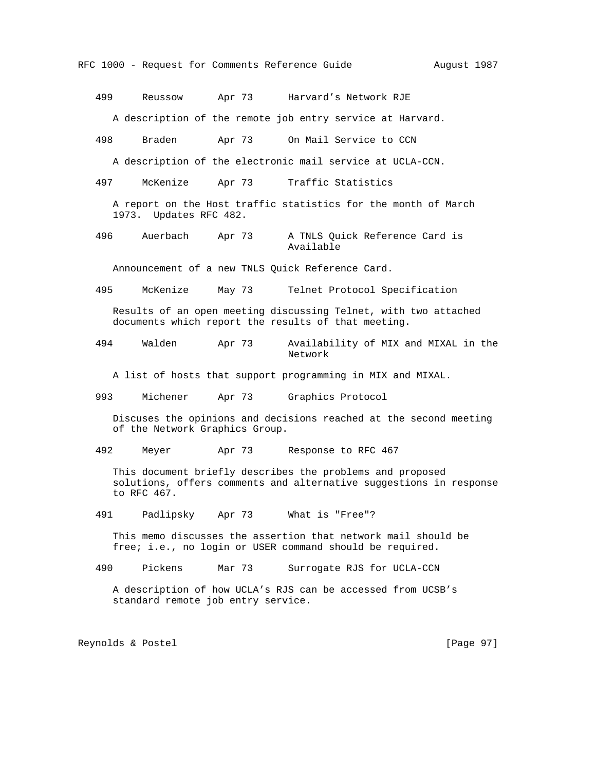499     Reussow      Apr 73      Harvard's Network RJE

   A description of the remote job entry service at Harvard.

498     Braden       Apr 73      On Mail Service to CCN

   A description of the electronic mail service at UCLA-CCN.

497     McKenize     Apr 73      Traffic Statistics

   A report on the Host traffic statistics for the month of March 1973.  Updates RFC 482.

496     Auerbach     Apr 73      A TNLS Quick Reference Card is Available

   Announcement of a new TNLS Quick Reference Card.

495     McKenize     May 73      Telnet Protocol Specification

   Results of an open meeting discussing Telnet, with two attached documents which report the results of that meeting.

494     Walden       Apr 73      Availability of MIX and MIXAL in the Network

   A list of hosts that support programming in MIX and MIXAL.

993     Michener     Apr 73      Graphics Protocol

   Discuses the opinions and decisions reached at the second meeting of the Network Graphics Group.

492     Meyer        Apr 73      Response to RFC 467

   This document briefly describes the problems and proposed solutions, offers comments and alternative suggestions in response to RFC 467.

491     Padlipsky    Apr 73      What is "Free"?

   This memo discusses the assertion that network mail should be free; i.e., no login or USER command should be required.

490     Pickens      Mar 73      Surrogate RJS for UCLA-CCN

   A description of how UCLA's RJS can be accessed from UCSB's standard remote job entry service.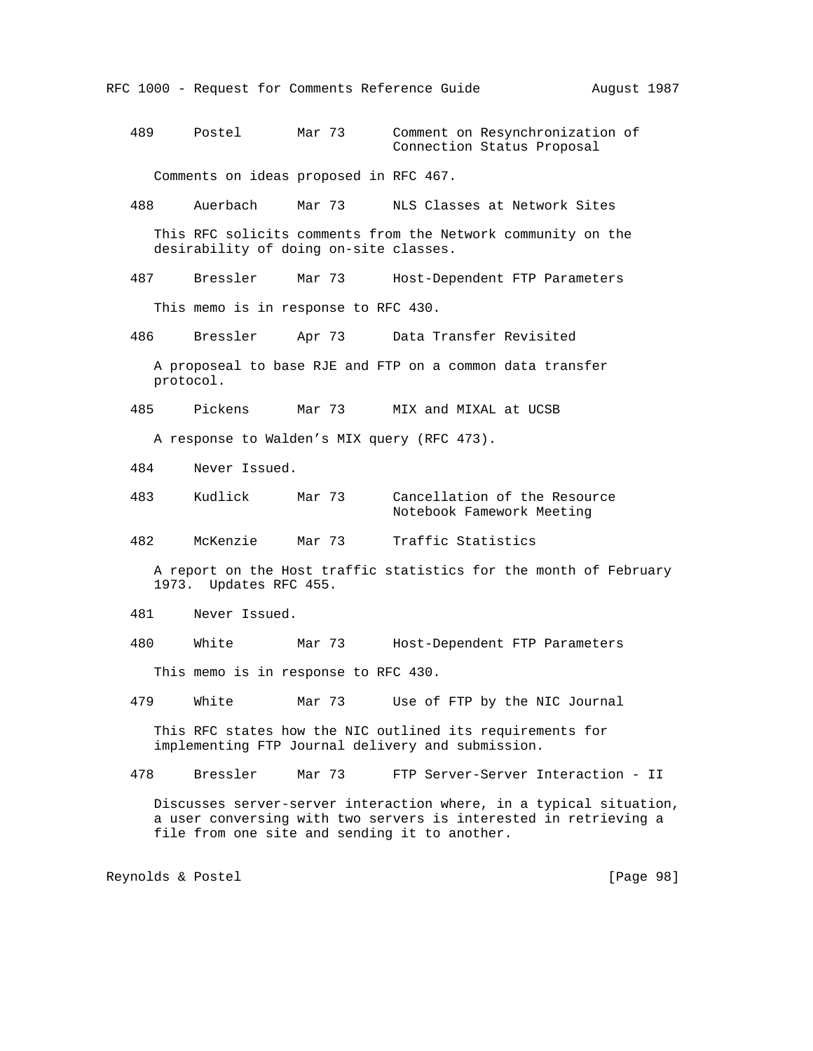489      Postel       Mar 73      Comment on Resynchronization of Connection Status Proposal

Comments on ideas proposed in RFC 467.

488      Auerbach     Mar 73      NLS Classes at Network Sites

This RFC solicits comments from the Network community on the desirability of doing on-site classes.

487      Bressler     Mar 73      Host-Dependent FTP Parameters

This memo is in response to RFC 430.

486      Bressler     Apr 73      Data Transfer Revisited

A proposeal to base RJE and FTP on a common data transfer protocol.

485      Pickens      Mar 73      MIX and MIXAL at UCSB

A response to Walden's MIX query (RFC 473).

484      Never Issued.

483      Kudlick      Mar 73      Cancellation of the Resource Notebook Famework Meeting

482      McKenzie     Mar 73      Traffic Statistics

A report on the Host traffic statistics for the month of February 1973.  Updates RFC 455.

481      Never Issued.

480      White        Mar 73      Host-Dependent FTP Parameters

This memo is in response to RFC 430.

479      White        Mar 73      Use of FTP by the NIC Journal

This RFC states how the NIC outlined its requirements for implementing FTP Journal delivery and submission.

478      Bressler     Mar 73      FTP Server-Server Interaction - II

Discusses server-server interaction where, in a typical situation, a user conversing with two servers is interested in retrieving a file from one site and sending it to another.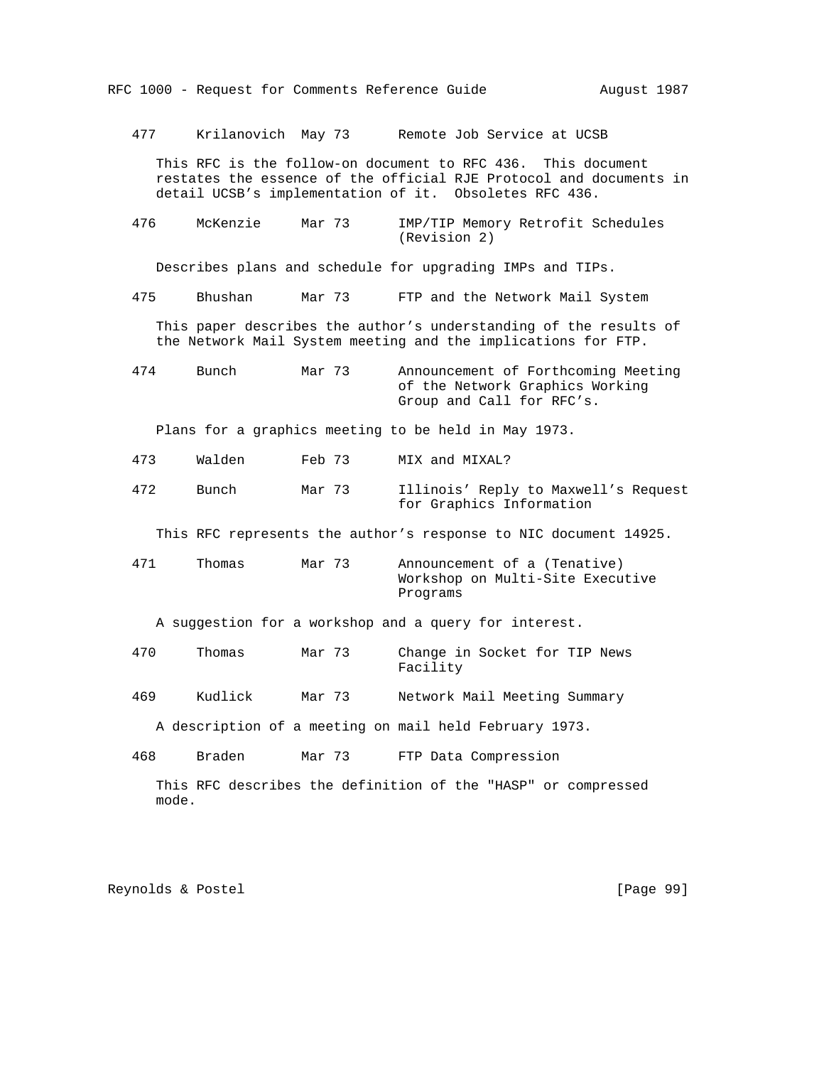477 Krilanovich May 73 Remote Job Service at UCSB

This RFC is the follow-on document to RFC 436. This document restates the essence of the official RJE Protocol and documents in detail UCSB's implementation of it. Obsoletes RFC 436.

476 McKenzie Mar 73 IMP/TIP Memory Retrofit Schedules (Revision 2)

Describes plans and schedule for upgrading IMPs and TIPs.

475 Bhushan Mar 73 FTP and the Network Mail System

This paper describes the author's understanding of the results of the Network Mail System meeting and the implications for FTP.

474 Bunch Mar 73 Announcement of Forthcoming Meeting of the Network Graphics Working Group and Call for RFC's.

Plans for a graphics meeting to be held in May 1973.

473 Walden Feb 73 MIX and MIXAL?

472 Bunch Mar 73 Illinois' Reply to Maxwell's Request for Graphics Information

This RFC represents the author's response to NIC document 14925.

471 Thomas Mar 73 Announcement of a (Tenative) Workshop on Multi-Site Executive Programs

A suggestion for a workshop and a query for interest.

470 Thomas Mar 73 Change in Socket for TIP News Facility

469 Kudlick Mar 73 Network Mail Meeting Summary

A description of a meeting on mail held February 1973.

468 Braden Mar 73 FTP Data Compression

This RFC describes the definition of the "HASP" or compressed mode.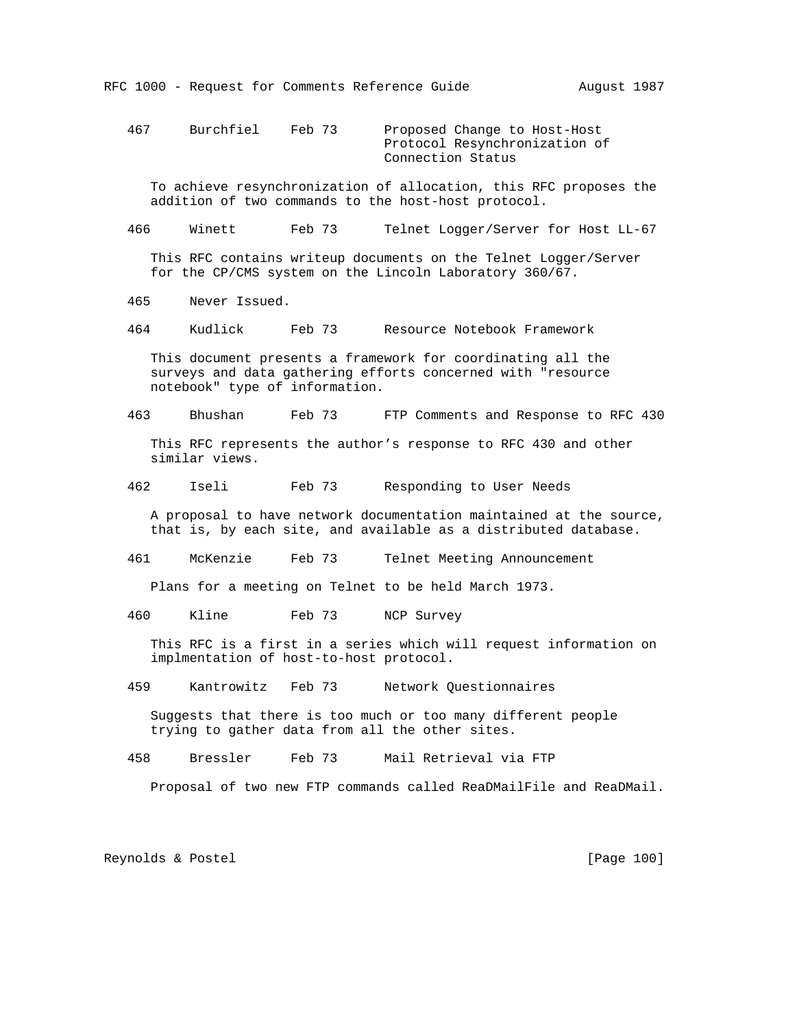467     Burchfiel    Feb 73      Proposed Change to Host-Host Protocol Resynchronization of Connection Status

To achieve resynchronization of allocation, this RFC proposes the addition of two commands to the host-host protocol.

466     Winett       Feb 73      Telnet Logger/Server for Host LL-67

This RFC contains writeup documents on the Telnet Logger/Server for the CP/CMS system on the Lincoln Laboratory 360/67.

465     Never Issued.

464     Kudlick      Feb 73      Resource Notebook Framework

This document presents a framework for coordinating all the surveys and data gathering efforts concerned with "resource notebook" type of information.

463     Bhushan      Feb 73      FTP Comments and Response to RFC 430

This RFC represents the author's response to RFC 430 and other similar views.

462     Iseli        Feb 73      Responding to User Needs

A proposal to have network documentation maintained at the source, that is, by each site, and available as a distributed database.

461     McKenzie     Feb 73      Telnet Meeting Announcement

Plans for a meeting on Telnet to be held March 1973.

460     Kline        Feb 73      NCP Survey

This RFC is a first in a series which will request information on implmentation of host-to-host protocol.

459     Kantrowitz   Feb 73      Network Questionnaires

Suggests that there is too much or too many different people trying to gather data from all the other sites.

458     Bressler     Feb 73      Mail Retrieval via FTP

Proposal of two new FTP commands called ReaDMailFile and ReaDMail.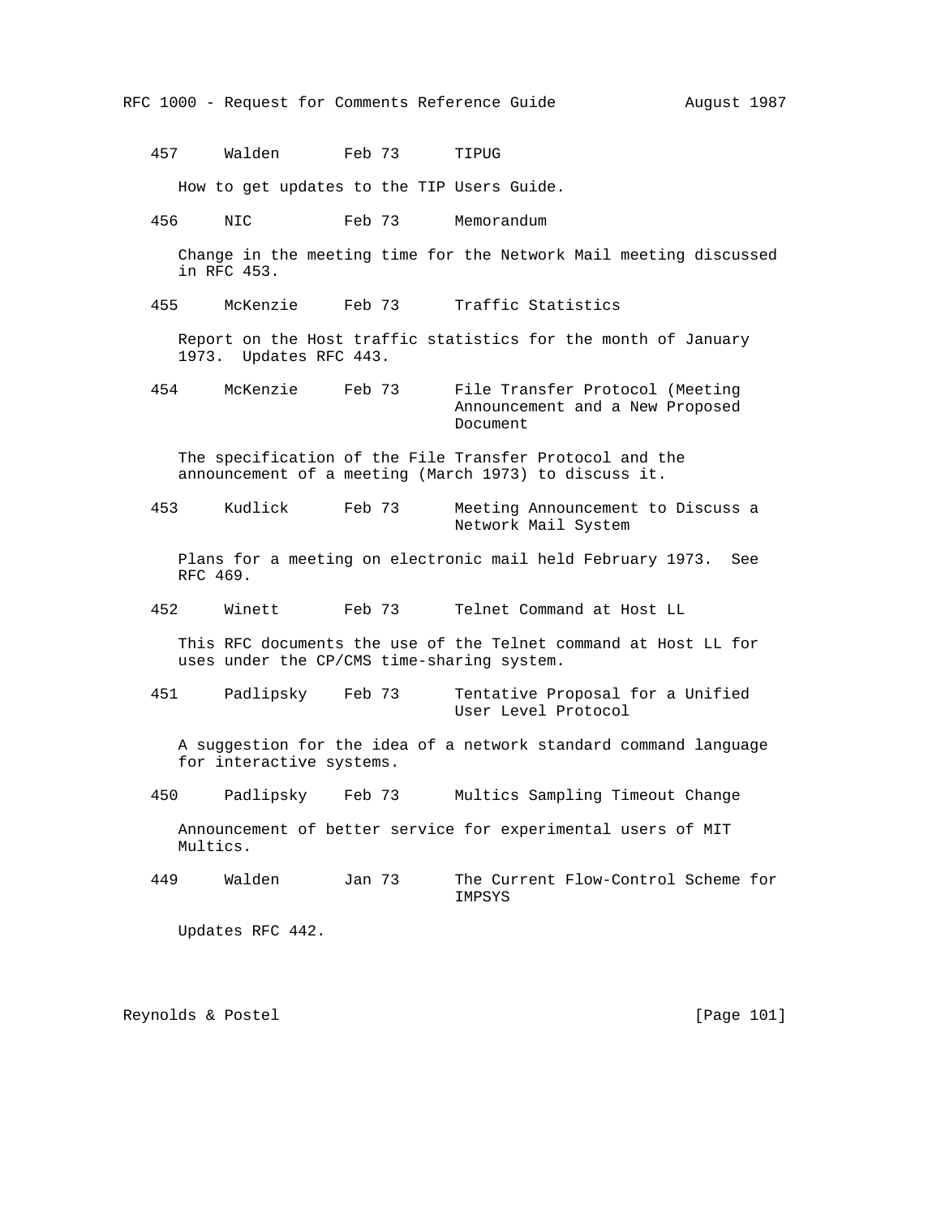457     Walden       Feb 73      TIPUG

How to get updates to the TIP Users Guide.

456     NIC          Feb 73      Memorandum

Change in the meeting time for the Network Mail meeting discussed in RFC 453.

455     McKenzie     Feb 73      Traffic Statistics

Report on the Host traffic statistics for the month of January 1973. Updates RFC 443.

454     McKenzie     Feb 73      File Transfer Protocol (Meeting Announcement and a New Proposed Document

The specification of the File Transfer Protocol and the announcement of a meeting (March 1973) to discuss it.

453     Kudlick      Feb 73      Meeting Announcement to Discuss a Network Mail System

Plans for a meeting on electronic mail held February 1973. See RFC 469.

452     Winett       Feb 73      Telnet Command at Host LL

This RFC documents the use of the Telnet command at Host LL for uses under the CP/CMS time-sharing system.

451     Padlipsky    Feb 73      Tentative Proposal for a Unified User Level Protocol

A suggestion for the idea of a network standard command language for interactive systems.

450     Padlipsky    Feb 73      Multics Sampling Timeout Change

Announcement of better service for experimental users of MIT Multics.

449     Walden       Jan 73      The Current Flow-Control Scheme for IMPSYS

Updates RFC 442.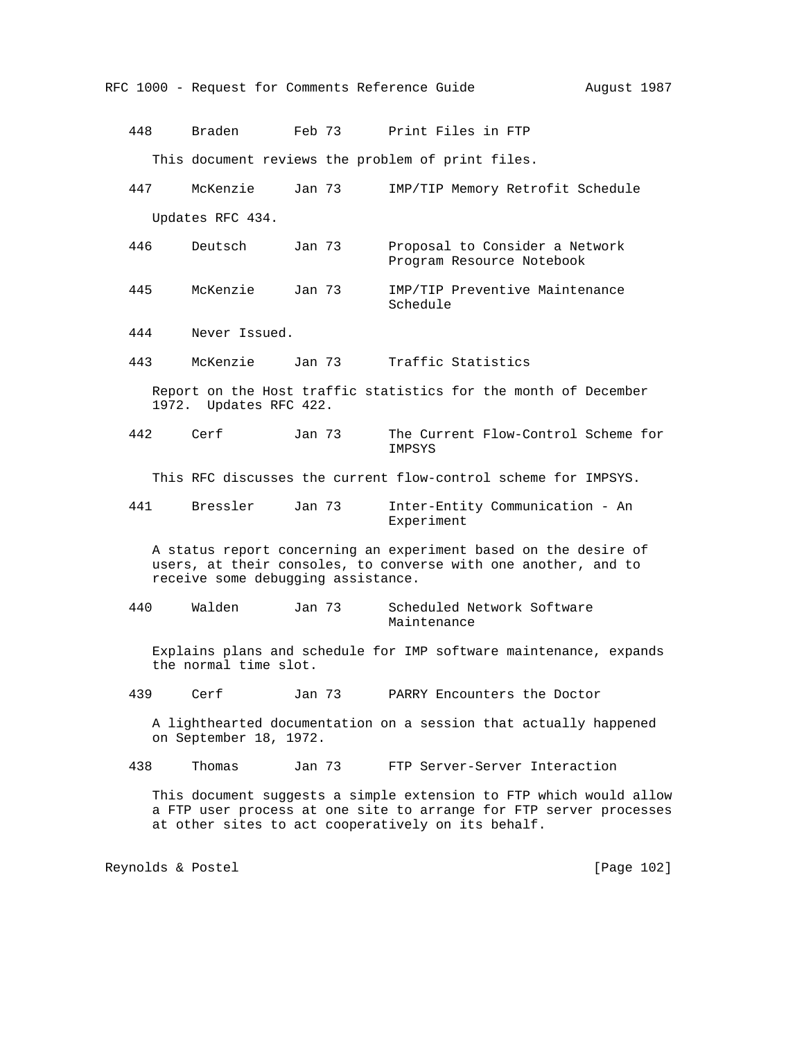448     Braden       Feb 73      Print Files in FTP

This document reviews the problem of print files.

447     McKenzie     Jan 73      IMP/TIP Memory Retrofit Schedule

Updates RFC 434.

446     Deutsch      Jan 73      Proposal to Consider a Network Program Resource Notebook

445     McKenzie     Jan 73      IMP/TIP Preventive Maintenance Schedule

444     Never Issued.

443     McKenzie     Jan 73      Traffic Statistics

Report on the Host traffic statistics for the month of December 1972. Updates RFC 422.

442     Cerf         Jan 73      The Current Flow-Control Scheme for IMPSYS

This RFC discusses the current flow-control scheme for IMPSYS.

441     Bressler     Jan 73      Inter-Entity Communication - An Experiment

A status report concerning an experiment based on the desire of users, at their consoles, to converse with one another, and to receive some debugging assistance.

440     Walden       Jan 73      Scheduled Network Software Maintenance

Explains plans and schedule for IMP software maintenance, expands the normal time slot.

439     Cerf         Jan 73      PARRY Encounters the Doctor

A lighthearted documentation on a session that actually happened on September 18, 1972.

438     Thomas       Jan 73      FTP Server-Server Interaction

This document suggests a simple extension to FTP which would allow a FTP user process at one site to arrange for FTP server processes at other sites to act cooperatively on its behalf.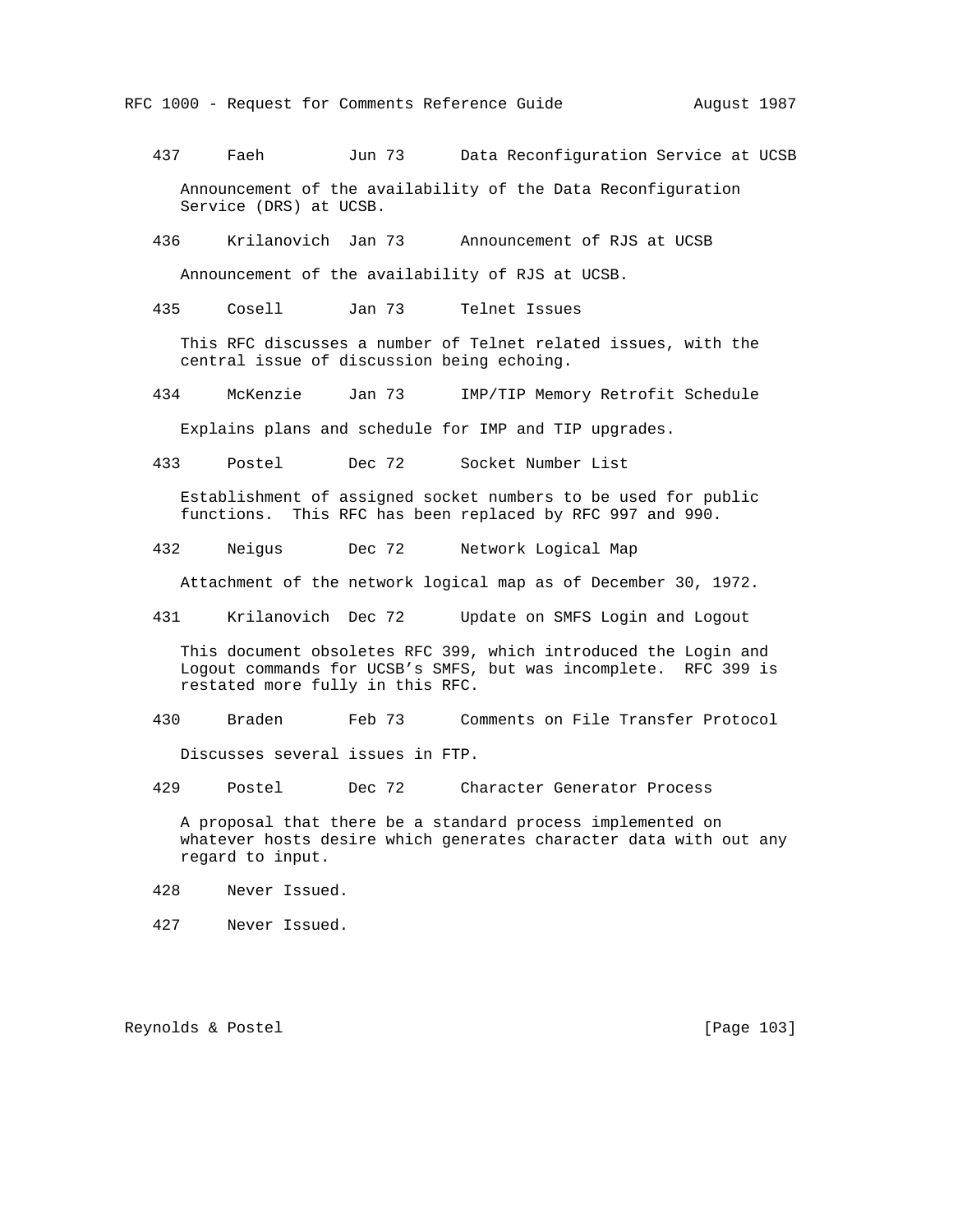437     Faeh         Jun 73      Data Reconfiguration Service at UCSB

Announcement of the availability of the Data Reconfiguration Service (DRS) at UCSB.

436     Krilanovich  Jan 73      Announcement of RJS at UCSB

Announcement of the availability of RJS at UCSB.

435     Cosell       Jan 73      Telnet Issues

This RFC discusses a number of Telnet related issues, with the central issue of discussion being echoing.

434     McKenzie     Jan 73      IMP/TIP Memory Retrofit Schedule

Explains plans and schedule for IMP and TIP upgrades.

433     Postel       Dec 72      Socket Number List

Establishment of assigned socket numbers to be used for public functions.  This RFC has been replaced by RFC 997 and 990.

432     Neigus       Dec 72      Network Logical Map

Attachment of the network logical map as of December 30, 1972.

431     Krilanovich  Dec 72      Update on SMFS Login and Logout

This document obsoletes RFC 399, which introduced the Login and Logout commands for UCSB's SMFS, but was incomplete.  RFC 399 is restated more fully in this RFC.

430     Braden       Feb 73      Comments on File Transfer Protocol

Discusses several issues in FTP.

429     Postel       Dec 72      Character Generator Process

A proposal that there be a standard process implemented on whatever hosts desire which generates character data with out any regard to input.

428     Never Issued.

427     Never Issued.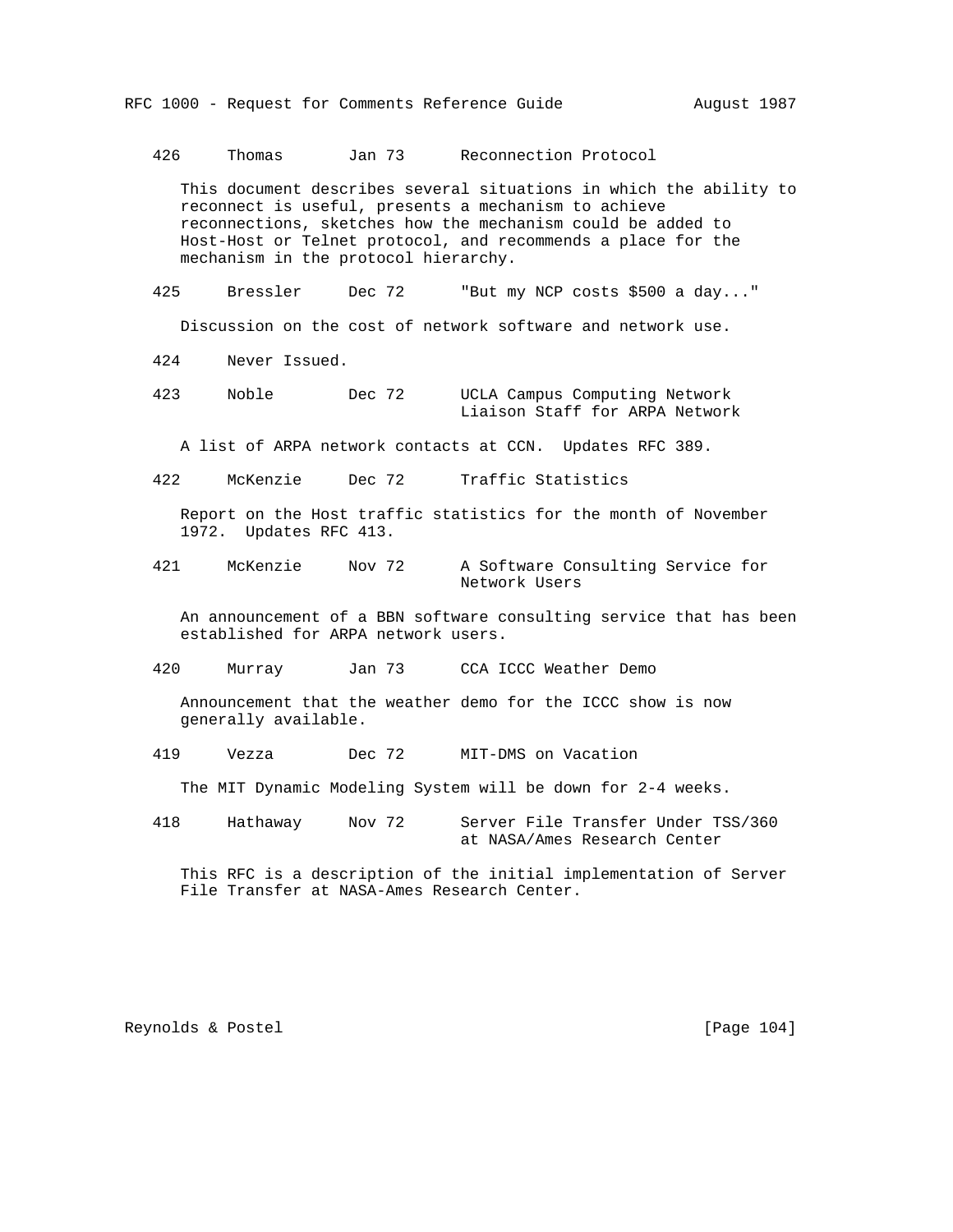426 Thomas Jan 73 Reconnection Protocol

This document describes several situations in which the ability to reconnect is useful, presents a mechanism to achieve reconnections, sketches how the mechanism could be added to Host-Host or Telnet protocol, and recommends a place for the mechanism in the protocol hierarchy.

425 Bressler Dec 72 "But my NCP costs $500 a day..."

Discussion on the cost of network software and network use.

424 Never Issued.

423 Noble Dec 72 UCLA Campus Computing Network Liaison Staff for ARPA Network

A list of ARPA network contacts at CCN. Updates RFC 389.

422 McKenzie Dec 72 Traffic Statistics

Report on the Host traffic statistics for the month of November 1972. Updates RFC 413.

421 McKenzie Nov 72 A Software Consulting Service for Network Users

An announcement of a BBN software consulting service that has been established for ARPA network users.

420 Murray Jan 73 CCA ICCC Weather Demo

Announcement that the weather demo for the ICCC show is now generally available.

419 Vezza Dec 72 MIT-DMS on Vacation

The MIT Dynamic Modeling System will be down for 2-4 weeks.

418 Hathaway Nov 72 Server File Transfer Under TSS/360 at NASA/Ames Research Center

This RFC is a description of the initial implementation of Server File Transfer at NASA-Ames Research Center.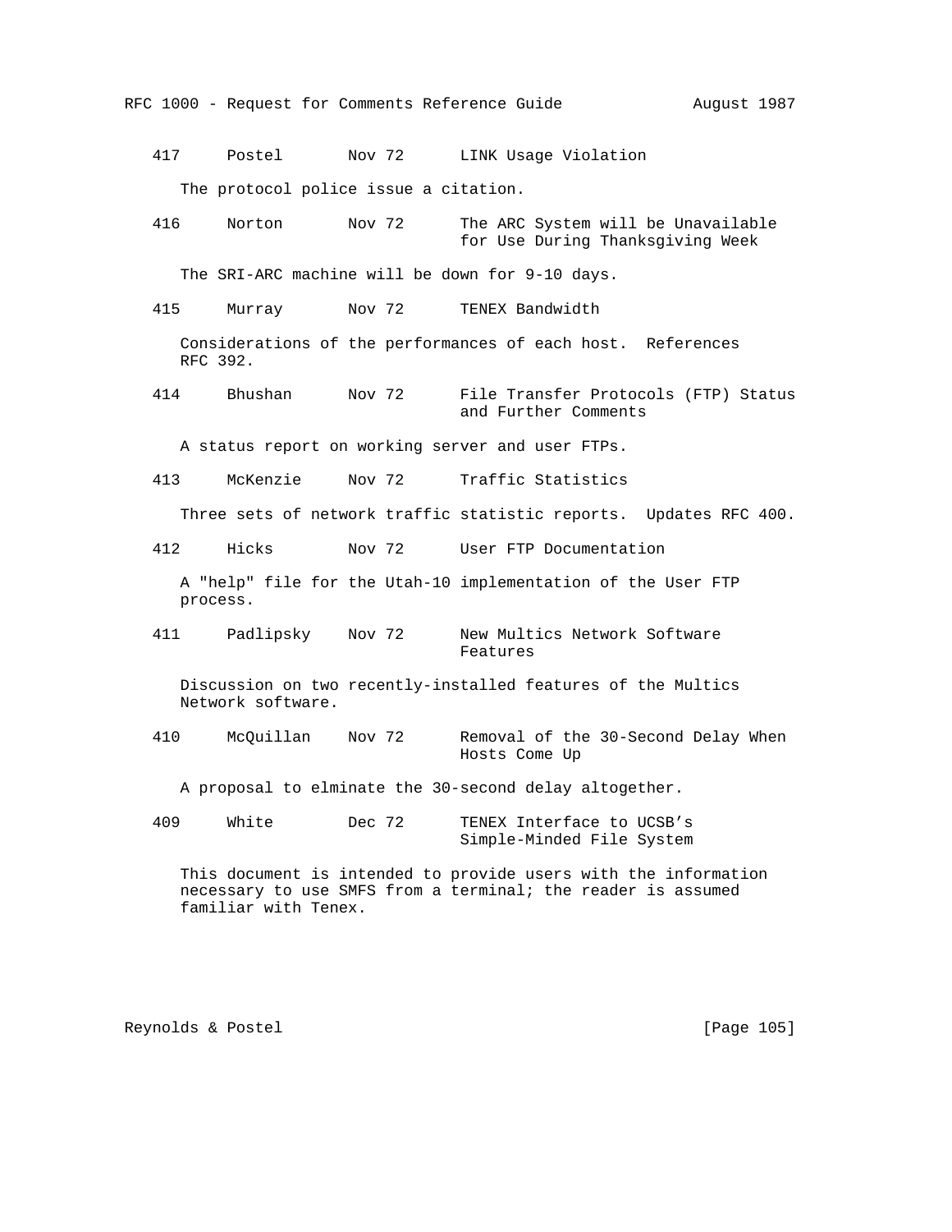417 Postel Nov 72 LINK Usage Violation

The protocol police issue a citation.

416 Norton Nov 72 The ARC System will be Unavailable for Use During Thanksgiving Week

The SRI-ARC machine will be down for 9-10 days.

415 Murray Nov 72 TENEX Bandwidth

Considerations of the performances of each host. References RFC 392.

414 Bhushan Nov 72 File Transfer Protocols (FTP) Status and Further Comments

A status report on working server and user FTPs.

413 McKenzie Nov 72 Traffic Statistics

Three sets of network traffic statistic reports. Updates RFC 400.

412 Hicks Nov 72 User FTP Documentation

A "help" file for the Utah-10 implementation of the User FTP process.

411 Padlipsky Nov 72 New Multics Network Software Features

Discussion on two recently-installed features of the Multics Network software.

410 McQuillan Nov 72 Removal of the 30-Second Delay When Hosts Come Up

A proposal to elminate the 30-second delay altogether.

409 White Dec 72 TENEX Interface to UCSB's Simple-Minded File System

This document is intended to provide users with the information necessary to use SMFS from a terminal; the reader is assumed familiar with Tenex.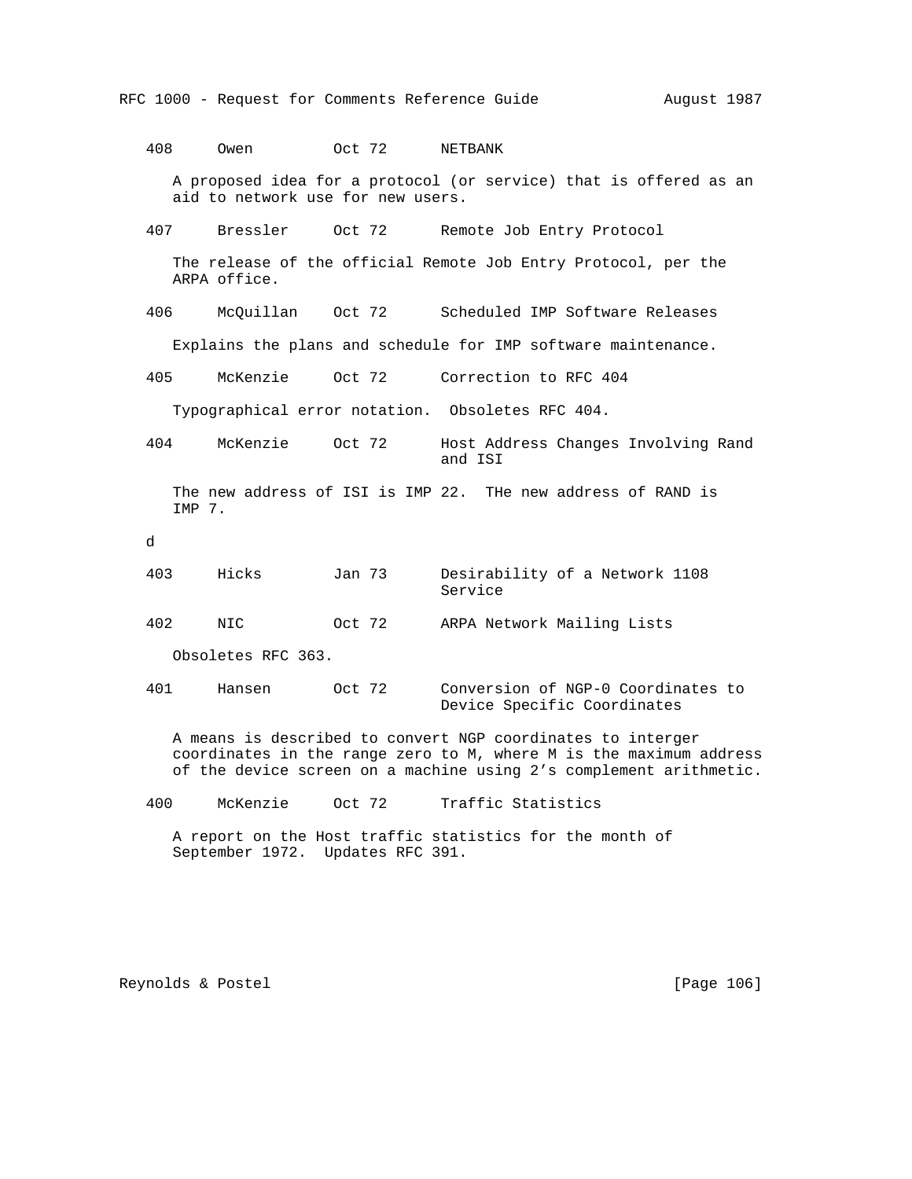408     Owen         Oct 72      NETBANK

A proposed idea for a protocol (or service) that is offered as an aid to network use for new users.

407     Bressler     Oct 72      Remote Job Entry Protocol

The release of the official Remote Job Entry Protocol, per the ARPA office.

406     McQuillan    Oct 72      Scheduled IMP Software Releases

Explains the plans and schedule for IMP software maintenance.

405     McKenzie     Oct 72      Correction to RFC 404

Typographical error notation.  Obsoletes RFC 404.

404     McKenzie     Oct 72      Host Address Changes Involving Rand and ISI

The new address of ISI is IMP 22.  THe new address of RAND is IMP 7.

d

403     Hicks        Jan 73      Desirability of a Network 1108 Service

402     NIC          Oct 72      ARPA Network Mailing Lists

Obsoletes RFC 363.

401     Hansen       Oct 72      Conversion of NGP-0 Coordinates to Device Specific Coordinates

A means is described to convert NGP coordinates to interger coordinates in the range zero to M, where M is the maximum address of the device screen on a machine using 2's complement arithmetic.

400     McKenzie     Oct 72      Traffic Statistics

A report on the Host traffic statistics for the month of September 1972.  Updates RFC 391.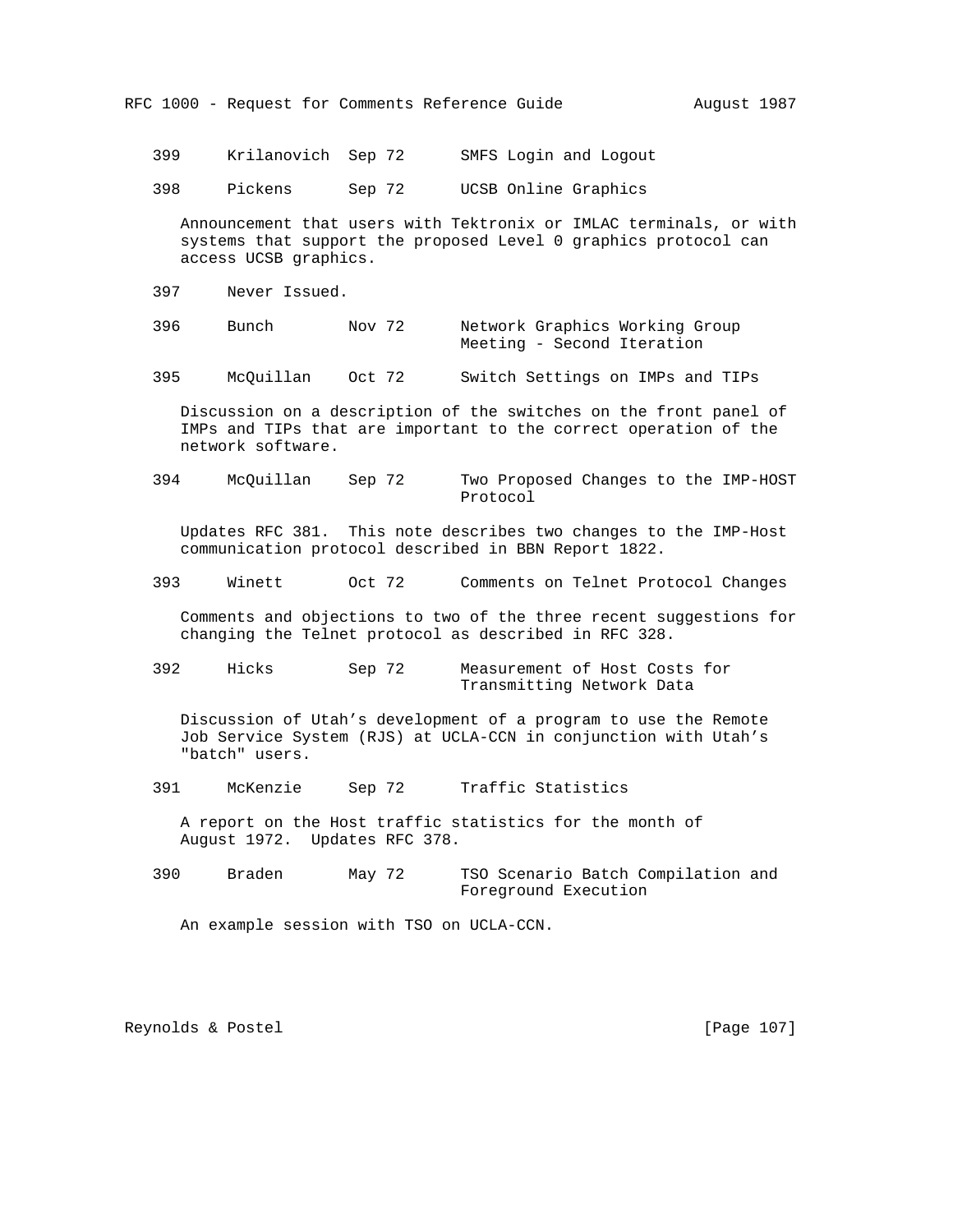399     Krilanovich  Sep 72      SMFS Login and Logout

398     Pickens      Sep 72      UCSB Online Graphics

Announcement that users with Tektronix or IMLAC terminals, or with systems that support the proposed Level 0 graphics protocol can access UCSB graphics.

397     Never Issued.

396     Bunch        Nov 72      Network Graphics Working Group Meeting - Second Iteration

395     McQuillan    Oct 72      Switch Settings on IMPs and TIPs

Discussion on a description of the switches on the front panel of IMPs and TIPs that are important to the correct operation of the network software.

394     McQuillan    Sep 72      Two Proposed Changes to the IMP-HOST Protocol

Updates RFC 381. This note describes two changes to the IMP-Host communication protocol described in BBN Report 1822.

393     Winett       Oct 72      Comments on Telnet Protocol Changes

Comments and objections to two of the three recent suggestions for changing the Telnet protocol as described in RFC 328.

392     Hicks        Sep 72      Measurement of Host Costs for Transmitting Network Data

Discussion of Utah's development of a program to use the Remote Job Service System (RJS) at UCLA-CCN in conjunction with Utah's "batch" users.

391     McKenzie     Sep 72      Traffic Statistics

A report on the Host traffic statistics for the month of August 1972. Updates RFC 378.

390     Braden       May 72      TSO Scenario Batch Compilation and Foreground Execution

An example session with TSO on UCLA-CCN.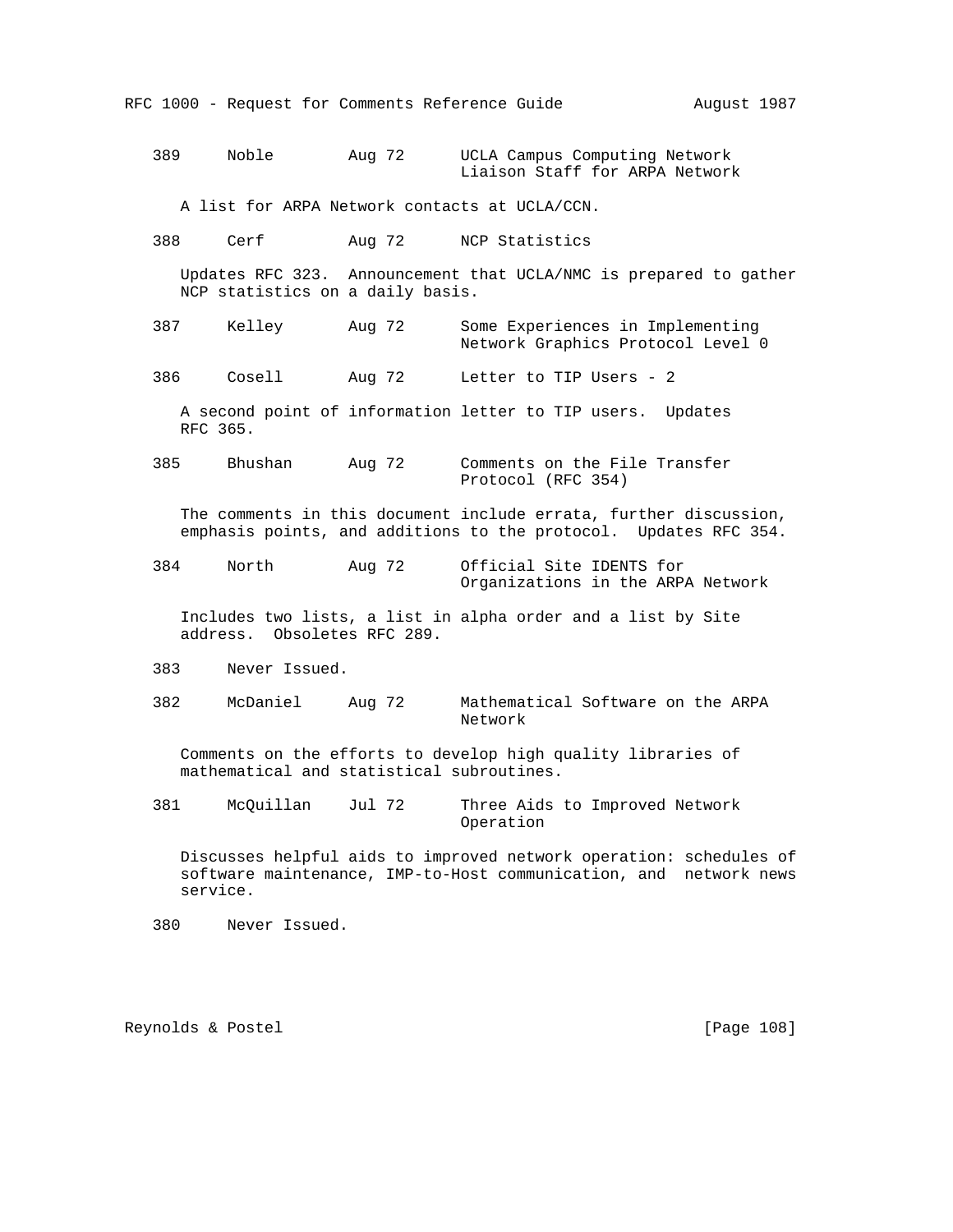389     Noble        Aug 72      UCLA Campus Computing Network Liaison Staff for ARPA Network

A list for ARPA Network contacts at UCLA/CCN.

388     Cerf         Aug 72      NCP Statistics

Updates RFC 323. Announcement that UCLA/NMC is prepared to gather NCP statistics on a daily basis.

387     Kelley       Aug 72      Some Experiences in Implementing Network Graphics Protocol Level 0

386     Cosell       Aug 72      Letter to TIP Users - 2

A second point of information letter to TIP users. Updates RFC 365.

385     Bhushan      Aug 72      Comments on the File Transfer Protocol (RFC 354)

The comments in this document include errata, further discussion, emphasis points, and additions to the protocol. Updates RFC 354.

384     North        Aug 72      Official Site IDENTS for Organizations in the ARPA Network

Includes two lists, a list in alpha order and a list by Site address. Obsoletes RFC 289.

383     Never Issued.

382     McDaniel     Aug 72      Mathematical Software on the ARPA Network

Comments on the efforts to develop high quality libraries of mathematical and statistical subroutines.

381     McQuillan    Jul 72      Three Aids to Improved Network Operation

Discusses helpful aids to improved network operation: schedules of software maintenance, IMP-to-Host communication, and network news service.

380     Never Issued.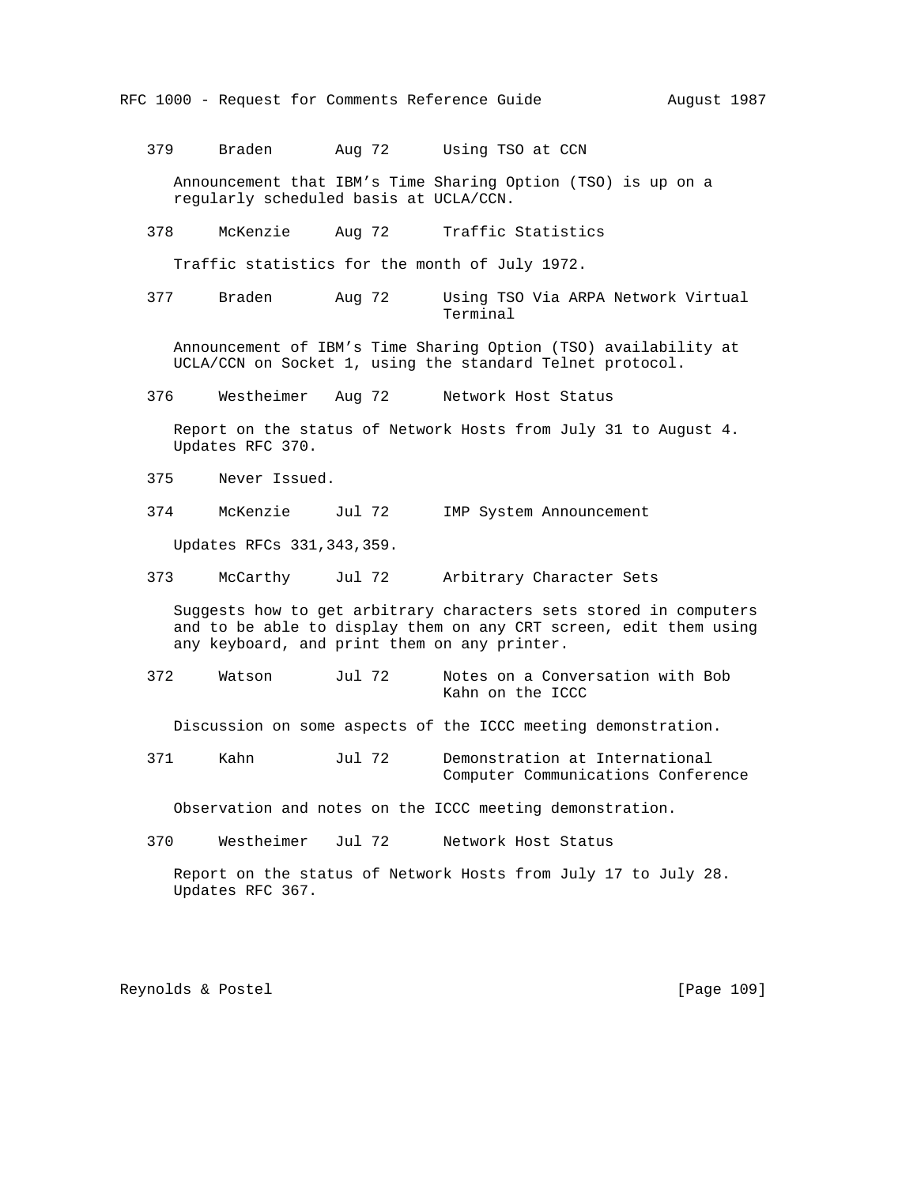379 Braden Aug 72 Using TSO at CCN

Announcement that IBM's Time Sharing Option (TSO) is up on a regularly scheduled basis at UCLA/CCN.

378 McKenzie Aug 72 Traffic Statistics

Traffic statistics for the month of July 1972.

377 Braden Aug 72 Using TSO Via ARPA Network Virtual Terminal

Announcement of IBM's Time Sharing Option (TSO) availability at UCLA/CCN on Socket 1, using the standard Telnet protocol.

376 Westheimer Aug 72 Network Host Status

Report on the status of Network Hosts from July 31 to August 4. Updates RFC 370.

375 Never Issued.

374 McKenzie Jul 72 IMP System Announcement

Updates RFCs 331,343,359.

373 McCarthy Jul 72 Arbitrary Character Sets

Suggests how to get arbitrary characters sets stored in computers and to be able to display them on any CRT screen, edit them using any keyboard, and print them on any printer.

372 Watson Jul 72 Notes on a Conversation with Bob Kahn on the ICCC

Discussion on some aspects of the ICCC meeting demonstration.

371 Kahn Jul 72 Demonstration at International Computer Communications Conference

Observation and notes on the ICCC meeting demonstration.

370 Westheimer Jul 72 Network Host Status

Report on the status of Network Hosts from July 17 to July 28. Updates RFC 367.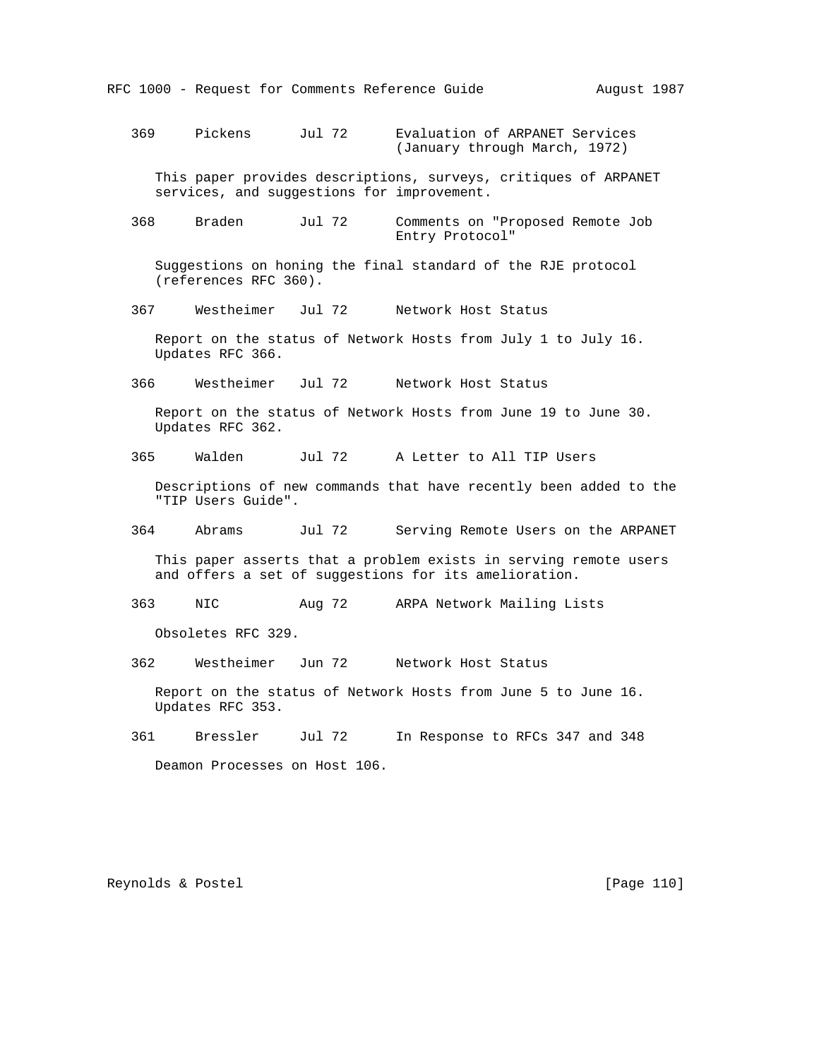369     Pickens      Jul 72      Evaluation of ARPANET Services
                                 (January through March, 1972)

This paper provides descriptions, surveys, critiques of ARPANET services, and suggestions for improvement.

368     Braden       Jul 72      Comments on "Proposed Remote Job
                                 Entry Protocol"

Suggestions on honing the final standard of the RJE protocol (references RFC 360).

367     Westheimer   Jul 72      Network Host Status

Report on the status of Network Hosts from July 1 to July 16. Updates RFC 366.

366     Westheimer   Jul 72      Network Host Status

Report on the status of Network Hosts from June 19 to June 30. Updates RFC 362.

365     Walden       Jul 72      A Letter to All TIP Users

Descriptions of new commands that have recently been added to the "TIP Users Guide".

364     Abrams       Jul 72      Serving Remote Users on the ARPANET

This paper asserts that a problem exists in serving remote users and offers a set of suggestions for its amelioration.

363     NIC          Aug 72      ARPA Network Mailing Lists

Obsoletes RFC 329.

362     Westheimer   Jun 72      Network Host Status

Report on the status of Network Hosts from June 5 to June 16. Updates RFC 353.

361     Bressler     Jul 72      In Response to RFCs 347 and 348

Deamon Processes on Host 106.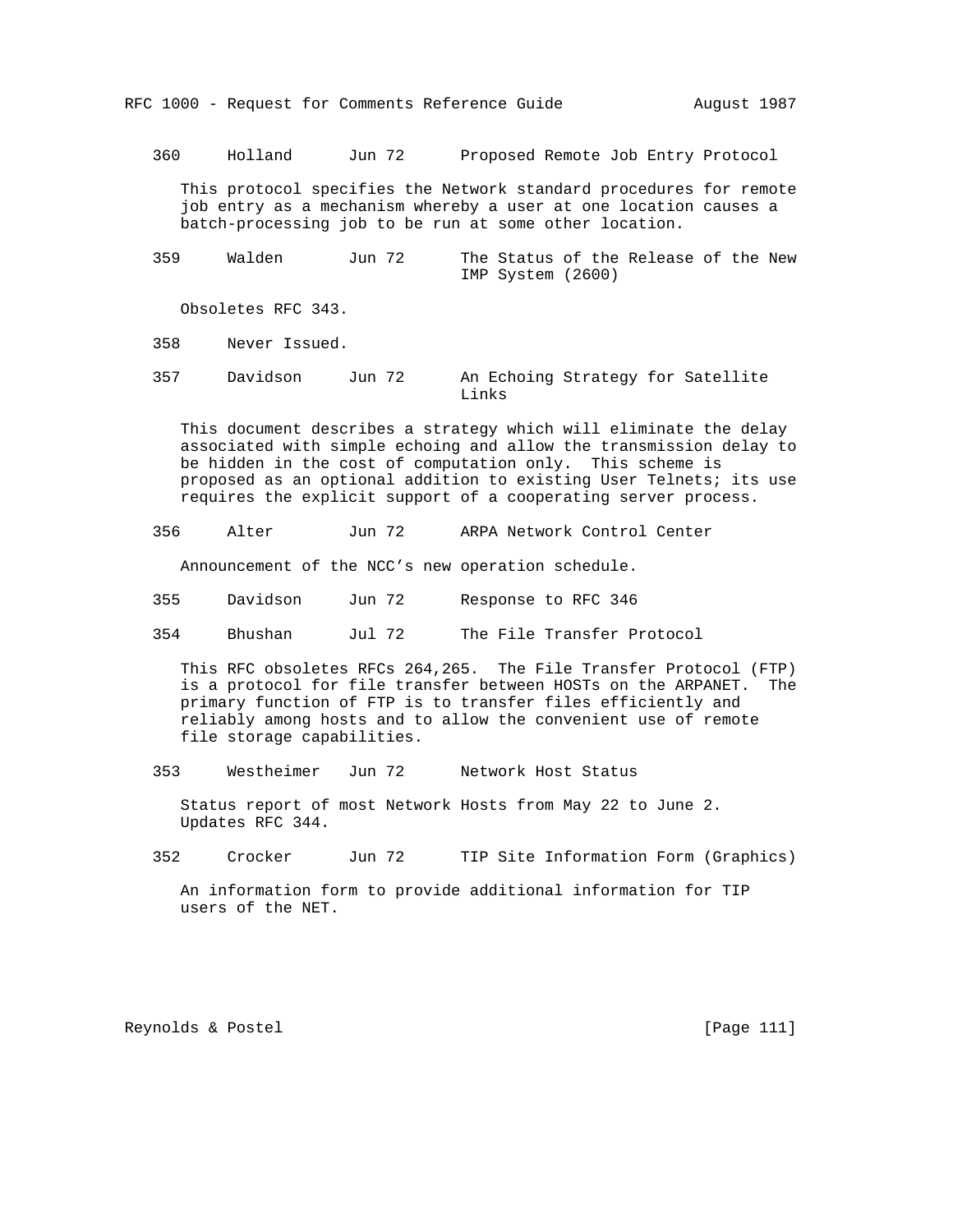360 Holland Jun 72 Proposed Remote Job Entry Protocol

This protocol specifies the Network standard procedures for remote job entry as a mechanism whereby a user at one location causes a batch-processing job to be run at some other location.

359 Walden Jun 72 The Status of the Release of the New IMP System (2600)

Obsoletes RFC 343.

358 Never Issued.

357 Davidson Jun 72 An Echoing Strategy for Satellite Links

This document describes a strategy which will eliminate the delay associated with simple echoing and allow the transmission delay to be hidden in the cost of computation only. This scheme is proposed as an optional addition to existing User Telnets; its use requires the explicit support of a cooperating server process.

356 Alter Jun 72 ARPA Network Control Center

Announcement of the NCC's new operation schedule.

355 Davidson Jun 72 Response to RFC 346

354 Bhushan Jul 72 The File Transfer Protocol

This RFC obsoletes RFCs 264,265. The File Transfer Protocol (FTP) is a protocol for file transfer between HOSTs on the ARPANET. The primary function of FTP is to transfer files efficiently and reliably among hosts and to allow the convenient use of remote file storage capabilities.

353 Westheimer Jun 72 Network Host Status

Status report of most Network Hosts from May 22 to June 2. Updates RFC 344.

352 Crocker Jun 72 TIP Site Information Form (Graphics)

An information form to provide additional information for TIP users of the NET.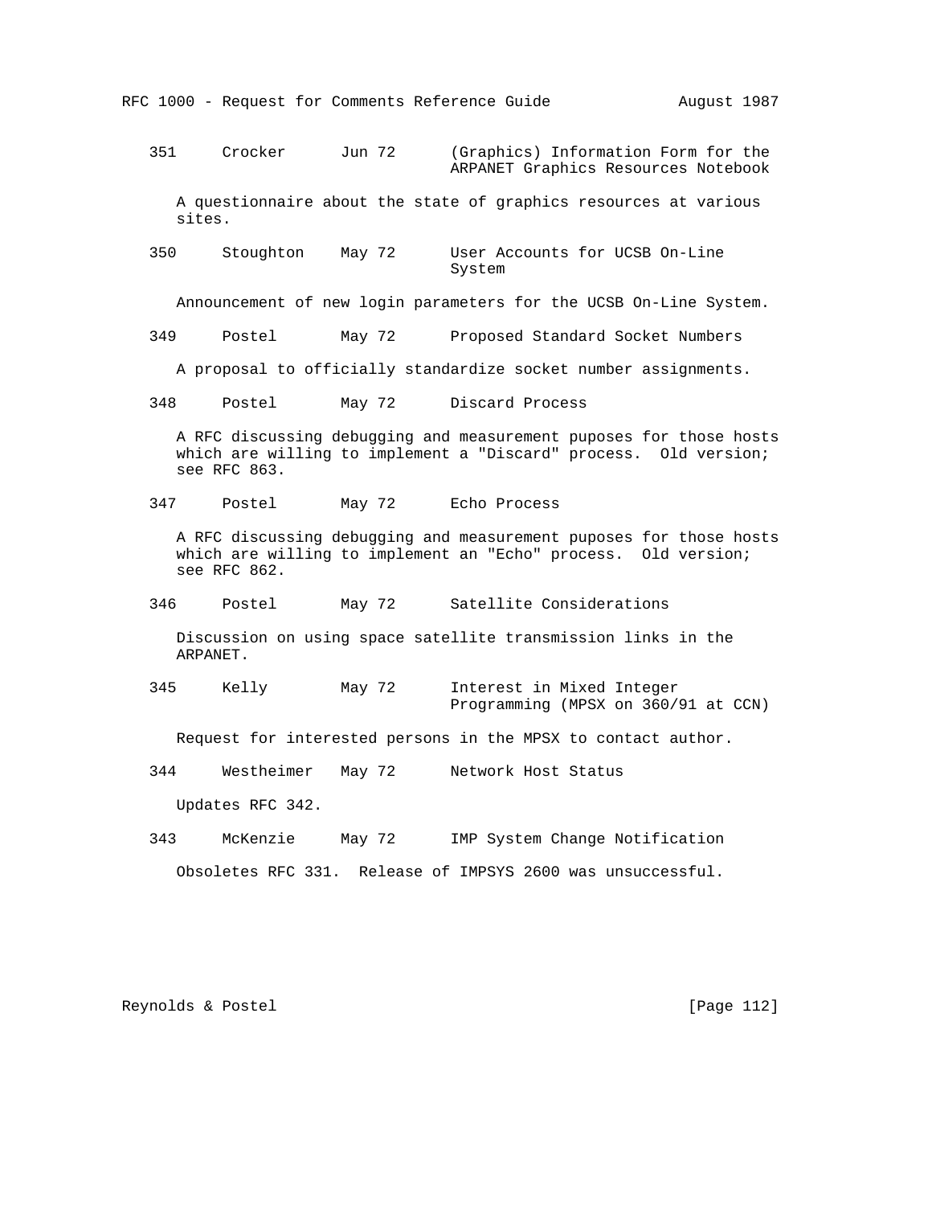351 Crocker Jun 72 (Graphics) Information Form for the ARPANET Graphics Resources Notebook

A questionnaire about the state of graphics resources at various sites.

350 Stoughton May 72 User Accounts for UCSB On-Line System

Announcement of new login parameters for the UCSB On-Line System.

349 Postel May 72 Proposed Standard Socket Numbers

A proposal to officially standardize socket number assignments.

348 Postel May 72 Discard Process

A RFC discussing debugging and measurement puposes for those hosts which are willing to implement a "Discard" process. Old version; see RFC 863.

347 Postel May 72 Echo Process

A RFC discussing debugging and measurement puposes for those hosts which are willing to implement an "Echo" process. Old version; see RFC 862.

346 Postel May 72 Satellite Considerations

Discussion on using space satellite transmission links in the ARPANET.

345 Kelly May 72 Interest in Mixed Integer Programming (MPSX on 360/91 at CCN)

Request for interested persons in the MPSX to contact author.

344 Westheimer May 72 Network Host Status

Updates RFC 342.

343 McKenzie May 72 IMP System Change Notification

Obsoletes RFC 331. Release of IMPSYS 2600 was unsuccessful.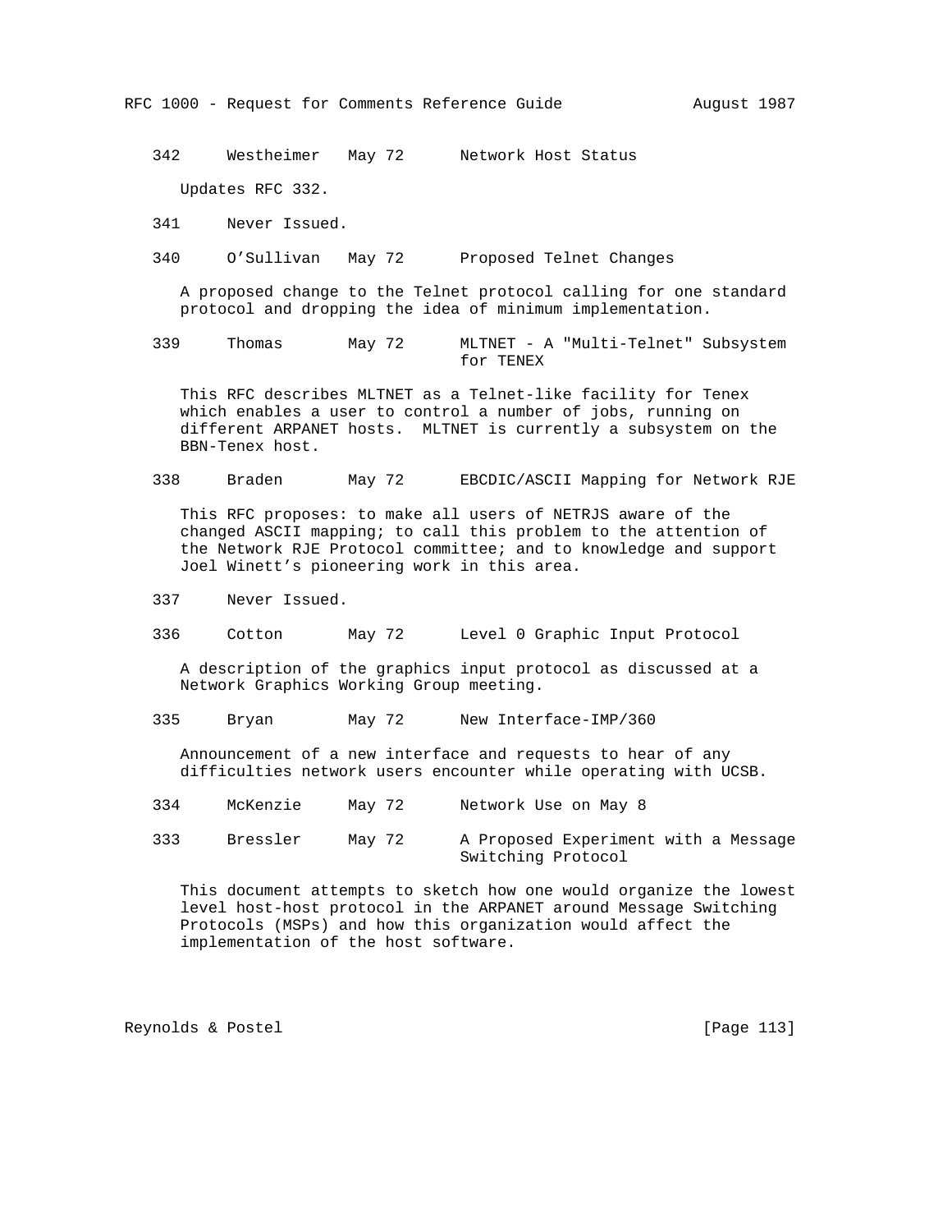342     Westheimer   May 72      Network Host Status

Updates RFC 332.

341     Never Issued.

340     O'Sullivan   May 72      Proposed Telnet Changes

A proposed change to the Telnet protocol calling for one standard protocol and dropping the idea of minimum implementation.

339     Thomas       May 72      MLTNET - A "Multi-Telnet" Subsystem for TENEX

This RFC describes MLTNET as a Telnet-like facility for Tenex which enables a user to control a number of jobs, running on different ARPANET hosts.  MLTNET is currently a subsystem on the BBN-Tenex host.

338     Braden       May 72      EBCDIC/ASCII Mapping for Network RJE

This RFC proposes: to make all users of NETRJS aware of the changed ASCII mapping; to call this problem to the attention of the Network RJE Protocol committee; and to knowledge and support Joel Winett's pioneering work in this area.

337     Never Issued.

336     Cotton       May 72      Level 0 Graphic Input Protocol

A description of the graphics input protocol as discussed at a Network Graphics Working Group meeting.

335     Bryan        May 72      New Interface-IMP/360

Announcement of a new interface and requests to hear of any difficulties network users encounter while operating with UCSB.

334     McKenzie     May 72      Network Use on May 8

333     Bressler     May 72      A Proposed Experiment with a Message Switching Protocol

This document attempts to sketch how one would organize the lowest level host-host protocol in the ARPANET around Message Switching Protocols (MSPs) and how this organization would affect the implementation of the host software.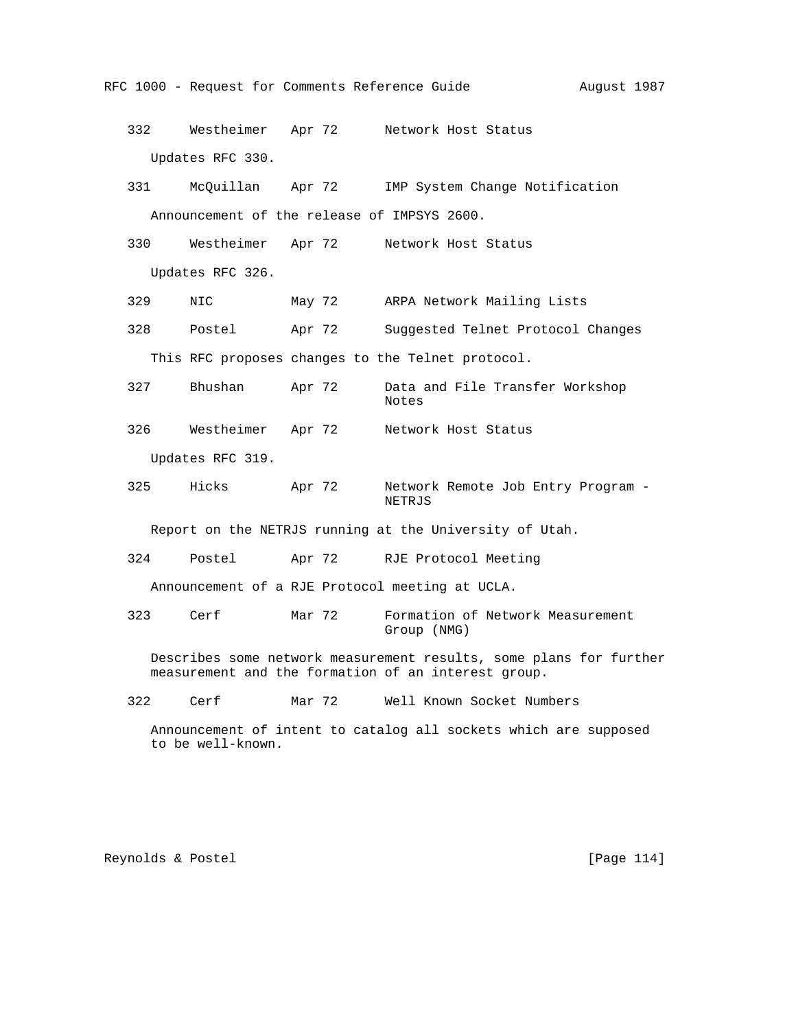```
332     Westheimer   Apr 72      Network Host Status

   Updates RFC 330.

331     McQuillan    Apr 72      IMP System Change Notification

   Announcement of the release of IMPSYS 2600.

330     Westheimer   Apr 72      Network Host Status

   Updates RFC 326.

329     NIC          May 72      ARPA Network Mailing Lists

328     Postel       Apr 72      Suggested Telnet Protocol Changes

   This RFC proposes changes to the Telnet protocol.

327     Bhushan      Apr 72      Data and File Transfer Workshop
                                 Notes

326     Westheimer   Apr 72      Network Host Status

   Updates RFC 319.

325     Hicks        Apr 72      Network Remote Job Entry Program -
                                 NETRJS

   Report on the NETRJS running at the University of Utah.

324     Postel       Apr 72      RJE Protocol Meeting

   Announcement of a RJE Protocol meeting at UCLA.

323     Cerf         Mar 72      Formation of Network Measurement
                                 Group (NMG)

   Describes some network measurement results, some plans for further
   measurement and the formation of an interest group.

322     Cerf         Mar 72      Well Known Socket Numbers

   Announcement of intent to catalog all sockets which are supposed
   to be well-known.
```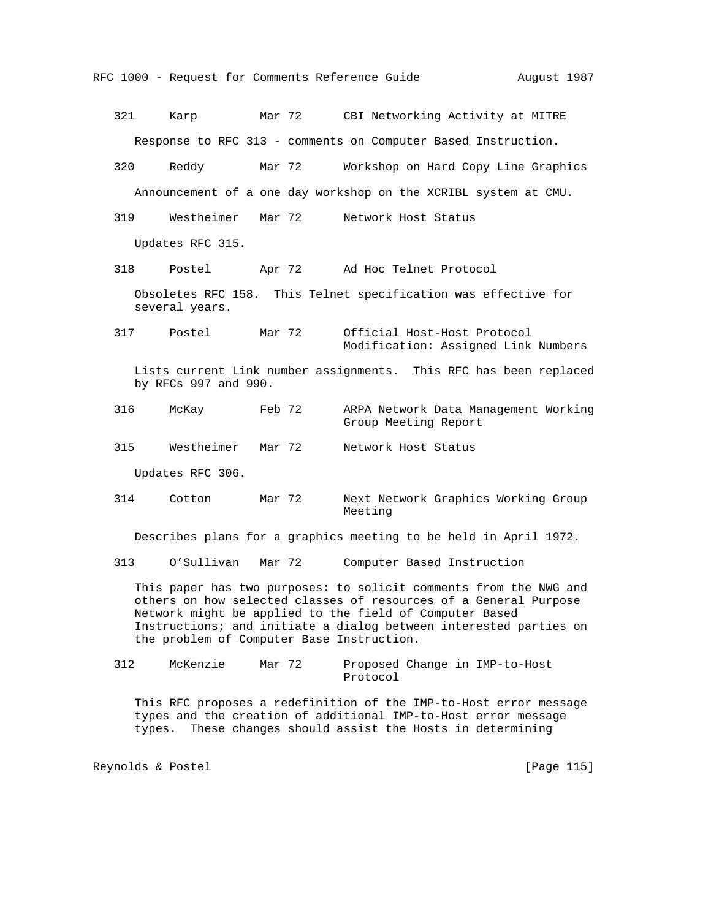321     Karp         Mar 72      CBI Networking Activity at MITRE

Response to RFC 313 - comments on Computer Based Instruction.

320     Reddy        Mar 72      Workshop on Hard Copy Line Graphics

Announcement of a one day workshop on the XCRIBL system at CMU.

319     Westheimer   Mar 72      Network Host Status

Updates RFC 315.

318     Postel       Apr 72      Ad Hoc Telnet Protocol

Obsoletes RFC 158. This Telnet specification was effective for several years.

317     Postel       Mar 72      Official Host-Host Protocol Modification: Assigned Link Numbers

Lists current Link number assignments. This RFC has been replaced by RFCs 997 and 990.

316     McKay        Feb 72      ARPA Network Data Management Working Group Meeting Report

315     Westheimer   Mar 72      Network Host Status

Updates RFC 306.

314     Cotton       Mar 72      Next Network Graphics Working Group Meeting

Describes plans for a graphics meeting to be held in April 1972.

313     O'Sullivan   Mar 72      Computer Based Instruction

This paper has two purposes: to solicit comments from the NWG and others on how selected classes of resources of a General Purpose Network might be applied to the field of Computer Based Instructions; and initiate a dialog between interested parties on the problem of Computer Base Instruction.

312     McKenzie     Mar 72      Proposed Change in IMP-to-Host Protocol

This RFC proposes a redefinition of the IMP-to-Host error message types and the creation of additional IMP-to-Host error message types. These changes should assist the Hosts in determining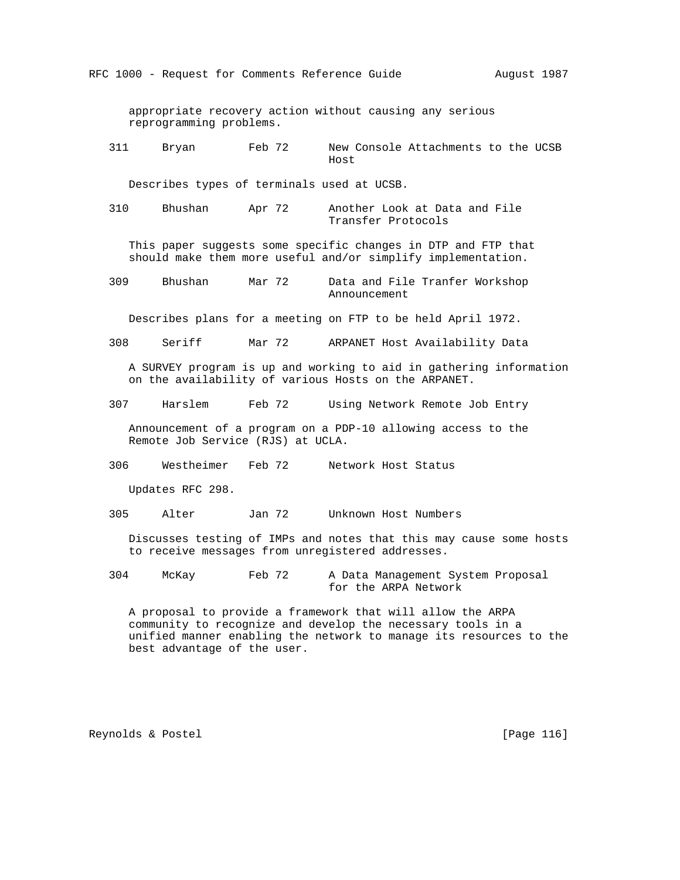appropriate recovery action without causing any serious reprogramming problems.

```
311     Bryan        Feb 72      New Console Attachments to the UCSB
                                 Host
```

Describes types of terminals used at UCSB.

```
310     Bhushan      Apr 72      Another Look at Data and File
                                 Transfer Protocols
```

This paper suggests some specific changes in DTP and FTP that should make them more useful and/or simplify implementation.

```
309     Bhushan      Mar 72      Data and File Tranfer Workshop
                                 Announcement
```

Describes plans for a meeting on FTP to be held April 1972.

```
308     Seriff       Mar 72      ARPANET Host Availability Data
```

A SURVEY program is up and working to aid in gathering information on the availability of various Hosts on the ARPANET.

```
307     Harslem      Feb 72      Using Network Remote Job Entry
```

Announcement of a program on a PDP-10 allowing access to the Remote Job Service (RJS) at UCLA.

```
306     Westheimer   Feb 72      Network Host Status
```

Updates RFC 298.

```
305     Alter        Jan 72      Unknown Host Numbers
```

Discusses testing of IMPs and notes that this may cause some hosts to receive messages from unregistered addresses.

```
304     McKay        Feb 72      A Data Management System Proposal
                                 for the ARPA Network
```

A proposal to provide a framework that will allow the ARPA community to recognize and develop the necessary tools in a unified manner enabling the network to manage its resources to the best advantage of the user.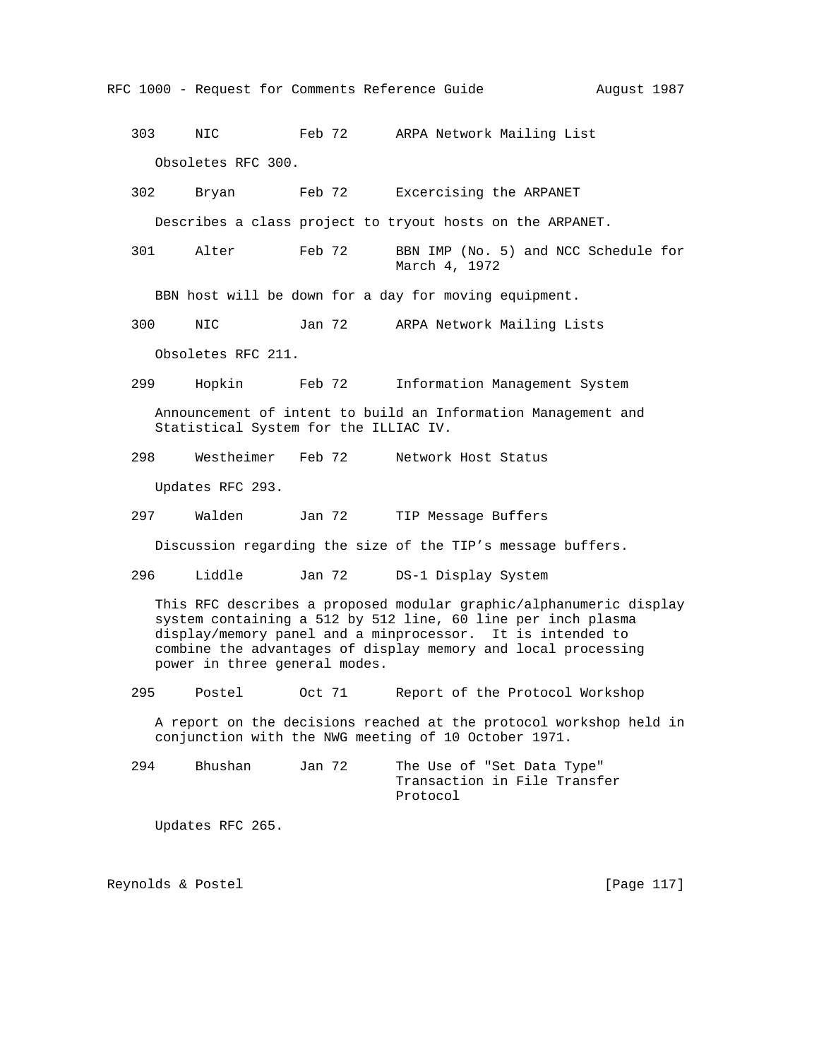303     NIC          Feb 72      ARPA Network Mailing List

Obsoletes RFC 300.

302     Bryan        Feb 72      Excercising the ARPANET

Describes a class project to tryout hosts on the ARPANET.

301     Alter        Feb 72      BBN IMP (No. 5) and NCC Schedule for March 4, 1972

BBN host will be down for a day for moving equipment.

300     NIC          Jan 72      ARPA Network Mailing Lists

Obsoletes RFC 211.

299     Hopkin       Feb 72      Information Management System

Announcement of intent to build an Information Management and Statistical System for the ILLIAC IV.

298     Westheimer   Feb 72      Network Host Status

Updates RFC 293.

297     Walden       Jan 72      TIP Message Buffers

Discussion regarding the size of the TIP's message buffers.

296     Liddle       Jan 72      DS-1 Display System

This RFC describes a proposed modular graphic/alphanumeric display system containing a 512 by 512 line, 60 line per inch plasma display/memory panel and a minprocessor.  It is intended to combine the advantages of display memory and local processing power in three general modes.

295     Postel       Oct 71      Report of the Protocol Workshop

A report on the decisions reached at the protocol workshop held in conjunction with the NWG meeting of 10 October 1971.

294     Bhushan      Jan 72      The Use of "Set Data Type" Transaction in File Transfer Protocol

Updates RFC 265.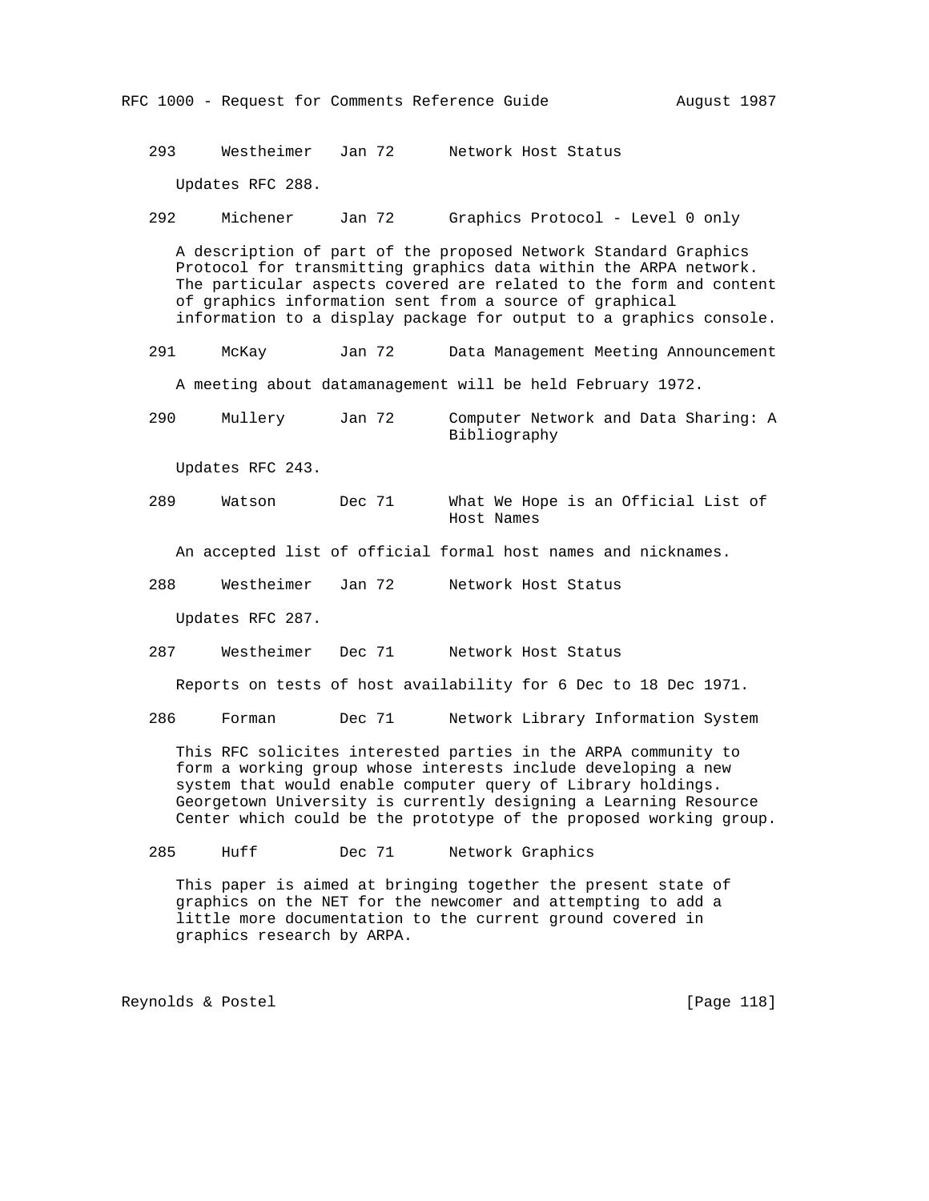293 Westheimer Jan 72 Network Host Status

Updates RFC 288.

292 Michener Jan 72 Graphics Protocol - Level 0 only

A description of part of the proposed Network Standard Graphics Protocol for transmitting graphics data within the ARPA network. The particular aspects covered are related to the form and content of graphics information sent from a source of graphical information to a display package for output to a graphics console.

291 McKay Jan 72 Data Management Meeting Announcement

A meeting about datamanagement will be held February 1972.

290 Mullery Jan 72 Computer Network and Data Sharing: A Bibliography

Updates RFC 243.

289 Watson Dec 71 What We Hope is an Official List of Host Names

An accepted list of official formal host names and nicknames.

288 Westheimer Jan 72 Network Host Status

Updates RFC 287.

287 Westheimer Dec 71 Network Host Status

Reports on tests of host availability for 6 Dec to 18 Dec 1971.

286 Forman Dec 71 Network Library Information System

This RFC solicites interested parties in the ARPA community to form a working group whose interests include developing a new system that would enable computer query of Library holdings. Georgetown University is currently designing a Learning Resource Center which could be the prototype of the proposed working group.

285 Huff Dec 71 Network Graphics

This paper is aimed at bringing together the present state of graphics on the NET for the newcomer and attempting to add a little more documentation to the current ground covered in graphics research by ARPA.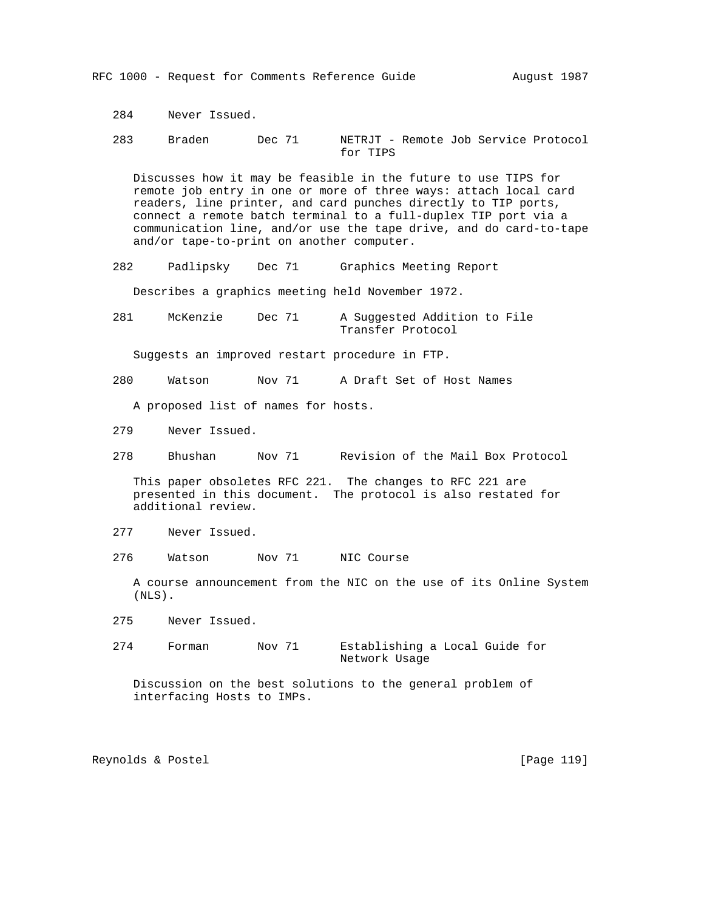284     Never Issued.

283     Braden       Dec 71      NETRJT - Remote Job Service Protocol for TIPS

Discusses how it may be feasible in the future to use TIPS for remote job entry in one or more of three ways: attach local card readers, line printer, and card punches directly to TIP ports, connect a remote batch terminal to a full-duplex TIP port via a communication line, and/or use the tape drive, and do card-to-tape and/or tape-to-print on another computer.

282     Padlipsky    Dec 71      Graphics Meeting Report

Describes a graphics meeting held November 1972.

281     McKenzie     Dec 71      A Suggested Addition to File Transfer Protocol

Suggests an improved restart procedure in FTP.

280     Watson       Nov 71      A Draft Set of Host Names

A proposed list of names for hosts.

279     Never Issued.

278     Bhushan      Nov 71      Revision of the Mail Box Protocol

This paper obsoletes RFC 221. The changes to RFC 221 are presented in this document. The protocol is also restated for additional review.

277     Never Issued.

276     Watson       Nov 71      NIC Course

A course announcement from the NIC on the use of its Online System (NLS).

275     Never Issued.

274     Forman       Nov 71      Establishing a Local Guide for Network Usage

Discussion on the best solutions to the general problem of interfacing Hosts to IMPs.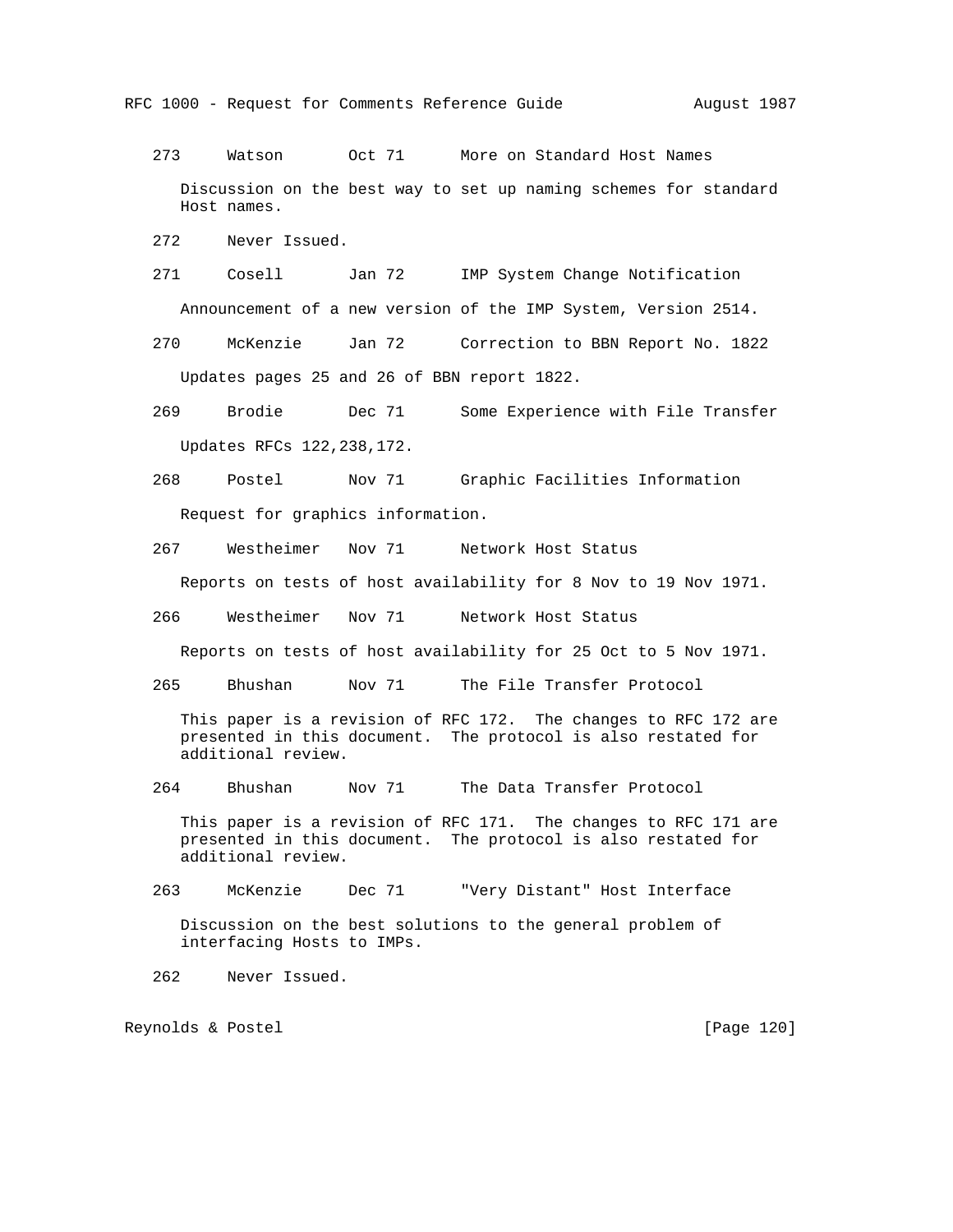273     Watson       Oct 71      More on Standard Host Names

Discussion on the best way to set up naming schemes for standard Host names.

272     Never Issued.

271     Cosell       Jan 72      IMP System Change Notification

Announcement of a new version of the IMP System, Version 2514.

270     McKenzie     Jan 72      Correction to BBN Report No. 1822

Updates pages 25 and 26 of BBN report 1822.

269     Brodie       Dec 71      Some Experience with File Transfer

Updates RFCs 122,238,172.

268     Postel       Nov 71      Graphic Facilities Information

Request for graphics information.

267     Westheimer   Nov 71      Network Host Status

Reports on tests of host availability for 8 Nov to 19 Nov 1971.

266     Westheimer   Nov 71      Network Host Status

Reports on tests of host availability for 25 Oct to 5 Nov 1971.

265     Bhushan      Nov 71      The File Transfer Protocol

This paper is a revision of RFC 172. The changes to RFC 172 are presented in this document. The protocol is also restated for additional review.

264     Bhushan      Nov 71      The Data Transfer Protocol

This paper is a revision of RFC 171. The changes to RFC 171 are presented in this document. The protocol is also restated for additional review.

263     McKenzie     Dec 71      "Very Distant" Host Interface

Discussion on the best solutions to the general problem of interfacing Hosts to IMPs.

262     Never Issued.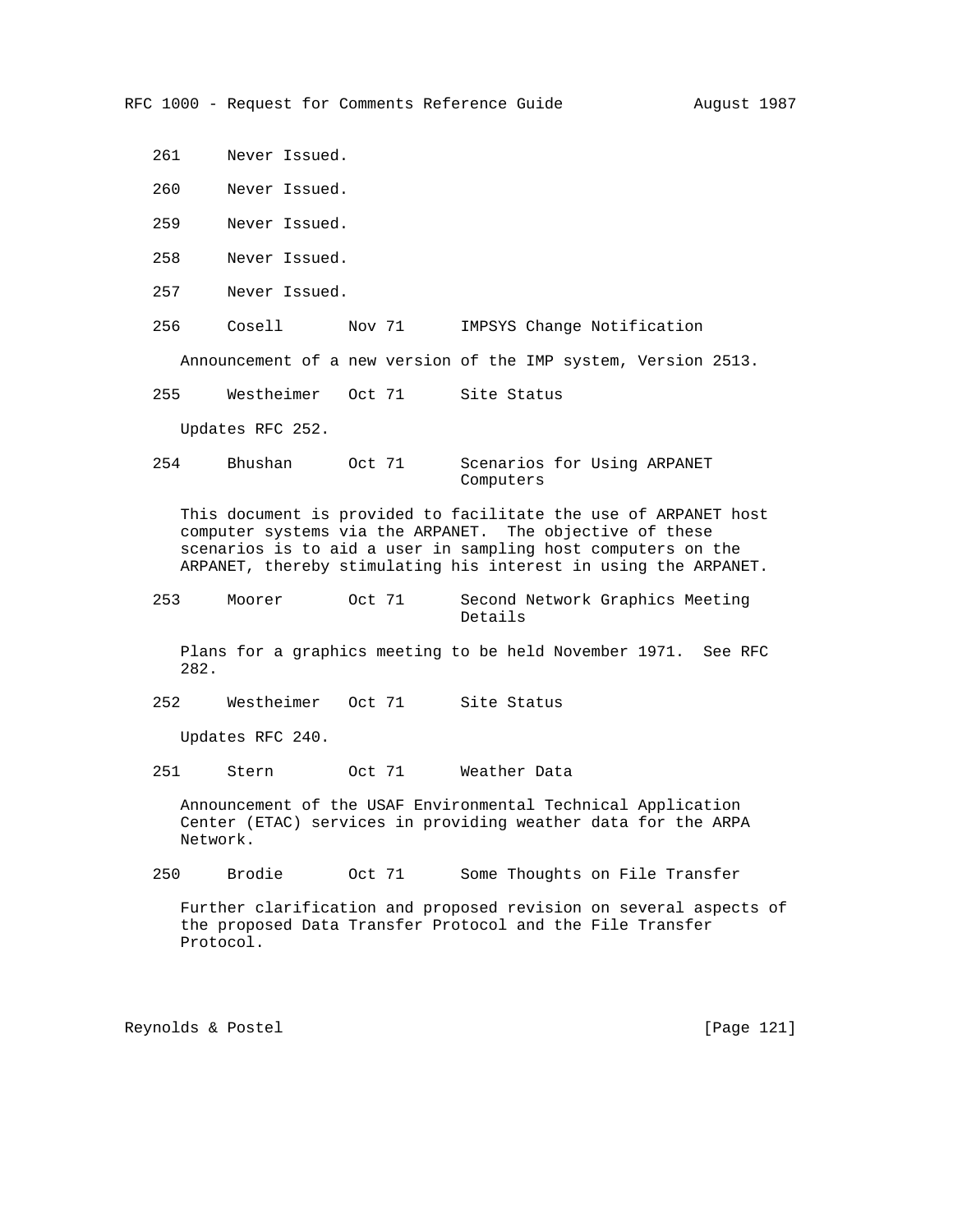261 Never Issued.

260 Never Issued.

259 Never Issued.

258 Never Issued.

257 Never Issued.

256 Cosell Nov 71 IMPSYS Change Notification

Announcement of a new version of the IMP system, Version 2513.

255 Westheimer Oct 71 Site Status

Updates RFC 252.

254 Bhushan Oct 71 Scenarios for Using ARPANET Computers

This document is provided to facilitate the use of ARPANET host computer systems via the ARPANET. The objective of these scenarios is to aid a user in sampling host computers on the ARPANET, thereby stimulating his interest in using the ARPANET.

253 Moorer Oct 71 Second Network Graphics Meeting Details

Plans for a graphics meeting to be held November 1971. See RFC 282.

252 Westheimer Oct 71 Site Status

Updates RFC 240.

251 Stern Oct 71 Weather Data

Announcement of the USAF Environmental Technical Application Center (ETAC) services in providing weather data for the ARPA Network.

250 Brodie Oct 71 Some Thoughts on File Transfer

Further clarification and proposed revision on several aspects of the proposed Data Transfer Protocol and the File Transfer Protocol.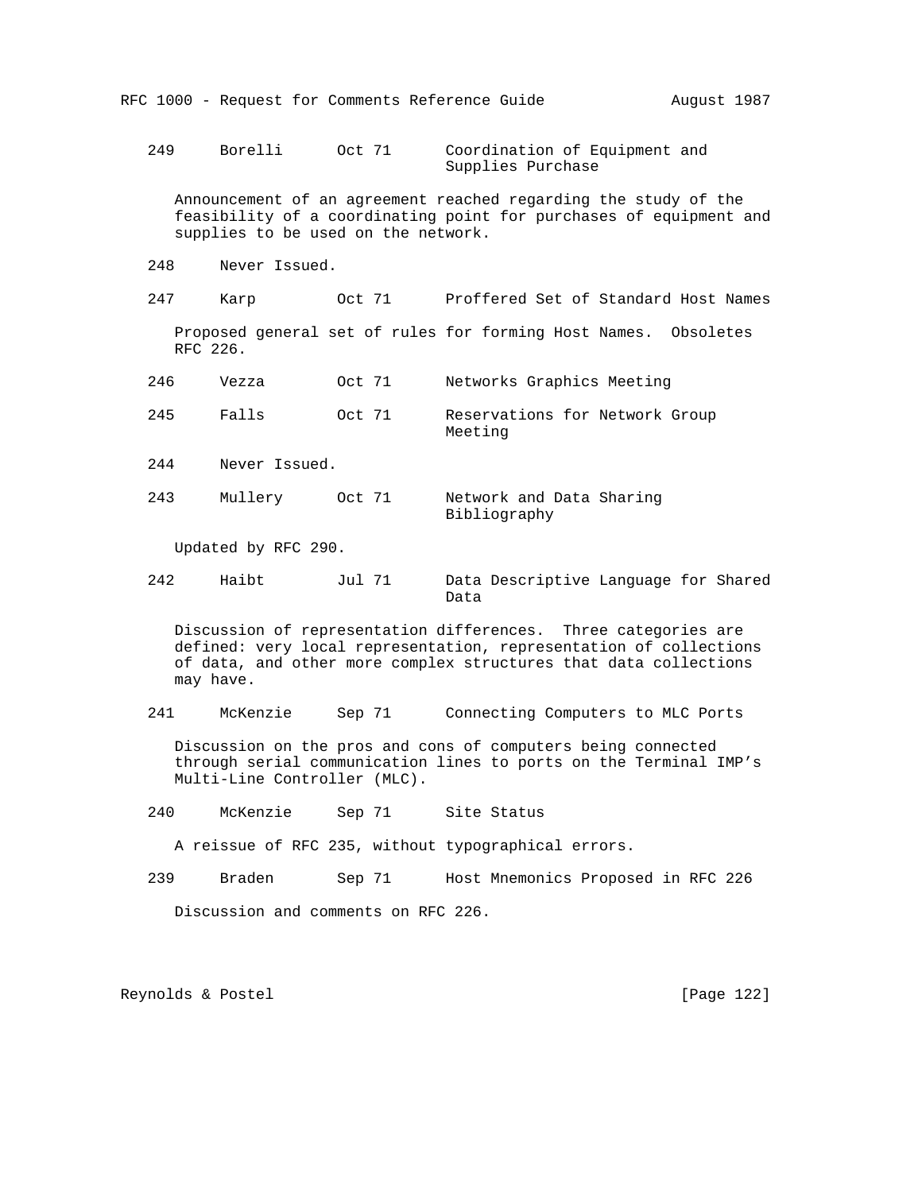249     Borelli      Oct 71      Coordination of Equipment and Supplies Purchase

Announcement of an agreement reached regarding the study of the feasibility of a coordinating point for purchases of equipment and supplies to be used on the network.

248     Never Issued.

247     Karp         Oct 71      Proffered Set of Standard Host Names

Proposed general set of rules for forming Host Names. Obsoletes RFC 226.

246     Vezza        Oct 71      Networks Graphics Meeting

245     Falls        Oct 71      Reservations for Network Group Meeting

244     Never Issued.

243     Mullery      Oct 71      Network and Data Sharing Bibliography

Updated by RFC 290.

242     Haibt        Jul 71      Data Descriptive Language for Shared Data

Discussion of representation differences. Three categories are defined: very local representation, representation of collections of data, and other more complex structures that data collections may have.

241     McKenzie     Sep 71      Connecting Computers to MLC Ports

Discussion on the pros and cons of computers being connected through serial communication lines to ports on the Terminal IMP's Multi-Line Controller (MLC).

240     McKenzie     Sep 71      Site Status

A reissue of RFC 235, without typographical errors.

239     Braden       Sep 71      Host Mnemonics Proposed in RFC 226

Discussion and comments on RFC 226.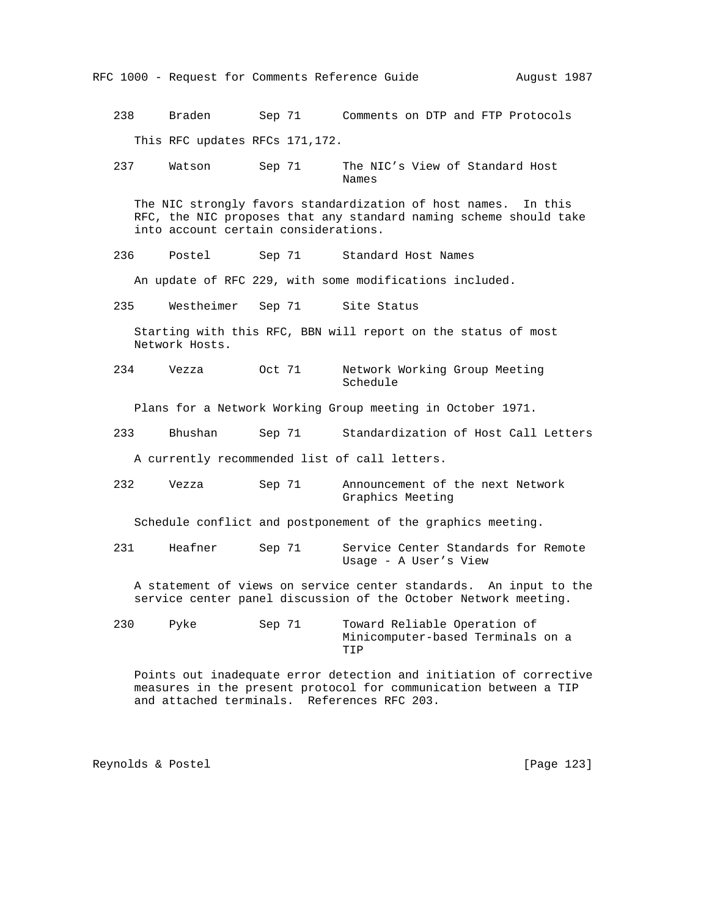238     Braden       Sep 71      Comments on DTP and FTP Protocols

This RFC updates RFCs 171,172.

237     Watson       Sep 71      The NIC's View of Standard Host Names

The NIC strongly favors standardization of host names.  In this RFC, the NIC proposes that any standard naming scheme should take into account certain considerations.

236     Postel       Sep 71      Standard Host Names

An update of RFC 229, with some modifications included.

235     Westheimer   Sep 71      Site Status

Starting with this RFC, BBN will report on the status of most Network Hosts.

234     Vezza        Oct 71      Network Working Group Meeting Schedule

Plans for a Network Working Group meeting in October 1971.

233     Bhushan      Sep 71      Standardization of Host Call Letters

A currently recommended list of call letters.

232     Vezza        Sep 71      Announcement of the next Network Graphics Meeting

Schedule conflict and postponement of the graphics meeting.

231     Heafner      Sep 71      Service Center Standards for Remote Usage - A User's View

A statement of views on service center standards.  An input to the service center panel discussion of the October Network meeting.

230     Pyke         Sep 71      Toward Reliable Operation of Minicomputer-based Terminals on a TIP

Points out inadequate error detection and initiation of corrective measures in the present protocol for communication between a TIP and attached terminals.  References RFC 203.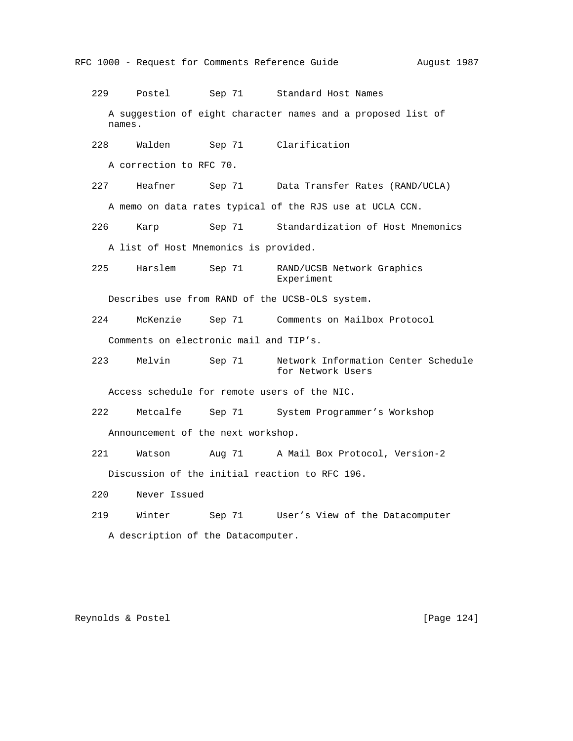```
229     Postel       Sep 71      Standard Host Names

   A suggestion of eight character names and a proposed list of
   names.

228     Walden       Sep 71      Clarification

   A correction to RFC 70.

227     Heafner      Sep 71      Data Transfer Rates (RAND/UCLA)

   A memo on data rates typical of the RJS use at UCLA CCN.

226     Karp         Sep 71      Standardization of Host Mnemonics

   A list of Host Mnemonics is provided.

225     Harslem      Sep 71      RAND/UCSB Network Graphics
                                 Experiment

   Describes use from RAND of the UCSB-OLS system.

224     McKenzie     Sep 71      Comments on Mailbox Protocol

   Comments on electronic mail and TIP's.

223     Melvin       Sep 71      Network Information Center Schedule
                                 for Network Users

   Access schedule for remote users of the NIC.

222     Metcalfe     Sep 71      System Programmer's Workshop

   Announcement of the next workshop.

221     Watson       Aug 71      A Mail Box Protocol, Version-2

   Discussion of the initial reaction to RFC 196.

220     Never Issued

219     Winter       Sep 71      User's View of the Datacomputer

   A description of the Datacomputer.
```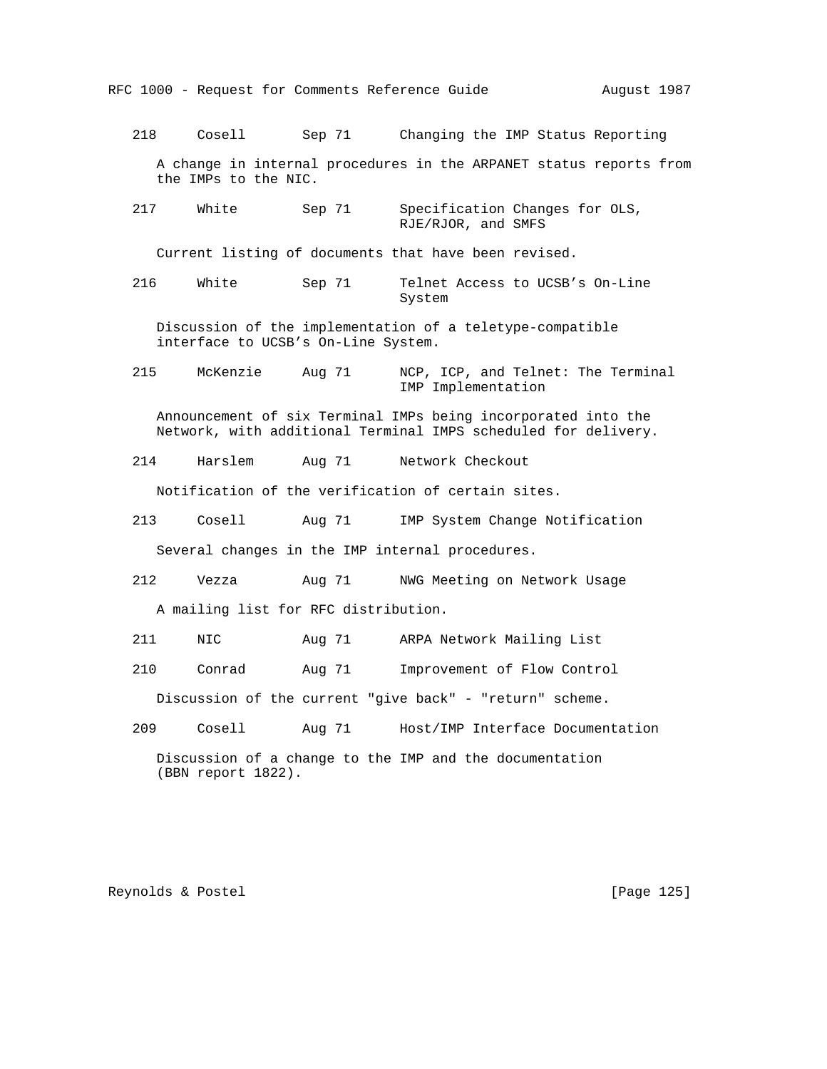```
218     Cosell       Sep 71      Changing the IMP Status Reporting

   A change in internal procedures in the ARPANET status reports from
   the IMPs to the NIC.

217     White        Sep 71      Specification Changes for OLS,
                                 RJE/RJOR, and SMFS

   Current listing of documents that have been revised.

216     White        Sep 71      Telnet Access to UCSB's On-Line
                                 System

   Discussion of the implementation of a teletype-compatible
   interface to UCSB's On-Line System.

215     McKenzie     Aug 71      NCP, ICP, and Telnet: The Terminal
                                 IMP Implementation

   Announcement of six Terminal IMPs being incorporated into the
   Network, with additional Terminal IMPS scheduled for delivery.

214     Harslem      Aug 71      Network Checkout

   Notification of the verification of certain sites.

213     Cosell       Aug 71      IMP System Change Notification

   Several changes in the IMP internal procedures.

212     Vezza        Aug 71      NWG Meeting on Network Usage

   A mailing list for RFC distribution.

211     NIC          Aug 71      ARPA Network Mailing List

210     Conrad       Aug 71      Improvement of Flow Control

   Discussion of the current "give back" - "return" scheme.

209     Cosell       Aug 71      Host/IMP Interface Documentation

   Discussion of a change to the IMP and the documentation
   (BBN report 1822).
```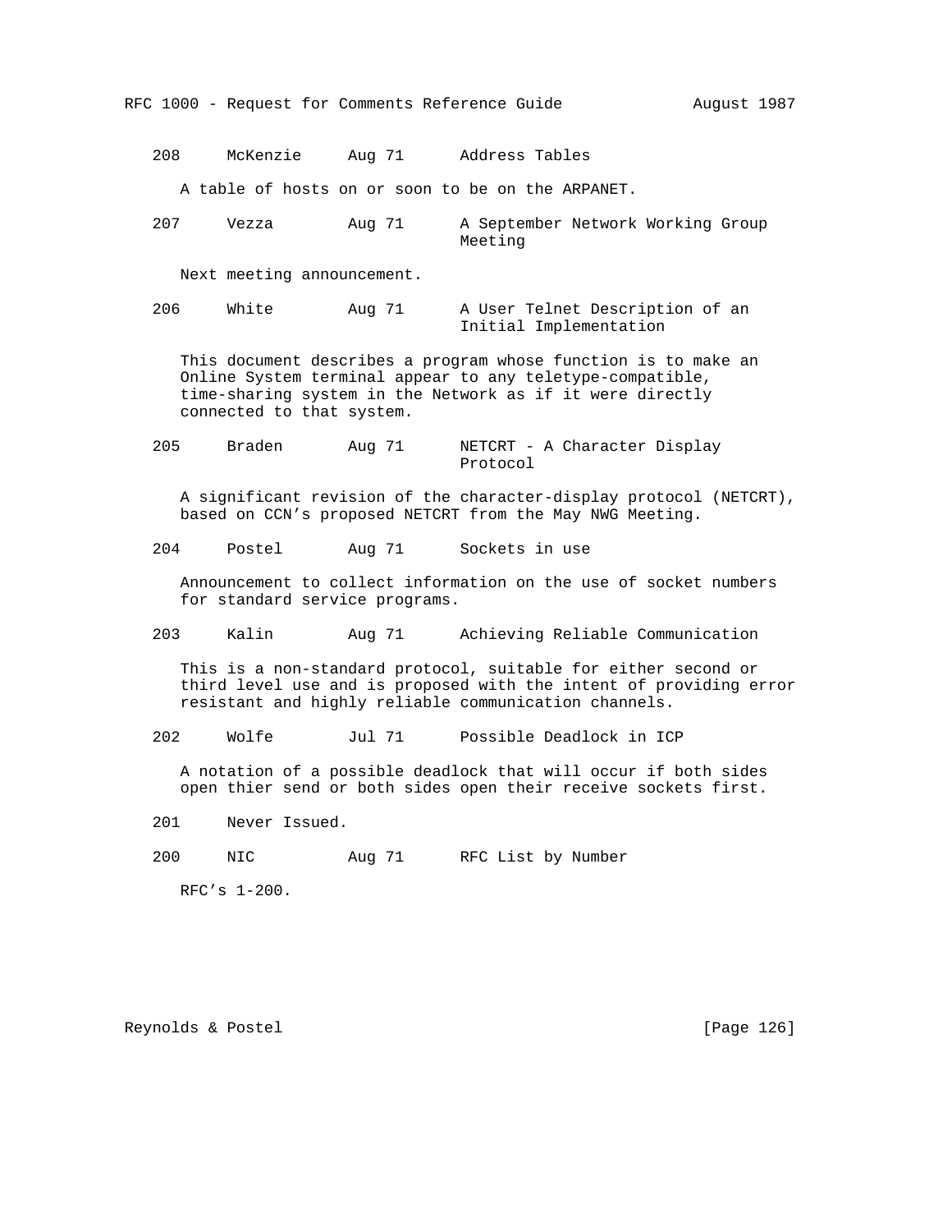208 McKenzie Aug 71 Address Tables

A table of hosts on or soon to be on the ARPANET.

207 Vezza Aug 71 A September Network Working Group Meeting

Next meeting announcement.

206 White Aug 71 A User Telnet Description of an Initial Implementation

This document describes a program whose function is to make an Online System terminal appear to any teletype-compatible, time-sharing system in the Network as if it were directly connected to that system.

205 Braden Aug 71 NETCRT - A Character Display Protocol

A significant revision of the character-display protocol (NETCRT), based on CCN's proposed NETCRT from the May NWG Meeting.

204 Postel Aug 71 Sockets in use

Announcement to collect information on the use of socket numbers for standard service programs.

203 Kalin Aug 71 Achieving Reliable Communication

This is a non-standard protocol, suitable for either second or third level use and is proposed with the intent of providing error resistant and highly reliable communication channels.

202 Wolfe Jul 71 Possible Deadlock in ICP

A notation of a possible deadlock that will occur if both sides open thier send or both sides open their receive sockets first.

201 Never Issued.

200 NIC Aug 71 RFC List by Number

RFC's 1-200.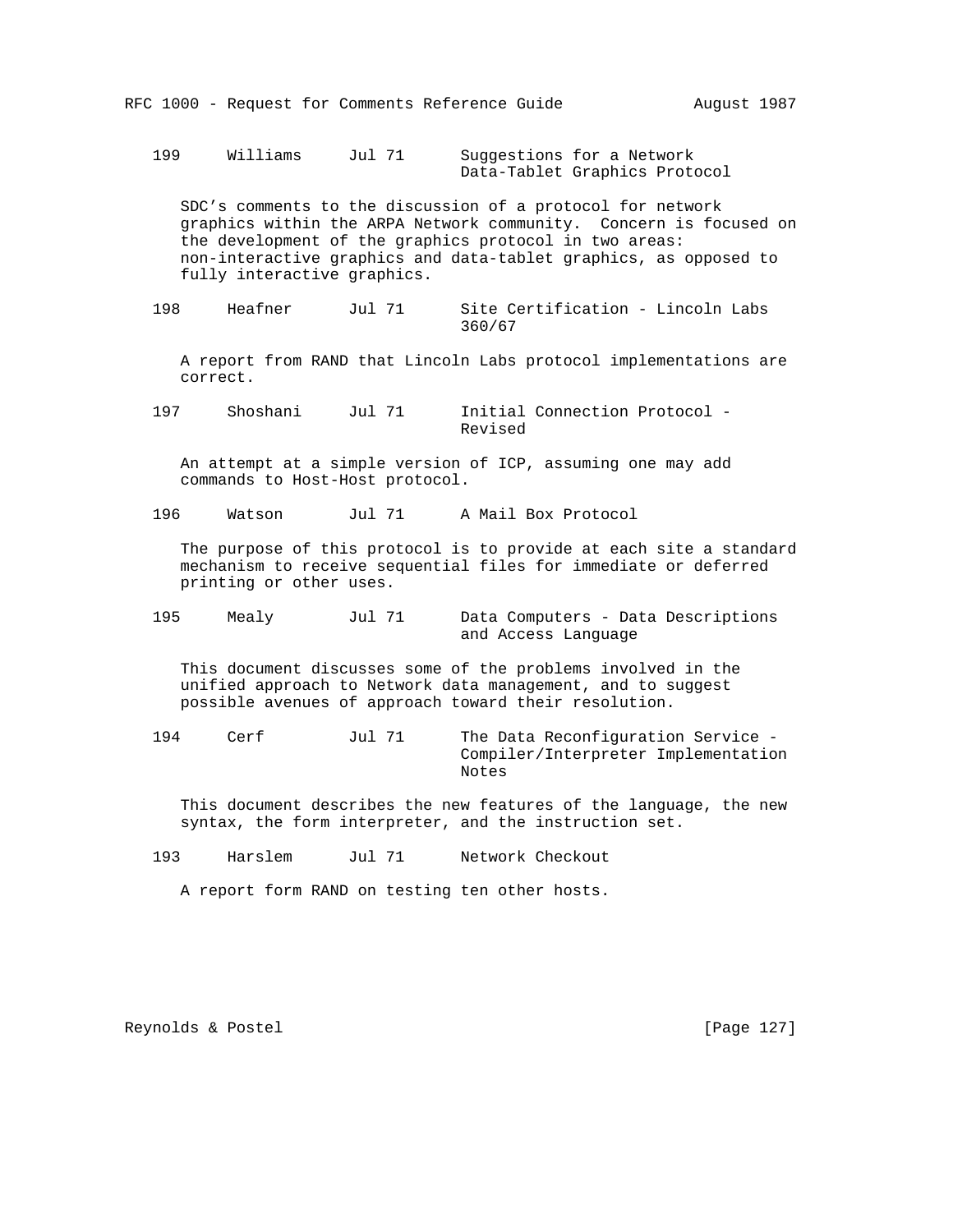199     Williams     Jul 71      Suggestions for a Network Data-Tablet Graphics Protocol

SDC's comments to the discussion of a protocol for network graphics within the ARPA Network community. Concern is focused on the development of the graphics protocol in two areas: non-interactive graphics and data-tablet graphics, as opposed to fully interactive graphics.

198     Heafner      Jul 71      Site Certification - Lincoln Labs 360/67

A report from RAND that Lincoln Labs protocol implementations are correct.

197     Shoshani     Jul 71      Initial Connection Protocol - Revised

An attempt at a simple version of ICP, assuming one may add commands to Host-Host protocol.

196     Watson       Jul 71      A Mail Box Protocol

The purpose of this protocol is to provide at each site a standard mechanism to receive sequential files for immediate or deferred printing or other uses.

195     Mealy        Jul 71      Data Computers - Data Descriptions and Access Language

This document discusses some of the problems involved in the unified approach to Network data management, and to suggest possible avenues of approach toward their resolution.

194     Cerf         Jul 71      The Data Reconfiguration Service - Compiler/Interpreter Implementation Notes

This document describes the new features of the language, the new syntax, the form interpreter, and the instruction set.

193     Harslem      Jul 71      Network Checkout

A report form RAND on testing ten other hosts.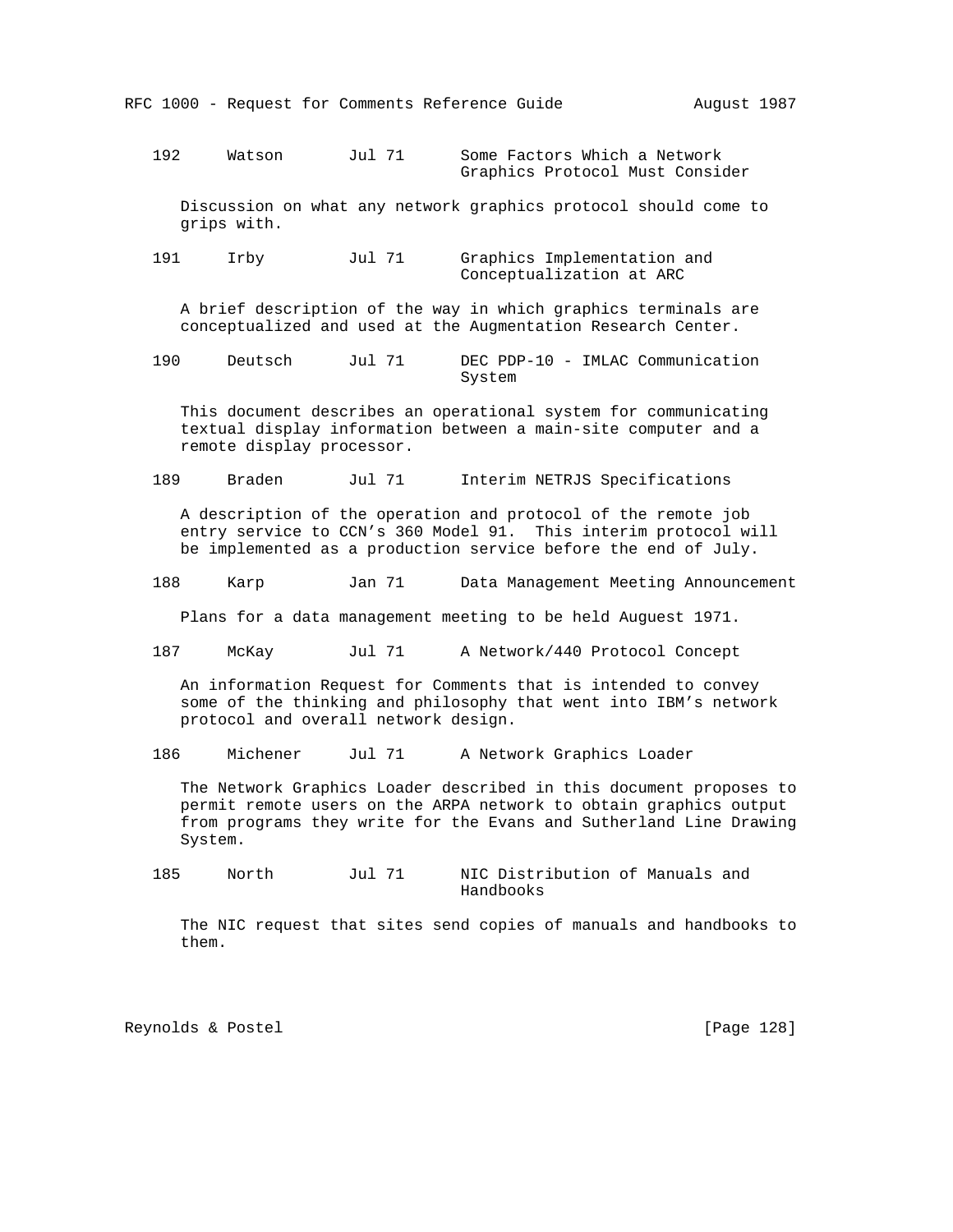192 Watson Jul 71 Some Factors Which a Network Graphics Protocol Must Consider

Discussion on what any network graphics protocol should come to grips with.

191 Irby Jul 71 Graphics Implementation and Conceptualization at ARC

A brief description of the way in which graphics terminals are conceptualized and used at the Augmentation Research Center.

190 Deutsch Jul 71 DEC PDP-10 - IMLAC Communication System

This document describes an operational system for communicating textual display information between a main-site computer and a remote display processor.

189 Braden Jul 71 Interim NETRJS Specifications

A description of the operation and protocol of the remote job entry service to CCN's 360 Model 91. This interim protocol will be implemented as a production service before the end of July.

188 Karp Jan 71 Data Management Meeting Announcement

Plans for a data management meeting to be held Auguest 1971.

187 McKay Jul 71 A Network/440 Protocol Concept

An information Request for Comments that is intended to convey some of the thinking and philosophy that went into IBM's network protocol and overall network design.

186 Michener Jul 71 A Network Graphics Loader

The Network Graphics Loader described in this document proposes to permit remote users on the ARPA network to obtain graphics output from programs they write for the Evans and Sutherland Line Drawing System.

185 North Jul 71 NIC Distribution of Manuals and Handbooks

The NIC request that sites send copies of manuals and handbooks to them.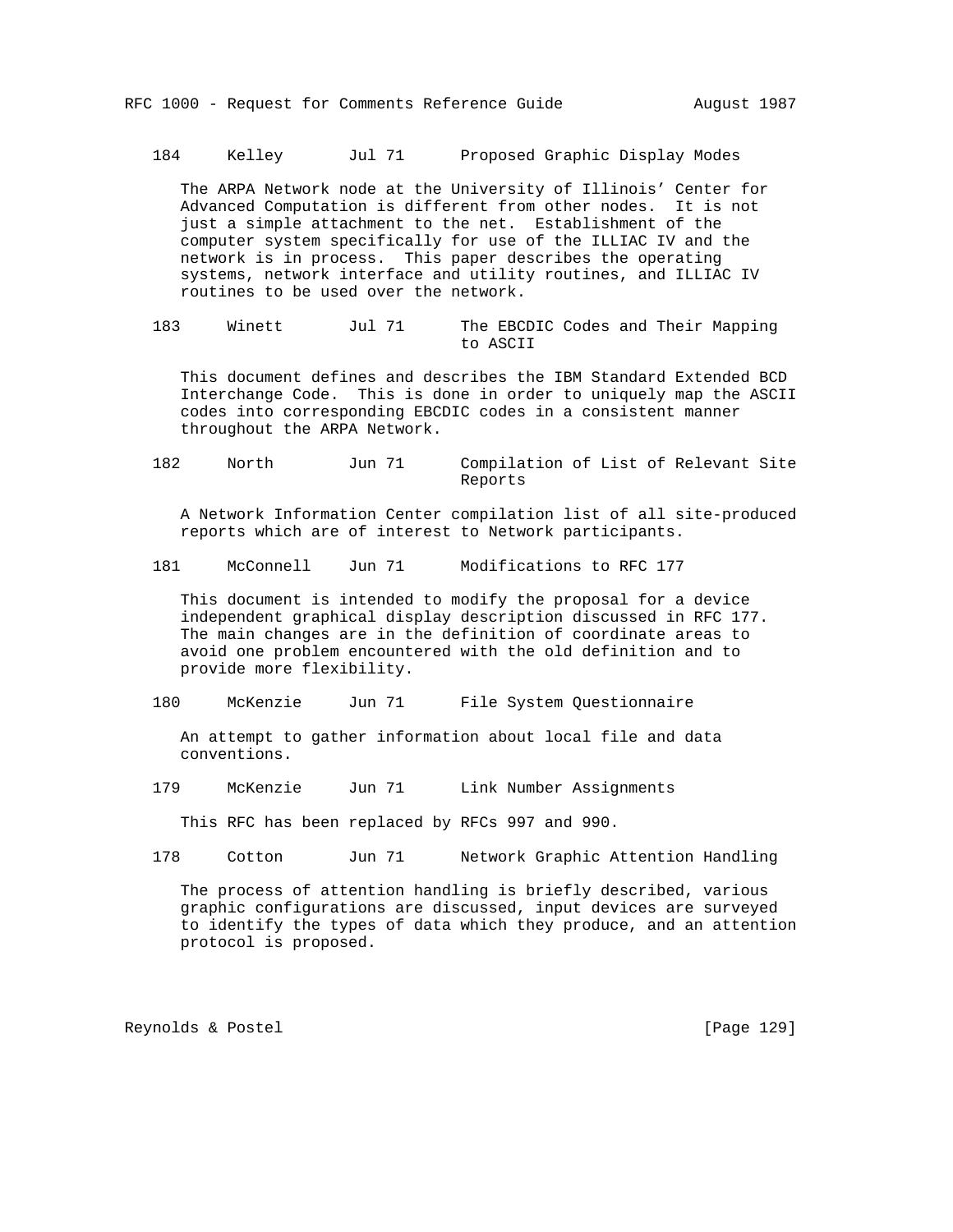184     Kelley       Jul 71      Proposed Graphic Display Modes

The ARPA Network node at the University of Illinois' Center for Advanced Computation is different from other nodes. It is not just a simple attachment to the net. Establishment of the computer system specifically for use of the ILLIAC IV and the network is in process. This paper describes the operating systems, network interface and utility routines, and ILLIAC IV routines to be used over the network.

183     Winett       Jul 71      The EBCDIC Codes and Their Mapping to ASCII

This document defines and describes the IBM Standard Extended BCD Interchange Code. This is done in order to uniquely map the ASCII codes into corresponding EBCDIC codes in a consistent manner throughout the ARPA Network.

182     North        Jun 71      Compilation of List of Relevant Site Reports

A Network Information Center compilation list of all site-produced reports which are of interest to Network participants.

181     McConnell    Jun 71      Modifications to RFC 177

This document is intended to modify the proposal for a device independent graphical display description discussed in RFC 177. The main changes are in the definition of coordinate areas to avoid one problem encountered with the old definition and to provide more flexibility.

180     McKenzie     Jun 71      File System Questionnaire

An attempt to gather information about local file and data conventions.

179     McKenzie     Jun 71      Link Number Assignments

This RFC has been replaced by RFCs 997 and 990.

178     Cotton       Jun 71      Network Graphic Attention Handling

The process of attention handling is briefly described, various graphic configurations are discussed, input devices are surveyed to identify the types of data which they produce, and an attention protocol is proposed.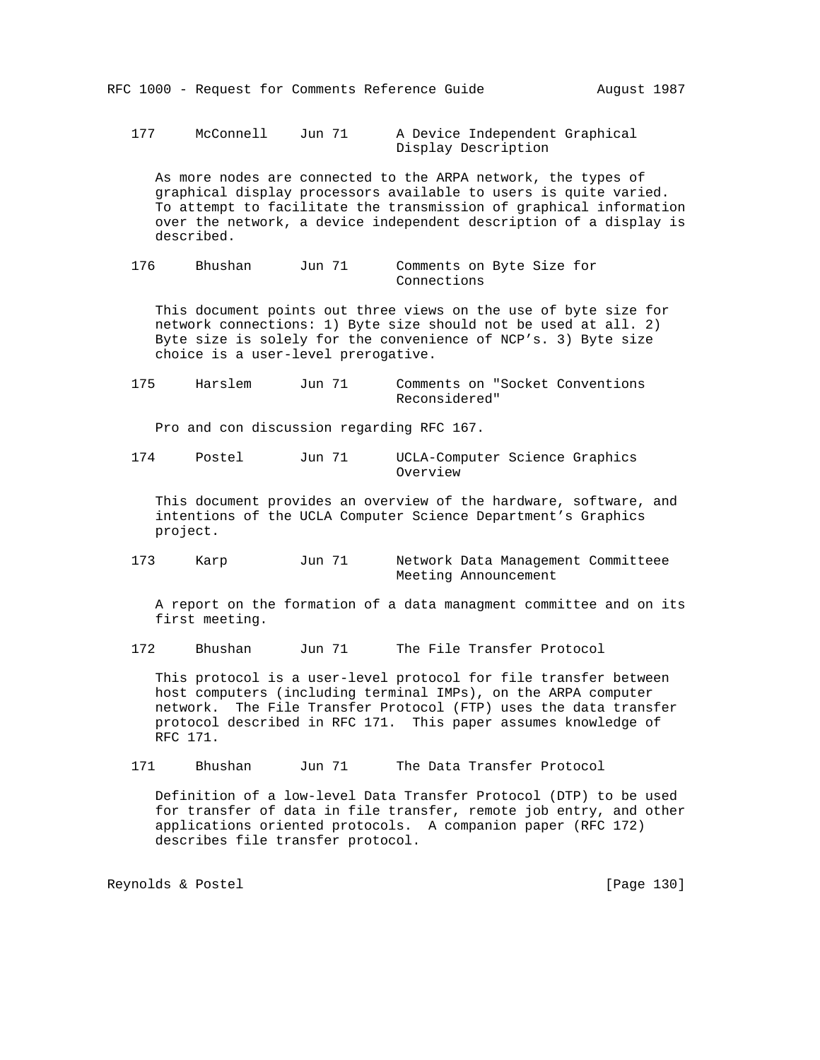177     McConnell    Jun 71      A Device Independent Graphical Display Description

As more nodes are connected to the ARPA network, the types of graphical display processors available to users is quite varied. To attempt to facilitate the transmission of graphical information over the network, a device independent description of a display is described.

176     Bhushan      Jun 71      Comments on Byte Size for Connections

This document points out three views on the use of byte size for network connections: 1) Byte size should not be used at all. 2) Byte size is solely for the convenience of NCP's. 3) Byte size choice is a user-level prerogative.

175     Harslem      Jun 71      Comments on "Socket Conventions Reconsidered"

Pro and con discussion regarding RFC 167.

174     Postel       Jun 71      UCLA-Computer Science Graphics Overview

This document provides an overview of the hardware, software, and intentions of the UCLA Computer Science Department's Graphics project.

173     Karp         Jun 71      Network Data Management Committeee Meeting Announcement

A report on the formation of a data managment committee and on its first meeting.

172     Bhushan      Jun 71      The File Transfer Protocol

This protocol is a user-level protocol for file transfer between host computers (including terminal IMPs), on the ARPA computer network. The File Transfer Protocol (FTP) uses the data transfer protocol described in RFC 171. This paper assumes knowledge of RFC 171.

171     Bhushan      Jun 71      The Data Transfer Protocol

Definition of a low-level Data Transfer Protocol (DTP) to be used for transfer of data in file transfer, remote job entry, and other applications oriented protocols. A companion paper (RFC 172) describes file transfer protocol.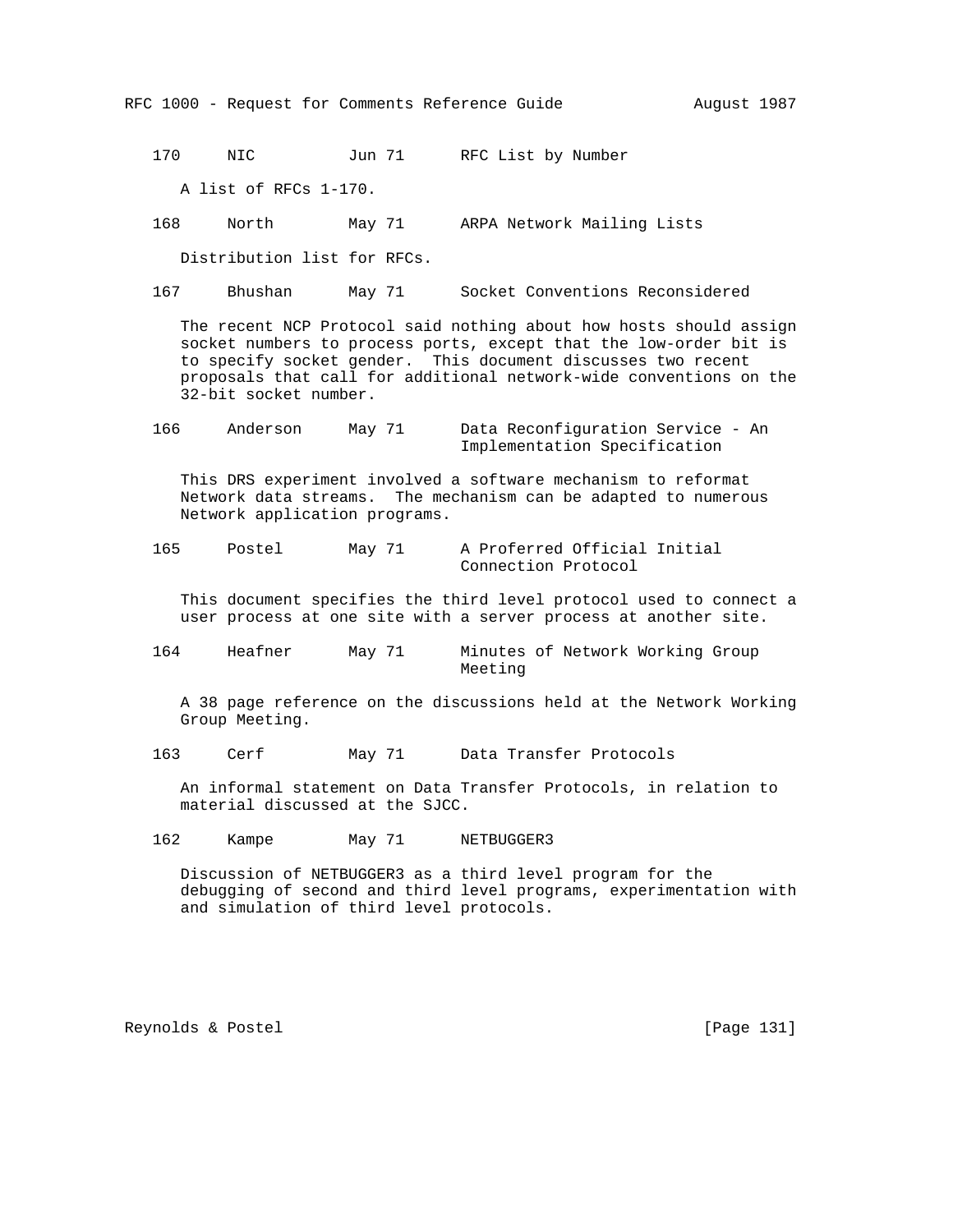170     NIC         Jun 71      RFC List by Number

A list of RFCs 1-170.

168     North       May 71      ARPA Network Mailing Lists

Distribution list for RFCs.

167     Bhushan     May 71      Socket Conventions Reconsidered

The recent NCP Protocol said nothing about how hosts should assign socket numbers to process ports, except that the low-order bit is to specify socket gender. This document discusses two recent proposals that call for additional network-wide conventions on the 32-bit socket number.

166     Anderson    May 71      Data Reconfiguration Service - An Implementation Specification

This DRS experiment involved a software mechanism to reformat Network data streams. The mechanism can be adapted to numerous Network application programs.

165     Postel      May 71      A Proferred Official Initial Connection Protocol

This document specifies the third level protocol used to connect a user process at one site with a server process at another site.

164     Heafner     May 71      Minutes of Network Working Group Meeting

A 38 page reference on the discussions held at the Network Working Group Meeting.

163     Cerf        May 71      Data Transfer Protocols

An informal statement on Data Transfer Protocols, in relation to material discussed at the SJCC.

162     Kampe       May 71      NETBUGGER3

Discussion of NETBUGGER3 as a third level program for the debugging of second and third level programs, experimentation with and simulation of third level protocols.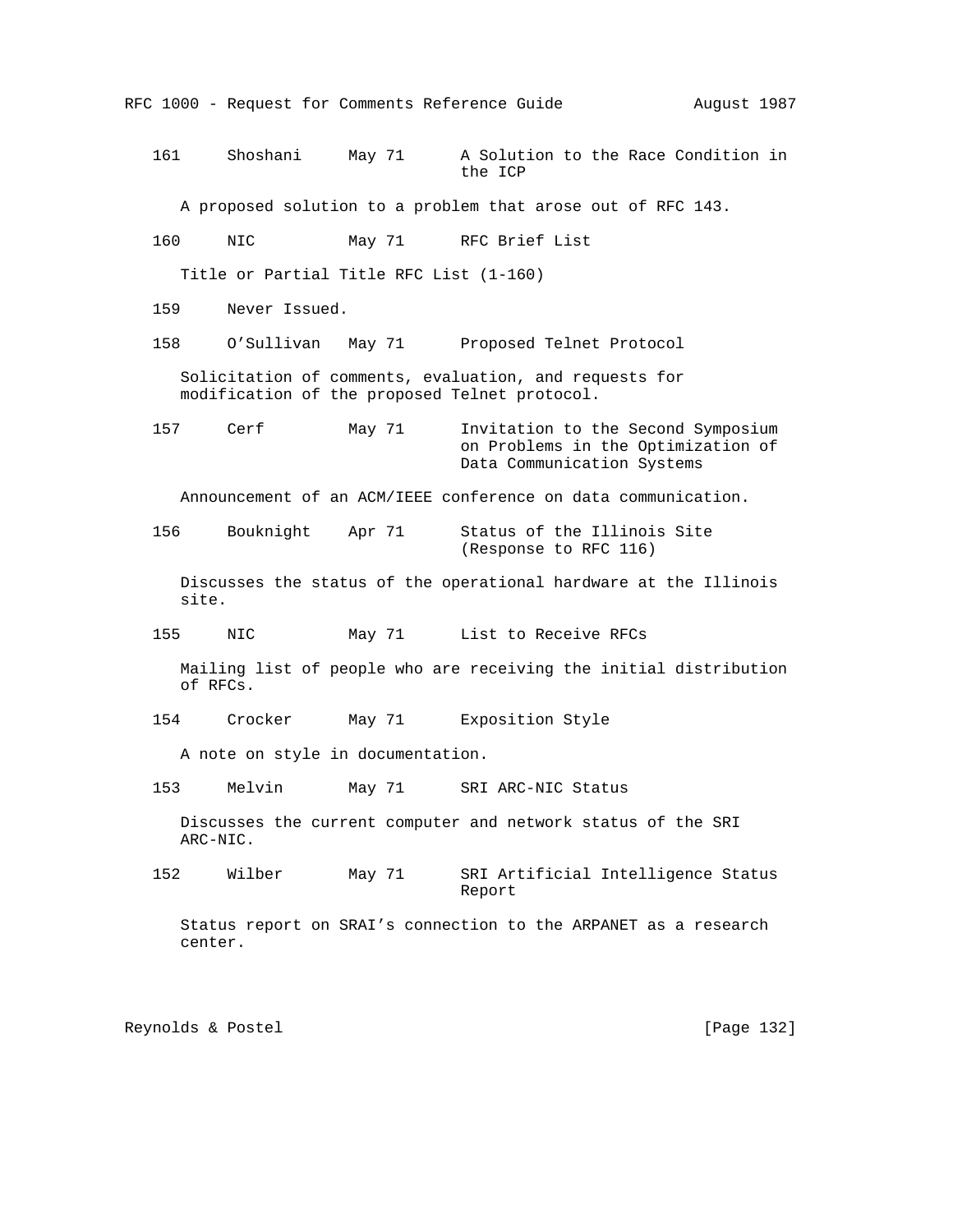161 Shoshani May 71 A Solution to the Race Condition in the ICP

A proposed solution to a problem that arose out of RFC 143.

160 NIC May 71 RFC Brief List

Title or Partial Title RFC List (1-160)

159 Never Issued.

158 O'Sullivan May 71 Proposed Telnet Protocol

Solicitation of comments, evaluation, and requests for modification of the proposed Telnet protocol.

157 Cerf May 71 Invitation to the Second Symposium on Problems in the Optimization of Data Communication Systems

Announcement of an ACM/IEEE conference on data communication.

156 Bouknight Apr 71 Status of the Illinois Site (Response to RFC 116)

Discusses the status of the operational hardware at the Illinois site.

155 NIC May 71 List to Receive RFCs

Mailing list of people who are receiving the initial distribution of RFCs.

154 Crocker May 71 Exposition Style

A note on style in documentation.

153 Melvin May 71 SRI ARC-NIC Status

Discusses the current computer and network status of the SRI ARC-NIC.

152 Wilber May 71 SRI Artificial Intelligence Status Report

Status report on SRAI's connection to the ARPANET as a research center.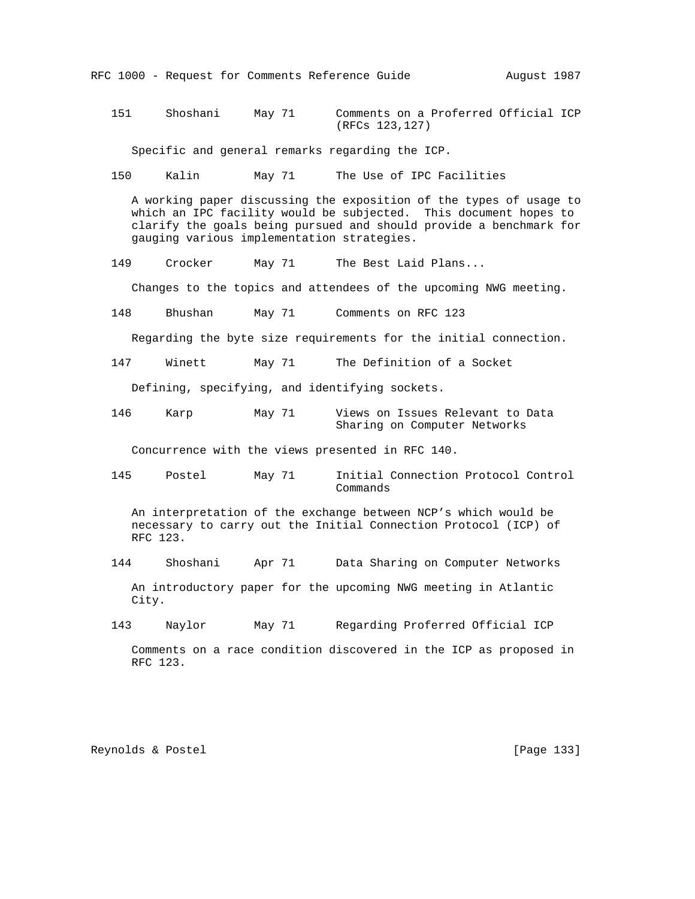151     Shoshani     May 71      Comments on a Proferred Official ICP
(RFCs 123,127)

Specific and general remarks regarding the ICP.

150     Kalin        May 71      The Use of IPC Facilities

A working paper discussing the exposition of the types of usage to which an IPC facility would be subjected.  This document hopes to clarify the goals being pursued and should provide a benchmark for gauging various implementation strategies.

149     Crocker      May 71      The Best Laid Plans...

Changes to the topics and attendees of the upcoming NWG meeting.

148     Bhushan      May 71      Comments on RFC 123

Regarding the byte size requirements for the initial connection.

147     Winett       May 71      The Definition of a Socket

Defining, specifying, and identifying sockets.

146     Karp         May 71      Views on Issues Relevant to Data Sharing on Computer Networks

Concurrence with the views presented in RFC 140.

145     Postel       May 71      Initial Connection Protocol Control Commands

An interpretation of the exchange between NCP's which would be necessary to carry out the Initial Connection Protocol (ICP) of RFC 123.

144     Shoshani     Apr 71      Data Sharing on Computer Networks

An introductory paper for the upcoming NWG meeting in Atlantic City.

143     Naylor       May 71      Regarding Proferred Official ICP

Comments on a race condition discovered in the ICP as proposed in RFC 123.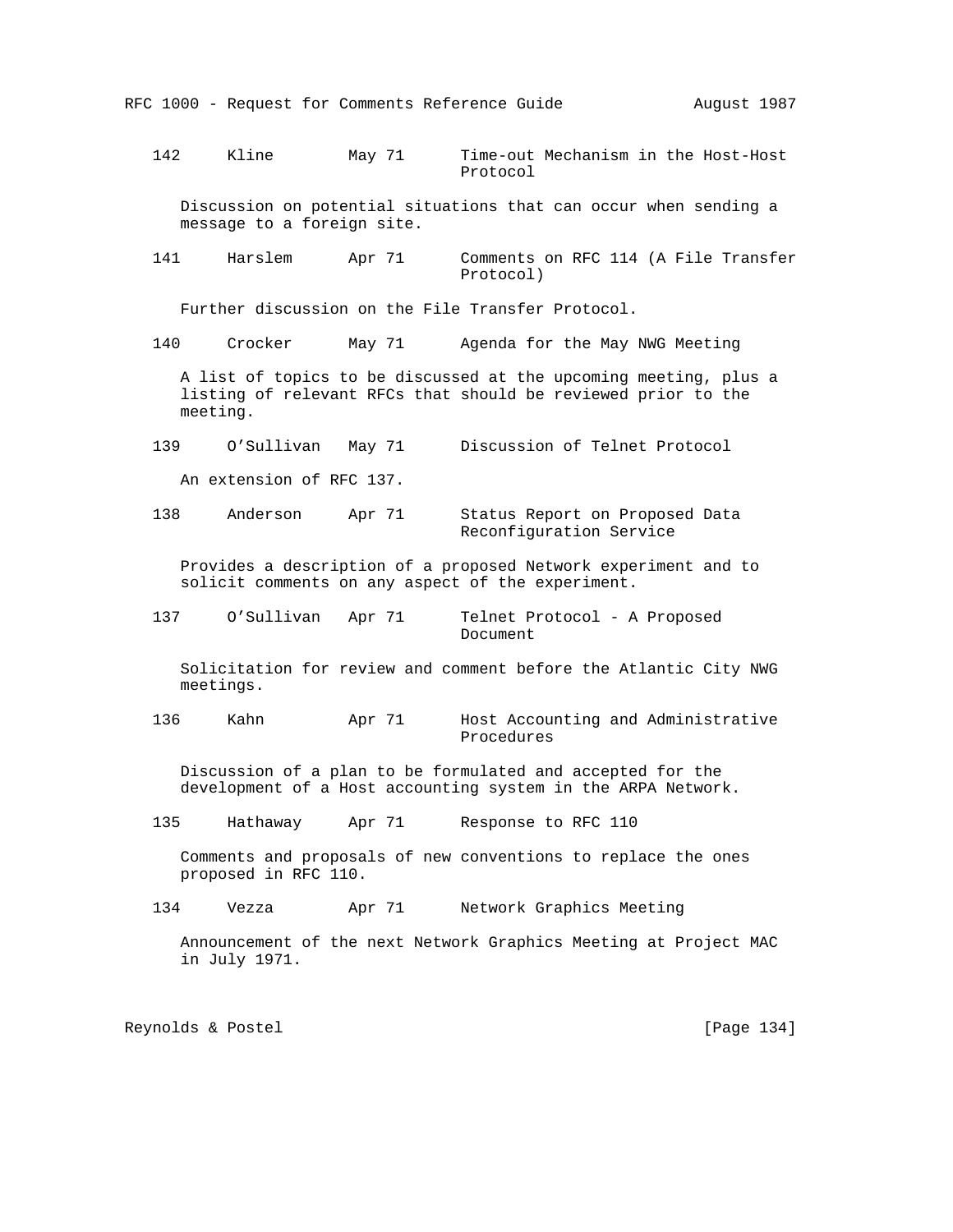142 Kline May 71 Time-out Mechanism in the Host-Host Protocol

Discussion on potential situations that can occur when sending a message to a foreign site.

141 Harslem Apr 71 Comments on RFC 114 (A File Transfer Protocol)

Further discussion on the File Transfer Protocol.

140 Crocker May 71 Agenda for the May NWG Meeting

A list of topics to be discussed at the upcoming meeting, plus a listing of relevant RFCs that should be reviewed prior to the meeting.

139 O'Sullivan May 71 Discussion of Telnet Protocol

An extension of RFC 137.

138 Anderson Apr 71 Status Report on Proposed Data Reconfiguration Service

Provides a description of a proposed Network experiment and to solicit comments on any aspect of the experiment.

137 O'Sullivan Apr 71 Telnet Protocol - A Proposed Document

Solicitation for review and comment before the Atlantic City NWG meetings.

136 Kahn Apr 71 Host Accounting and Administrative Procedures

Discussion of a plan to be formulated and accepted for the development of a Host accounting system in the ARPA Network.

135 Hathaway Apr 71 Response to RFC 110

Comments and proposals of new conventions to replace the ones proposed in RFC 110.

134 Vezza Apr 71 Network Graphics Meeting

Announcement of the next Network Graphics Meeting at Project MAC in July 1971.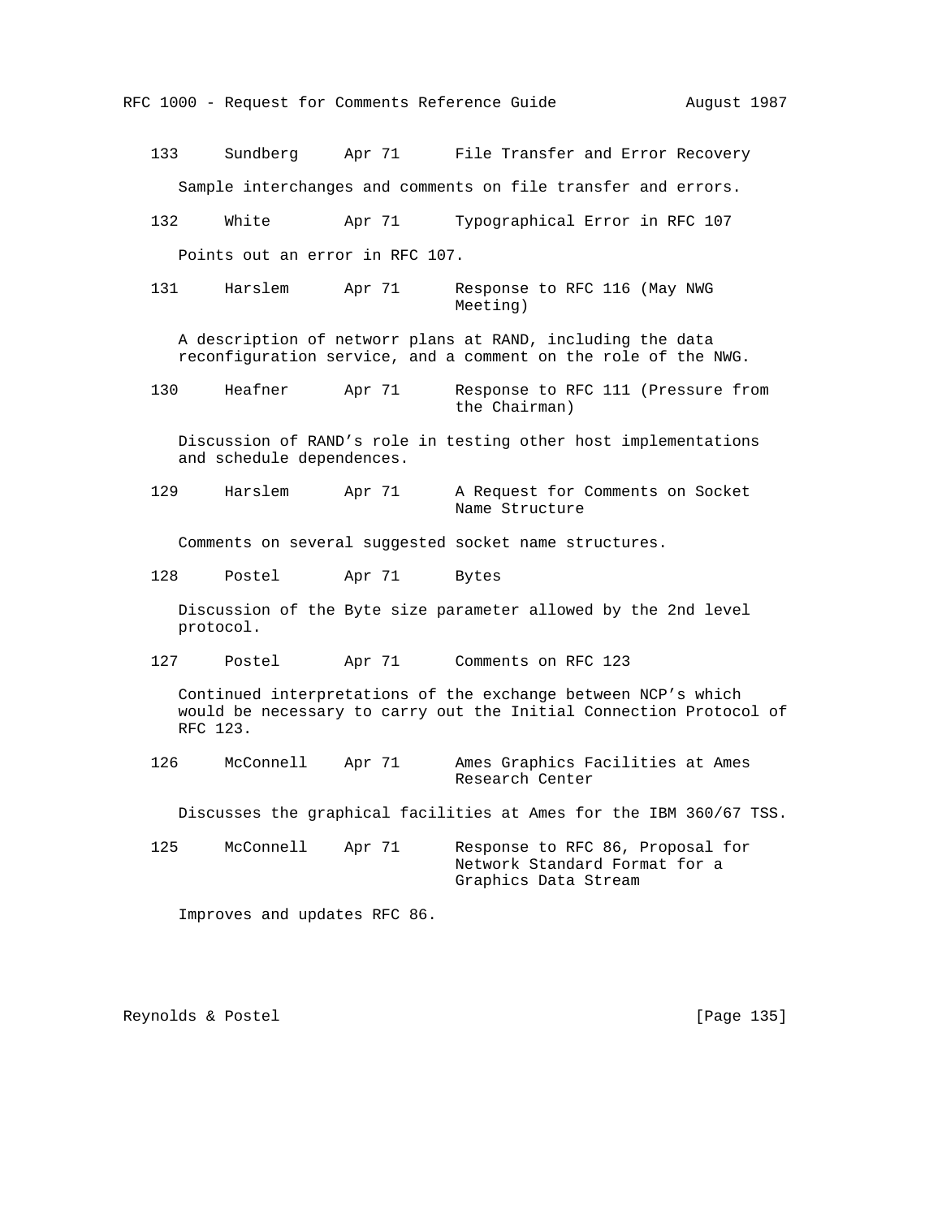133     Sundberg     Apr 71     File Transfer and Error Recovery

Sample interchanges and comments on file transfer and errors.

132     White     Apr 71     Typographical Error in RFC 107

Points out an error in RFC 107.

131     Harslem     Apr 71     Response to RFC 116 (May NWG Meeting)

A description of networr plans at RAND, including the data reconfiguration service, and a comment on the role of the NWG.

130     Heafner     Apr 71     Response to RFC 111 (Pressure from the Chairman)

Discussion of RAND's role in testing other host implementations and schedule dependences.

129     Harslem     Apr 71     A Request for Comments on Socket Name Structure

Comments on several suggested socket name structures.

128     Postel     Apr 71     Bytes

Discussion of the Byte size parameter allowed by the 2nd level protocol.

127     Postel     Apr 71     Comments on RFC 123

Continued interpretations of the exchange between NCP's which would be necessary to carry out the Initial Connection Protocol of RFC 123.

126     McConnell     Apr 71     Ames Graphics Facilities at Ames Research Center

Discusses the graphical facilities at Ames for the IBM 360/67 TSS.

125     McConnell     Apr 71     Response to RFC 86, Proposal for Network Standard Format for a Graphics Data Stream

Improves and updates RFC 86.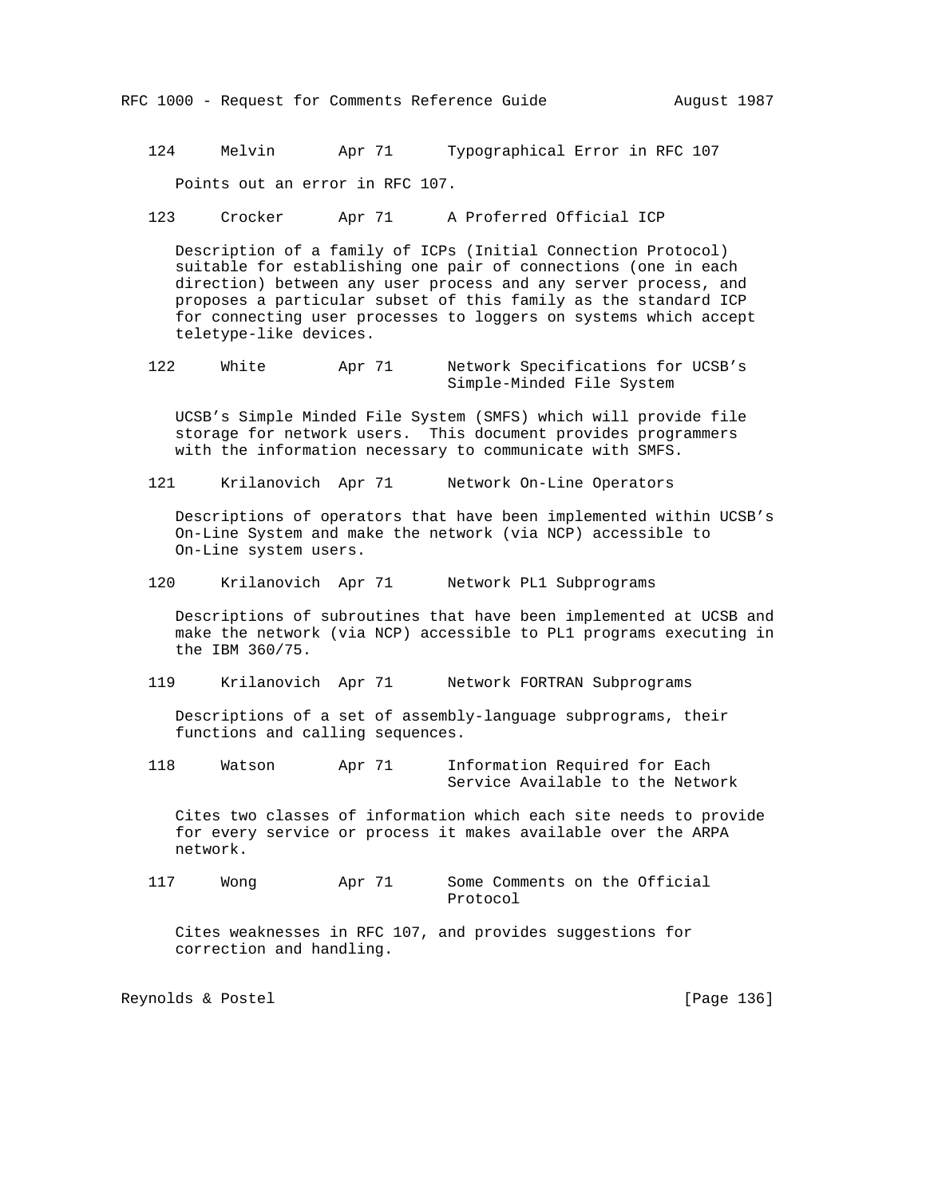124     Melvin       Apr 71      Typographical Error in RFC 107

Points out an error in RFC 107.

123     Crocker      Apr 71      A Proferred Official ICP

Description of a family of ICPs (Initial Connection Protocol) suitable for establishing one pair of connections (one in each direction) between any user process and any server process, and proposes a particular subset of this family as the standard ICP for connecting user processes to loggers on systems which accept teletype-like devices.

122     White        Apr 71      Network Specifications for UCSB's Simple-Minded File System

UCSB's Simple Minded File System (SMFS) which will provide file storage for network users.  This document provides programmers with the information necessary to communicate with SMFS.

121     Krilanovich  Apr 71      Network On-Line Operators

Descriptions of operators that have been implemented within UCSB's On-Line System and make the network (via NCP) accessible to On-Line system users.

120     Krilanovich  Apr 71      Network PL1 Subprograms

Descriptions of subroutines that have been implemented at UCSB and make the network (via NCP) accessible to PL1 programs executing in the IBM 360/75.

119     Krilanovich  Apr 71      Network FORTRAN Subprograms

Descriptions of a set of assembly-language subprograms, their functions and calling sequences.

118     Watson       Apr 71      Information Required for Each Service Available to the Network

Cites two classes of information which each site needs to provide for every service or process it makes available over the ARPA network.

117     Wong         Apr 71      Some Comments on the Official Protocol

Cites weaknesses in RFC 107, and provides suggestions for correction and handling.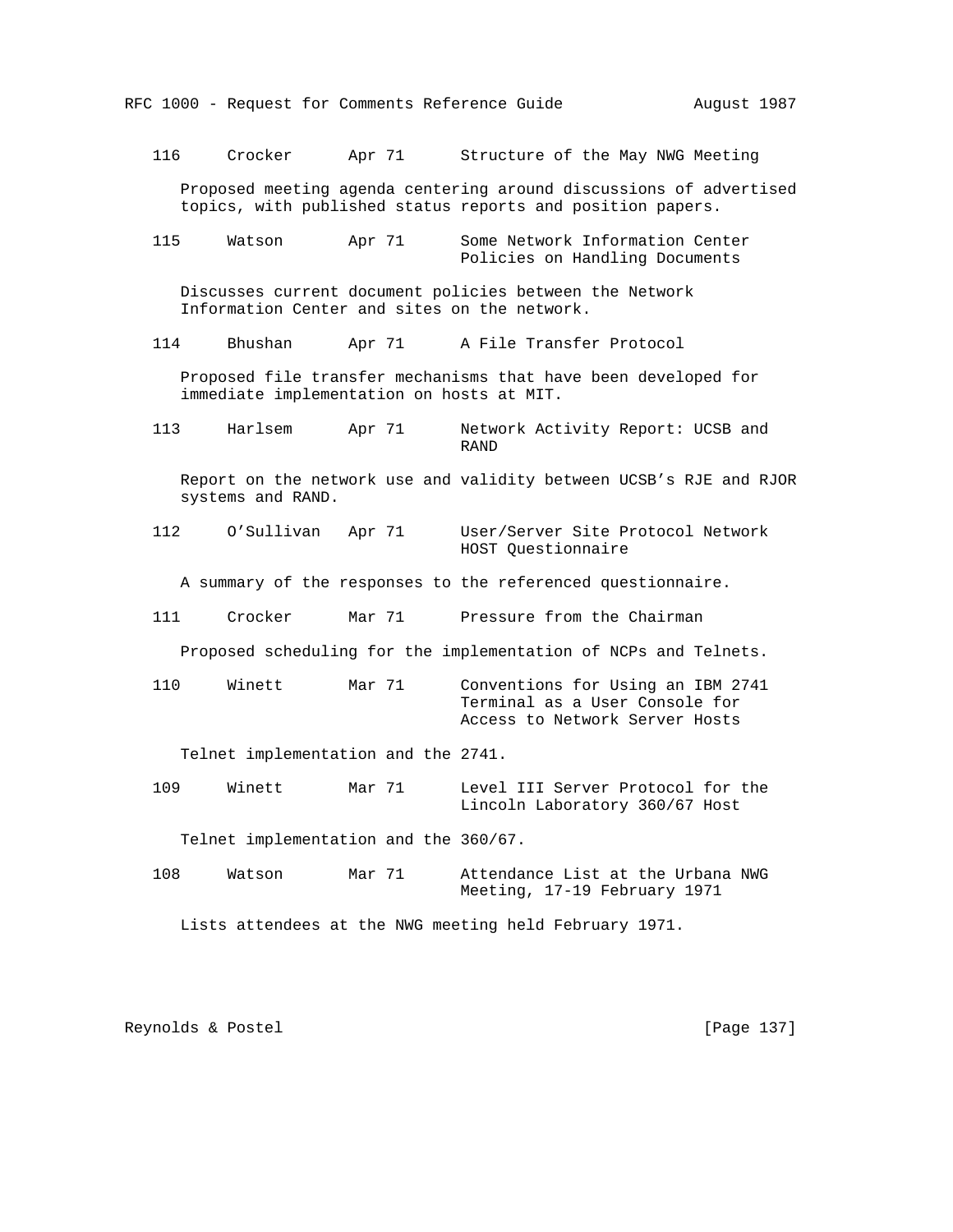116     Crocker      Apr 71      Structure of the May NWG Meeting

Proposed meeting agenda centering around discussions of advertised topics, with published status reports and position papers.

115     Watson       Apr 71      Some Network Information Center Policies on Handling Documents

Discusses current document policies between the Network Information Center and sites on the network.

114     Bhushan      Apr 71      A File Transfer Protocol

Proposed file transfer mechanisms that have been developed for immediate implementation on hosts at MIT.

113     Harlsem      Apr 71      Network Activity Report: UCSB and RAND

Report on the network use and validity between UCSB’s RJE and RJOR systems and RAND.

112     O’Sullivan   Apr 71      User/Server Site Protocol Network HOST Questionnaire

A summary of the responses to the referenced questionnaire.

111     Crocker      Mar 71      Pressure from the Chairman

Proposed scheduling for the implementation of NCPs and Telnets.

110     Winett       Mar 71      Conventions for Using an IBM 2741 Terminal as a User Console for Access to Network Server Hosts

Telnet implementation and the 2741.

109     Winett       Mar 71      Level III Server Protocol for the Lincoln Laboratory 360/67 Host

Telnet implementation and the 360/67.

108     Watson       Mar 71      Attendance List at the Urbana NWG Meeting, 17-19 February 1971

Lists attendees at the NWG meeting held February 1971.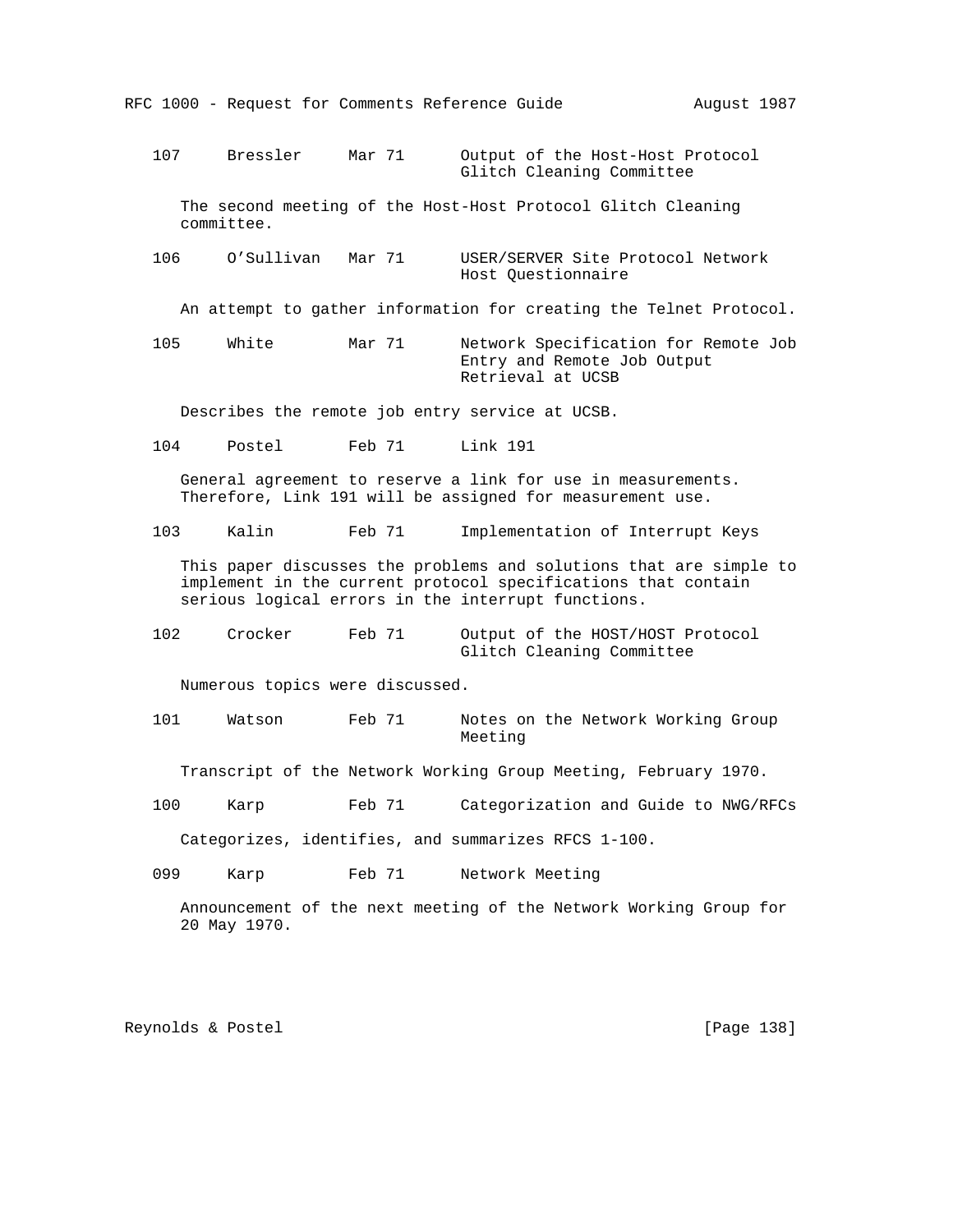107     Bressler     Mar 71      Output of the Host-Host Protocol Glitch Cleaning Committee

The second meeting of the Host-Host Protocol Glitch Cleaning committee.

106     O'Sullivan   Mar 71      USER/SERVER Site Protocol Network Host Questionnaire

An attempt to gather information for creating the Telnet Protocol.

105     White        Mar 71      Network Specification for Remote Job Entry and Remote Job Output Retrieval at UCSB

Describes the remote job entry service at UCSB.

104     Postel       Feb 71      Link 191

General agreement to reserve a link for use in measurements. Therefore, Link 191 will be assigned for measurement use.

103     Kalin        Feb 71      Implementation of Interrupt Keys

This paper discusses the problems and solutions that are simple to implement in the current protocol specifications that contain serious logical errors in the interrupt functions.

102     Crocker      Feb 71      Output of the HOST/HOST Protocol Glitch Cleaning Committee

Numerous topics were discussed.

101     Watson       Feb 71      Notes on the Network Working Group Meeting

Transcript of the Network Working Group Meeting, February 1970.

100     Karp         Feb 71      Categorization and Guide to NWG/RFCs

Categorizes, identifies, and summarizes RFCS 1-100.

099     Karp         Feb 71      Network Meeting

Announcement of the next meeting of the Network Working Group for 20 May 1970.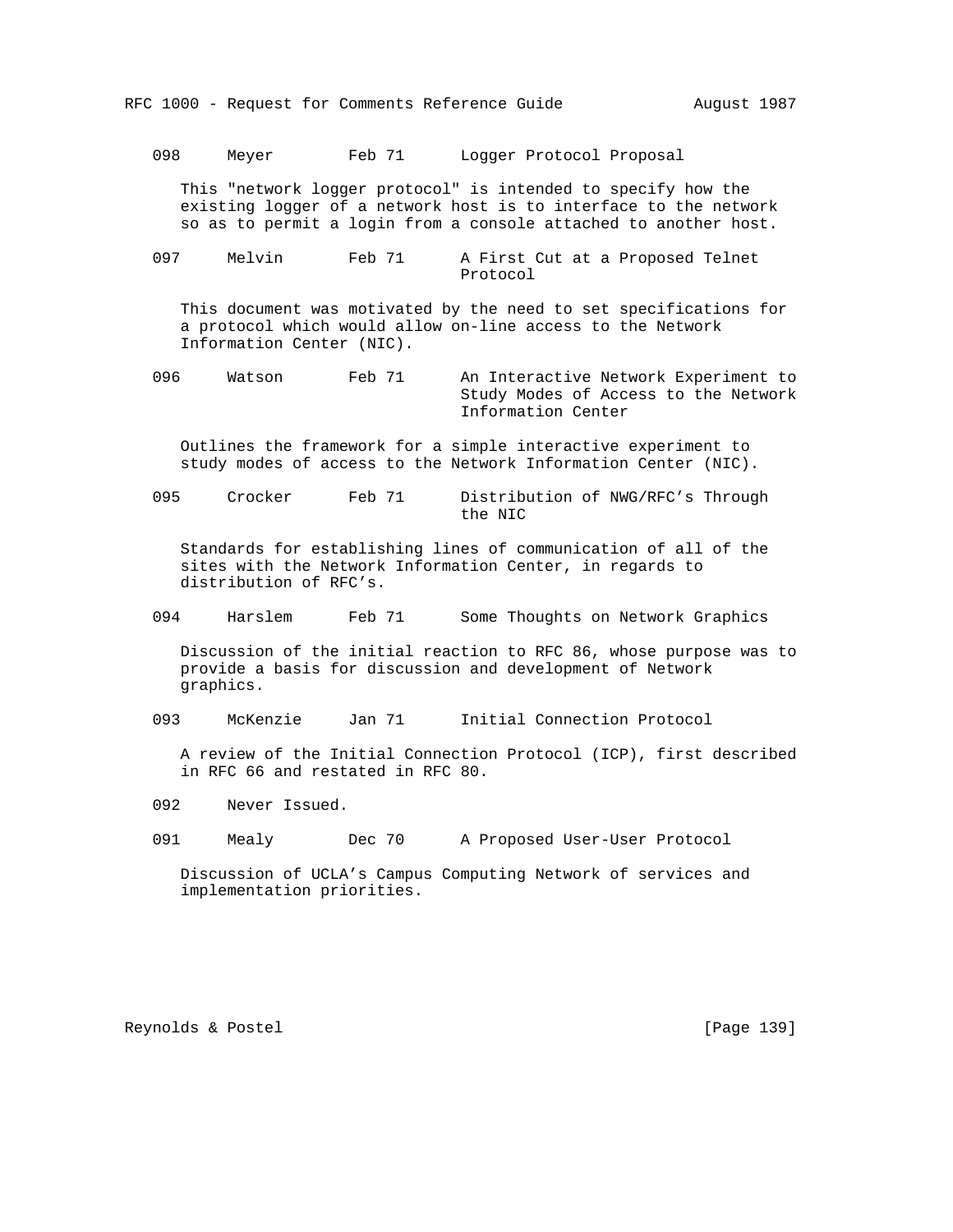098     Meyer        Feb 71      Logger Protocol Proposal

This "network logger protocol" is intended to specify how the existing logger of a network host is to interface to the network so as to permit a login from a console attached to another host.

097     Melvin       Feb 71      A First Cut at a Proposed Telnet Protocol

This document was motivated by the need to set specifications for a protocol which would allow on-line access to the Network Information Center (NIC).

096     Watson       Feb 71      An Interactive Network Experiment to Study Modes of Access to the Network Information Center

Outlines the framework for a simple interactive experiment to study modes of access to the Network Information Center (NIC).

095     Crocker      Feb 71      Distribution of NWG/RFC's Through the NIC

Standards for establishing lines of communication of all of the sites with the Network Information Center, in regards to distribution of RFC's.

094     Harslem      Feb 71      Some Thoughts on Network Graphics

Discussion of the initial reaction to RFC 86, whose purpose was to provide a basis for discussion and development of Network graphics.

093     McKenzie     Jan 71      Initial Connection Protocol

A review of the Initial Connection Protocol (ICP), first described in RFC 66 and restated in RFC 80.

092     Never Issued.

091     Mealy       Dec 70      A Proposed User-User Protocol

Discussion of UCLA's Campus Computing Network of services and implementation priorities.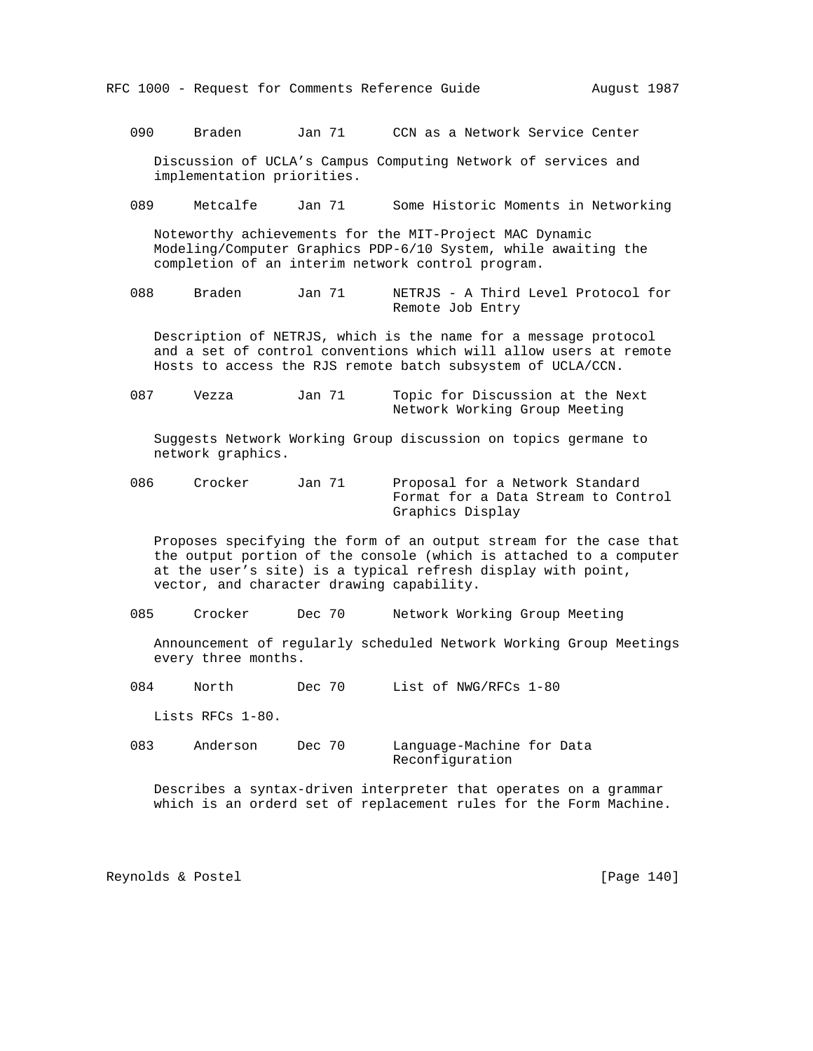090     Braden       Jan 71      CCN as a Network Service Center

Discussion of UCLA's Campus Computing Network of services and implementation priorities.

089     Metcalfe     Jan 71      Some Historic Moments in Networking

Noteworthy achievements for the MIT-Project MAC Dynamic Modeling/Computer Graphics PDP-6/10 System, while awaiting the completion of an interim network control program.

088     Braden       Jan 71      NETRJS - A Third Level Protocol for Remote Job Entry

Description of NETRJS, which is the name for a message protocol and a set of control conventions which will allow users at remote Hosts to access the RJS remote batch subsystem of UCLA/CCN.

087     Vezza        Jan 71      Topic for Discussion at the Next Network Working Group Meeting

Suggests Network Working Group discussion on topics germane to network graphics.

086     Crocker      Jan 71      Proposal for a Network Standard Format for a Data Stream to Control Graphics Display

Proposes specifying the form of an output stream for the case that the output portion of the console (which is attached to a computer at the user's site) is a typical refresh display with point, vector, and character drawing capability.

085     Crocker      Dec 70      Network Working Group Meeting

Announcement of regularly scheduled Network Working Group Meetings every three months.

084     North        Dec 70      List of NWG/RFCs 1-80

Lists RFCs 1-80.

083     Anderson     Dec 70      Language-Machine for Data Reconfiguration

Describes a syntax-driven interpreter that operates on a grammar which is an orderd set of replacement rules for the Form Machine.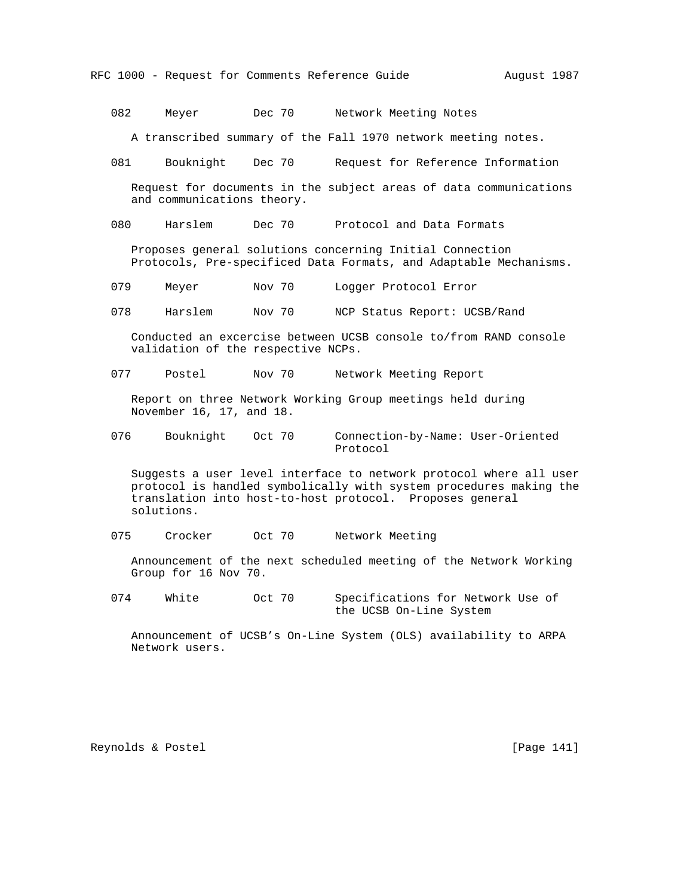082 Meyer Dec 70 Network Meeting Notes

A transcribed summary of the Fall 1970 network meeting notes.

081 Bouknight Dec 70 Request for Reference Information

Request for documents in the subject areas of data communications and communications theory.

080 Harslem Dec 70 Protocol and Data Formats

Proposes general solutions concerning Initial Connection Protocols, Pre-specificed Data Formats, and Adaptable Mechanisms.

079 Meyer Nov 70 Logger Protocol Error

078 Harslem Nov 70 NCP Status Report: UCSB/Rand

Conducted an excercise between UCSB console to/from RAND console validation of the respective NCPs.

077 Postel Nov 70 Network Meeting Report

Report on three Network Working Group meetings held during November 16, 17, and 18.

076 Bouknight Oct 70 Connection-by-Name: User-Oriented Protocol

Suggests a user level interface to network protocol where all user protocol is handled symbolically with system procedures making the translation into host-to-host protocol. Proposes general solutions.

075 Crocker Oct 70 Network Meeting

Announcement of the next scheduled meeting of the Network Working Group for 16 Nov 70.

074 White Oct 70 Specifications for Network Use of the UCSB On-Line System

Announcement of UCSB's On-Line System (OLS) availability to ARPA Network users.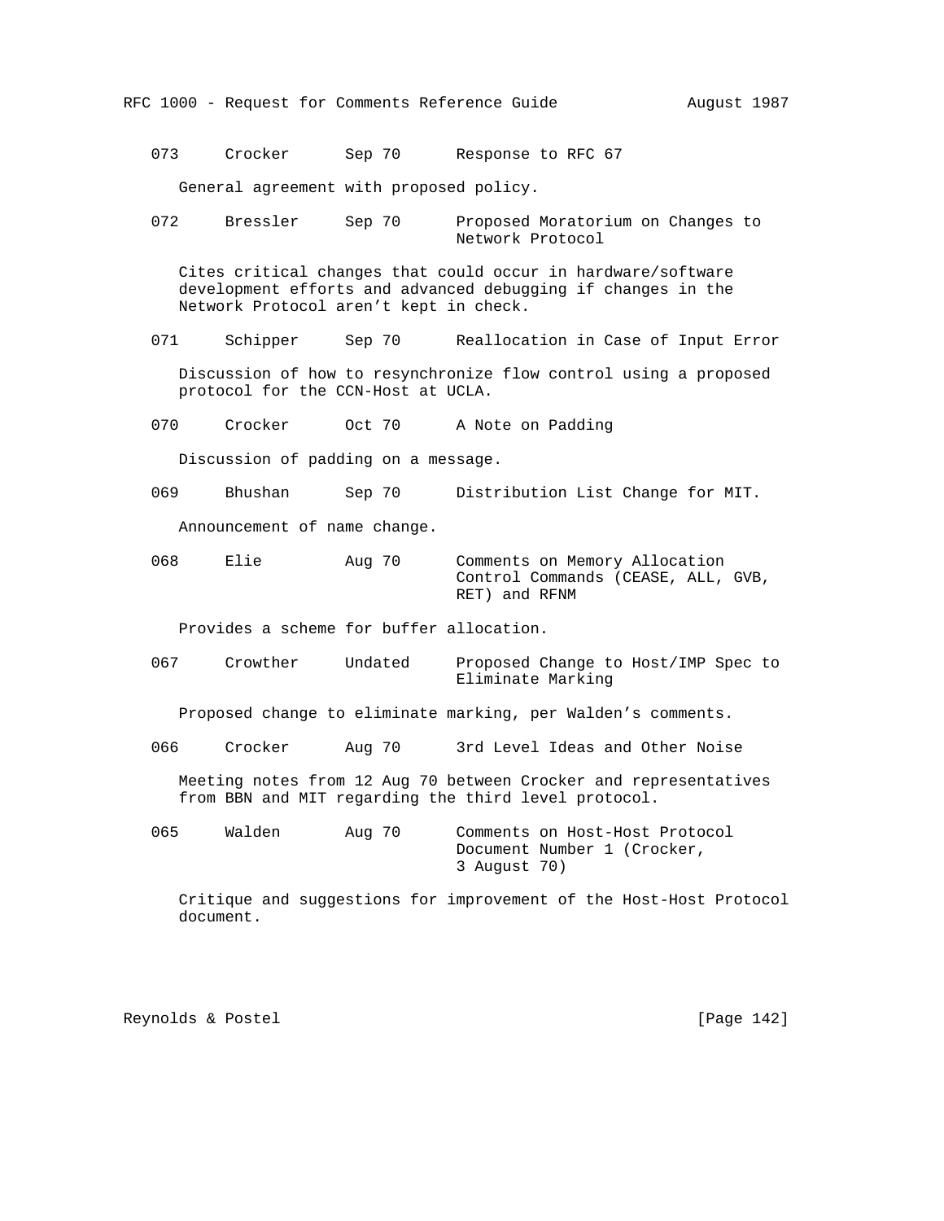073 Crocker Sep 70 Response to RFC 67

General agreement with proposed policy.

072 Bressler Sep 70 Proposed Moratorium on Changes to Network Protocol

Cites critical changes that could occur in hardware/software development efforts and advanced debugging if changes in the Network Protocol aren't kept in check.

071 Schipper Sep 70 Reallocation in Case of Input Error

Discussion of how to resynchronize flow control using a proposed protocol for the CCN-Host at UCLA.

070 Crocker Oct 70 A Note on Padding

Discussion of padding on a message.

069 Bhushan Sep 70 Distribution List Change for MIT.

Announcement of name change.

068 Elie Aug 70 Comments on Memory Allocation Control Commands (CEASE, ALL, GVB, RET) and RFNM

Provides a scheme for buffer allocation.

067 Crowther Undated Proposed Change to Host/IMP Spec to Eliminate Marking

Proposed change to eliminate marking, per Walden's comments.

066 Crocker Aug 70 3rd Level Ideas and Other Noise

Meeting notes from 12 Aug 70 between Crocker and representatives from BBN and MIT regarding the third level protocol.

065 Walden Aug 70 Comments on Host-Host Protocol Document Number 1 (Crocker, 3 August 70)

Critique and suggestions for improvement of the Host-Host Protocol document.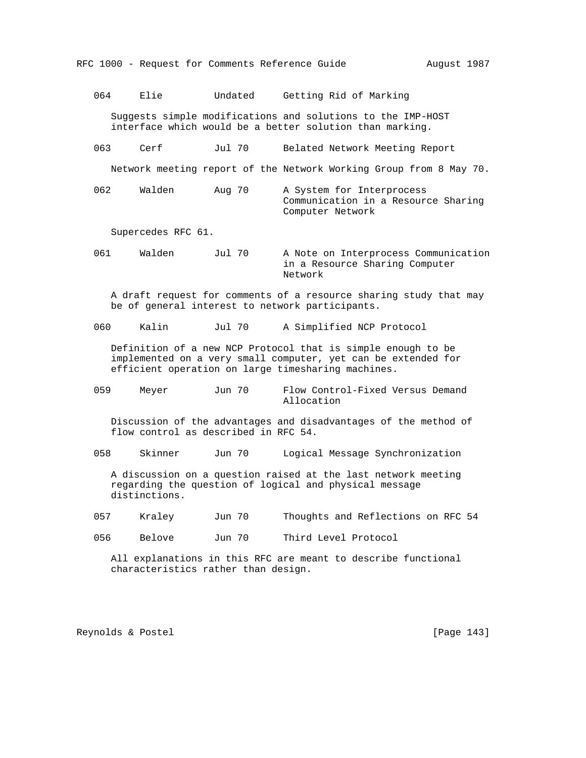```
   064     Elie         Undated     Getting Rid of Marking

      Suggests simple modifications and solutions to the IMP-HOST
      interface which would be a better solution than marking.

   063     Cerf         Jul 70      Belated Network Meeting Report

      Network meeting report of the Network Working Group from 8 May 70.

   062     Walden       Aug 70      A System for Interprocess
                                    Communication in a Resource Sharing
                                    Computer Network

      Supercedes RFC 61.

   061     Walden       Jul 70      A Note on Interprocess Communication
                                    in a Resource Sharing Computer
                                    Network

      A draft request for comments of a resource sharing study that may
      be of general interest to network participants.

   060     Kalin        Jul 70      A Simplified NCP Protocol

      Definition of a new NCP Protocol that is simple enough to be
      implemented on a very small computer, yet can be extended for
      efficient operation on large timesharing machines.

   059     Meyer        Jun 70      Flow Control-Fixed Versus Demand
                                    Allocation

      Discussion of the advantages and disadvantages of the method of
      flow control as described in RFC 54.

   058     Skinner      Jun 70      Logical Message Synchronization

      A discussion on a question raised at the last network meeting
      regarding the question of logical and physical message
      distinctions.

   057     Kraley       Jun 70      Thoughts and Reflections on RFC 54

   056     Belove       Jun 70      Third Level Protocol

      All explanations in this RFC are meant to describe functional
      characteristics rather than design.
```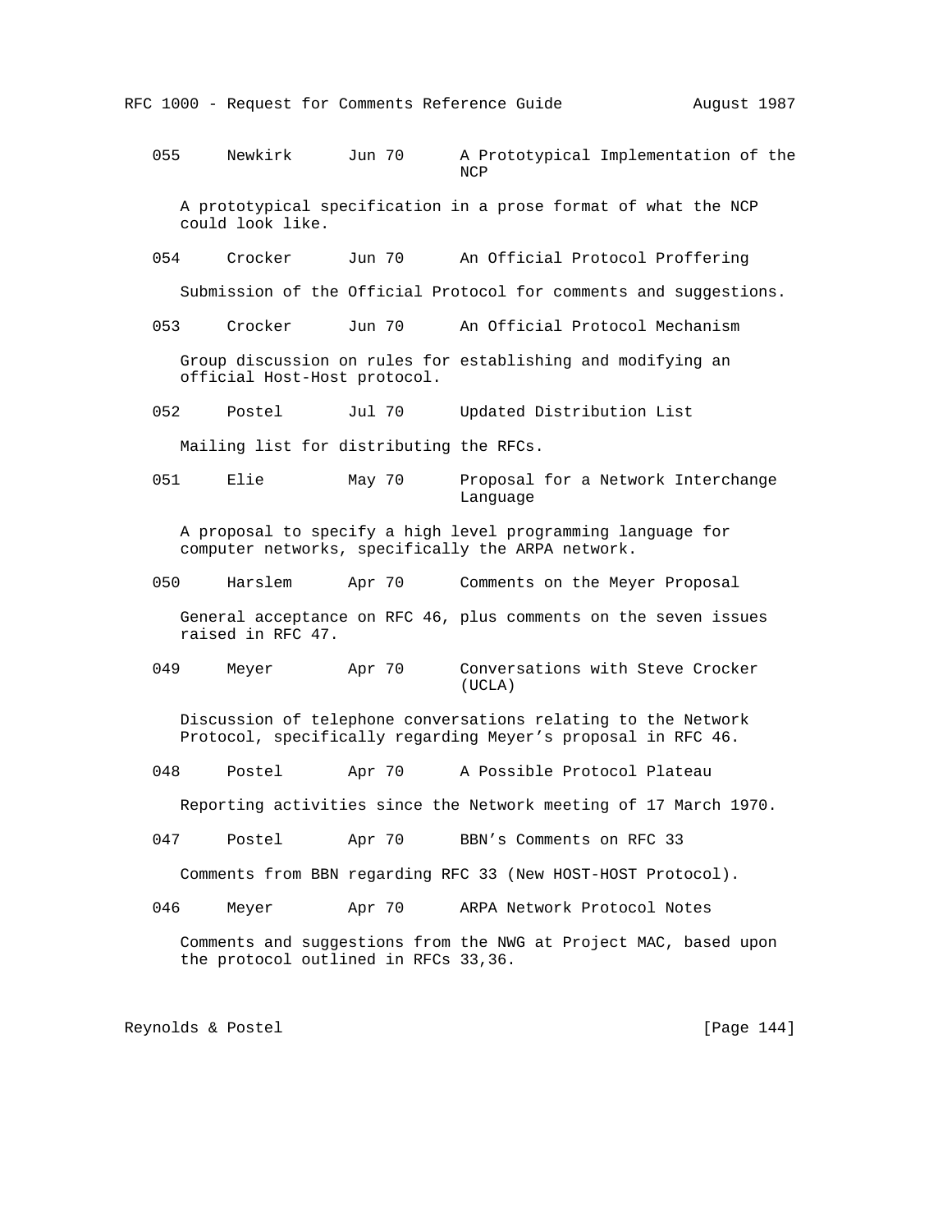```
   055     Newkirk      Jun 70      A Prototypical Implementation of the
                                    NCP

      A prototypical specification in a prose format of what the NCP
      could look like.

   054     Crocker      Jun 70      An Official Protocol Proffering

      Submission of the Official Protocol for comments and suggestions.

   053     Crocker      Jun 70      An Official Protocol Mechanism

      Group discussion on rules for establishing and modifying an
      official Host-Host protocol.

   052     Postel       Jul 70      Updated Distribution List

      Mailing list for distributing the RFCs.

   051     Elie         May 70      Proposal for a Network Interchange
                                    Language

      A proposal to specify a high level programming language for
      computer networks, specifically the ARPA network.

   050     Harslem      Apr 70      Comments on the Meyer Proposal

      General acceptance on RFC 46, plus comments on the seven issues
      raised in RFC 47.

   049     Meyer        Apr 70      Conversations with Steve Crocker
                                    (UCLA)

      Discussion of telephone conversations relating to the Network
      Protocol, specifically regarding Meyer's proposal in RFC 46.

   048     Postel       Apr 70      A Possible Protocol Plateau

      Reporting activities since the Network meeting of 17 March 1970.

   047     Postel       Apr 70      BBN's Comments on RFC 33

      Comments from BBN regarding RFC 33 (New HOST-HOST Protocol).

   046     Meyer        Apr 70      ARPA Network Protocol Notes

      Comments and suggestions from the NWG at Project MAC, based upon
      the protocol outlined in RFCs 33,36.
```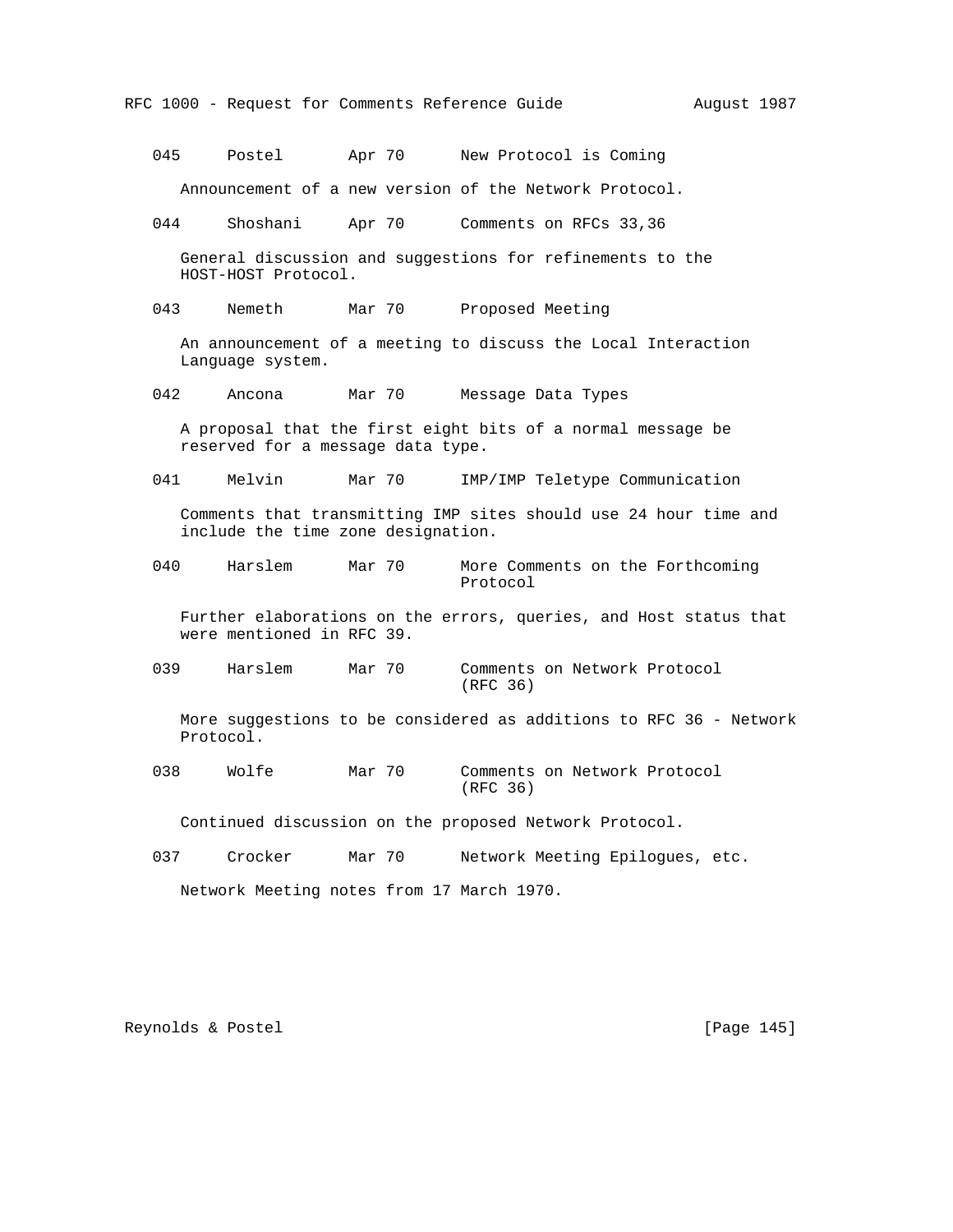045     Postel       Apr 70      New Protocol is Coming

Announcement of a new version of the Network Protocol.

044     Shoshani     Apr 70      Comments on RFCs 33,36

General discussion and suggestions for refinements to the HOST-HOST Protocol.

043     Nemeth       Mar 70      Proposed Meeting

An announcement of a meeting to discuss the Local Interaction Language system.

042     Ancona       Mar 70      Message Data Types

A proposal that the first eight bits of a normal message be reserved for a message data type.

041     Melvin       Mar 70      IMP/IMP Teletype Communication

Comments that transmitting IMP sites should use 24 hour time and include the time zone designation.

040     Harslem      Mar 70      More Comments on the Forthcoming Protocol

Further elaborations on the errors, queries, and Host status that were mentioned in RFC 39.

039     Harslem      Mar 70      Comments on Network Protocol (RFC 36)

More suggestions to be considered as additions to RFC 36 - Network Protocol.

038     Wolfe        Mar 70      Comments on Network Protocol (RFC 36)

Continued discussion on the proposed Network Protocol.

037     Crocker      Mar 70      Network Meeting Epilogues, etc.

Network Meeting notes from 17 March 1970.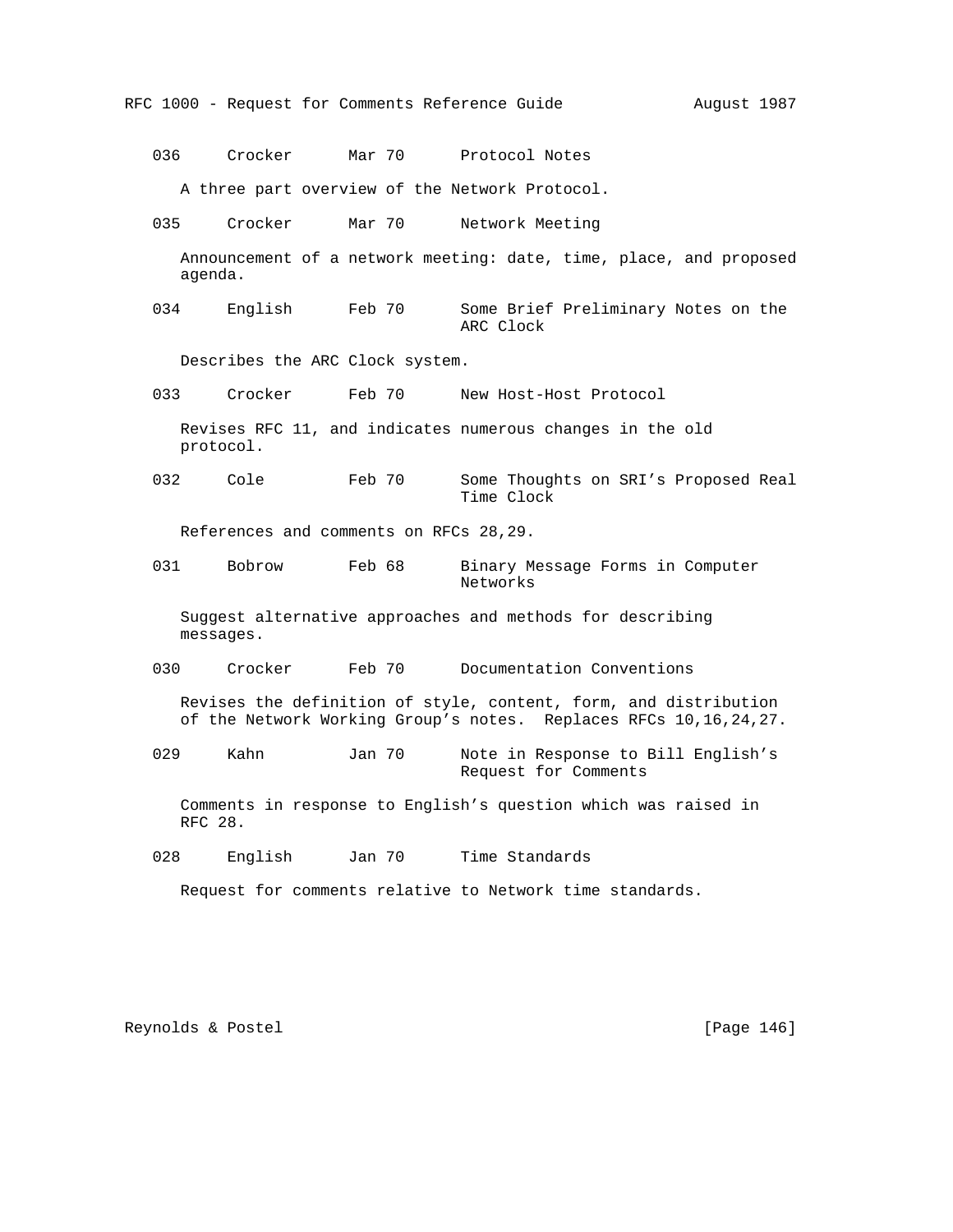036     Crocker      Mar 70      Protocol Notes

A three part overview of the Network Protocol.

035     Crocker      Mar 70      Network Meeting

Announcement of a network meeting: date, time, place, and proposed agenda.

034     English      Feb 70      Some Brief Preliminary Notes on the ARC Clock

Describes the ARC Clock system.

033     Crocker      Feb 70      New Host-Host Protocol

Revises RFC 11, and indicates numerous changes in the old protocol.

032     Cole         Feb 70      Some Thoughts on SRI's Proposed Real Time Clock

References and comments on RFCs 28,29.

031     Bobrow       Feb 68      Binary Message Forms in Computer Networks

Suggest alternative approaches and methods for describing messages.

030     Crocker      Feb 70      Documentation Conventions

Revises the definition of style, content, form, and distribution of the Network Working Group's notes. Replaces RFCs 10,16,24,27.

029     Kahn         Jan 70      Note in Response to Bill English's Request for Comments

Comments in response to English's question which was raised in RFC 28.

028     English      Jan 70      Time Standards

Request for comments relative to Network time standards.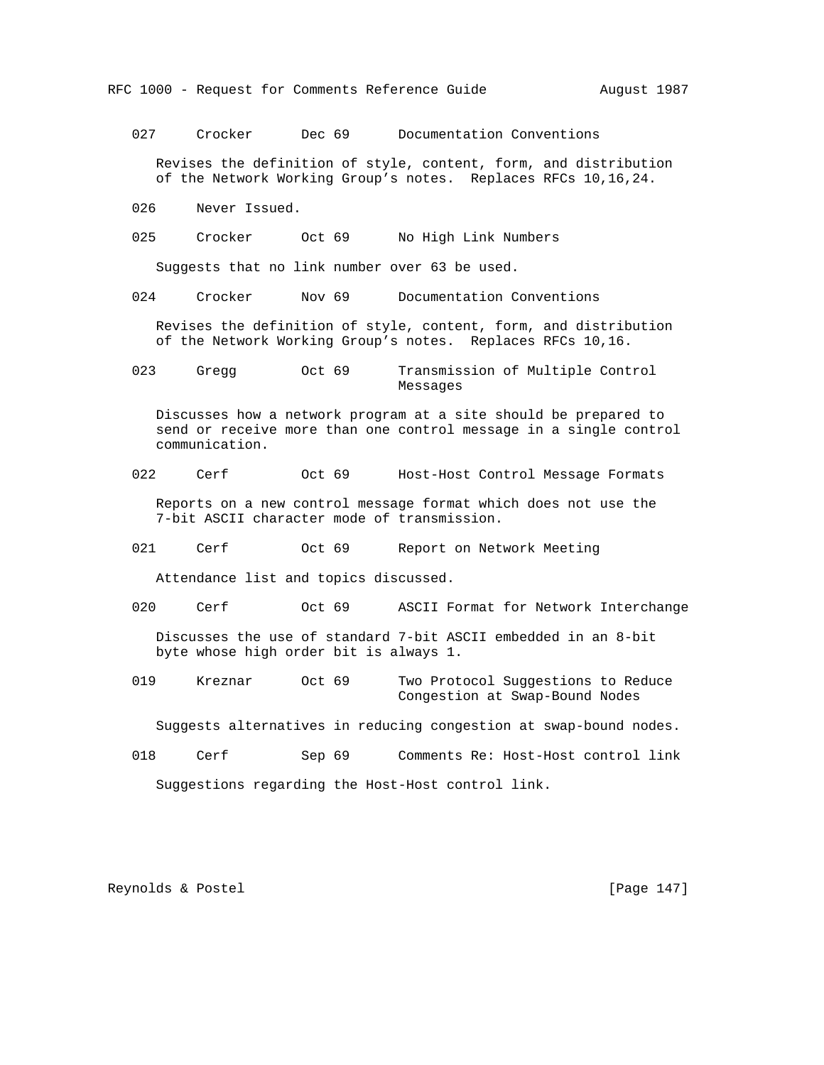027     Crocker      Dec 69      Documentation Conventions

Revises the definition of style, content, form, and distribution of the Network Working Group's notes. Replaces RFCs 10,16,24.

026     Never Issued.

025     Crocker      Oct 69      No High Link Numbers

Suggests that no link number over 63 be used.

024     Crocker      Nov 69      Documentation Conventions

Revises the definition of style, content, form, and distribution of the Network Working Group's notes. Replaces RFCs 10,16.

023     Gregg        Oct 69      Transmission of Multiple Control Messages

Discusses how a network program at a site should be prepared to send or receive more than one control message in a single control communication.

022     Cerf         Oct 69      Host-Host Control Message Formats

Reports on a new control message format which does not use the 7-bit ASCII character mode of transmission.

021     Cerf         Oct 69      Report on Network Meeting

Attendance list and topics discussed.

020     Cerf         Oct 69      ASCII Format for Network Interchange

Discusses the use of standard 7-bit ASCII embedded in an 8-bit byte whose high order bit is always 1.

019     Kreznar      Oct 69      Two Protocol Suggestions to Reduce Congestion at Swap-Bound Nodes

Suggests alternatives in reducing congestion at swap-bound nodes.

018     Cerf         Sep 69      Comments Re: Host-Host control link

Suggestions regarding the Host-Host control link.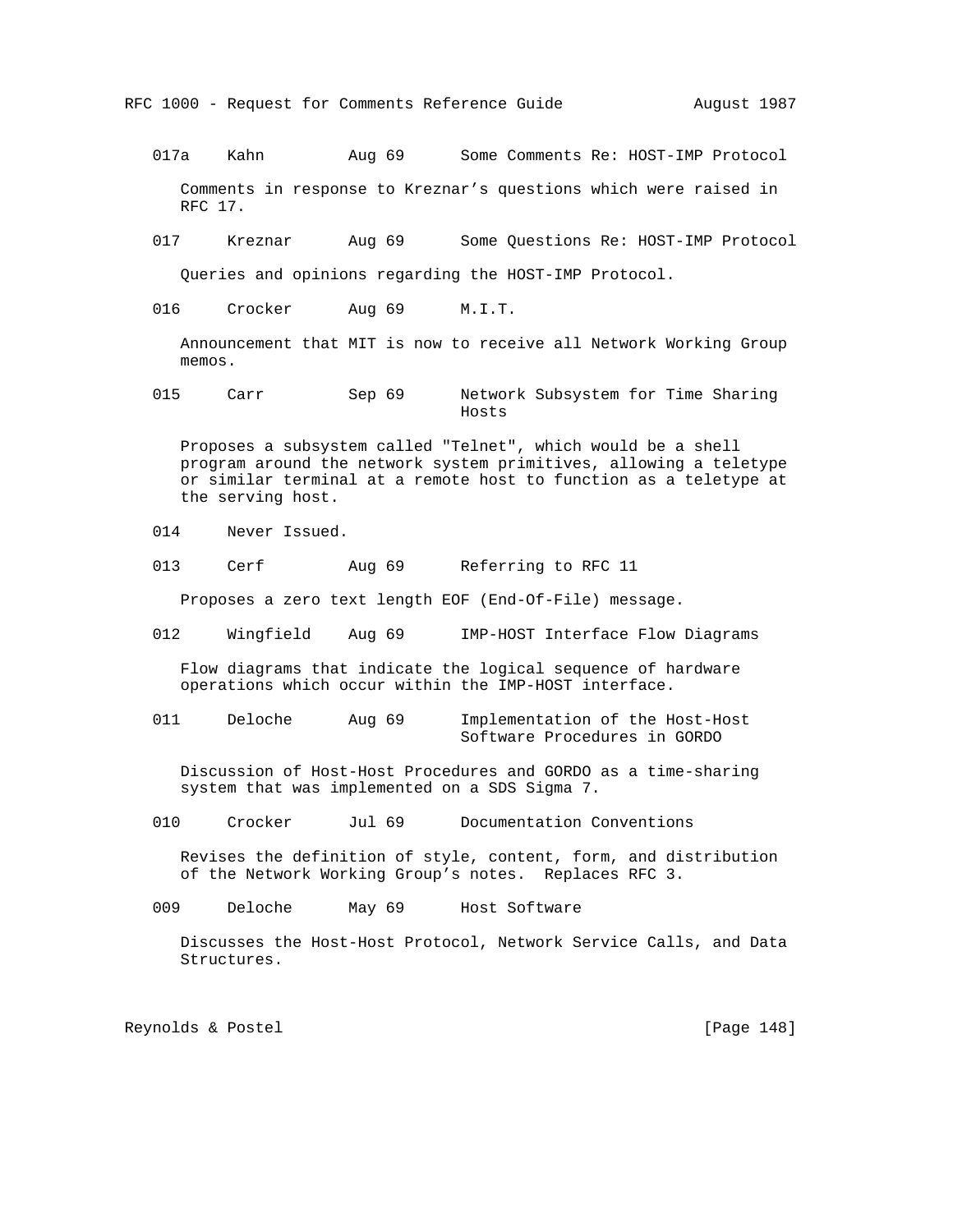017a    Kahn         Aug 69      Some Comments Re: HOST-IMP Protocol

Comments in response to Kreznar's questions which were raised in RFC 17.

017     Kreznar      Aug 69      Some Questions Re: HOST-IMP Protocol

Queries and opinions regarding the HOST-IMP Protocol.

016     Crocker      Aug 69      M.I.T.

Announcement that MIT is now to receive all Network Working Group memos.

015     Carr         Sep 69      Network Subsystem for Time Sharing Hosts

Proposes a subsystem called "Telnet", which would be a shell program around the network system primitives, allowing a teletype or similar terminal at a remote host to function as a teletype at the serving host.

014     Never Issued.

013     Cerf         Aug 69      Referring to RFC 11

Proposes a zero text length EOF (End-Of-File) message.

012     Wingfield    Aug 69      IMP-HOST Interface Flow Diagrams

Flow diagrams that indicate the logical sequence of hardware operations which occur within the IMP-HOST interface.

011     Deloche      Aug 69      Implementation of the Host-Host Software Procedures in GORDO

Discussion of Host-Host Procedures and GORDO as a time-sharing system that was implemented on a SDS Sigma 7.

010     Crocker      Jul 69      Documentation Conventions

Revises the definition of style, content, form, and distribution of the Network Working Group's notes. Replaces RFC 3.

009     Deloche      May 69      Host Software

Discusses the Host-Host Protocol, Network Service Calls, and Data Structures.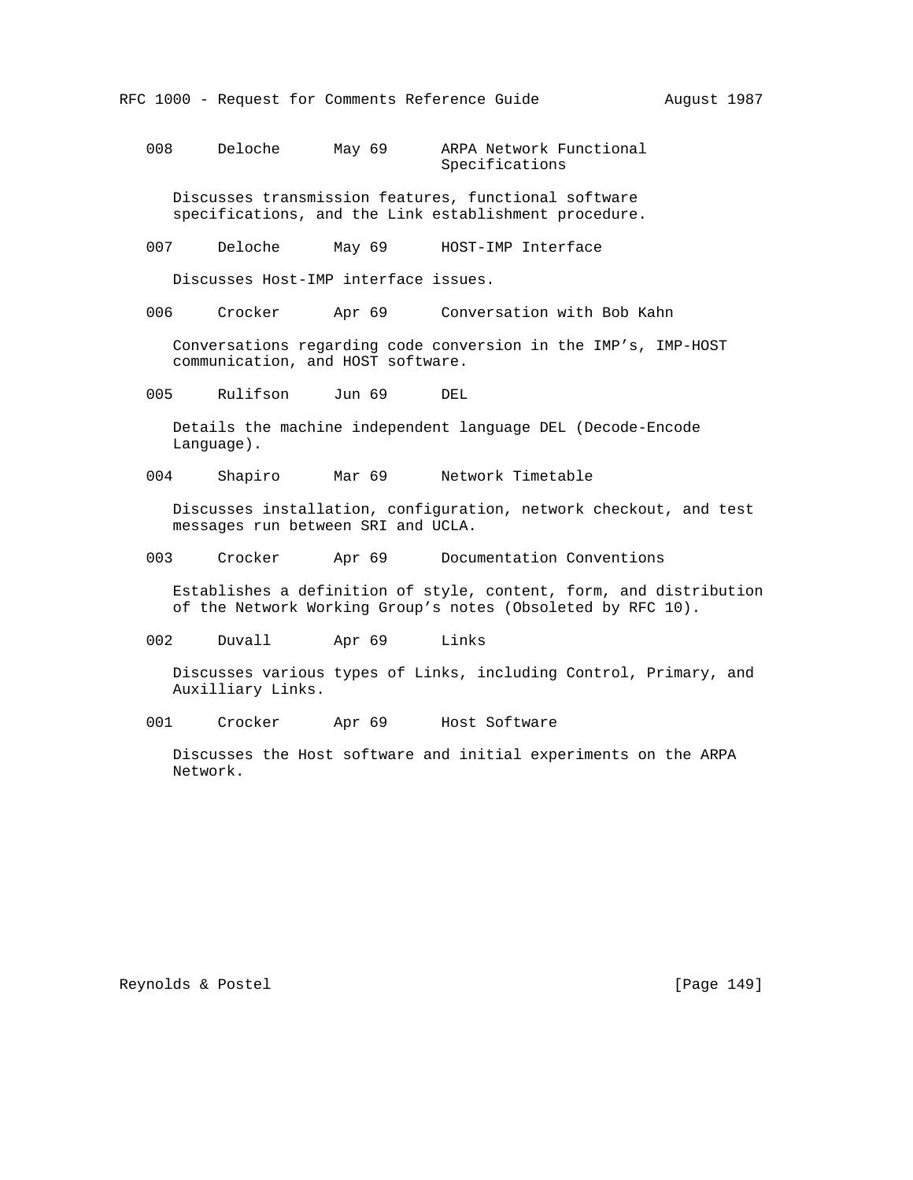008     Deloche      May 69      ARPA Network Functional Specifications

Discusses transmission features, functional software specifications, and the Link establishment procedure.

007     Deloche      May 69      HOST-IMP Interface

Discusses Host-IMP interface issues.

006     Crocker      Apr 69      Conversation with Bob Kahn

Conversations regarding code conversion in the IMP's, IMP-HOST communication, and HOST software.

005     Rulifson     Jun 69      DEL

Details the machine independent language DEL (Decode-Encode Language).

004     Shapiro      Mar 69      Network Timetable

Discusses installation, configuration, network checkout, and test messages run between SRI and UCLA.

003     Crocker      Apr 69      Documentation Conventions

Establishes a definition of style, content, form, and distribution of the Network Working Group's notes (Obsoleted by RFC 10).

002     Duvall       Apr 69      Links

Discusses various types of Links, including Control, Primary, and Auxilliary Links.

001     Crocker      Apr 69      Host Software

Discusses the Host software and initial experiments on the ARPA Network.